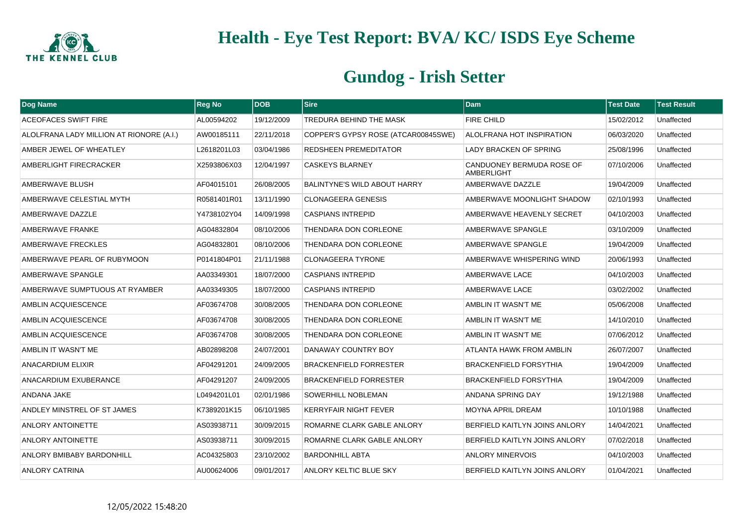# Health - Eye Test Report: BVA/ KC/ ISDS Eye Scheme

## Gundog - Irish Setter

| Dog Name | Reg No | DOB | Sire | Dam | Test Date | Test Result |
|---|---|---|---|---|---|---|
| ACEOFACES SWIFT FIRE | AL00594202 | 19/12/2009 | TREDURA BEHIND THE MASK | FIRE CHILD | 15/02/2012 | Unaffected |
| ALOLFRANA LADY MILLION AT RIONORE (A.I.) | AW00185111 | 22/11/2018 | COPPER'S GYPSY ROSE (ATCAR00845SWE) | ALOLFRANA HOT INSPIRATION | 06/03/2020 | Unaffected |
| AMBER JEWEL OF WHEATLEY | L2618201L03 | 03/04/1986 | REDSHEEN PREMEDITATOR | LADY BRACKEN OF SPRING | 25/08/1996 | Unaffected |
| AMBERLIGHT FIRECRACKER | X2593806X03 | 12/04/1997 | CASKEYS BLARNEY | CANDUONEY BERMUDA ROSE OF AMBERLIGHT | 07/10/2006 | Unaffected |
| AMBERWAVE BLUSH | AF04015101 | 26/08/2005 | BALINTYNE'S WILD ABOUT HARRY | AMBERWAVE DAZZLE | 19/04/2009 | Unaffected |
| AMBERWAVE CELESTIAL MYTH | R0581401R01 | 13/11/1990 | CLONAGEERA GENESIS | AMBERWAVE MOONLIGHT SHADOW | 02/10/1993 | Unaffected |
| AMBERWAVE DAZZLE | Y4738102Y04 | 14/09/1998 | CASPIANS INTREPID | AMBERWAVE HEAVENLY SECRET | 04/10/2003 | Unaffected |
| AMBERWAVE FRANKE | AG04832804 | 08/10/2006 | THENDARA DON CORLEONE | AMBERWAVE SPANGLE | 03/10/2009 | Unaffected |
| AMBERWAVE FRECKLES | AG04832801 | 08/10/2006 | THENDARA DON CORLEONE | AMBERWAVE SPANGLE | 19/04/2009 | Unaffected |
| AMBERWAVE PEARL OF RUBYMOON | P0141804P01 | 21/11/1988 | CLONAGEERA TYRONE | AMBERWAVE WHISPERING WIND | 20/06/1993 | Unaffected |
| AMBERWAVE SPANGLE | AA03349301 | 18/07/2000 | CASPIANS INTREPID | AMBERWAVE LACE | 04/10/2003 | Unaffected |
| AMBERWAVE SUMPTUOUS AT RYAMBER | AA03349305 | 18/07/2000 | CASPIANS INTREPID | AMBERWAVE LACE | 03/02/2002 | Unaffected |
| AMBLIN ACQUIESCENCE | AF03674708 | 30/08/2005 | THENDARA DON CORLEONE | AMBLIN IT WASN'T ME | 05/06/2008 | Unaffected |
| AMBLIN ACQUIESCENCE | AF03674708 | 30/08/2005 | THENDARA DON CORLEONE | AMBLIN IT WASN'T ME | 14/10/2010 | Unaffected |
| AMBLIN ACQUIESCENCE | AF03674708 | 30/08/2005 | THENDARA DON CORLEONE | AMBLIN IT WASN'T ME | 07/06/2012 | Unaffected |
| AMBLIN IT WASN'T ME | AB02898208 | 24/07/2001 | DANAWAY COUNTRY BOY | ATLANTA HAWK FROM AMBLIN | 26/07/2007 | Unaffected |
| ANACARDIUM ELIXIR | AF04291201 | 24/09/2005 | BRACKENFIELD FORRESTER | BRACKENFIELD FORSYTHIA | 19/04/2009 | Unaffected |
| ANACARDIUM EXUBERANCE | AF04291207 | 24/09/2005 | BRACKENFIELD FORRESTER | BRACKENFIELD FORSYTHIA | 19/04/2009 | Unaffected |
| ANDANA JAKE | L0494201L01 | 02/01/1986 | SOWERHILL NOBLEMAN | ANDANA SPRING DAY | 19/12/1988 | Unaffected |
| ANDLEY MINSTREL OF ST JAMES | K7389201K15 | 06/10/1985 | KERRYFAIR NIGHT FEVER | MOYNA APRIL DREAM | 10/10/1988 | Unaffected |
| ANLORY ANTOINETTE | AS03938711 | 30/09/2015 | ROMARNE CLARK GABLE ANLORY | BERFIELD KAITLYN JOINS ANLORY | 14/04/2021 | Unaffected |
| ANLORY ANTOINETTE | AS03938711 | 30/09/2015 | ROMARNE CLARK GABLE ANLORY | BERFIELD KAITLYN JOINS ANLORY | 07/02/2018 | Unaffected |
| ANLORY BMIBABY BARDONHILL | AC04325803 | 23/10/2002 | BARDONHILL ABTA | ANLORY MINERVOIS | 04/10/2003 | Unaffected |
| ANLORY CATRINA | AU00624006 | 09/01/2017 | ANLORY KELTIC BLUE SKY | BERFIELD KAITLYN JOINS ANLORY | 01/04/2021 | Unaffected |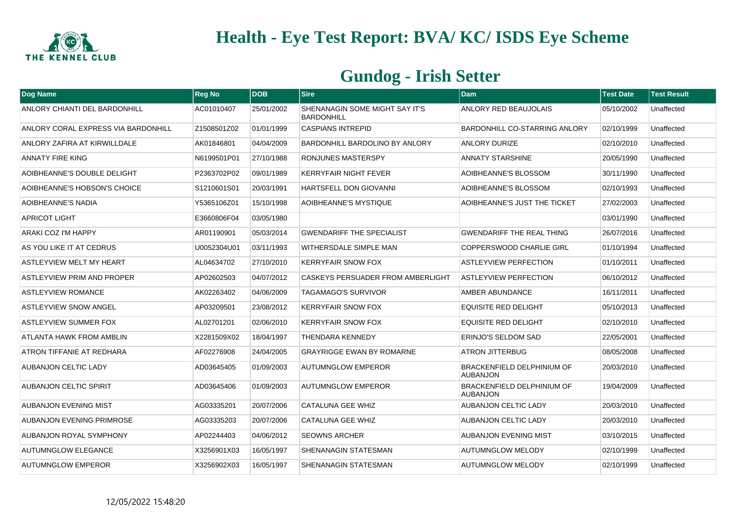# Health - Eye Test Report: BVA/ KC/ ISDS Eye Scheme

## Gundog - Irish Setter

| Dog Name | Reg No | DOB | Sire | Dam | Test Date | Test Result |
|---|---|---|---|---|---|---|
| ANLORY CHIANTI DEL BARDONHILL | AC01010407 | 25/01/2002 | SHENANAGIN SOME MIGHT SAY IT'S BARDONHILL | ANLORY RED BEAUJOLAIS | 05/10/2002 | Unaffected |
| ANLORY CORAL EXPRESS VIA BARDONHILL | Z1508501Z02 | 01/01/1999 | CASPIANS INTREPID | BARDONHILL CO-STARRING ANLORY | 02/10/1999 | Unaffected |
| ANLORY ZAFIRA AT KIRWILLDALE | AK01846801 | 04/04/2009 | BARDONHILL BARDOLINO BY ANLORY | ANLORY DURIZE | 02/10/2010 | Unaffected |
| ANNATY FIRE KING | N6199501P01 | 27/10/1988 | RONJUNES MASTERSPY | ANNATY STARSHINE | 20/05/1990 | Unaffected |
| AOIBHEANNE'S DOUBLE DELIGHT | P2363702P02 | 09/01/1989 | KERRYFAIR NIGHT FEVER | AOIBHEANNE'S BLOSSOM | 30/11/1990 | Unaffected |
| AOIBHEANNE'S HOBSON'S CHOICE | S1210601S01 | 20/03/1991 | HARTSFELL DON GIOVANNI | AOIBHEANNE'S BLOSSOM | 02/10/1993 | Unaffected |
| AOIBHEANNE'S NADIA | Y5365106Z01 | 15/10/1998 | AOIBHEANNE'S MYSTIQUE | AOIBHEANNE'S JUST THE TICKET | 27/02/2003 | Unaffected |
| APRICOT LIGHT | E3660806F04 | 03/05/1980 | | | 03/01/1990 | Unaffected |
| ARAKI COZ I'M HAPPY | AR01190901 | 05/03/2014 | GWENDARIFF THE SPECIALIST | GWENDARIFF THE REAL THING | 26/07/2016 | Unaffected |
| AS YOU LIKE IT AT CEDRUS | U0052304U01 | 03/11/1993 | WITHERSDALE SIMPLE MAN | COPPERSWOOD CHARLIE GIRL | 01/10/1994 | Unaffected |
| ASTLEYVIEW MELT MY HEART | AL04634702 | 27/10/2010 | KERRYFAIR SNOW FOX | ASTLEYVIEW PERFECTION | 01/10/2011 | Unaffected |
| ASTLEYVIEW PRIM AND PROPER | AP02602503 | 04/07/2012 | CASKEYS PERSUADER FROM AMBERLIGHT | ASTLEYVIEW PERFECTION | 06/10/2012 | Unaffected |
| ASTLEYVIEW ROMANCE | AK02263402 | 04/06/2009 | TAGAMAGO'S SURVIVOR | AMBER ABUNDANCE | 16/11/2011 | Unaffected |
| ASTLEYVIEW SNOW ANGEL | AP03209501 | 23/08/2012 | KERRYFAIR SNOW FOX | EQUISITE RED DELIGHT | 05/10/2013 | Unaffected |
| ASTLEYVIEW SUMMER FOX | AL02701201 | 02/06/2010 | KERRYFAIR SNOW FOX | EQUISITE RED DELIGHT | 02/10/2010 | Unaffected |
| ATLANTA HAWK FROM AMBLIN | X2281509X02 | 18/04/1997 | THENDARA KENNEDY | ERINJO'S SELDOM SAD | 22/05/2001 | Unaffected |
| ATRON TIFFANIE AT REDHARA | AF02276908 | 24/04/2005 | GRAYRIGGE EWAN BY ROMARNE | ATRON JITTERBUG | 08/05/2008 | Unaffected |
| AUBANJON CELTIC LADY | AD03645405 | 01/09/2003 | AUTUMNGLOW EMPEROR | BRACKENFIELD DELPHINIUM OF AUBANJON | 20/03/2010 | Unaffected |
| AUBANJON CELTIC SPIRIT | AD03645406 | 01/09/2003 | AUTUMNGLOW EMPEROR | BRACKENFIELD DELPHINIUM OF AUBANJON | 19/04/2009 | Unaffected |
| AUBANJON EVENING MIST | AG03335201 | 20/07/2006 | CATALUNA GEE WHIZ | AUBANJON CELTIC LADY | 20/03/2010 | Unaffected |
| AUBANJON EVENING PRIMROSE | AG03335203 | 20/07/2006 | CATALUNA GEE WHIZ | AUBANJON CELTIC LADY | 20/03/2010 | Unaffected |
| AUBANJON ROYAL SYMPHONY | AP02244403 | 04/06/2012 | SEOWNS ARCHER | AUBANJON EVENING MIST | 03/10/2015 | Unaffected |
| AUTUMNGLOW ELEGANCE | X3256901X03 | 16/05/1997 | SHENANAGIN STATESMAN | AUTUMNGLOW MELODY | 02/10/1999 | Unaffected |
| AUTUMNGLOW EMPEROR | X3256902X03 | 16/05/1997 | SHENANAGIN STATESMAN | AUTUMNGLOW MELODY | 02/10/1999 | Unaffected |

12/05/2022 15:48:20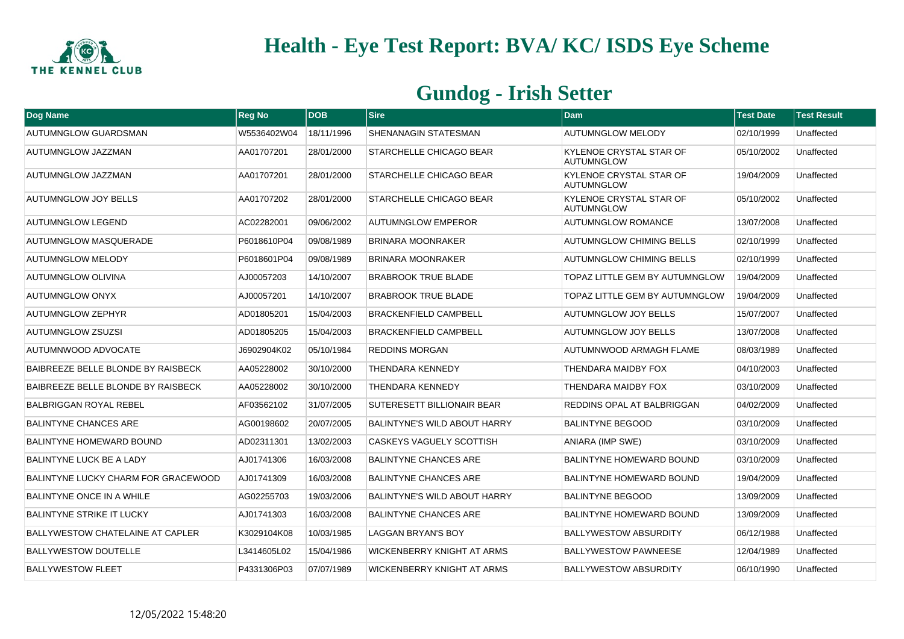# Health - Eye Test Report: BVA/ KC/ ISDS Eye Scheme

## Gundog - Irish Setter

| Dog Name | Reg No | DOB | Sire | Dam | Test Date | Test Result |
|---|---|---|---|---|---|---|
| AUTUMNGLOW GUARDSMAN | W5536402W04 | 18/11/1996 | SHENANAGIN STATESMAN | AUTUMNGLOW MELODY | 02/10/1999 | Unaffected |
| AUTUMNGLOW JAZZMAN | AA01707201 | 28/01/2000 | STARCHELLE CHICAGO BEAR | KYLENOE CRYSTAL STAR OF AUTUMNGLOW | 05/10/2002 | Unaffected |
| AUTUMNGLOW JAZZMAN | AA01707201 | 28/01/2000 | STARCHELLE CHICAGO BEAR | KYLENOE CRYSTAL STAR OF AUTUMNGLOW | 19/04/2009 | Unaffected |
| AUTUMNGLOW JOY BELLS | AA01707202 | 28/01/2000 | STARCHELLE CHICAGO BEAR | KYLENOE CRYSTAL STAR OF AUTUMNGLOW | 05/10/2002 | Unaffected |
| AUTUMNGLOW LEGEND | AC02282001 | 09/06/2002 | AUTUMNGLOW EMPEROR | AUTUMNGLOW ROMANCE | 13/07/2008 | Unaffected |
| AUTUMNGLOW MASQUERADE | P6018610P04 | 09/08/1989 | BRINARA MOONRAKER | AUTUMNGLOW CHIMING BELLS | 02/10/1999 | Unaffected |
| AUTUMNGLOW MELODY | P6018601P04 | 09/08/1989 | BRINARA MOONRAKER | AUTUMNGLOW CHIMING BELLS | 02/10/1999 | Unaffected |
| AUTUMNGLOW OLIVINA | AJ00057203 | 14/10/2007 | BRABROOK TRUE BLADE | TOPAZ LITTLE GEM BY AUTUMNGLOW | 19/04/2009 | Unaffected |
| AUTUMNGLOW ONYX | AJ00057201 | 14/10/2007 | BRABROOK TRUE BLADE | TOPAZ LITTLE GEM BY AUTUMNGLOW | 19/04/2009 | Unaffected |
| AUTUMNGLOW ZEPHYR | AD01805201 | 15/04/2003 | BRACKENFIELD CAMPBELL | AUTUMNGLOW JOY BELLS | 15/07/2007 | Unaffected |
| AUTUMNGLOW ZSUZSI | AD01805205 | 15/04/2003 | BRACKENFIELD CAMPBELL | AUTUMNGLOW JOY BELLS | 13/07/2008 | Unaffected |
| AUTUMNWOOD ADVOCATE | J6902904K02 | 05/10/1984 | REDDINS MORGAN | AUTUMNWOOD ARMAGH FLAME | 08/03/1989 | Unaffected |
| BAIBREEZE BELLE BLONDE BY RAISBECK | AA05228002 | 30/10/2000 | THENDARA KENNEDY | THENDARA MAIDBY FOX | 04/10/2003 | Unaffected |
| BAIBREEZE BELLE BLONDE BY RAISBECK | AA05228002 | 30/10/2000 | THENDARA KENNEDY | THENDARA MAIDBY FOX | 03/10/2009 | Unaffected |
| BALBRIGGAN ROYAL REBEL | AF03562102 | 31/07/2005 | SUTERESETT BILLIONAIR BEAR | REDDINS OPAL AT BALBRIGGAN | 04/02/2009 | Unaffected |
| BALINTYNE CHANCES ARE | AG00198602 | 20/07/2005 | BALINTYNE'S WILD ABOUT HARRY | BALINTYNE BEGOOD | 03/10/2009 | Unaffected |
| BALINTYNE HOMEWARD BOUND | AD02311301 | 13/02/2003 | CASKEYS VAGUELY SCOTTISH | ANIARA (IMP SWE) | 03/10/2009 | Unaffected |
| BALINTYNE LUCK BE A LADY | AJ01741306 | 16/03/2008 | BALINTYNE CHANCES ARE | BALINTYNE HOMEWARD BOUND | 03/10/2009 | Unaffected |
| BALINTYNE LUCKY CHARM FOR GRACEWOOD | AJ01741309 | 16/03/2008 | BALINTYNE CHANCES ARE | BALINTYNE HOMEWARD BOUND | 19/04/2009 | Unaffected |
| BALINTYNE ONCE IN A WHILE | AG02255703 | 19/03/2006 | BALINTYNE'S WILD ABOUT HARRY | BALINTYNE BEGOOD | 13/09/2009 | Unaffected |
| BALINTYNE STRIKE IT LUCKY | AJ01741303 | 16/03/2008 | BALINTYNE CHANCES ARE | BALINTYNE HOMEWARD BOUND | 13/09/2009 | Unaffected |
| BALLYWESTOW CHATELAINE AT CAPLER | K3029104K08 | 10/03/1985 | LAGGAN BRYAN'S BOY | BALLYWESTOW ABSURDITY | 06/12/1988 | Unaffected |
| BALLYWESTOW DOUTELLE | L3414605L02 | 15/04/1986 | WICKENBERRY KNIGHT AT ARMS | BALLYWESTOW PAWNEESE | 12/04/1989 | Unaffected |
| BALLYWESTOW FLEET | P4331306P03 | 07/07/1989 | WICKENBERRY KNIGHT AT ARMS | BALLYWESTOW ABSURDITY | 06/10/1990 | Unaffected |

12/05/2022 15:48:20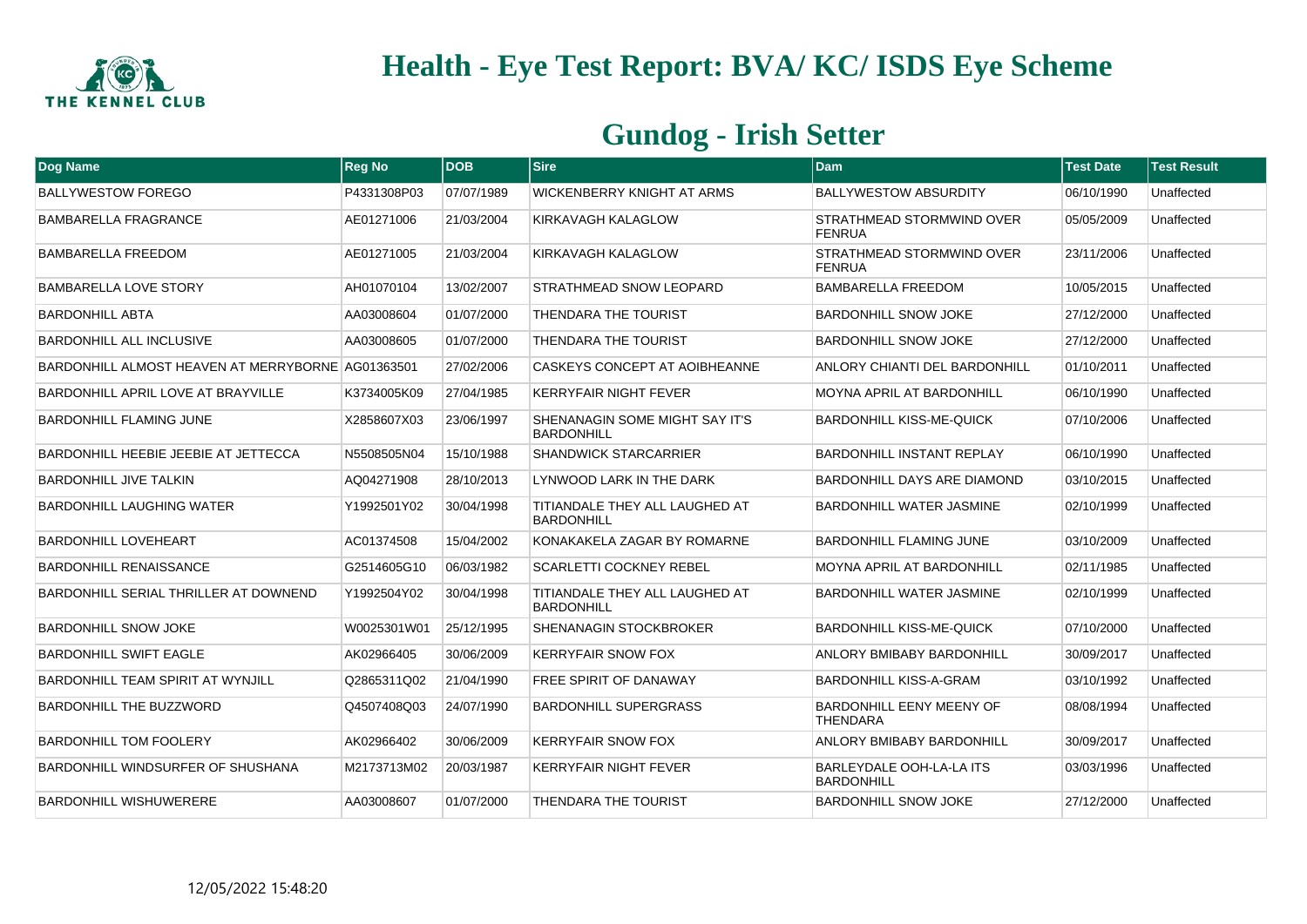# Health - Eye Test Report: BVA/ KC/ ISDS Eye Scheme

## Gundog - Irish Setter

| Dog Name | Reg No | DOB | Sire | Dam | Test Date | Test Result |
|---|---|---|---|---|---|---|
| BALLYWESTOW FOREGO | P4331308P03 | 07/07/1989 | WICKENBERRY KNIGHT AT ARMS | BALLYWESTOW ABSURDITY | 06/10/1990 | Unaffected |
| BAMBARELLA FRAGRANCE | AE01271006 | 21/03/2004 | KIRKAVAGH KALAGLOW | STRATHMEAD STORMWIND OVER FENRUA | 05/05/2009 | Unaffected |
| BAMBARELLA FREEDOM | AE01271005 | 21/03/2004 | KIRKAVAGH KALAGLOW | STRATHMEAD STORMWIND OVER FENRUA | 23/11/2006 | Unaffected |
| BAMBARELLA LOVE STORY | AH01070104 | 13/02/2007 | STRATHMEAD SNOW LEOPARD | BAMBARELLA FREEDOM | 10/05/2015 | Unaffected |
| BARDONHILL ABTA | AA03008604 | 01/07/2000 | THENDARA THE TOURIST | BARDONHILL SNOW JOKE | 27/12/2000 | Unaffected |
| BARDONHILL ALL INCLUSIVE | AA03008605 | 01/07/2000 | THENDARA THE TOURIST | BARDONHILL SNOW JOKE | 27/12/2000 | Unaffected |
| BARDONHILL ALMOST HEAVEN AT MERRYBORNE | AG01363501 | 27/02/2006 | CASKEYS CONCEPT AT AOIBHEANNE | ANLORY CHIANTI DEL BARDONHILL | 01/10/2011 | Unaffected |
| BARDONHILL APRIL LOVE AT BRAYVILLE | K3734005K09 | 27/04/1985 | KERRYFAIR NIGHT FEVER | MOYNA APRIL AT BARDONHILL | 06/10/1990 | Unaffected |
| BARDONHILL FLAMING JUNE | X2858607X03 | 23/06/1997 | SHENANAGIN SOME MIGHT SAY IT'S BARDONHILL | BARDONHILL KISS-ME-QUICK | 07/10/2006 | Unaffected |
| BARDONHILL HEEBIE JEEBIE AT JETTECCA | N5508505N04 | 15/10/1988 | SHANDWICK STARCARRIER | BARDONHILL INSTANT REPLAY | 06/10/1990 | Unaffected |
| BARDONHILL JIVE TALKIN | AQ04271908 | 28/10/2013 | LYNWOOD LARK IN THE DARK | BARDONHILL DAYS ARE DIAMOND | 03/10/2015 | Unaffected |
| BARDONHILL LAUGHING WATER | Y1992501Y02 | 30/04/1998 | TITIANDALE THEY ALL LAUGHED AT BARDONHILL | BARDONHILL WATER JASMINE | 02/10/1999 | Unaffected |
| BARDONHILL LOVEHEART | AC01374508 | 15/04/2002 | KONAKAKELA ZAGAR BY ROMARNE | BARDONHILL FLAMING JUNE | 03/10/2009 | Unaffected |
| BARDONHILL RENAISSANCE | G2514605G10 | 06/03/1982 | SCARLETTI COCKNEY REBEL | MOYNA APRIL AT BARDONHILL | 02/11/1985 | Unaffected |
| BARDONHILL SERIAL THRILLER AT DOWNEND | Y1992504Y02 | 30/04/1998 | TITIANDALE THEY ALL LAUGHED AT BARDONHILL | BARDONHILL WATER JASMINE | 02/10/1999 | Unaffected |
| BARDONHILL SNOW JOKE | W0025301W01 | 25/12/1995 | SHENANAGIN STOCKBROKER | BARDONHILL KISS-ME-QUICK | 07/10/2000 | Unaffected |
| BARDONHILL SWIFT EAGLE | AK02966405 | 30/06/2009 | KERRYFAIR SNOW FOX | ANLORY BMIBABY BARDONHILL | 30/09/2017 | Unaffected |
| BARDONHILL TEAM SPIRIT AT WYNJILL | Q2865311Q02 | 21/04/1990 | FREE SPIRIT OF DANAWAY | BARDONHILL KISS-A-GRAM | 03/10/1992 | Unaffected |
| BARDONHILL THE BUZZWORD | Q4507408Q03 | 24/07/1990 | BARDONHILL SUPERGRASS | BARDONHILL EENY MEENY OF THENDARA | 08/08/1994 | Unaffected |
| BARDONHILL TOM FOOLERY | AK02966402 | 30/06/2009 | KERRYFAIR SNOW FOX | ANLORY BMIBABY BARDONHILL | 30/09/2017 | Unaffected |
| BARDONHILL WINDSURFER OF SHUSHANA | M2173713M02 | 20/03/1987 | KERRYFAIR NIGHT FEVER | BARLEYDALE OOH-LA-LA ITS BARDONHILL | 03/03/1996 | Unaffected |
| BARDONHILL WISHUWERERE | AA03008607 | 01/07/2000 | THENDARA THE TOURIST | BARDONHILL SNOW JOKE | 27/12/2000 | Unaffected |

12/05/2022 15:48:20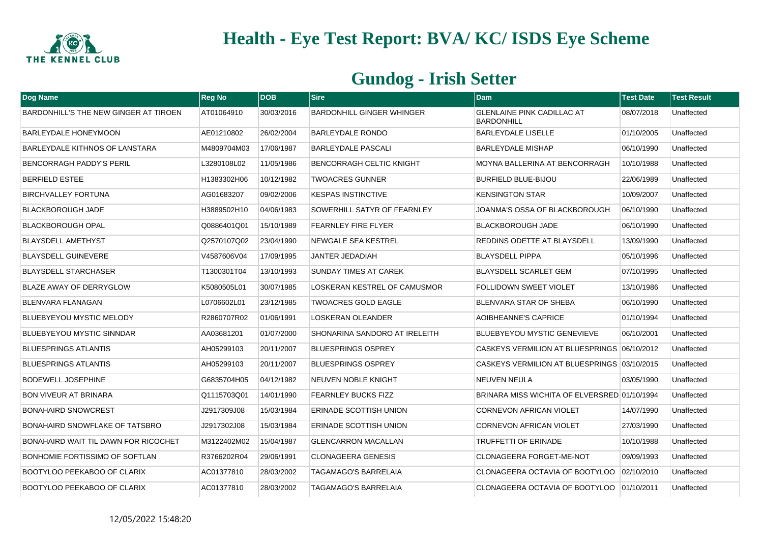# Health - Eye Test Report: BVA/ KC/ ISDS Eye Scheme

## Gundog - Irish Setter

| Dog Name | Reg No | DOB | Sire | Dam | Test Date | Test Result |
|---|---|---|---|---|---|---|
| BARDONHILL'S THE NEW GINGER AT TIROEN | AT01064910 | 30/03/2016 | BARDONHILL GINGER WHINGER | GLENLAINE PINK CADILLAC AT BARDONHILL | 08/07/2018 | Unaffected |
| BARLEYDALE HONEYMOON | AE01210802 | 26/02/2004 | BARLEYDALE RONDO | BARLEYDALE LISELLE | 01/10/2005 | Unaffected |
| BARLEYDALE KITHNOS OF LANSTARA | M4809704M03 | 17/06/1987 | BARLEYDALE PASCALI | BARLEYDALE MISHAP | 06/10/1990 | Unaffected |
| BENCORRAGH PADDY'S PERIL | L3280108L02 | 11/05/1986 | BENCORRAGH CELTIC KNIGHT | MOYNA BALLERINA AT BENCORRAGH | 10/10/1988 | Unaffected |
| BERFIELD ESTEE | H1383302H06 | 10/12/1982 | TWOACRES GUNNER | BURFIELD BLUE-BIJOU | 22/06/1989 | Unaffected |
| BIRCHVALLEY FORTUNA | AG01683207 | 09/02/2006 | KESPAS INSTINCTIVE | KENSINGTON STAR | 10/09/2007 | Unaffected |
| BLACKBOROUGH JADE | H3889502H10 | 04/06/1983 | SOWERHILL SATYR OF FEARNLEY | JOANMA'S OSSA OF BLACKBOROUGH | 06/10/1990 | Unaffected |
| BLACKBOROUGH OPAL | Q0886401Q01 | 15/10/1989 | FEARNLEY FIRE FLYER | BLACKBOROUGH JADE | 06/10/1990 | Unaffected |
| BLAYSDELL AMETHYST | Q2570107Q02 | 23/04/1990 | NEWGALE SEA KESTREL | REDDINS ODETTE AT BLAYSDELL | 13/09/1990 | Unaffected |
| BLAYSDELL GUINEVERE | V4587606V04 | 17/09/1995 | JANTER JEDADIAH | BLAYSDELL PIPPA | 05/10/1996 | Unaffected |
| BLAYSDELL STARCHASER | T1300301T04 | 13/10/1993 | SUNDAY TIMES AT CAREK | BLAYSDELL SCARLET GEM | 07/10/1995 | Unaffected |
| BLAZE AWAY OF DERRYGLOW | K5080505L01 | 30/07/1985 | LOSKERAN KESTREL OF CAMUSMOR | FOLLIDOWN SWEET VIOLET | 13/10/1986 | Unaffected |
| BLENVARA FLANAGAN | L0706602L01 | 23/12/1985 | TWOACRES GOLD EAGLE | BLENVARA STAR OF SHEBA | 06/10/1990 | Unaffected |
| BLUEBYEYOU MYSTIC MELODY | R2860707R02 | 01/06/1991 | LOSKERAN OLEANDER | AOIBHEANNE'S CAPRICE | 01/10/1994 | Unaffected |
| BLUEBYEYOU MYSTIC SINNDAR | AA03681201 | 01/07/2000 | SHONARINA SANDORO AT IRELEITH | BLUEBYEYOU MYSTIC GENEVIEVE | 06/10/2001 | Unaffected |
| BLUESPRINGS ATLANTIS | AH05299103 | 20/11/2007 | BLUESPRINGS OSPREY | CASKEYS VERMILION AT BLUESPRINGS | 06/10/2012 | Unaffected |
| BLUESPRINGS ATLANTIS | AH05299103 | 20/11/2007 | BLUESPRINGS OSPREY | CASKEYS VERMILION AT BLUESPRINGS | 03/10/2015 | Unaffected |
| BODEWELL JOSEPHINE | G6835704H05 | 04/12/1982 | NEUVEN NOBLE KNIGHT | NEUVEN NEULA | 03/05/1990 | Unaffected |
| BON VIVEUR AT BRINARA | Q1115703Q01 | 14/01/1990 | FEARNLEY BUCKS FIZZ | BRINARA MISS WICHITA OF ELVERSRED | 01/10/1994 | Unaffected |
| BONAHAIRD SNOWCREST | J2917309J08 | 15/03/1984 | ERINADE SCOTTISH UNION | CORNEVON AFRICAN VIOLET | 14/07/1990 | Unaffected |
| BONAHAIRD SNOWFLAKE OF TATSBRO | J2917302J08 | 15/03/1984 | ERINADE SCOTTISH UNION | CORNEVON AFRICAN VIOLET | 27/03/1990 | Unaffected |
| BONAHAIRD WAIT TIL DAWN FOR RICOCHET | M3122402M02 | 15/04/1987 | GLENCARRON MACALLAN | TRUFFETTI OF ERINADE | 10/10/1988 | Unaffected |
| BONHOMIE FORTISSIMO OF SOFTLAN | R3766202R04 | 29/06/1991 | CLONAGEERA GENESIS | CLONAGEERA FORGET-ME-NOT | 09/09/1993 | Unaffected |
| BOOTYLOO PEEKABOO OF CLARIX | AC01377810 | 28/03/2002 | TAGAMAGO'S BARRELAIA | CLONAGEERA OCTAVIA OF BOOTYLOO | 02/10/2010 | Unaffected |
| BOOTYLOO PEEKABOO OF CLARIX | AC01377810 | 28/03/2002 | TAGAMAGO'S BARRELAIA | CLONAGEERA OCTAVIA OF BOOTYLOO | 01/10/2011 | Unaffected |

12/05/2022 15:48:20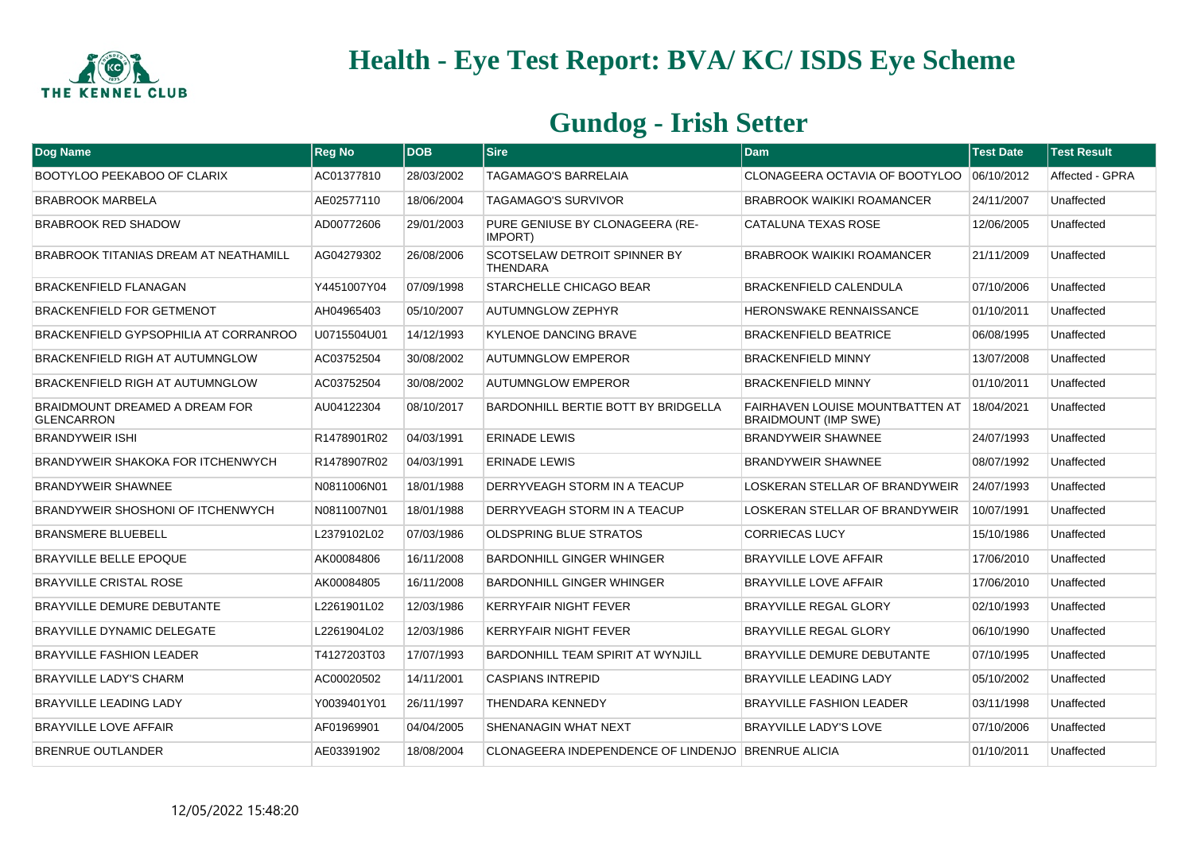# Health - Eye Test Report: BVA/ KC/ ISDS Eye Scheme

## Gundog - Irish Setter

| Dog Name | Reg No | DOB | Sire | Dam | Test Date | Test Result |
|---|---|---|---|---|---|---|
| BOOTYLOO PEEKABOO OF CLARIX | AC01377810 | 28/03/2002 | TAGAMAGO'S BARRELAIA | CLONAGEERA OCTAVIA OF BOOTYLOO | 06/10/2012 | Affected - GPRA |
| BRABROOK MARBELA | AE02577110 | 18/06/2004 | TAGAMAGO'S SURVIVOR | BRABROOK WAIKIKI ROAMANCER | 24/11/2007 | Unaffected |
| BRABROOK RED SHADOW | AD00772606 | 29/01/2003 | PURE GENIUSE BY CLONAGEERA (RE-IMPORT) | CATALUNA TEXAS ROSE | 12/06/2005 | Unaffected |
| BRABROOK TITANIAS DREAM AT NEATHAMILL | AG04279302 | 26/08/2006 | SCOTSELAW DETROIT SPINNER BY THENDARA | BRABROOK WAIKIKI ROAMANCER | 21/11/2009 | Unaffected |
| BRACKENFIELD FLANAGAN | Y4451007Y04 | 07/09/1998 | STARCHELLE CHICAGO BEAR | BRACKENFIELD CALENDULA | 07/10/2006 | Unaffected |
| BRACKENFIELD FOR GETMENOT | AH04965403 | 05/10/2007 | AUTUMNGLOW ZEPHYR | HERONSWAKE RENNAISSANCE | 01/10/2011 | Unaffected |
| BRACKENFIELD GYPSOPHILIA AT CORRANROO | U0715504U01 | 14/12/1993 | KYLENOE DANCING BRAVE | BRACKENFIELD BEATRICE | 06/08/1995 | Unaffected |
| BRACKENFIELD RIGH AT AUTUMNGLOW | AC03752504 | 30/08/2002 | AUTUMNGLOW EMPEROR | BRACKENFIELD MINNY | 13/07/2008 | Unaffected |
| BRACKENFIELD RIGH AT AUTUMNGLOW | AC03752504 | 30/08/2002 | AUTUMNGLOW EMPEROR | BRACKENFIELD MINNY | 01/10/2011 | Unaffected |
| BRAIDMOUNT DREAMED A DREAM FOR GLENCARRON | AU04122304 | 08/10/2017 | BARDONHILL BERTIE BOTT BY BRIDGELLA | FAIRHAVEN LOUISE MOUNTBATTEN AT BRAIDMOUNT (IMP SWE) | 18/04/2021 | Unaffected |
| BRANDYWEIR ISHI | R1478901R02 | 04/03/1991 | ERINADE LEWIS | BRANDYWEIR SHAWNEE | 24/07/1993 | Unaffected |
| BRANDYWEIR SHAKOKA FOR ITCHENWYCH | R1478907R02 | 04/03/1991 | ERINADE LEWIS | BRANDYWEIR SHAWNEE | 08/07/1992 | Unaffected |
| BRANDYWEIR SHAWNEE | N0811006N01 | 18/01/1988 | DERRYVEAGH STORM IN A TEACUP | LOSKERAN STELLAR OF BRANDYWEIR | 24/07/1993 | Unaffected |
| BRANDYWEIR SHOSHONI OF ITCHENWYCH | N0811007N01 | 18/01/1988 | DERRYVEAGH STORM IN A TEACUP | LOSKERAN STELLAR OF BRANDYWEIR | 10/07/1991 | Unaffected |
| BRANSMERE BLUEBELL | L2379102L02 | 07/03/1986 | OLDSPRING BLUE STRATOS | CORRIECAS LUCY | 15/10/1986 | Unaffected |
| BRAYVILLE BELLE EPOQUE | AK00084806 | 16/11/2008 | BARDONHILL GINGER WHINGER | BRAYVILLE LOVE AFFAIR | 17/06/2010 | Unaffected |
| BRAYVILLE CRISTAL ROSE | AK00084805 | 16/11/2008 | BARDONHILL GINGER WHINGER | BRAYVILLE LOVE AFFAIR | 17/06/2010 | Unaffected |
| BRAYVILLE DEMURE DEBUTANTE | L2261901L02 | 12/03/1986 | KERRYFAIR NIGHT FEVER | BRAYVILLE REGAL GLORY | 02/10/1993 | Unaffected |
| BRAYVILLE DYNAMIC DELEGATE | L2261904L02 | 12/03/1986 | KERRYFAIR NIGHT FEVER | BRAYVILLE REGAL GLORY | 06/10/1990 | Unaffected |
| BRAYVILLE FASHION LEADER | T4127203T03 | 17/07/1993 | BARDONHILL TEAM SPIRIT AT WYNJILL | BRAYVILLE DEMURE DEBUTANTE | 07/10/1995 | Unaffected |
| BRAYVILLE LADY'S CHARM | AC00020502 | 14/11/2001 | CASPIANS INTREPID | BRAYVILLE LEADING LADY | 05/10/2002 | Unaffected |
| BRAYVILLE LEADING LADY | Y0039401Y01 | 26/11/1997 | THENDARA KENNEDY | BRAYVILLE FASHION LEADER | 03/11/1998 | Unaffected |
| BRAYVILLE LOVE AFFAIR | AF01969901 | 04/04/2005 | SHENANAGIN WHAT NEXT | BRAYVILLE LADY'S LOVE | 07/10/2006 | Unaffected |
| BRENRUE OUTLANDER | AE03391902 | 18/08/2004 | CLONAGEERA INDEPENDENCE OF LINDENJO | BRENRUE ALICIA | 01/10/2011 | Unaffected |

12/05/2022 15:48:20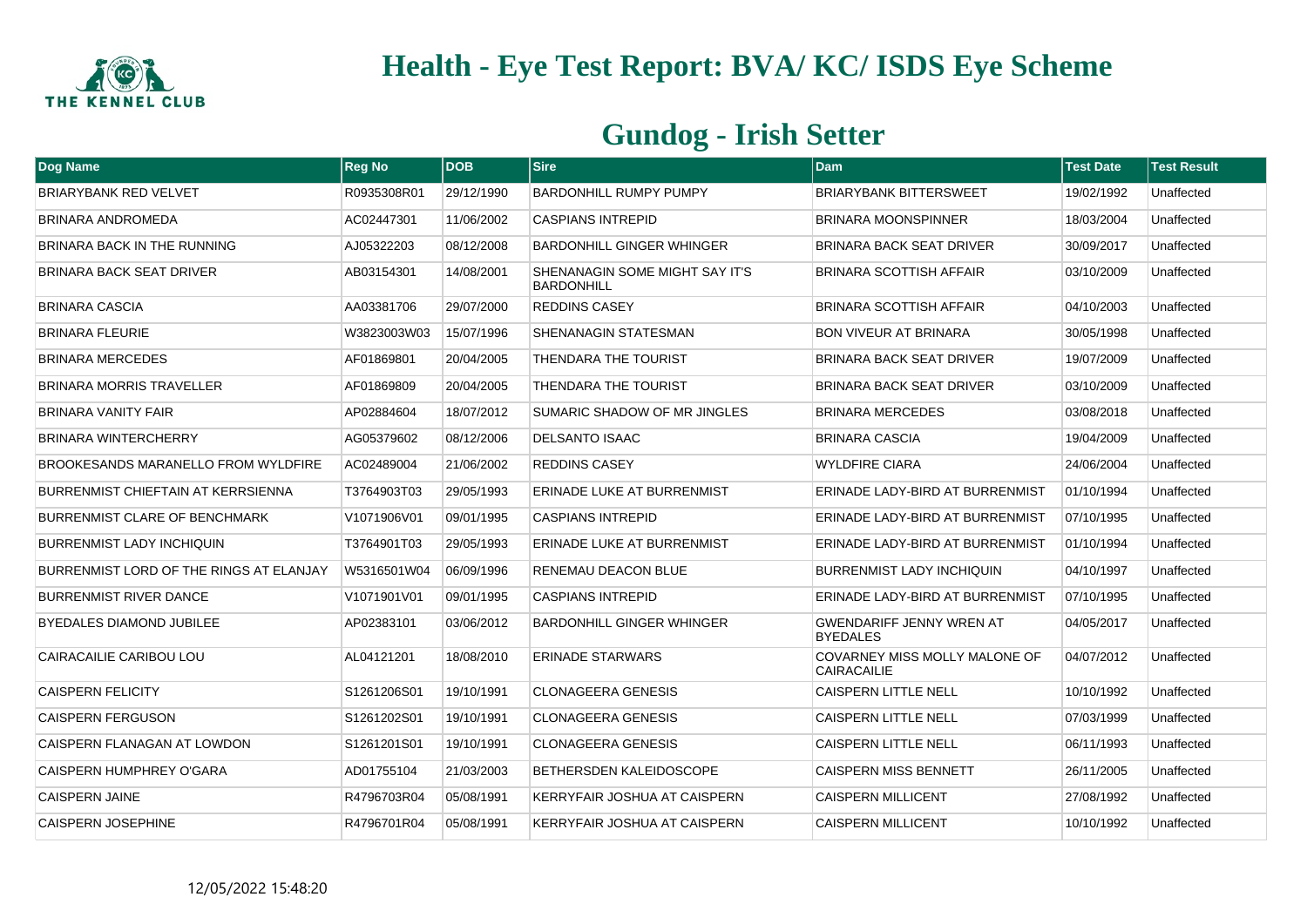# Health - Eye Test Report: BVA/ KC/ ISDS Eye Scheme

## Gundog - Irish Setter

| Dog Name | Reg No | DOB | Sire | Dam | Test Date | Test Result |
|---|---|---|---|---|---|---|
| BRIARYBANK RED VELVET | R0935308R01 | 29/12/1990 | BARDONHILL RUMPY PUMPY | BRIARYBANK BITTERSWEET | 19/02/1992 | Unaffected |
| BRINARA ANDROMEDA | AC02447301 | 11/06/2002 | CASPIANS INTREPID | BRINARA MOONSPINNER | 18/03/2004 | Unaffected |
| BRINARA BACK IN THE RUNNING | AJ05322203 | 08/12/2008 | BARDONHILL GINGER WHINGER | BRINARA BACK SEAT DRIVER | 30/09/2017 | Unaffected |
| BRINARA BACK SEAT DRIVER | AB03154301 | 14/08/2001 | SHENANAGIN SOME MIGHT SAY IT'S BARDONHILL | BRINARA SCOTTISH AFFAIR | 03/10/2009 | Unaffected |
| BRINARA CASCIA | AA03381706 | 29/07/2000 | REDDINS CASEY | BRINARA SCOTTISH AFFAIR | 04/10/2003 | Unaffected |
| BRINARA FLEURIE | W3823003W03 | 15/07/1996 | SHENANAGIN STATESMAN | BON VIVEUR AT BRINARA | 30/05/1998 | Unaffected |
| BRINARA MERCEDES | AF01869801 | 20/04/2005 | THENDARA THE TOURIST | BRINARA BACK SEAT DRIVER | 19/07/2009 | Unaffected |
| BRINARA MORRIS TRAVELLER | AF01869809 | 20/04/2005 | THENDARA THE TOURIST | BRINARA BACK SEAT DRIVER | 03/10/2009 | Unaffected |
| BRINARA VANITY FAIR | AP02884604 | 18/07/2012 | SUMARIC SHADOW OF MR JINGLES | BRINARA MERCEDES | 03/08/2018 | Unaffected |
| BRINARA WINTERCHERRY | AG05379602 | 08/12/2006 | DELSANTO ISAAC | BRINARA CASCIA | 19/04/2009 | Unaffected |
| BROOKESANDS MARANELLO FROM WYLDFIRE | AC02489004 | 21/06/2002 | REDDINS CASEY | WYLDFIRE CIARA | 24/06/2004 | Unaffected |
| BURRENMIST CHIEFTAIN AT KERRSIENNA | T3764903T03 | 29/05/1993 | ERINADE LUKE AT BURRENMIST | ERINADE LADY-BIRD AT BURRENMIST | 01/10/1994 | Unaffected |
| BURRENMIST CLARE OF BENCHMARK | V1071906V01 | 09/01/1995 | CASPIANS INTREPID | ERINADE LADY-BIRD AT BURRENMIST | 07/10/1995 | Unaffected |
| BURRENMIST LADY INCHIQUIN | T3764901T03 | 29/05/1993 | ERINADE LUKE AT BURRENMIST | ERINADE LADY-BIRD AT BURRENMIST | 01/10/1994 | Unaffected |
| BURRENMIST LORD OF THE RINGS AT ELANJAY | W5316501W04 | 06/09/1996 | RENEMAU DEACON BLUE | BURRENMIST LADY INCHIQUIN | 04/10/1997 | Unaffected |
| BURRENMIST RIVER DANCE | V1071901V01 | 09/01/1995 | CASPIANS INTREPID | ERINADE LADY-BIRD AT BURRENMIST | 07/10/1995 | Unaffected |
| BYEDALES DIAMOND JUBILEE | AP02383101 | 03/06/2012 | BARDONHILL GINGER WHINGER | GWENDARIFF JENNY WREN AT BYEDALES | 04/05/2017 | Unaffected |
| CAIRACAILIE CARIBOU LOU | AL04121201 | 18/08/2010 | ERINADE STARWARS | COVARNEY MISS MOLLY MALONE OF CAIRACAILIE | 04/07/2012 | Unaffected |
| CAISPERN FELICITY | S1261206S01 | 19/10/1991 | CLONAGEERA GENESIS | CAISPERN LITTLE NELL | 10/10/1992 | Unaffected |
| CAISPERN FERGUSON | S1261202S01 | 19/10/1991 | CLONAGEERA GENESIS | CAISPERN LITTLE NELL | 07/03/1999 | Unaffected |
| CAISPERN FLANAGAN AT LOWDON | S1261201S01 | 19/10/1991 | CLONAGEERA GENESIS | CAISPERN LITTLE NELL | 06/11/1993 | Unaffected |
| CAISPERN HUMPHREY O'GARA | AD01755104 | 21/03/2003 | BETHERSDEN KALEIDOSCOPE | CAISPERN MISS BENNETT | 26/11/2005 | Unaffected |
| CAISPERN JAINE | R4796703R04 | 05/08/1991 | KERRYFAIR JOSHUA AT CAISPERN | CAISPERN MILLICENT | 27/08/1992 | Unaffected |
| CAISPERN JOSEPHINE | R4796701R04 | 05/08/1991 | KERRYFAIR JOSHUA AT CAISPERN | CAISPERN MILLICENT | 10/10/1992 | Unaffected |

12/05/2022 15:48:20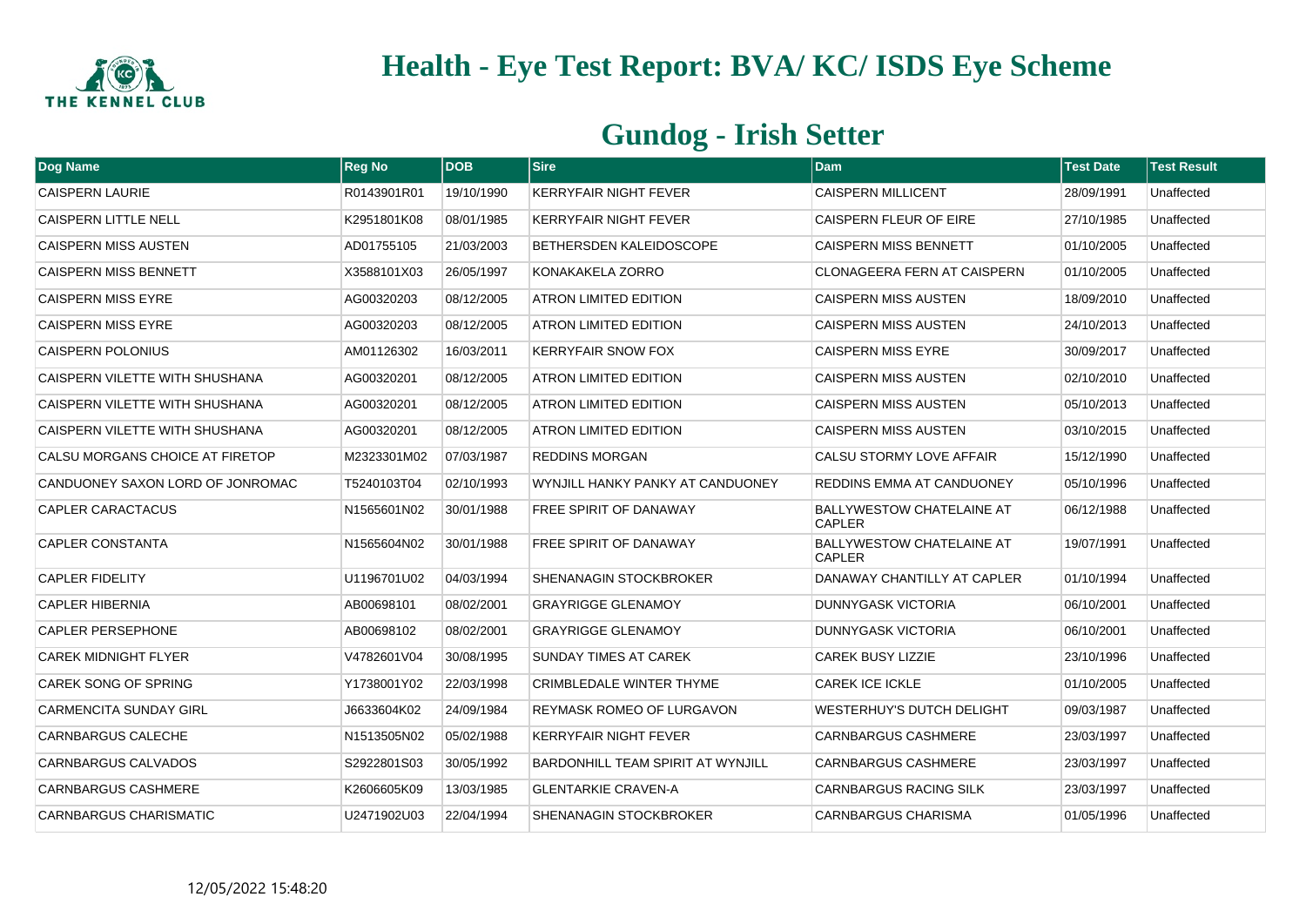# Health - Eye Test Report: BVA/ KC/ ISDS Eye Scheme

## Gundog - Irish Setter

| Dog Name | Reg No | DOB | Sire | Dam | Test Date | Test Result |
|---|---|---|---|---|---|---|
| CAISPERN LAURIE | R0143901R01 | 19/10/1990 | KERRYFAIR NIGHT FEVER | CAISPERN MILLICENT | 28/09/1991 | Unaffected |
| CAISPERN LITTLE NELL | K2951801K08 | 08/01/1985 | KERRYFAIR NIGHT FEVER | CAISPERN FLEUR OF EIRE | 27/10/1985 | Unaffected |
| CAISPERN MISS AUSTEN | AD01755105 | 21/03/2003 | BETHERSDEN KALEIDOSCOPE | CAISPERN MISS BENNETT | 01/10/2005 | Unaffected |
| CAISPERN MISS BENNETT | X3588101X03 | 26/05/1997 | KONAKAKELA ZORRO | CLONAGEERA FERN AT CAISPERN | 01/10/2005 | Unaffected |
| CAISPERN MISS EYRE | AG00320203 | 08/12/2005 | ATRON LIMITED EDITION | CAISPERN MISS AUSTEN | 18/09/2010 | Unaffected |
| CAISPERN MISS EYRE | AG00320203 | 08/12/2005 | ATRON LIMITED EDITION | CAISPERN MISS AUSTEN | 24/10/2013 | Unaffected |
| CAISPERN POLONIUS | AM01126302 | 16/03/2011 | KERRYFAIR SNOW FOX | CAISPERN MISS EYRE | 30/09/2017 | Unaffected |
| CAISPERN VILETTE WITH SHUSHANA | AG00320201 | 08/12/2005 | ATRON LIMITED EDITION | CAISPERN MISS AUSTEN | 02/10/2010 | Unaffected |
| CAISPERN VILETTE WITH SHUSHANA | AG00320201 | 08/12/2005 | ATRON LIMITED EDITION | CAISPERN MISS AUSTEN | 05/10/2013 | Unaffected |
| CAISPERN VILETTE WITH SHUSHANA | AG00320201 | 08/12/2005 | ATRON LIMITED EDITION | CAISPERN MISS AUSTEN | 03/10/2015 | Unaffected |
| CALSU MORGANS CHOICE AT FIRETOP | M2323301M02 | 07/03/1987 | REDDINS MORGAN | CALSU STORMY LOVE AFFAIR | 15/12/1990 | Unaffected |
| CANDUONEY SAXON LORD OF JONROMAC | T5240103T04 | 02/10/1993 | WYNJILL HANKY PANKY AT CANDUONEY | REDDINS EMMA AT CANDUONEY | 05/10/1996 | Unaffected |
| CAPLER CARACTACUS | N1565601N02 | 30/01/1988 | FREE SPIRIT OF DANAWAY | BALLYWESTOW CHATELAINE AT CAPLER | 06/12/1988 | Unaffected |
| CAPLER CONSTANTA | N1565604N02 | 30/01/1988 | FREE SPIRIT OF DANAWAY | BALLYWESTOW CHATELAINE AT CAPLER | 19/07/1991 | Unaffected |
| CAPLER FIDELITY | U1196701U02 | 04/03/1994 | SHENANAGIN STOCKBROKER | DANAWAY CHANTILLY AT CAPLER | 01/10/1994 | Unaffected |
| CAPLER HIBERNIA | AB00698101 | 08/02/2001 | GRAYRIGGE GLENAMOY | DUNNYGASK VICTORIA | 06/10/2001 | Unaffected |
| CAPLER PERSEPHONE | AB00698102 | 08/02/2001 | GRAYRIGGE GLENAMOY | DUNNYGASK VICTORIA | 06/10/2001 | Unaffected |
| CAREK MIDNIGHT FLYER | V4782601V04 | 30/08/1995 | SUNDAY TIMES AT CAREK | CAREK BUSY LIZZIE | 23/10/1996 | Unaffected |
| CAREK SONG OF SPRING | Y1738001Y02 | 22/03/1998 | CRIMBLEDALE WINTER THYME | CAREK ICE ICKLE | 01/10/2005 | Unaffected |
| CARMENCITA SUNDAY GIRL | J6633604K02 | 24/09/1984 | REYMASK ROMEO OF LURGAVON | WESTERHUY'S DUTCH DELIGHT | 09/03/1987 | Unaffected |
| CARNBARGUS CALECHE | N1513505N02 | 05/02/1988 | KERRYFAIR NIGHT FEVER | CARNBARGUS CASHMERE | 23/03/1997 | Unaffected |
| CARNBARGUS CALVADOS | S2922801S03 | 30/05/1992 | BARDONHILL TEAM SPIRIT AT WYNJILL | CARNBARGUS CASHMERE | 23/03/1997 | Unaffected |
| CARNBARGUS CASHMERE | K2606605K09 | 13/03/1985 | GLENTARKIE CRAVEN-A | CARNBARGUS RACING SILK | 23/03/1997 | Unaffected |
| CARNBARGUS CHARISMATIC | U2471902U03 | 22/04/1994 | SHENANAGIN STOCKBROKER | CARNBARGUS CHARISMA | 01/05/1996 | Unaffected |

12/05/2022 15:48:20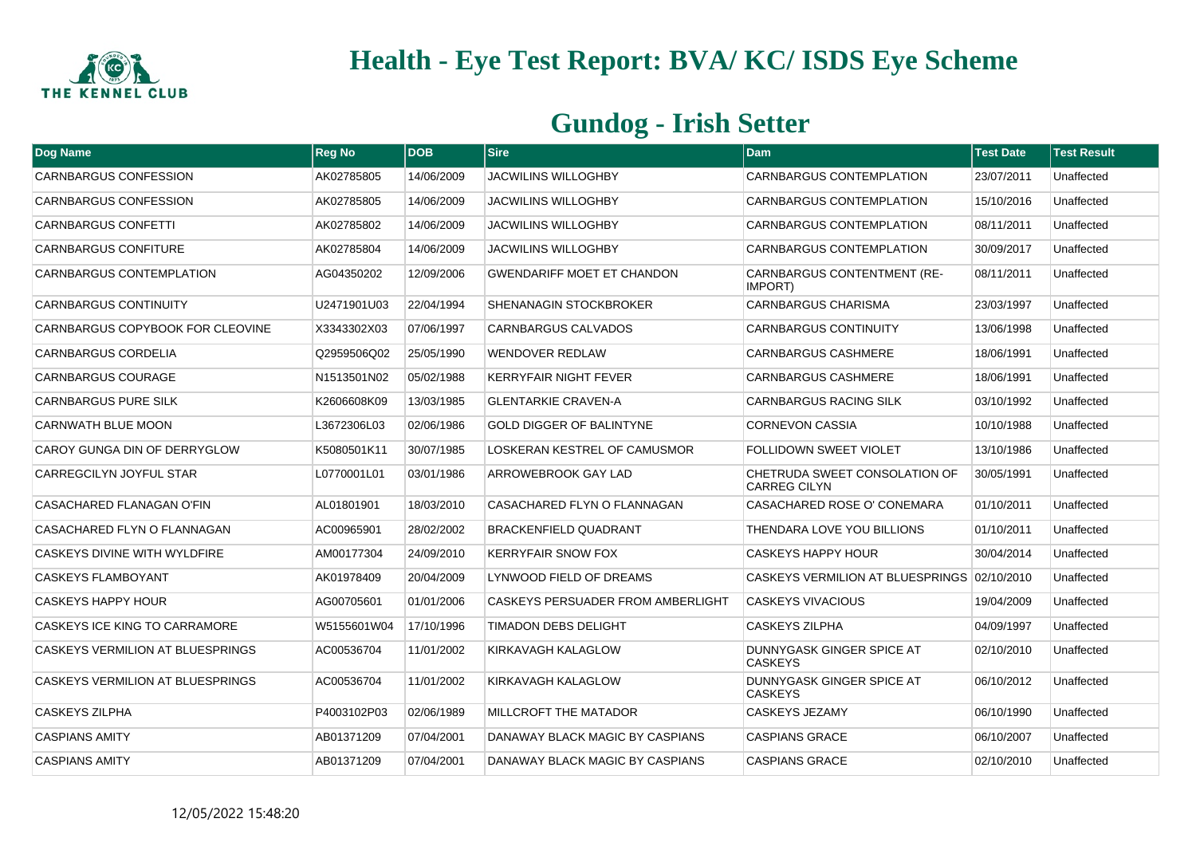# Health - Eye Test Report: BVA/ KC/ ISDS Eye Scheme

## Gundog - Irish Setter

| Dog Name | Reg No | DOB | Sire | Dam | Test Date | Test Result |
|---|---|---|---|---|---|---|
| CARNBARGUS CONFESSION | AK02785805 | 14/06/2009 | JACWILINS WILLOGHBY | CARNBARGUS CONTEMPLATION | 23/07/2011 | Unaffected |
| CARNBARGUS CONFESSION | AK02785805 | 14/06/2009 | JACWILINS WILLOGHBY | CARNBARGUS CONTEMPLATION | 15/10/2016 | Unaffected |
| CARNBARGUS CONFETTI | AK02785802 | 14/06/2009 | JACWILINS WILLOGHBY | CARNBARGUS CONTEMPLATION | 08/11/2011 | Unaffected |
| CARNBARGUS CONFITURE | AK02785804 | 14/06/2009 | JACWILINS WILLOGHBY | CARNBARGUS CONTEMPLATION | 30/09/2017 | Unaffected |
| CARNBARGUS CONTEMPLATION | AG04350202 | 12/09/2006 | GWENDARIFF MOET ET CHANDON | CARNBARGUS CONTENTMENT (RE-IMPORT) | 08/11/2011 | Unaffected |
| CARNBARGUS CONTINUITY | U2471901U03 | 22/04/1994 | SHENANAGIN STOCKBROKER | CARNBARGUS CHARISMA | 23/03/1997 | Unaffected |
| CARNBARGUS COPYBOOK FOR CLEOVINE | X3343302X03 | 07/06/1997 | CARNBARGUS CALVADOS | CARNBARGUS CONTINUITY | 13/06/1998 | Unaffected |
| CARNBARGUS CORDELIA | Q2959506Q02 | 25/05/1990 | WENDOVER REDLAW | CARNBARGUS CASHMERE | 18/06/1991 | Unaffected |
| CARNBARGUS COURAGE | N1513501N02 | 05/02/1988 | KERRYFAIR NIGHT FEVER | CARNBARGUS CASHMERE | 18/06/1991 | Unaffected |
| CARNBARGUS PURE SILK | K2606608K09 | 13/03/1985 | GLENTARKIE CRAVEN-A | CARNBARGUS RACING SILK | 03/10/1992 | Unaffected |
| CARNWATH BLUE MOON | L3672306L03 | 02/06/1986 | GOLD DIGGER OF BALINTYNE | CORNEVON CASSIA | 10/10/1988 | Unaffected |
| CAROY GUNGA DIN OF DERRYGLOW | K5080501K11 | 30/07/1985 | LOSKERAN KESTREL OF CAMUSMOR | FOLLIDOWN SWEET VIOLET | 13/10/1986 | Unaffected |
| CARREGCILYN JOYFUL STAR | L0770001L01 | 03/01/1986 | ARROWEBROOK GAY LAD | CHETRUDA SWEET CONSOLATION OF CARREG CILYN | 30/05/1991 | Unaffected |
| CASACHARED FLANAGAN O'FIN | AL01801901 | 18/03/2010 | CASACHARED FLYN O FLANNAGAN | CASACHARED ROSE O' CONEMARA | 01/10/2011 | Unaffected |
| CASACHARED FLYN O FLANNAGAN | AC00965901 | 28/02/2002 | BRACKENFIELD QUADRANT | THENDARA LOVE YOU BILLIONS | 01/10/2011 | Unaffected |
| CASKEYS DIVINE WITH WYLDFIRE | AM00177304 | 24/09/2010 | KERRYFAIR SNOW FOX | CASKEYS HAPPY HOUR | 30/04/2014 | Unaffected |
| CASKEYS FLAMBOYANT | AK01978409 | 20/04/2009 | LYNWOOD FIELD OF DREAMS | CASKEYS VERMILION AT BLUESPRINGS | 02/10/2010 | Unaffected |
| CASKEYS HAPPY HOUR | AG00705601 | 01/01/2006 | CASKEYS PERSUADER FROM AMBERLIGHT | CASKEYS VIVACIOUS | 19/04/2009 | Unaffected |
| CASKEYS ICE KING TO CARRAMORE | W5155601W04 | 17/10/1996 | TIMADON DEBS DELIGHT | CASKEYS ZILPHA | 04/09/1997 | Unaffected |
| CASKEYS VERMILION AT BLUESPRINGS | AC00536704 | 11/01/2002 | KIRKAVAGH KALAGLOW | DUNNYGASK GINGER SPICE AT CASKEYS | 02/10/2010 | Unaffected |
| CASKEYS VERMILION AT BLUESPRINGS | AC00536704 | 11/01/2002 | KIRKAVAGH KALAGLOW | DUNNYGASK GINGER SPICE AT CASKEYS | 06/10/2012 | Unaffected |
| CASKEYS ZILPHA | P4003102P03 | 02/06/1989 | MILLCROFT THE MATADOR | CASKEYS JEZAMY | 06/10/1990 | Unaffected |
| CASPIANS AMITY | AB01371209 | 07/04/2001 | DANAWAY BLACK MAGIC BY CASPIANS | CASPIANS GRACE | 06/10/2007 | Unaffected |
| CASPIANS AMITY | AB01371209 | 07/04/2001 | DANAWAY BLACK MAGIC BY CASPIANS | CASPIANS GRACE | 02/10/2010 | Unaffected |

12/05/2022 15:48:20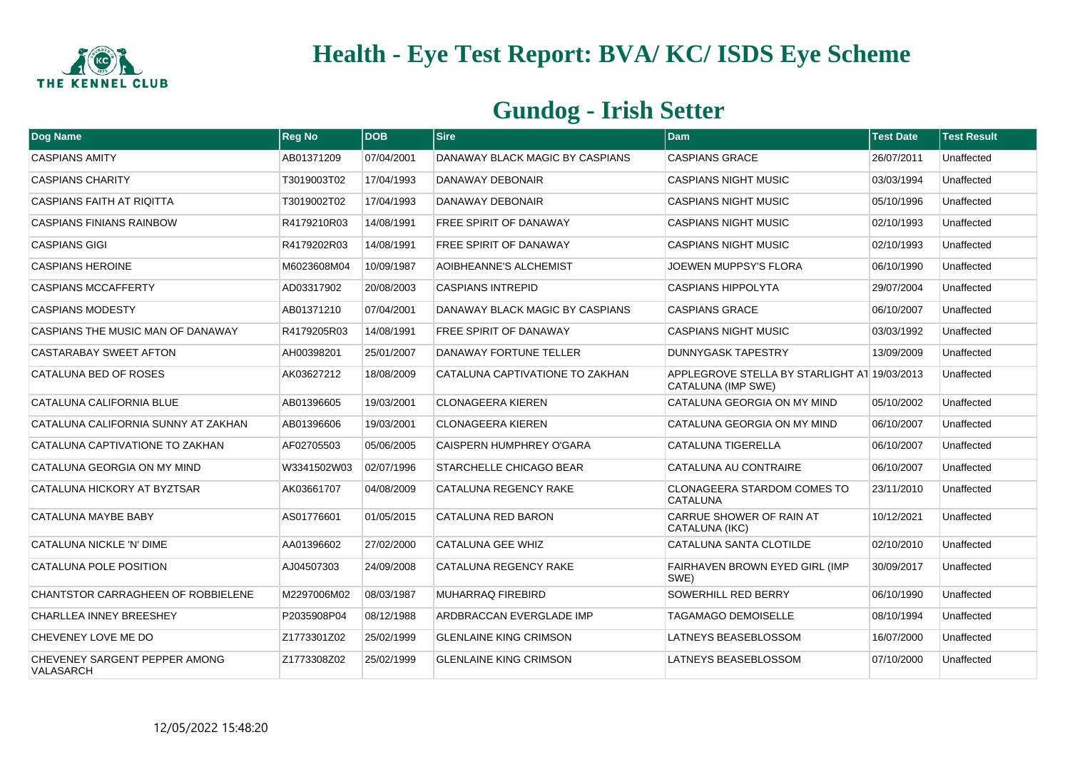# Health - Eye Test Report: BVA/ KC/ ISDS Eye Scheme

## Gundog - Irish Setter

| Dog Name | Reg No | DOB | Sire | Dam | Test Date | Test Result |
|---|---|---|---|---|---|---|
| CASPIANS AMITY | AB01371209 | 07/04/2001 | DANAWAY BLACK MAGIC BY CASPIANS | CASPIANS GRACE | 26/07/2011 | Unaffected |
| CASPIANS CHARITY | T3019003T02 | 17/04/1993 | DANAWAY DEBONAIR | CASPIANS NIGHT MUSIC | 03/03/1994 | Unaffected |
| CASPIANS FAITH AT RIQITTA | T3019002T02 | 17/04/1993 | DANAWAY DEBONAIR | CASPIANS NIGHT MUSIC | 05/10/1996 | Unaffected |
| CASPIANS FINIANS RAINBOW | R4179210R03 | 14/08/1991 | FREE SPIRIT OF DANAWAY | CASPIANS NIGHT MUSIC | 02/10/1993 | Unaffected |
| CASPIANS GIGI | R4179202R03 | 14/08/1991 | FREE SPIRIT OF DANAWAY | CASPIANS NIGHT MUSIC | 02/10/1993 | Unaffected |
| CASPIANS HEROINE | M6023608M04 | 10/09/1987 | AOIBHEANNE'S ALCHEMIST | JOEWEN MUPPSY'S FLORA | 06/10/1990 | Unaffected |
| CASPIANS MCCAFFERTY | AD03317902 | 20/08/2003 | CASPIANS INTREPID | CASPIANS HIPPOLYTA | 29/07/2004 | Unaffected |
| CASPIANS MODESTY | AB01371210 | 07/04/2001 | DANAWAY BLACK MAGIC BY CASPIANS | CASPIANS GRACE | 06/10/2007 | Unaffected |
| CASPIANS THE MUSIC MAN OF DANAWAY | R4179205R03 | 14/08/1991 | FREE SPIRIT OF DANAWAY | CASPIANS NIGHT MUSIC | 03/03/1992 | Unaffected |
| CASTARABAY SWEET AFTON | AH00398201 | 25/01/2007 | DANAWAY FORTUNE TELLER | DUNNYGASK TAPESTRY | 13/09/2009 | Unaffected |
| CATALUNA BED OF ROSES | AK03627212 | 18/08/2009 | CATALUNA CAPTIVATIONE TO ZAKHAN | APPLEGROVE STELLA BY STARLIGHT AT CATALUNA (IMP SWE) | 19/03/2013 | Unaffected |
| CATALUNA CALIFORNIA BLUE | AB01396605 | 19/03/2001 | CLONAGEERA KIEREN | CATALUNA GEORGIA ON MY MIND | 05/10/2002 | Unaffected |
| CATALUNA CALIFORNIA SUNNY AT ZAKHAN | AB01396606 | 19/03/2001 | CLONAGEERA KIEREN | CATALUNA GEORGIA ON MY MIND | 06/10/2007 | Unaffected |
| CATALUNA CAPTIVATIONE TO ZAKHAN | AF02705503 | 05/06/2005 | CAISPERN HUMPHREY O'GARA | CATALUNA TIGERELLA | 06/10/2007 | Unaffected |
| CATALUNA GEORGIA ON MY MIND | W3341502W03 | 02/07/1996 | STARCHELLE CHICAGO BEAR | CATALUNA AU CONTRAIRE | 06/10/2007 | Unaffected |
| CATALUNA HICKORY AT BYZTSAR | AK03661707 | 04/08/2009 | CATALUNA REGENCY RAKE | CLONAGEERA STARDOM COMES TO CATALUNA | 23/11/2010 | Unaffected |
| CATALUNA MAYBE BABY | AS01776601 | 01/05/2015 | CATALUNA RED BARON | CARRUE SHOWER OF RAIN AT CATALUNA (IKC) | 10/12/2021 | Unaffected |
| CATALUNA NICKLE 'N' DIME | AA01396602 | 27/02/2000 | CATALUNA GEE WHIZ | CATALUNA SANTA CLOTILDE | 02/10/2010 | Unaffected |
| CATALUNA POLE POSITION | AJ04507303 | 24/09/2008 | CATALUNA REGENCY RAKE | FAIRHAVEN BROWN EYED GIRL (IMP SWE) | 30/09/2017 | Unaffected |
| CHANTSTOR CARRAGHEEN OF ROBBIELENE | M2297006M02 | 08/03/1987 | MUHARRAQ FIREBIRD | SOWERHILL RED BERRY | 06/10/1990 | Unaffected |
| CHARLLEA INNEY BREESHEY | P2035908P04 | 08/12/1988 | ARDBRACCAN EVERGLADE IMP | TAGAMAGO DEMOISELLE | 08/10/1994 | Unaffected |
| CHEVENEY LOVE ME DO | Z1773301Z02 | 25/02/1999 | GLENLAINE KING CRIMSON | LATNEYS BEASEBLOSSOM | 16/07/2000 | Unaffected |
| CHEVENEY SARGENT PEPPER AMONG VALASARCH | Z1773308Z02 | 25/02/1999 | GLENLAINE KING CRIMSON | LATNEYS BEASEBLOSSOM | 07/10/2000 | Unaffected |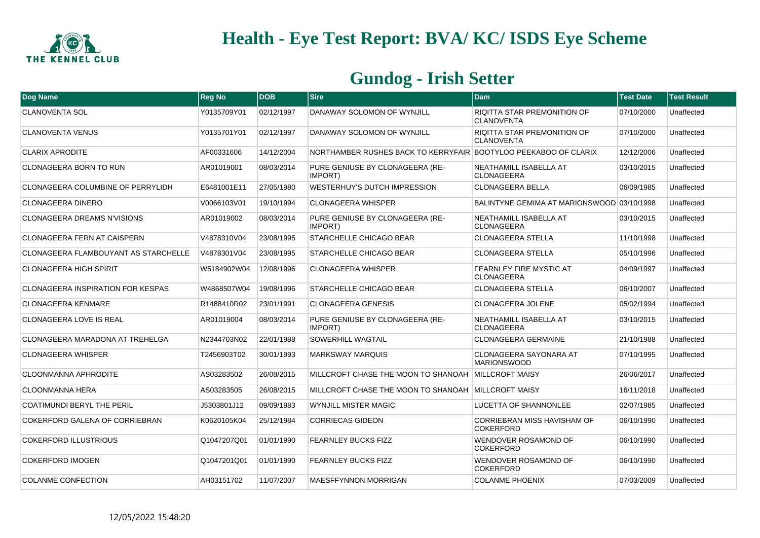# Health - Eye Test Report: BVA/ KC/ ISDS Eye Scheme

## Gundog - Irish Setter

| Dog Name | Reg No | DOB | Sire | Dam | Test Date | Test Result |
|---|---|---|---|---|---|---|
| CLANOVENTA SOL | Y0135709Y01 | 02/12/1997 | DANAWAY SOLOMON OF WYNJILL | RIQITTA STAR PREMONITION OF CLANOVENTA | 07/10/2000 | Unaffected |
| CLANOVENTA VENUS | Y0135701Y01 | 02/12/1997 | DANAWAY SOLOMON OF WYNJILL | RIQITTA STAR PREMONITION OF CLANOVENTA | 07/10/2000 | Unaffected |
| CLARIX APRODITE | AF00331606 | 14/12/2004 | NORTHAMBER RUSHES BACK TO KERRYFAIR | BOOTYLOO PEEKABOO OF CLARIX | 12/12/2006 | Unaffected |
| CLONAGEERA BORN TO RUN | AR01019001 | 08/03/2014 | PURE GENIUSE BY CLONAGEERA (RE-IMPORT) | NEATHAMILL ISABELLA AT CLONAGEERA | 03/10/2015 | Unaffected |
| CLONAGEERA COLUMBINE OF PERRYLIDH | E6481001E11 | 27/05/1980 | WESTERHUY'S DUTCH IMPRESSION | CLONAGEERA BELLA | 06/09/1985 | Unaffected |
| CLONAGEERA DINERO | V0066103V01 | 19/10/1994 | CLONAGEERA WHISPER | BALINTYNE GEMIMA AT MARIONSWOOD | 03/10/1998 | Unaffected |
| CLONAGEERA DREAMS N'VISIONS | AR01019002 | 08/03/2014 | PURE GENIUSE BY CLONAGEERA (RE-IMPORT) | NEATHAMILL ISABELLA AT CLONAGEERA | 03/10/2015 | Unaffected |
| CLONAGEERA FERN AT CAISPERN | V4878310V04 | 23/08/1995 | STARCHELLE CHICAGO BEAR | CLONAGEERA STELLA | 11/10/1998 | Unaffected |
| CLONAGEERA FLAMBOUYANT AS STARCHELLE | V4878301V04 | 23/08/1995 | STARCHELLE CHICAGO BEAR | CLONAGEERA STELLA | 05/10/1996 | Unaffected |
| CLONAGEERA HIGH SPIRIT | W5184902W04 | 12/08/1996 | CLONAGEERA WHISPER | FEARNLEY FIRE MYSTIC AT CLONAGEERA | 04/09/1997 | Unaffected |
| CLONAGEERA INSPIRATION FOR KESPAS | W4868507W04 | 19/08/1996 | STARCHELLE CHICAGO BEAR | CLONAGEERA STELLA | 06/10/2007 | Unaffected |
| CLONAGEERA KENMARE | R1488410R02 | 23/01/1991 | CLONAGEERA GENESIS | CLONAGEERA JOLENE | 05/02/1994 | Unaffected |
| CLONAGEERA LOVE IS REAL | AR01019004 | 08/03/2014 | PURE GENIUSE BY CLONAGEERA (RE-IMPORT) | NEATHAMILL ISABELLA AT CLONAGEERA | 03/10/2015 | Unaffected |
| CLONAGEERA MARADONA AT TREHELGA | N2344703N02 | 22/01/1988 | SOWERHILL WAGTAIL | CLONAGEERA GERMAINE | 21/10/1988 | Unaffected |
| CLONAGEERA WHISPER | T2456903T02 | 30/01/1993 | MARKSWAY MARQUIS | CLONAGEERA SAYONARA AT MARIONSWOOD | 07/10/1995 | Unaffected |
| CLOONMANNA APHRODITE | AS03283502 | 26/08/2015 | MILLCROFT CHASE THE MOON TO SHANOAH | MILLCROFT MAISY | 26/06/2017 | Unaffected |
| CLOONMANNA HERA | AS03283505 | 26/08/2015 | MILLCROFT CHASE THE MOON TO SHANOAH | MILLCROFT MAISY | 16/11/2018 | Unaffected |
| COATIMUNDI BERYL THE PERIL | J5303801J12 | 09/09/1983 | WYNJILL MISTER MAGIC | LUCETTA OF SHANNONLEE | 02/07/1985 | Unaffected |
| COKERFORD GALENA OF CORRIEBRAN | K0620105K04 | 25/12/1984 | CORRIECAS GIDEON | CORRIEBRAN MISS HAVISHAM OF COKERFORD | 06/10/1990 | Unaffected |
| COKERFORD ILLUSTRIOUS | Q1047207Q01 | 01/01/1990 | FEARNLEY BUCKS FIZZ | WENDOVER ROSAMOND OF COKERFORD | 06/10/1990 | Unaffected |
| COKERFORD IMOGEN | Q1047201Q01 | 01/01/1990 | FEARNLEY BUCKS FIZZ | WENDOVER ROSAMOND OF COKERFORD | 06/10/1990 | Unaffected |
| COLANME CONFECTION | AH03151702 | 11/07/2007 | MAESFFYNNON MORRIGAN | COLANME PHOENIX | 07/03/2009 | Unaffected |

12/05/2022 15:48:20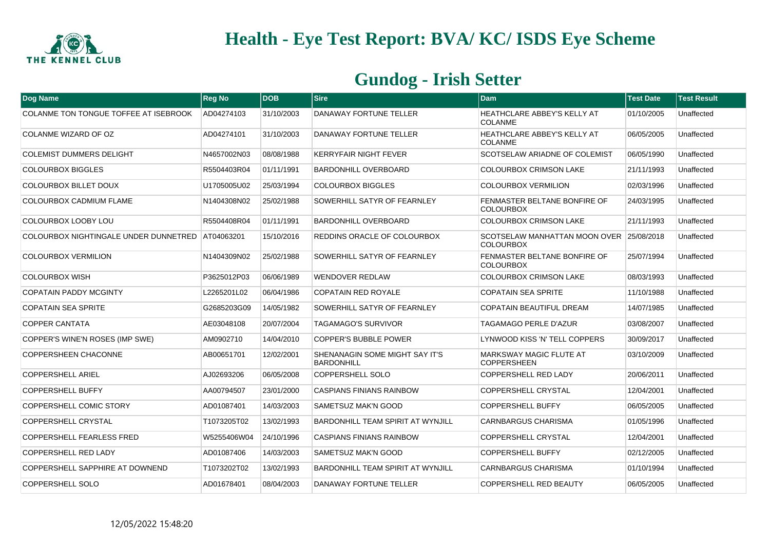# Health - Eye Test Report: BVA/ KC/ ISDS Eye Scheme

## Gundog - Irish Setter

| Dog Name | Reg No | DOB | Sire | Dam | Test Date | Test Result |
|---|---|---|---|---|---|---|
| COLANME TON TONGUE TOFFEE AT ISEBROOK | AD04274103 | 31/10/2003 | DANAWAY FORTUNE TELLER | HEATHCLARE ABBEY'S KELLY AT COLANME | 01/10/2005 | Unaffected |
| COLANME WIZARD OF OZ | AD04274101 | 31/10/2003 | DANAWAY FORTUNE TELLER | HEATHCLARE ABBEY'S KELLY AT COLANME | 06/05/2005 | Unaffected |
| COLEMIST DUMMERS DELIGHT | N4657002N03 | 08/08/1988 | KERRYFAIR NIGHT FEVER | SCOTSELAW ARIADNE OF COLEMIST | 06/05/1990 | Unaffected |
| COLOURBOX BIGGLES | R5504403R04 | 01/11/1991 | BARDONHILL OVERBOARD | COLOURBOX CRIMSON LAKE | 21/11/1993 | Unaffected |
| COLOURBOX BILLET DOUX | U1705005U02 | 25/03/1994 | COLOURBOX BIGGLES | COLOURBOX VERMILION | 02/03/1996 | Unaffected |
| COLOURBOX CADMIUM FLAME | N1404308N02 | 25/02/1988 | SOWERHILL SATYR OF FEARNLEY | FENMASTER BELTANE BONFIRE OF COLOURBOX | 24/03/1995 | Unaffected |
| COLOURBOX LOOBY LOU | R5504408R04 | 01/11/1991 | BARDONHILL OVERBOARD | COLOURBOX CRIMSON LAKE | 21/11/1993 | Unaffected |
| COLOURBOX NIGHTINGALE UNDER DUNNETRED | AT04063201 | 15/10/2016 | REDDINS ORACLE OF COLOURBOX | SCOTSELAW MANHATTAN MOON OVER COLOURBOX | 25/08/2018 | Unaffected |
| COLOURBOX VERMILION | N1404309N02 | 25/02/1988 | SOWERHILL SATYR OF FEARNLEY | FENMASTER BELTANE BONFIRE OF COLOURBOX | 25/07/1994 | Unaffected |
| COLOURBOX WISH | P3625012P03 | 06/06/1989 | WENDOVER REDLAW | COLOURBOX CRIMSON LAKE | 08/03/1993 | Unaffected |
| COPATAIN PADDY MCGINTY | L2265201L02 | 06/04/1986 | COPATAIN RED ROYALE | COPATAIN SEA SPRITE | 11/10/1988 | Unaffected |
| COPATAIN SEA SPRITE | G2685203G09 | 14/05/1982 | SOWERHILL SATYR OF FEARNLEY | COPATAIN BEAUTIFUL DREAM | 14/07/1985 | Unaffected |
| COPPER CANTATA | AE03048108 | 20/07/2004 | TAGAMAGO'S SURVIVOR | TAGAMAGO PERLE D'AZUR | 03/08/2007 | Unaffected |
| COPPER'S WINE'N ROSES (IMP SWE) | AM0902710 | 14/04/2010 | COPPER'S BUBBLE POWER | LYNWOOD KISS 'N' TELL COPPERS | 30/09/2017 | Unaffected |
| COPPERSHEEN CHACONNE | AB00651701 | 12/02/2001 | SHENANAGIN SOME MIGHT SAY IT'S BARDONHILL | MARKSWAY MAGIC FLUTE AT COPPERSHEEN | 03/10/2009 | Unaffected |
| COPPERSHELL ARIEL | AJ02693206 | 06/05/2008 | COPPERSHELL SOLO | COPPERSHELL RED LADY | 20/06/2011 | Unaffected |
| COPPERSHELL BUFFY | AA00794507 | 23/01/2000 | CASPIANS FINIANS RAINBOW | COPPERSHELL CRYSTAL | 12/04/2001 | Unaffected |
| COPPERSHELL COMIC STORY | AD01087401 | 14/03/2003 | SAMETSUZ MAK'N GOOD | COPPERSHELL BUFFY | 06/05/2005 | Unaffected |
| COPPERSHELL CRYSTAL | T1073205T02 | 13/02/1993 | BARDONHILL TEAM SPIRIT AT WYNJILL | CARNBARGUS CHARISMA | 01/05/1996 | Unaffected |
| COPPERSHELL FEARLESS FRED | W5255406W04 | 24/10/1996 | CASPIANS FINIANS RAINBOW | COPPERSHELL CRYSTAL | 12/04/2001 | Unaffected |
| COPPERSHELL RED LADY | AD01087406 | 14/03/2003 | SAMETSUZ MAK'N GOOD | COPPERSHELL BUFFY | 02/12/2005 | Unaffected |
| COPPERSHELL SAPPHIRE AT DOWNEND | T1073202T02 | 13/02/1993 | BARDONHILL TEAM SPIRIT AT WYNJILL | CARNBARGUS CHARISMA | 01/10/1994 | Unaffected |
| COPPERSHELL SOLO | AD01678401 | 08/04/2003 | DANAWAY FORTUNE TELLER | COPPERSHELL RED BEAUTY | 06/05/2005 | Unaffected |

12/05/2022 15:48:20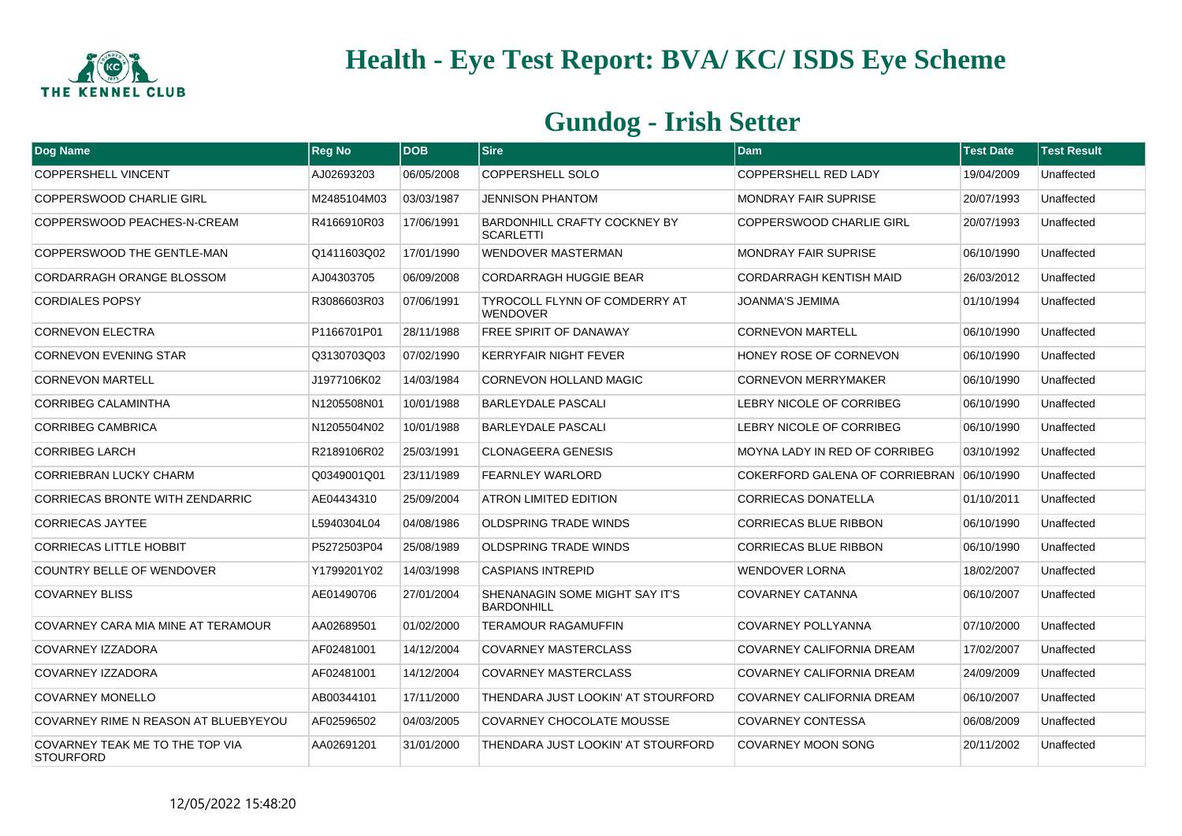# Health - Eye Test Report: BVA/ KC/ ISDS Eye Scheme

## Gundog - Irish Setter

| Dog Name | Reg No | DOB | Sire | Dam | Test Date | Test Result |
|---|---|---|---|---|---|---|
| COPPERSHELL VINCENT | AJ02693203 | 06/05/2008 | COPPERSHELL SOLO | COPPERSHELL RED LADY | 19/04/2009 | Unaffected |
| COPPERSWOOD CHARLIE GIRL | M2485104M03 | 03/03/1987 | JENNISON PHANTOM | MONDRAY FAIR SUPRISE | 20/07/1993 | Unaffected |
| COPPERSWOOD PEACHES-N-CREAM | R4166910R03 | 17/06/1991 | BARDONHILL CRAFTY COCKNEY BY SCARLETTI | COPPERSWOOD CHARLIE GIRL | 20/07/1993 | Unaffected |
| COPPERSWOOD THE GENTLE-MAN | Q1411603Q02 | 17/01/1990 | WENDOVER MASTERMAN | MONDRAY FAIR SUPRISE | 06/10/1990 | Unaffected |
| CORDARRAGH ORANGE BLOSSOM | AJ04303705 | 06/09/2008 | CORDARRAGH HUGGIE BEAR | CORDARRAGH KENTISH MAID | 26/03/2012 | Unaffected |
| CORDIALES POPSY | R3086603R03 | 07/06/1991 | TYROCOLL FLYNN OF COMDERRY AT WENDOVER | JOANMA'S JEMIMA | 01/10/1994 | Unaffected |
| CORNEVON ELECTRA | P1166701P01 | 28/11/1988 | FREE SPIRIT OF DANAWAY | CORNEVON MARTELL | 06/10/1990 | Unaffected |
| CORNEVON EVENING STAR | Q3130703Q03 | 07/02/1990 | KERRYFAIR NIGHT FEVER | HONEY ROSE OF CORNEVON | 06/10/1990 | Unaffected |
| CORNEVON MARTELL | J1977106K02 | 14/03/1984 | CORNEVON HOLLAND MAGIC | CORNEVON MERRYMAKER | 06/10/1990 | Unaffected |
| CORRIBEG CALAMINTHA | N1205508N01 | 10/01/1988 | BARLEYDALE PASCALI | LEBRY NICOLE OF CORRIBEG | 06/10/1990 | Unaffected |
| CORRIBEG CAMBRICA | N1205504N02 | 10/01/1988 | BARLEYDALE PASCALI | LEBRY NICOLE OF CORRIBEG | 06/10/1990 | Unaffected |
| CORRIBEG LARCH | R2189106R02 | 25/03/1991 | CLONAGEERA GENESIS | MOYNA LADY IN RED OF CORRIBEG | 03/10/1992 | Unaffected |
| CORRIEBRAN LUCKY CHARM | Q0349001Q01 | 23/11/1989 | FEARNLEY WARLORD | COKERFORD GALENA OF CORRIEBRAN | 06/10/1990 | Unaffected |
| CORRIECAS BRONTE WITH ZENDARRIC | AE04434310 | 25/09/2004 | ATRON LIMITED EDITION | CORRIECAS DONATELLA | 01/10/2011 | Unaffected |
| CORRIECAS JAYTEE | L5940304L04 | 04/08/1986 | OLDSPRING TRADE WINDS | CORRIECAS BLUE RIBBON | 06/10/1990 | Unaffected |
| CORRIECAS LITTLE HOBBIT | P5272503P04 | 25/08/1989 | OLDSPRING TRADE WINDS | CORRIECAS BLUE RIBBON | 06/10/1990 | Unaffected |
| COUNTRY BELLE OF WENDOVER | Y1799201Y02 | 14/03/1998 | CASPIANS INTREPID | WENDOVER LORNA | 18/02/2007 | Unaffected |
| COVARNEY BLISS | AE01490706 | 27/01/2004 | SHENANAGIN SOME MIGHT SAY IT'S BARDONHILL | COVARNEY CATANNA | 06/10/2007 | Unaffected |
| COVARNEY CARA MIA MINE AT TERAMOUR | AA02689501 | 01/02/2000 | TERAMOUR RAGAMUFFIN | COVARNEY POLLYANNA | 07/10/2000 | Unaffected |
| COVARNEY IZZADORA | AF02481001 | 14/12/2004 | COVARNEY MASTERCLASS | COVARNEY CALIFORNIA DREAM | 17/02/2007 | Unaffected |
| COVARNEY IZZADORA | AF02481001 | 14/12/2004 | COVARNEY MASTERCLASS | COVARNEY CALIFORNIA DREAM | 24/09/2009 | Unaffected |
| COVARNEY MONELLO | AB00344101 | 17/11/2000 | THENDARA JUST LOOKIN' AT STOURFORD | COVARNEY CALIFORNIA DREAM | 06/10/2007 | Unaffected |
| COVARNEY RIME N REASON AT BLUEBYEYOU | AF02596502 | 04/03/2005 | COVARNEY CHOCOLATE MOUSSE | COVARNEY CONTESSA | 06/08/2009 | Unaffected |
| COVARNEY TEAK ME TO THE TOP VIA STOURFORD | AA02691201 | 31/01/2000 | THENDARA JUST LOOKIN' AT STOURFORD | COVARNEY MOON SONG | 20/11/2002 | Unaffected |

12/05/2022 15:48:20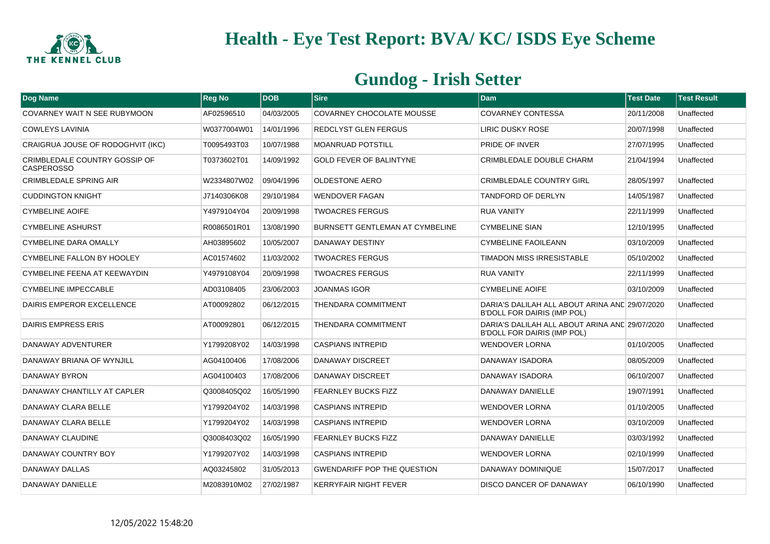# Health - Eye Test Report: BVA/ KC/ ISDS Eye Scheme

## Gundog - Irish Setter

| Dog Name | Reg No | DOB | Sire | Dam | Test Date | Test Result |
|---|---|---|---|---|---|---|
| COVARNEY WAIT N SEE RUBYMOON | AF02596510 | 04/03/2005 | COVARNEY CHOCOLATE MOUSSE | COVARNEY CONTESSA | 20/11/2008 | Unaffected |
| COWLEYS LAVINIA | W0377004W01 | 14/01/1996 | REDCLYST GLEN FERGUS | LIRIC DUSKY ROSE | 20/07/1998 | Unaffected |
| CRAIGRUA JOUSE OF RODOGHVIT (IKC) | T0095493T03 | 10/07/1988 | MOANRUAD POTSTILL | PRIDE OF INVER | 27/07/1995 | Unaffected |
| CRIMBLEDALE COUNTRY GOSSIP OF CASPEROSSO | T0373602T01 | 14/09/1992 | GOLD FEVER OF BALINTYNE | CRIMBLEDALE DOUBLE CHARM | 21/04/1994 | Unaffected |
| CRIMBLEDALE SPRING AIR | W2334807W02 | 09/04/1996 | OLDESTONE AERO | CRIMBLEDALE COUNTRY GIRL | 28/05/1997 | Unaffected |
| CUDDINGTON KNIGHT | J7140306K08 | 29/10/1984 | WENDOVER FAGAN | TANDFORD OF DERLYN | 14/05/1987 | Unaffected |
| CYMBELINE AOIFE | Y4979104Y04 | 20/09/1998 | TWOACRES FERGUS | RUA VANITY | 22/11/1999 | Unaffected |
| CYMBELINE ASHURST | R0086501R01 | 13/08/1990 | BURNSETT GENTLEMAN AT CYMBELINE | CYMBELINE SIAN | 12/10/1995 | Unaffected |
| CYMBELINE DARA OMALLY | AH03895602 | 10/05/2007 | DANAWAY DESTINY | CYMBELINE FAOILEANN | 03/10/2009 | Unaffected |
| CYMBELINE FALLON BY HOOLEY | AC01574602 | 11/03/2002 | TWOACRES FERGUS | TIMADON MISS IRRESISTABLE | 05/10/2002 | Unaffected |
| CYMBELINE FEENA AT KEEWAYDIN | Y4979108Y04 | 20/09/1998 | TWOACRES FERGUS | RUA VANITY | 22/11/1999 | Unaffected |
| CYMBELINE IMPECCABLE | AD03108405 | 23/06/2003 | JOANMAS IGOR | CYMBELINE AOIFE | 03/10/2009 | Unaffected |
| DAIRIS EMPEROR EXCELLENCE | AT00092802 | 06/12/2015 | THENDARA COMMITMENT | DARIA'S DALILAH ALL ABOUT ARINA ANE B'DOLL FOR DAIRIS (IMP POL) | 29/07/2020 | Unaffected |
| DAIRIS EMPRESS ERIS | AT00092801 | 06/12/2015 | THENDARA COMMITMENT | DARIA'S DALILAH ALL ABOUT ARINA ANE B'DOLL FOR DAIRIS (IMP POL) | 29/07/2020 | Unaffected |
| DANAWAY ADVENTURER | Y1799208Y02 | 14/03/1998 | CASPIANS INTREPID | WENDOVER LORNA | 01/10/2005 | Unaffected |
| DANAWAY BRIANA OF WYNJILL | AG04100406 | 17/08/2006 | DANAWAY DISCREET | DANAWAY ISADORA | 08/05/2009 | Unaffected |
| DANAWAY BYRON | AG04100403 | 17/08/2006 | DANAWAY DISCREET | DANAWAY ISADORA | 06/10/2007 | Unaffected |
| DANAWAY CHANTILLY AT CAPLER | Q3008405Q02 | 16/05/1990 | FEARNLEY BUCKS FIZZ | DANAWAY DANIELLE | 19/07/1991 | Unaffected |
| DANAWAY CLARA BELLE | Y1799204Y02 | 14/03/1998 | CASPIANS INTREPID | WENDOVER LORNA | 01/10/2005 | Unaffected |
| DANAWAY CLARA BELLE | Y1799204Y02 | 14/03/1998 | CASPIANS INTREPID | WENDOVER LORNA | 03/10/2009 | Unaffected |
| DANAWAY CLAUDINE | Q3008403Q02 | 16/05/1990 | FEARNLEY BUCKS FIZZ | DANAWAY DANIELLE | 03/03/1992 | Unaffected |
| DANAWAY COUNTRY BOY | Y1799207Y02 | 14/03/1998 | CASPIANS INTREPID | WENDOVER LORNA | 02/10/1999 | Unaffected |
| DANAWAY DALLAS | AQ03245802 | 31/05/2013 | GWENDARIFF POP THE QUESTION | DANAWAY DOMINIQUE | 15/07/2017 | Unaffected |
| DANAWAY DANIELLE | M2083910M02 | 27/02/1987 | KERRYFAIR NIGHT FEVER | DISCO DANCER OF DANAWAY | 06/10/1990 | Unaffected |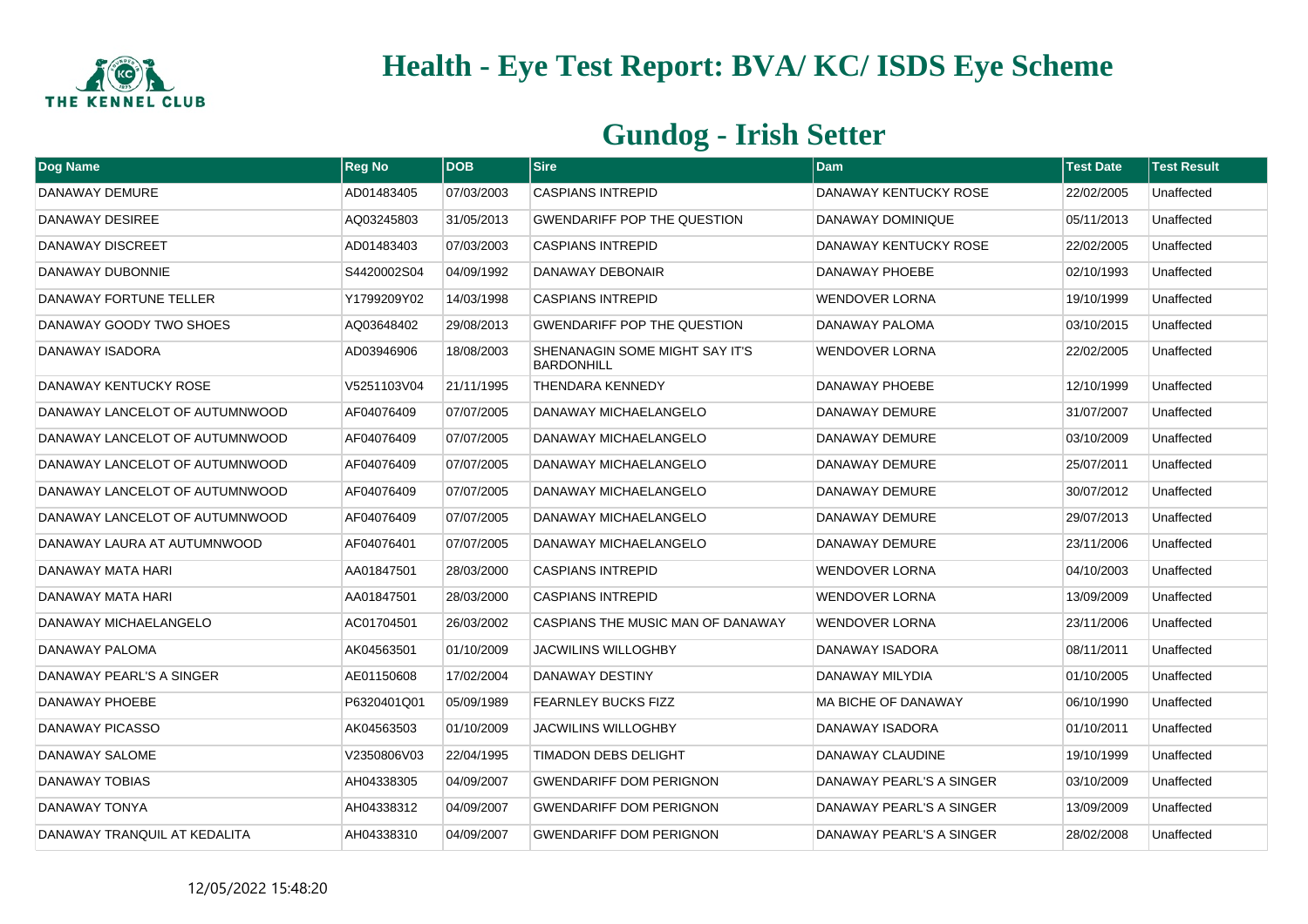# Health - Eye Test Report: BVA/ KC/ ISDS Eye Scheme

## Gundog - Irish Setter

| Dog Name | Reg No | DOB | Sire | Dam | Test Date | Test Result |
|---|---|---|---|---|---|---|
| DANAWAY DEMURE | AD01483405 | 07/03/2003 | CASPIANS INTREPID | DANAWAY KENTUCKY ROSE | 22/02/2005 | Unaffected |
| DANAWAY DESIREE | AQ03245803 | 31/05/2013 | GWENDARIFF POP THE QUESTION | DANAWAY DOMINIQUE | 05/11/2013 | Unaffected |
| DANAWAY DISCREET | AD01483403 | 07/03/2003 | CASPIANS INTREPID | DANAWAY KENTUCKY ROSE | 22/02/2005 | Unaffected |
| DANAWAY DUBONNIE | S4420002S04 | 04/09/1992 | DANAWAY DEBONAIR | DANAWAY PHOEBE | 02/10/1993 | Unaffected |
| DANAWAY FORTUNE TELLER | Y1799209Y02 | 14/03/1998 | CASPIANS INTREPID | WENDOVER LORNA | 19/10/1999 | Unaffected |
| DANAWAY GOODY TWO SHOES | AQ03648402 | 29/08/2013 | GWENDARIFF POP THE QUESTION | DANAWAY PALOMA | 03/10/2015 | Unaffected |
| DANAWAY ISADORA | AD03946906 | 18/08/2003 | SHENANAGIN SOME MIGHT SAY IT'S BARDONHILL | WENDOVER LORNA | 22/02/2005 | Unaffected |
| DANAWAY KENTUCKY ROSE | V5251103V04 | 21/11/1995 | THENDARA KENNEDY | DANAWAY PHOEBE | 12/10/1999 | Unaffected |
| DANAWAY LANCELOT OF AUTUMNWOOD | AF04076409 | 07/07/2005 | DANAWAY MICHAELANGELO | DANAWAY DEMURE | 31/07/2007 | Unaffected |
| DANAWAY LANCELOT OF AUTUMNWOOD | AF04076409 | 07/07/2005 | DANAWAY MICHAELANGELO | DANAWAY DEMURE | 03/10/2009 | Unaffected |
| DANAWAY LANCELOT OF AUTUMNWOOD | AF04076409 | 07/07/2005 | DANAWAY MICHAELANGELO | DANAWAY DEMURE | 25/07/2011 | Unaffected |
| DANAWAY LANCELOT OF AUTUMNWOOD | AF04076409 | 07/07/2005 | DANAWAY MICHAELANGELO | DANAWAY DEMURE | 30/07/2012 | Unaffected |
| DANAWAY LANCELOT OF AUTUMNWOOD | AF04076409 | 07/07/2005 | DANAWAY MICHAELANGELO | DANAWAY DEMURE | 29/07/2013 | Unaffected |
| DANAWAY LAURA AT AUTUMNWOOD | AF04076401 | 07/07/2005 | DANAWAY MICHAELANGELO | DANAWAY DEMURE | 23/11/2006 | Unaffected |
| DANAWAY MATA HARI | AA01847501 | 28/03/2000 | CASPIANS INTREPID | WENDOVER LORNA | 04/10/2003 | Unaffected |
| DANAWAY MATA HARI | AA01847501 | 28/03/2000 | CASPIANS INTREPID | WENDOVER LORNA | 13/09/2009 | Unaffected |
| DANAWAY MICHAELANGELO | AC01704501 | 26/03/2002 | CASPIANS THE MUSIC MAN OF DANAWAY | WENDOVER LORNA | 23/11/2006 | Unaffected |
| DANAWAY PALOMA | AK04563501 | 01/10/2009 | JACWILINS WILLOGHBY | DANAWAY ISADORA | 08/11/2011 | Unaffected |
| DANAWAY PEARL'S A SINGER | AE01150608 | 17/02/2004 | DANAWAY DESTINY | DANAWAY MILYDIA | 01/10/2005 | Unaffected |
| DANAWAY PHOEBE | P6320401Q01 | 05/09/1989 | FEARNLEY BUCKS FIZZ | MA BICHE OF DANAWAY | 06/10/1990 | Unaffected |
| DANAWAY PICASSO | AK04563503 | 01/10/2009 | JACWILINS WILLOGHBY | DANAWAY ISADORA | 01/10/2011 | Unaffected |
| DANAWAY SALOME | V2350806V03 | 22/04/1995 | TIMADON DEBS DELIGHT | DANAWAY CLAUDINE | 19/10/1999 | Unaffected |
| DANAWAY TOBIAS | AH04338305 | 04/09/2007 | GWENDARIFF DOM PERIGNON | DANAWAY PEARL'S A SINGER | 03/10/2009 | Unaffected |
| DANAWAY TONYA | AH04338312 | 04/09/2007 | GWENDARIFF DOM PERIGNON | DANAWAY PEARL'S A SINGER | 13/09/2009 | Unaffected |
| DANAWAY TRANQUIL AT KEDALITA | AH04338310 | 04/09/2007 | GWENDARIFF DOM PERIGNON | DANAWAY PEARL'S A SINGER | 28/02/2008 | Unaffected |

12/05/2022 15:48:20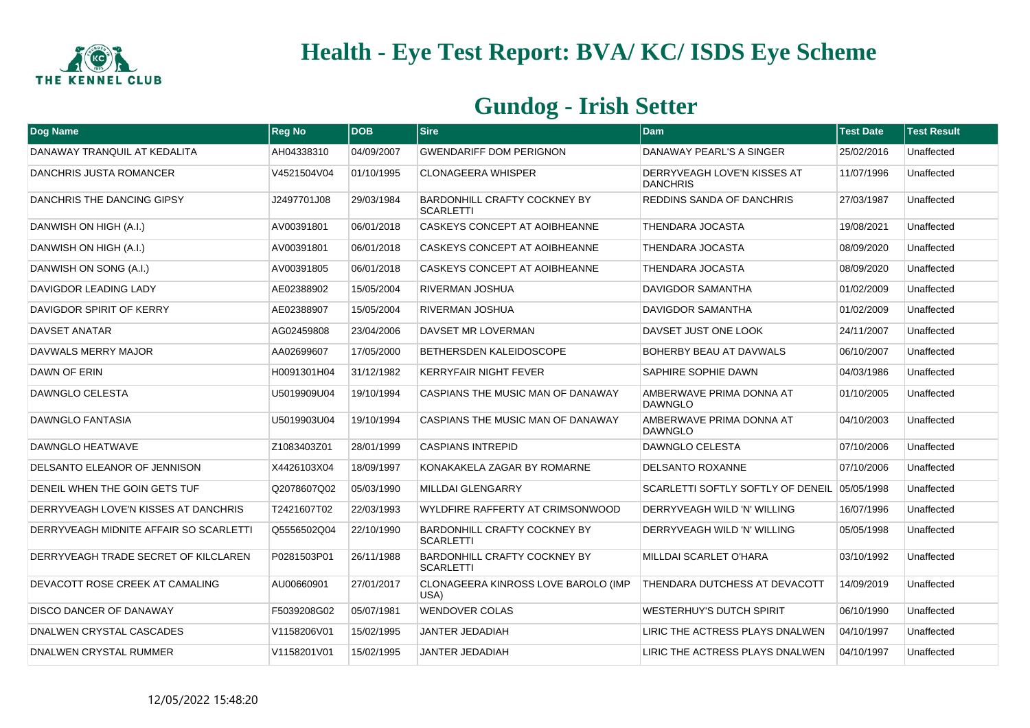# Health - Eye Test Report: BVA/ KC/ ISDS Eye Scheme

## Gundog - Irish Setter

| Dog Name | Reg No | DOB | Sire | Dam | Test Date | Test Result |
|---|---|---|---|---|---|---|
| DANAWAY TRANQUIL AT KEDALITA | AH04338310 | 04/09/2007 | GWENDARIFF DOM PERIGNON | DANAWAY PEARL'S A SINGER | 25/02/2016 | Unaffected |
| DANCHRIS JUSTA ROMANCER | V4521504V04 | 01/10/1995 | CLONAGEERA WHISPER | DERRYVEAGH LOVE'N KISSES AT DANCHRIS | 11/07/1996 | Unaffected |
| DANCHRIS THE DANCING GIPSY | J2497701J08 | 29/03/1984 | BARDONHILL CRAFTY COCKNEY BY SCARLETTI | REDDINS SANDA OF DANCHRIS | 27/03/1987 | Unaffected |
| DANWISH ON HIGH (A.I.) | AV00391801 | 06/01/2018 | CASKEYS CONCEPT AT AOIBHEANNE | THENDARA JOCASTA | 19/08/2021 | Unaffected |
| DANWISH ON HIGH (A.I.) | AV00391801 | 06/01/2018 | CASKEYS CONCEPT AT AOIBHEANNE | THENDARA JOCASTA | 08/09/2020 | Unaffected |
| DANWISH ON SONG (A.I.) | AV00391805 | 06/01/2018 | CASKEYS CONCEPT AT AOIBHEANNE | THENDARA JOCASTA | 08/09/2020 | Unaffected |
| DAVIGDOR LEADING LADY | AE02388902 | 15/05/2004 | RIVERMAN JOSHUA | DAVIGDOR SAMANTHA | 01/02/2009 | Unaffected |
| DAVIGDOR SPIRIT OF KERRY | AE02388907 | 15/05/2004 | RIVERMAN JOSHUA | DAVIGDOR SAMANTHA | 01/02/2009 | Unaffected |
| DAVSET ANATAR | AG02459808 | 23/04/2006 | DAVSET MR LOVERMAN | DAVSET JUST ONE LOOK | 24/11/2007 | Unaffected |
| DAVWALS MERRY MAJOR | AA02699607 | 17/05/2000 | BETHERSDEN KALEIDOSCOPE | BOHERBY BEAU AT DAVWALS | 06/10/2007 | Unaffected |
| DAWN OF ERIN | H0091301H04 | 31/12/1982 | KERRYFAIR NIGHT FEVER | SAPHIRE SOPHIE DAWN | 04/03/1986 | Unaffected |
| DAWNGLO CELESTA | U5019909U04 | 19/10/1994 | CASPIANS THE MUSIC MAN OF DANAWAY | AMBERWAVE PRIMA DONNA AT DAWNGLO | 01/10/2005 | Unaffected |
| DAWNGLO FANTASIA | U5019903U04 | 19/10/1994 | CASPIANS THE MUSIC MAN OF DANAWAY | AMBERWAVE PRIMA DONNA AT DAWNGLO | 04/10/2003 | Unaffected |
| DAWNGLO HEATWAVE | Z1083403Z01 | 28/01/1999 | CASPIANS INTREPID | DAWNGLO CELESTA | 07/10/2006 | Unaffected |
| DELSANTO ELEANOR OF JENNISON | X4426103X04 | 18/09/1997 | KONAKAKELA ZAGAR BY ROMARNE | DELSANTO ROXANNE | 07/10/2006 | Unaffected |
| DENEIL WHEN THE GOIN GETS TUF | Q2078607Q02 | 05/03/1990 | MILLDAI GLENGARRY | SCARLETTI SOFTLY SOFTLY OF DENEIL | 05/05/1998 | Unaffected |
| DERRYVEAGH LOVE'N KISSES AT DANCHRIS | T2421607T02 | 22/03/1993 | WYLDFIRE RAFFERTY AT CRIMSONWOOD | DERRYVEAGH WILD 'N' WILLING | 16/07/1996 | Unaffected |
| DERRYVEAGH MIDNITE AFFAIR SO SCARLETTI | Q5556502Q04 | 22/10/1990 | BARDONHILL CRAFTY COCKNEY BY SCARLETTI | DERRYVEAGH WILD 'N' WILLING | 05/05/1998 | Unaffected |
| DERRYVEAGH TRADE SECRET OF KILCLAREN | P0281503P01 | 26/11/1988 | BARDONHILL CRAFTY COCKNEY BY SCARLETTI | MILLDAI SCARLET O'HARA | 03/10/1992 | Unaffected |
| DEVACOTT ROSE CREEK AT CAMALING | AU00660901 | 27/01/2017 | CLONAGEERA KINROSS LOVE BAROLO (IMP USA) | THENDARA DUTCHESS AT DEVACOTT | 14/09/2019 | Unaffected |
| DISCO DANCER OF DANAWAY | F5039208G02 | 05/07/1981 | WENDOVER COLAS | WESTERHUY'S DUTCH SPIRIT | 06/10/1990 | Unaffected |
| DNALWEN CRYSTAL CASCADES | V1158206V01 | 15/02/1995 | JANTER JEDADIAH | LIRIC THE ACTRESS PLAYS DNALWEN | 04/10/1997 | Unaffected |
| DNALWEN CRYSTAL RUMMER | V1158201V01 | 15/02/1995 | JANTER JEDADIAH | LIRIC THE ACTRESS PLAYS DNALWEN | 04/10/1997 | Unaffected |

12/05/2022 15:48:20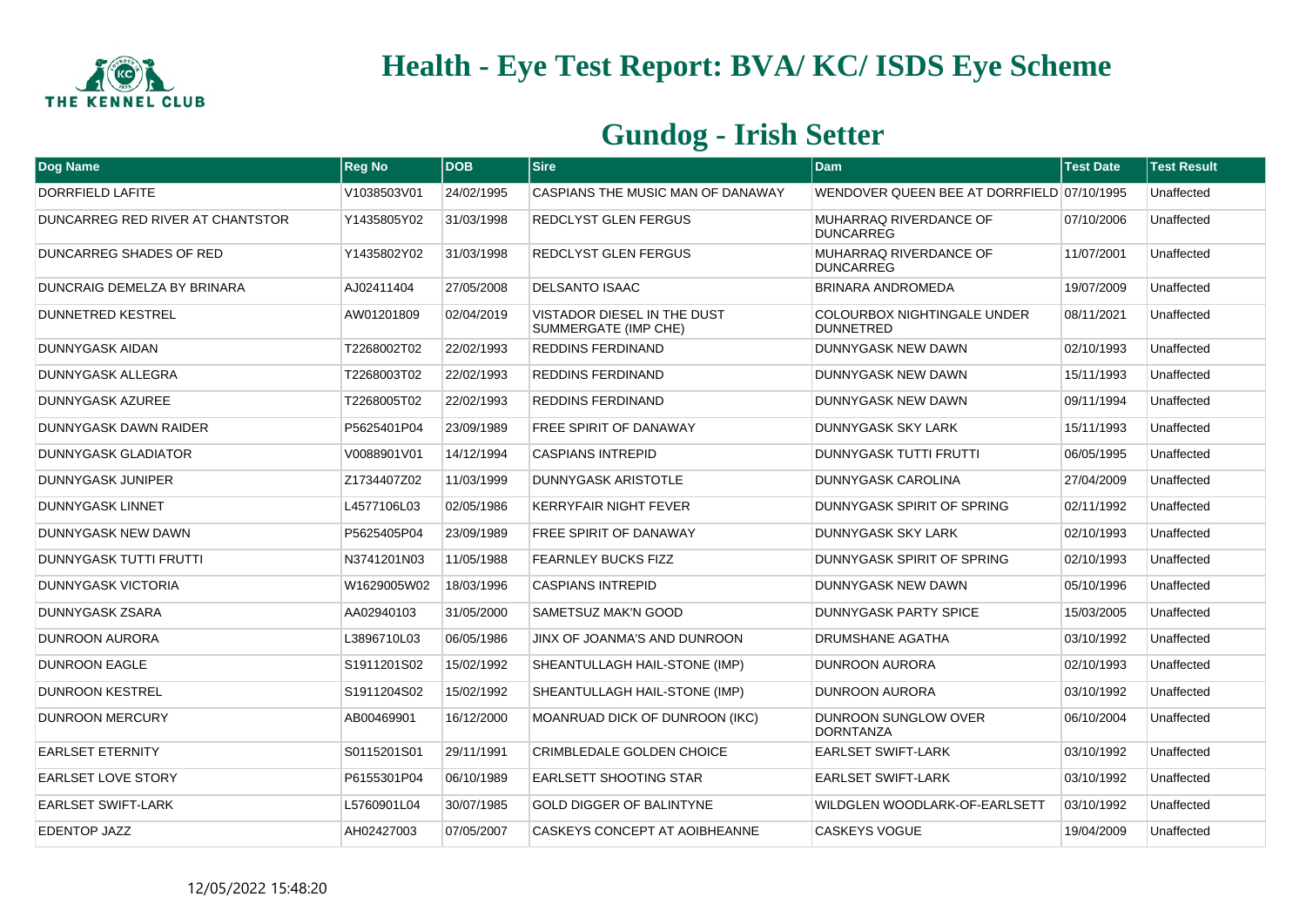# Health - Eye Test Report: BVA/ KC/ ISDS Eye Scheme

## Gundog - Irish Setter

| Dog Name | Reg No | DOB | Sire | Dam | Test Date | Test Result |
|---|---|---|---|---|---|---|
| DORRFIELD LAFITE | V1038503V01 | 24/02/1995 | CASPIANS THE MUSIC MAN OF DANAWAY | WENDOVER QUEEN BEE AT DORRFIELD | 07/10/1995 | Unaffected |
| DUNCARREG RED RIVER AT CHANTSTOR | Y1435805Y02 | 31/03/1998 | REDCLYST GLEN FERGUS | MUHARRAQ RIVERDANCE OF DUNCARREG | 07/10/2006 | Unaffected |
| DUNCARREG SHADES OF RED | Y1435802Y02 | 31/03/1998 | REDCLYST GLEN FERGUS | MUHARRAQ RIVERDANCE OF DUNCARREG | 11/07/2001 | Unaffected |
| DUNCRAIG DEMELZA BY BRINARA | AJ02411404 | 27/05/2008 | DELSANTO ISAAC | BRINARA ANDROMEDA | 19/07/2009 | Unaffected |
| DUNNETRED KESTREL | AW01201809 | 02/04/2019 | VISTADOR DIESEL IN THE DUST SUMMERGATE (IMP CHE) | COLOURBOX NIGHTINGALE UNDER DUNNETRED | 08/11/2021 | Unaffected |
| DUNNYGASK AIDAN | T2268002T02 | 22/02/1993 | REDDINS FERDINAND | DUNNYGASK NEW DAWN | 02/10/1993 | Unaffected |
| DUNNYGASK ALLEGRA | T2268003T02 | 22/02/1993 | REDDINS FERDINAND | DUNNYGASK NEW DAWN | 15/11/1993 | Unaffected |
| DUNNYGASK AZUREE | T2268005T02 | 22/02/1993 | REDDINS FERDINAND | DUNNYGASK NEW DAWN | 09/11/1994 | Unaffected |
| DUNNYGASK DAWN RAIDER | P5625401P04 | 23/09/1989 | FREE SPIRIT OF DANAWAY | DUNNYGASK SKY LARK | 15/11/1993 | Unaffected |
| DUNNYGASK GLADIATOR | V0088901V01 | 14/12/1994 | CASPIANS INTREPID | DUNNYGASK TUTTI FRUTTI | 06/05/1995 | Unaffected |
| DUNNYGASK JUNIPER | Z1734407Z02 | 11/03/1999 | DUNNYGASK ARISTOTLE | DUNNYGASK CAROLINA | 27/04/2009 | Unaffected |
| DUNNYGASK LINNET | L4577106L03 | 02/05/1986 | KERRYFAIR NIGHT FEVER | DUNNYGASK SPIRIT OF SPRING | 02/11/1992 | Unaffected |
| DUNNYGASK NEW DAWN | P5625405P04 | 23/09/1989 | FREE SPIRIT OF DANAWAY | DUNNYGASK SKY LARK | 02/10/1993 | Unaffected |
| DUNNYGASK TUTTI FRUTTI | N3741201N03 | 11/05/1988 | FEARNLEY BUCKS FIZZ | DUNNYGASK SPIRIT OF SPRING | 02/10/1993 | Unaffected |
| DUNNYGASK VICTORIA | W1629005W02 | 18/03/1996 | CASPIANS INTREPID | DUNNYGASK NEW DAWN | 05/10/1996 | Unaffected |
| DUNNYGASK ZSARA | AA02940103 | 31/05/2000 | SAMETSUZ MAK'N GOOD | DUNNYGASK PARTY SPICE | 15/03/2005 | Unaffected |
| DUNROON AURORA | L3896710L03 | 06/05/1986 | JINX OF JOANMA'S AND DUNROON | DRUMSHANE AGATHA | 03/10/1992 | Unaffected |
| DUNROON EAGLE | S1911201S02 | 15/02/1992 | SHEANTULLAGH HAIL-STONE (IMP) | DUNROON AURORA | 02/10/1993 | Unaffected |
| DUNROON KESTREL | S1911204S02 | 15/02/1992 | SHEANTULLAGH HAIL-STONE (IMP) | DUNROON AURORA | 03/10/1992 | Unaffected |
| DUNROON MERCURY | AB00469901 | 16/12/2000 | MOANRUAD DICK OF DUNROON (IKC) | DUNROON SUNGLOW OVER DORNTANZA | 06/10/2004 | Unaffected |
| EARLSET ETERNITY | S0115201S01 | 29/11/1991 | CRIMBLEDALE GOLDEN CHOICE | EARLSET SWIFT-LARK | 03/10/1992 | Unaffected |
| EARLSET LOVE STORY | P6155301P04 | 06/10/1989 | EARLSETT SHOOTING STAR | EARLSET SWIFT-LARK | 03/10/1992 | Unaffected |
| EARLSET SWIFT-LARK | L5760901L04 | 30/07/1985 | GOLD DIGGER OF BALINTYNE | WILDGLEN WOODLARK-OF-EARLSETT | 03/10/1992 | Unaffected |
| EDENTOP JAZZ | AH02427003 | 07/05/2007 | CASKEYS CONCEPT AT AOIBHEANNE | CASKEYS VOGUE | 19/04/2009 | Unaffected |

12/05/2022 15:48:20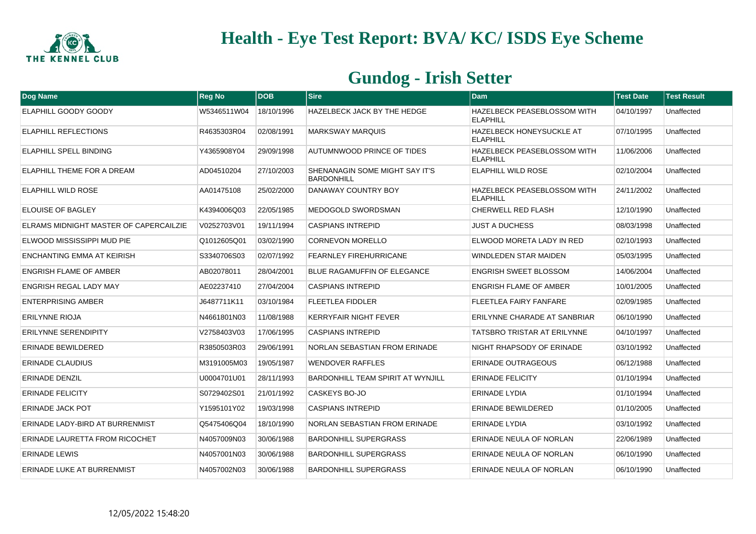# Health - Eye Test Report: BVA/ KC/ ISDS Eye Scheme

## Gundog - Irish Setter

| Dog Name | Reg No | DOB | Sire | Dam | Test Date | Test Result |
|---|---|---|---|---|---|---|
| ELAPHILL GOODY GOODY | W5346511W04 | 18/10/1996 | HAZELBECK JACK BY THE HEDGE | HAZELBECK PEASEBLOSSOM WITH ELAPHILL | 04/10/1997 | Unaffected |
| ELAPHILL REFLECTIONS | R4635303R04 | 02/08/1991 | MARKSWAY MARQUIS | HAZELBECK HONEYSUCKLE AT ELAPHILL | 07/10/1995 | Unaffected |
| ELAPHILL SPELL BINDING | Y4365908Y04 | 29/09/1998 | AUTUMNWOOD PRINCE OF TIDES | HAZELBECK PEASEBLOSSOM WITH ELAPHILL | 11/06/2006 | Unaffected |
| ELAPHILL THEME FOR A DREAM | AD04510204 | 27/10/2003 | SHENANAGIN SOME MIGHT SAY IT'S BARDONHILL | ELAPHILL WILD ROSE | 02/10/2004 | Unaffected |
| ELAPHILL WILD ROSE | AA01475108 | 25/02/2000 | DANAWAY COUNTRY BOY | HAZELBECK PEASEBLOSSOM WITH ELAPHILL | 24/11/2002 | Unaffected |
| ELOUISE OF BAGLEY | K4394006Q03 | 22/05/1985 | MEDOGOLD SWORDSMAN | CHERWELL RED FLASH | 12/10/1990 | Unaffected |
| ELRAMS MIDNIGHT MASTER OF CAPERCAILZIE | V0252703V01 | 19/11/1994 | CASPIANS INTREPID | JUST A DUCHESS | 08/03/1998 | Unaffected |
| ELWOOD MISSISSIPPI MUD PIE | Q1012605Q01 | 03/02/1990 | CORNEVON MORELLO | ELWOOD MORETA LADY IN RED | 02/10/1993 | Unaffected |
| ENCHANTING EMMA AT KEIRISH | S3340706S03 | 02/07/1992 | FEARNLEY FIREHURRICANE | WINDLEDEN STAR MAIDEN | 05/03/1995 | Unaffected |
| ENGRISH FLAME OF AMBER | AB02078011 | 28/04/2001 | BLUE RAGAMUFFIN OF ELEGANCE | ENGRISH SWEET BLOSSOM | 14/06/2004 | Unaffected |
| ENGRISH REGAL LADY MAY | AE02237410 | 27/04/2004 | CASPIANS INTREPID | ENGRISH FLAME OF AMBER | 10/01/2005 | Unaffected |
| ENTERPRISING AMBER | J6487711K11 | 03/10/1984 | FLEETLEA FIDDLER | FLEETLEA FAIRY FANFARE | 02/09/1985 | Unaffected |
| ERILYNNE RIOJA | N4661801N03 | 11/08/1988 | KERRYFAIR NIGHT FEVER | ERILYNNE CHARADE AT SANBRIAR | 06/10/1990 | Unaffected |
| ERILYNNE SERENDIPITY | V2758403V03 | 17/06/1995 | CASPIANS INTREPID | TATSBRO TRISTAR AT ERILYNNE | 04/10/1997 | Unaffected |
| ERINADE BEWILDERED | R3850503R03 | 29/06/1991 | NORLAN SEBASTIAN FROM ERINADE | NIGHT RHAPSODY OF ERINADE | 03/10/1992 | Unaffected |
| ERINADE CLAUDIUS | M3191005M03 | 19/05/1987 | WENDOVER RAFFLES | ERINADE OUTRAGEOUS | 06/12/1988 | Unaffected |
| ERINADE DENZIL | U0004701U01 | 28/11/1993 | BARDONHILL TEAM SPIRIT AT WYNJILL | ERINADE FELICITY | 01/10/1994 | Unaffected |
| ERINADE FELICITY | S0729402S01 | 21/01/1992 | CASKEYS BO-JO | ERINADE LYDIA | 01/10/1994 | Unaffected |
| ERINADE JACK POT | Y1595101Y02 | 19/03/1998 | CASPIANS INTREPID | ERINADE BEWILDERED | 01/10/2005 | Unaffected |
| ERINADE LADY-BIRD AT BURRENMIST | Q5475406Q04 | 18/10/1990 | NORLAN SEBASTIAN FROM ERINADE | ERINADE LYDIA | 03/10/1992 | Unaffected |
| ERINADE LAURETTA FROM RICOCHET | N4057009N03 | 30/06/1988 | BARDONHILL SUPERGRASS | ERINADE NEULA OF NORLAN | 22/06/1989 | Unaffected |
| ERINADE LEWIS | N4057001N03 | 30/06/1988 | BARDONHILL SUPERGRASS | ERINADE NEULA OF NORLAN | 06/10/1990 | Unaffected |
| ERINADE LUKE AT BURRENMIST | N4057002N03 | 30/06/1988 | BARDONHILL SUPERGRASS | ERINADE NEULA OF NORLAN | 06/10/1990 | Unaffected |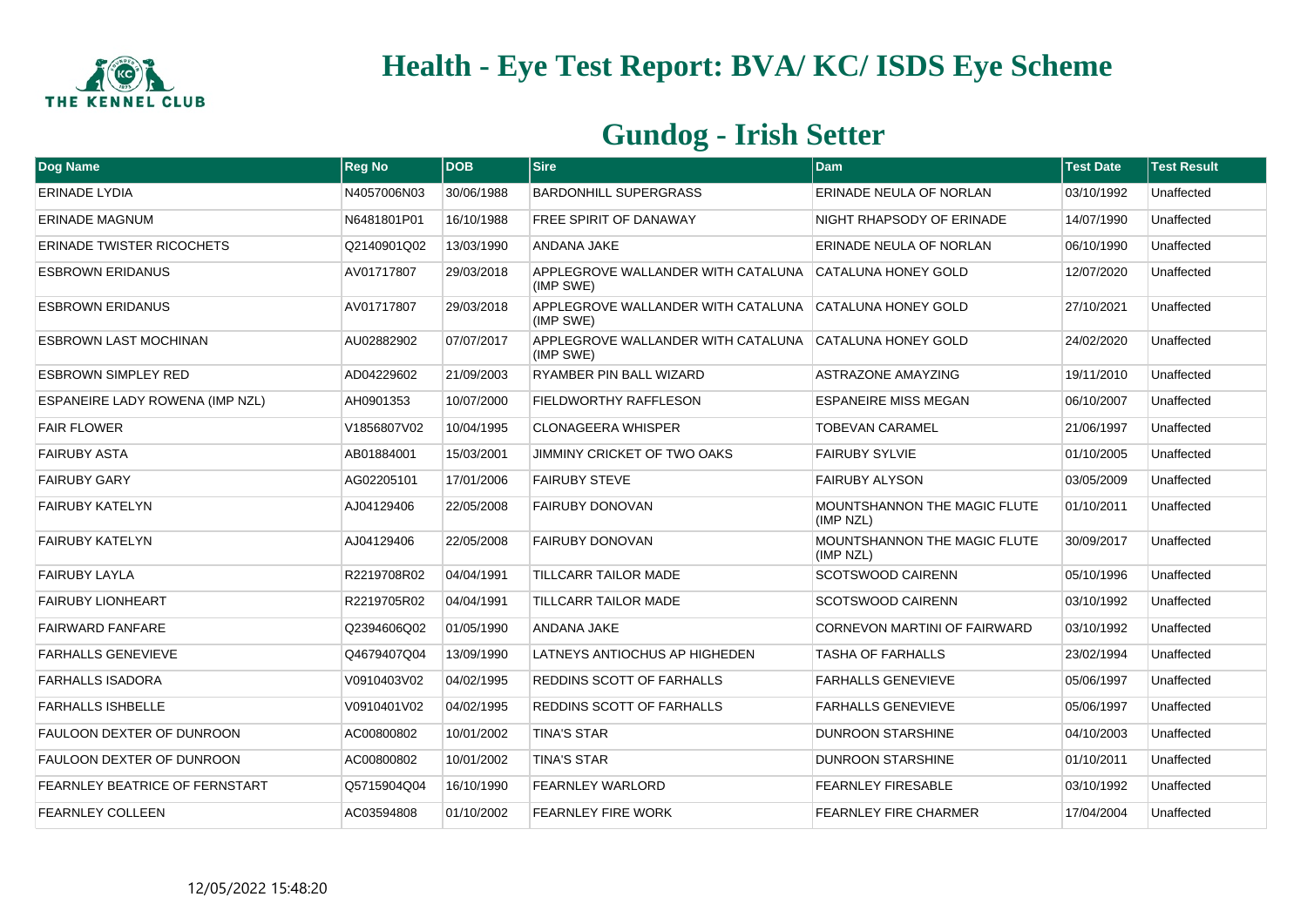# Health - Eye Test Report: BVA/ KC/ ISDS Eye Scheme

## Gundog - Irish Setter

| Dog Name | Reg No | DOB | Sire | Dam | Test Date | Test Result |
|---|---|---|---|---|---|---|
| ERINADE LYDIA | N4057006N03 | 30/06/1988 | BARDONHILL SUPERGRASS | ERINADE NEULA OF NORLAN | 03/10/1992 | Unaffected |
| ERINADE MAGNUM | N6481801P01 | 16/10/1988 | FREE SPIRIT OF DANAWAY | NIGHT RHAPSODY OF ERINADE | 14/07/1990 | Unaffected |
| ERINADE TWISTER RICOCHETS | Q2140901Q02 | 13/03/1990 | ANDANA JAKE | ERINADE NEULA OF NORLAN | 06/10/1990 | Unaffected |
| ESBROWN ERIDANUS | AV01717807 | 29/03/2018 | APPLEGROVE WALLANDER WITH CATALUNA (IMP SWE) | CATALUNA HONEY GOLD | 12/07/2020 | Unaffected |
| ESBROWN ERIDANUS | AV01717807 | 29/03/2018 | APPLEGROVE WALLANDER WITH CATALUNA (IMP SWE) | CATALUNA HONEY GOLD | 27/10/2021 | Unaffected |
| ESBROWN LAST MOCHINAN | AU02882902 | 07/07/2017 | APPLEGROVE WALLANDER WITH CATALUNA (IMP SWE) | CATALUNA HONEY GOLD | 24/02/2020 | Unaffected |
| ESBROWN SIMPLEY RED | AD04229602 | 21/09/2003 | RYAMBER PIN BALL WIZARD | ASTRAZONE AMAYZING | 19/11/2010 | Unaffected |
| ESPANEIRE LADY ROWENA (IMP NZL) | AH0901353 | 10/07/2000 | FIELDWORTHY RAFFLESON | ESPANEIRE MISS MEGAN | 06/10/2007 | Unaffected |
| FAIR FLOWER | V1856807V02 | 10/04/1995 | CLONAGEERA WHISPER | TOBEVAN CARAMEL | 21/06/1997 | Unaffected |
| FAIRUBY ASTA | AB01884001 | 15/03/2001 | JIMMINY CRICKET OF TWO OAKS | FAIRUBY SYLVIE | 01/10/2005 | Unaffected |
| FAIRUBY GARY | AG02205101 | 17/01/2006 | FAIRUBY STEVE | FAIRUBY ALYSON | 03/05/2009 | Unaffected |
| FAIRUBY KATELYN | AJ04129406 | 22/05/2008 | FAIRUBY DONOVAN | MOUNTSHANNON THE MAGIC FLUTE (IMP NZL) | 01/10/2011 | Unaffected |
| FAIRUBY KATELYN | AJ04129406 | 22/05/2008 | FAIRUBY DONOVAN | MOUNTSHANNON THE MAGIC FLUTE (IMP NZL) | 30/09/2017 | Unaffected |
| FAIRUBY LAYLA | R2219708R02 | 04/04/1991 | TILLCARR TAILOR MADE | SCOTSWOOD CAIRENN | 05/10/1996 | Unaffected |
| FAIRUBY LIONHEART | R2219705R02 | 04/04/1991 | TILLCARR TAILOR MADE | SCOTSWOOD CAIRENN | 03/10/1992 | Unaffected |
| FAIRWARD FANFARE | Q2394606Q02 | 01/05/1990 | ANDANA JAKE | CORNEVON MARTINI OF FAIRWARD | 03/10/1992 | Unaffected |
| FARHALLS GENEVIEVE | Q4679407Q04 | 13/09/1990 | LATNEYS ANTIOCHUS AP HIGHEDEN | TASHA OF FARHALLS | 23/02/1994 | Unaffected |
| FARHALLS ISADORA | V0910403V02 | 04/02/1995 | REDDINS SCOTT OF FARHALLS | FARHALLS GENEVIEVE | 05/06/1997 | Unaffected |
| FARHALLS ISHBELLE | V0910401V02 | 04/02/1995 | REDDINS SCOTT OF FARHALLS | FARHALLS GENEVIEVE | 05/06/1997 | Unaffected |
| FAULOON DEXTER OF DUNROON | AC00800802 | 10/01/2002 | TINA'S STAR | DUNROON STARSHINE | 04/10/2003 | Unaffected |
| FAULOON DEXTER OF DUNROON | AC00800802 | 10/01/2002 | TINA'S STAR | DUNROON STARSHINE | 01/10/2011 | Unaffected |
| FEARNLEY BEATRICE OF FERNSTART | Q5715904Q04 | 16/10/1990 | FEARNLEY WARLORD | FEARNLEY FIRESABLE | 03/10/1992 | Unaffected |
| FEARNLEY COLLEEN | AC03594808 | 01/10/2002 | FEARNLEY FIRE WORK | FEARNLEY FIRE CHARMER | 17/04/2004 | Unaffected |

12/05/2022 15:48:20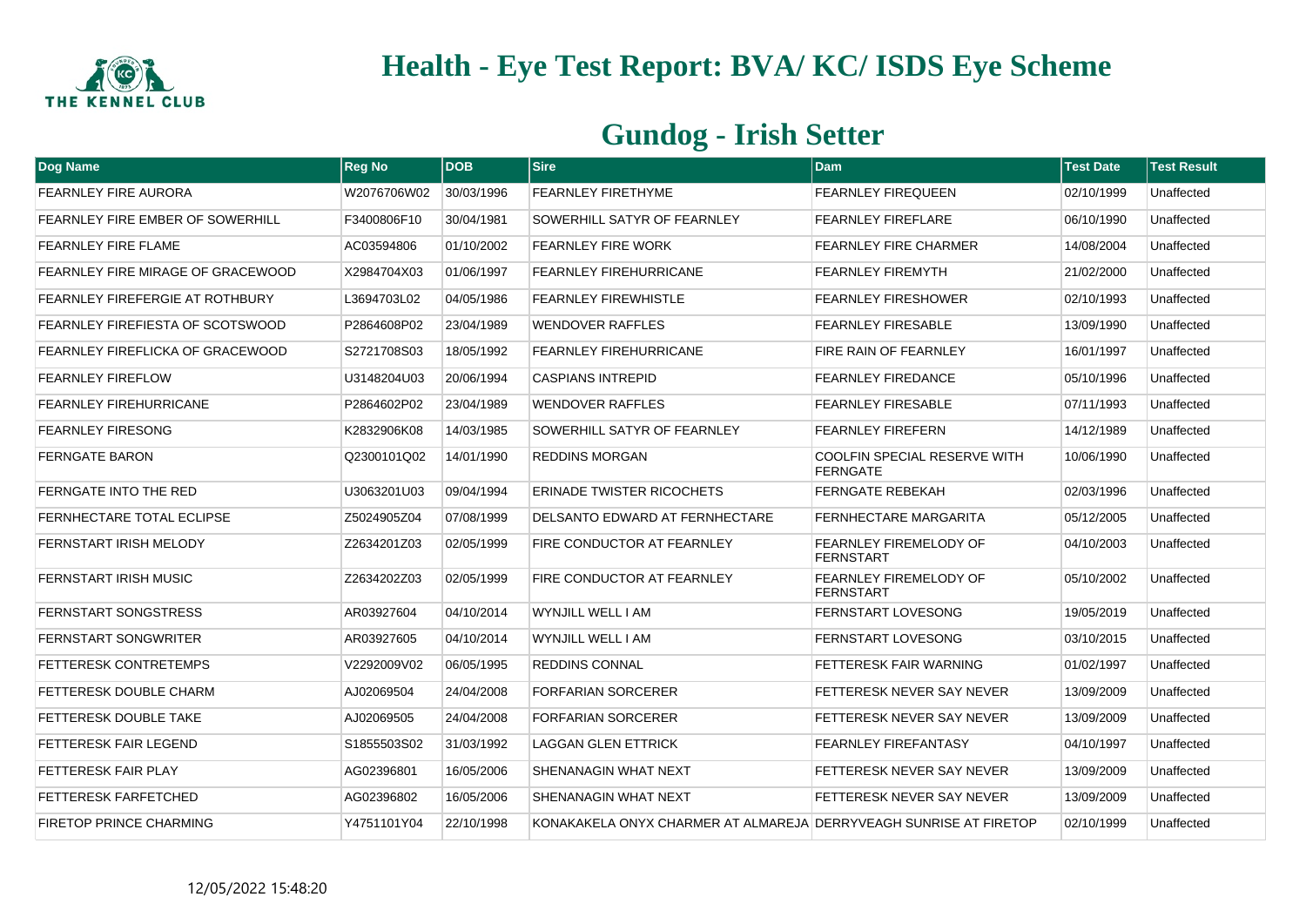# Health - Eye Test Report: BVA/ KC/ ISDS Eye Scheme

## Gundog - Irish Setter

| Dog Name | Reg No | DOB | Sire | Dam | Test Date | Test Result |
|---|---|---|---|---|---|---|
| FEARNLEY FIRE AURORA | W2076706W02 | 30/03/1996 | FEARNLEY FIRETHYME | FEARNLEY FIREQUEEN | 02/10/1999 | Unaffected |
| FEARNLEY FIRE EMBER OF SOWERHILL | F3400806F10 | 30/04/1981 | SOWERHILL SATYR OF FEARNLEY | FEARNLEY FIREFLARE | 06/10/1990 | Unaffected |
| FEARNLEY FIRE FLAME | AC03594806 | 01/10/2002 | FEARNLEY FIRE WORK | FEARNLEY FIRE CHARMER | 14/08/2004 | Unaffected |
| FEARNLEY FIRE MIRAGE OF GRACEWOOD | X2984704X03 | 01/06/1997 | FEARNLEY FIREHURRICANE | FEARNLEY FIREMYTH | 21/02/2000 | Unaffected |
| FEARNLEY FIREFERGIE AT ROTHBURY | L3694703L02 | 04/05/1986 | FEARNLEY FIREWHISTLE | FEARNLEY FIRESHOWER | 02/10/1993 | Unaffected |
| FEARNLEY FIREFIESTA OF SCOTSWOOD | P2864608P02 | 23/04/1989 | WENDOVER RAFFLES | FEARNLEY FIRESABLE | 13/09/1990 | Unaffected |
| FEARNLEY FIREFLICKA OF GRACEWOOD | S2721708S03 | 18/05/1992 | FEARNLEY FIREHURRICANE | FIRE RAIN OF FEARNLEY | 16/01/1997 | Unaffected |
| FEARNLEY FIREFLOW | U3148204U03 | 20/06/1994 | CASPIANS INTREPID | FEARNLEY FIREDANCE | 05/10/1996 | Unaffected |
| FEARNLEY FIREHURRICANE | P2864602P02 | 23/04/1989 | WENDOVER RAFFLES | FEARNLEY FIRESABLE | 07/11/1993 | Unaffected |
| FEARNLEY FIRESONG | K2832906K08 | 14/03/1985 | SOWERHILL SATYR OF FEARNLEY | FEARNLEY FIREFERN | 14/12/1989 | Unaffected |
| FERNGATE BARON | Q2300101Q02 | 14/01/1990 | REDDINS MORGAN | COOLFIN SPECIAL RESERVE WITH FERNGATE | 10/06/1990 | Unaffected |
| FERNGATE INTO THE RED | U3063201U03 | 09/04/1994 | ERINADE TWISTER RICOCHETS | FERNGATE REBEKAH | 02/03/1996 | Unaffected |
| FERNHECTARE TOTAL ECLIPSE | Z5024905Z04 | 07/08/1999 | DELSANTO EDWARD AT FERNHECTARE | FERNHECTARE MARGARITA | 05/12/2005 | Unaffected |
| FERNSTART IRISH MELODY | Z2634201Z03 | 02/05/1999 | FIRE CONDUCTOR AT FEARNLEY | FEARNLEY FIREMELODY OF FERNSTART | 04/10/2003 | Unaffected |
| FERNSTART IRISH MUSIC | Z2634202Z03 | 02/05/1999 | FIRE CONDUCTOR AT FEARNLEY | FEARNLEY FIREMELODY OF FERNSTART | 05/10/2002 | Unaffected |
| FERNSTART SONGSTRESS | AR03927604 | 04/10/2014 | WYNJILL WELL I AM | FERNSTART LOVESONG | 19/05/2019 | Unaffected |
| FERNSTART SONGWRITER | AR03927605 | 04/10/2014 | WYNJILL WELL I AM | FERNSTART LOVESONG | 03/10/2015 | Unaffected |
| FETTERESK CONTRETEMPS | V2292009V02 | 06/05/1995 | REDDINS CONNAL | FETTERESK FAIR WARNING | 01/02/1997 | Unaffected |
| FETTERESK DOUBLE CHARM | AJ02069504 | 24/04/2008 | FORFARIAN SORCERER | FETTERESK NEVER SAY NEVER | 13/09/2009 | Unaffected |
| FETTERESK DOUBLE TAKE | AJ02069505 | 24/04/2008 | FORFARIAN SORCERER | FETTERESK NEVER SAY NEVER | 13/09/2009 | Unaffected |
| FETTERESK FAIR LEGEND | S1855503S02 | 31/03/1992 | LAGGAN GLEN ETTRICK | FEARNLEY FIREFANTASY | 04/10/1997 | Unaffected |
| FETTERESK FAIR PLAY | AG02396801 | 16/05/2006 | SHENANAGIN WHAT NEXT | FETTERESK NEVER SAY NEVER | 13/09/2009 | Unaffected |
| FETTERESK FARFETCHED | AG02396802 | 16/05/2006 | SHENANAGIN WHAT NEXT | FETTERESK NEVER SAY NEVER | 13/09/2009 | Unaffected |
| FIRETOP PRINCE CHARMING | Y4751101Y04 | 22/10/1998 | KONAKAKELA ONYX CHARMER AT ALMAREJA | DERRYVEAGH SUNRISE AT FIRETOP | 02/10/1999 | Unaffected |

12/05/2022 15:48:20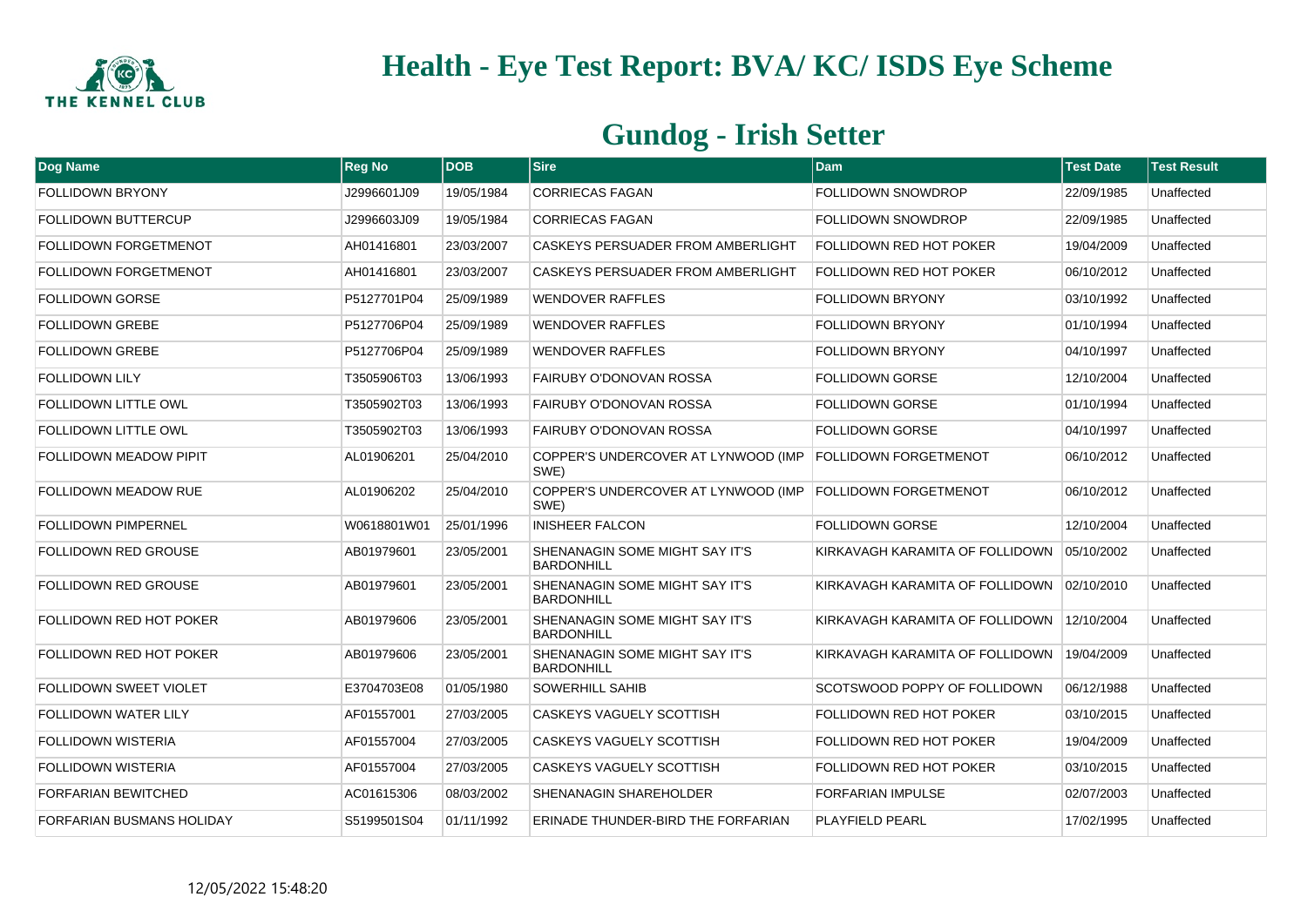# Health - Eye Test Report: BVA/ KC/ ISDS Eye Scheme

## Gundog - Irish Setter

| Dog Name | Reg No | DOB | Sire | Dam | Test Date | Test Result |
|---|---|---|---|---|---|---|
| FOLLIDOWN BRYONY | J2996601J09 | 19/05/1984 | CORRIECAS FAGAN | FOLLIDOWN SNOWDROP | 22/09/1985 | Unaffected |
| FOLLIDOWN BUTTERCUP | J2996603J09 | 19/05/1984 | CORRIECAS FAGAN | FOLLIDOWN SNOWDROP | 22/09/1985 | Unaffected |
| FOLLIDOWN FORGETMENOT | AH01416801 | 23/03/2007 | CASKEYS PERSUADER FROM AMBERLIGHT | FOLLIDOWN RED HOT POKER | 19/04/2009 | Unaffected |
| FOLLIDOWN FORGETMENOT | AH01416801 | 23/03/2007 | CASKEYS PERSUADER FROM AMBERLIGHT | FOLLIDOWN RED HOT POKER | 06/10/2012 | Unaffected |
| FOLLIDOWN GORSE | P5127701P04 | 25/09/1989 | WENDOVER RAFFLES | FOLLIDOWN BRYONY | 03/10/1992 | Unaffected |
| FOLLIDOWN GREBE | P5127706P04 | 25/09/1989 | WENDOVER RAFFLES | FOLLIDOWN BRYONY | 01/10/1994 | Unaffected |
| FOLLIDOWN GREBE | P5127706P04 | 25/09/1989 | WENDOVER RAFFLES | FOLLIDOWN BRYONY | 04/10/1997 | Unaffected |
| FOLLIDOWN LILY | T3505906T03 | 13/06/1993 | FAIRUBY O'DONOVAN ROSSA | FOLLIDOWN GORSE | 12/10/2004 | Unaffected |
| FOLLIDOWN LITTLE OWL | T3505902T03 | 13/06/1993 | FAIRUBY O'DONOVAN ROSSA | FOLLIDOWN GORSE | 01/10/1994 | Unaffected |
| FOLLIDOWN LITTLE OWL | T3505902T03 | 13/06/1993 | FAIRUBY O'DONOVAN ROSSA | FOLLIDOWN GORSE | 04/10/1997 | Unaffected |
| FOLLIDOWN MEADOW PIPIT | AL01906201 | 25/04/2010 | COPPER'S UNDERCOVER AT LYNWOOD (IMP SWE) | FOLLIDOWN FORGETMENOT | 06/10/2012 | Unaffected |
| FOLLIDOWN MEADOW RUE | AL01906202 | 25/04/2010 | COPPER'S UNDERCOVER AT LYNWOOD (IMP SWE) | FOLLIDOWN FORGETMENOT | 06/10/2012 | Unaffected |
| FOLLIDOWN PIMPERNEL | W0618801W01 | 25/01/1996 | INISHEER FALCON | FOLLIDOWN GORSE | 12/10/2004 | Unaffected |
| FOLLIDOWN RED GROUSE | AB01979601 | 23/05/2001 | SHENANAGIN SOME MIGHT SAY IT'S BARDONHILL | KIRKAVAGH KARAMITA OF FOLLIDOWN | 05/10/2002 | Unaffected |
| FOLLIDOWN RED GROUSE | AB01979601 | 23/05/2001 | SHENANAGIN SOME MIGHT SAY IT'S BARDONHILL | KIRKAVAGH KARAMITA OF FOLLIDOWN | 02/10/2010 | Unaffected |
| FOLLIDOWN RED HOT POKER | AB01979606 | 23/05/2001 | SHENANAGIN SOME MIGHT SAY IT'S BARDONHILL | KIRKAVAGH KARAMITA OF FOLLIDOWN | 12/10/2004 | Unaffected |
| FOLLIDOWN RED HOT POKER | AB01979606 | 23/05/2001 | SHENANAGIN SOME MIGHT SAY IT'S BARDONHILL | KIRKAVAGH KARAMITA OF FOLLIDOWN | 19/04/2009 | Unaffected |
| FOLLIDOWN SWEET VIOLET | E3704703E08 | 01/05/1980 | SOWERHILL SAHIB | SCOTSWOOD POPPY OF FOLLIDOWN | 06/12/1988 | Unaffected |
| FOLLIDOWN WATER LILY | AF01557001 | 27/03/2005 | CASKEYS VAGUELY SCOTTISH | FOLLIDOWN RED HOT POKER | 03/10/2015 | Unaffected |
| FOLLIDOWN WISTERIA | AF01557004 | 27/03/2005 | CASKEYS VAGUELY SCOTTISH | FOLLIDOWN RED HOT POKER | 19/04/2009 | Unaffected |
| FOLLIDOWN WISTERIA | AF01557004 | 27/03/2005 | CASKEYS VAGUELY SCOTTISH | FOLLIDOWN RED HOT POKER | 03/10/2015 | Unaffected |
| FORFARIAN BEWITCHED | AC01615306 | 08/03/2002 | SHENANAGIN SHAREHOLDER | FORFARIAN IMPULSE | 02/07/2003 | Unaffected |
| FORFARIAN BUSMANS HOLIDAY | S5199501S04 | 01/11/1992 | ERINADE THUNDER-BIRD THE FORFARIAN | PLAYFIELD PEARL | 17/02/1995 | Unaffected |

12/05/2022 15:48:20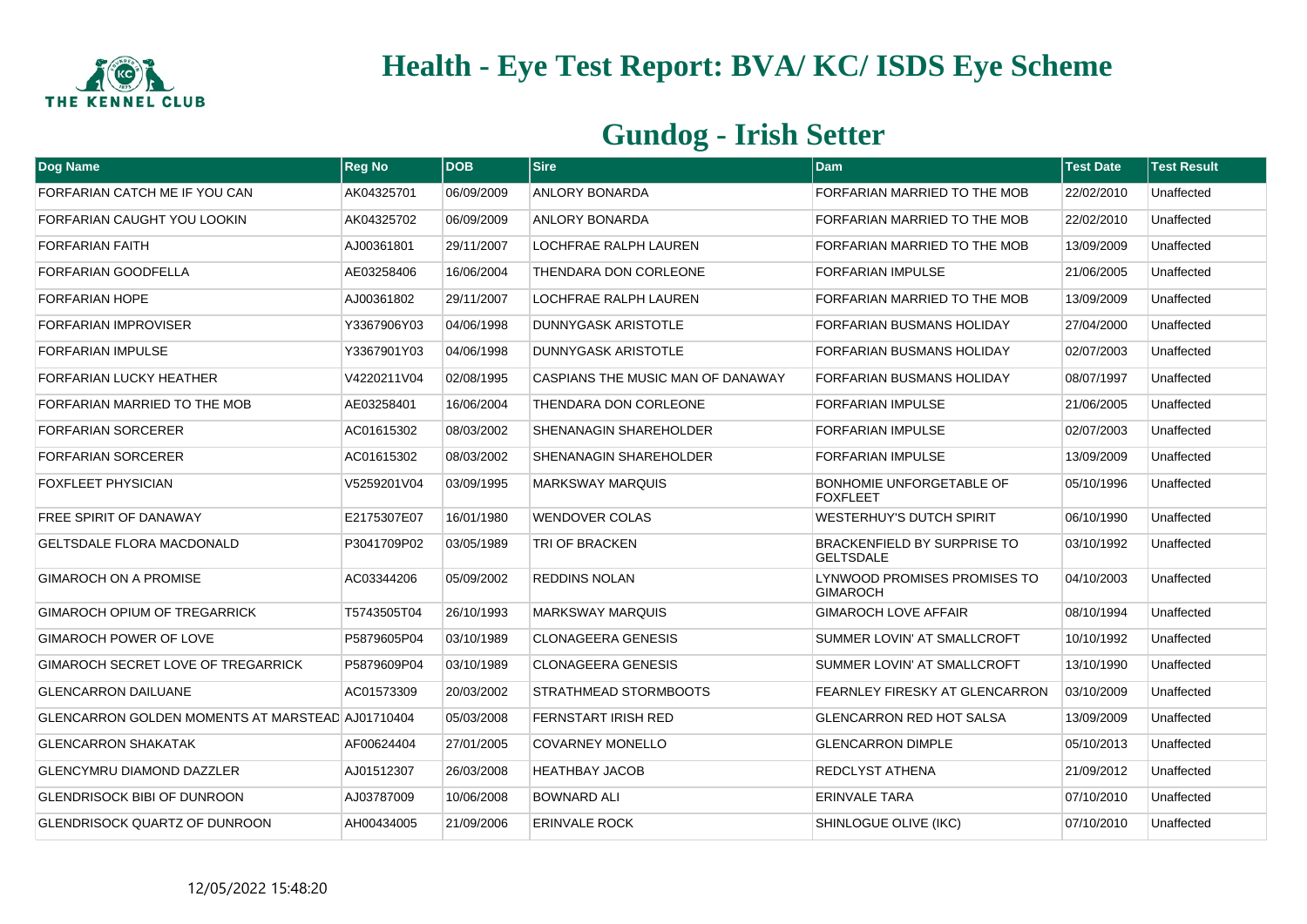# Health - Eye Test Report: BVA/ KC/ ISDS Eye Scheme

## Gundog - Irish Setter

| Dog Name | Reg No | DOB | Sire | Dam | Test Date | Test Result |
|---|---|---|---|---|---|---|
| FORFARIAN CATCH ME IF YOU CAN | AK04325701 | 06/09/2009 | ANLORY BONARDA | FORFARIAN MARRIED TO THE MOB | 22/02/2010 | Unaffected |
| FORFARIAN CAUGHT YOU LOOKIN | AK04325702 | 06/09/2009 | ANLORY BONARDA | FORFARIAN MARRIED TO THE MOB | 22/02/2010 | Unaffected |
| FORFARIAN FAITH | AJ00361801 | 29/11/2007 | LOCHFRAE RALPH LAUREN | FORFARIAN MARRIED TO THE MOB | 13/09/2009 | Unaffected |
| FORFARIAN GOODFELLA | AE03258406 | 16/06/2004 | THENDARA DON CORLEONE | FORFARIAN IMPULSE | 21/06/2005 | Unaffected |
| FORFARIAN HOPE | AJ00361802 | 29/11/2007 | LOCHFRAE RALPH LAUREN | FORFARIAN MARRIED TO THE MOB | 13/09/2009 | Unaffected |
| FORFARIAN IMPROVISER | Y3367906Y03 | 04/06/1998 | DUNNYGASK ARISTOTLE | FORFARIAN BUSMANS HOLIDAY | 27/04/2000 | Unaffected |
| FORFARIAN IMPULSE | Y3367901Y03 | 04/06/1998 | DUNNYGASK ARISTOTLE | FORFARIAN BUSMANS HOLIDAY | 02/07/2003 | Unaffected |
| FORFARIAN LUCKY HEATHER | V4220211V04 | 02/08/1995 | CASPIANS THE MUSIC MAN OF DANAWAY | FORFARIAN BUSMANS HOLIDAY | 08/07/1997 | Unaffected |
| FORFARIAN MARRIED TO THE MOB | AE03258401 | 16/06/2004 | THENDARA DON CORLEONE | FORFARIAN IMPULSE | 21/06/2005 | Unaffected |
| FORFARIAN SORCERER | AC01615302 | 08/03/2002 | SHENANAGIN SHAREHOLDER | FORFARIAN IMPULSE | 02/07/2003 | Unaffected |
| FORFARIAN SORCERER | AC01615302 | 08/03/2002 | SHENANAGIN SHAREHOLDER | FORFARIAN IMPULSE | 13/09/2009 | Unaffected |
| FOXFLEET PHYSICIAN | V5259201V04 | 03/09/1995 | MARKSWAY MARQUIS | BONHOMIE UNFORGETABLE OF FOXFLEET | 05/10/1996 | Unaffected |
| FREE SPIRIT OF DANAWAY | E2175307E07 | 16/01/1980 | WENDOVER COLAS | WESTERHUY'S DUTCH SPIRIT | 06/10/1990 | Unaffected |
| GELTSDALE FLORA MACDONALD | P3041709P02 | 03/05/1989 | TRI OF BRACKEN | BRACKENFIELD BY SURPRISE TO GELTSDALE | 03/10/1992 | Unaffected |
| GIMAROCH ON A PROMISE | AC03344206 | 05/09/2002 | REDDINS NOLAN | LYNWOOD PROMISES PROMISES TO GIMAROCH | 04/10/2003 | Unaffected |
| GIMAROCH OPIUM OF TREGARRICK | T5743505T04 | 26/10/1993 | MARKSWAY MARQUIS | GIMAROCH LOVE AFFAIR | 08/10/1994 | Unaffected |
| GIMAROCH POWER OF LOVE | P5879605P04 | 03/10/1989 | CLONAGEERA GENESIS | SUMMER LOVIN' AT SMALLCROFT | 10/10/1992 | Unaffected |
| GIMAROCH SECRET LOVE OF TREGARRICK | P5879609P04 | 03/10/1989 | CLONAGEERA GENESIS | SUMMER LOVIN' AT SMALLCROFT | 13/10/1990 | Unaffected |
| GLENCARRON DAILUANE | AC01573309 | 20/03/2002 | STRATHMEAD STORMBOOTS | FEARNLEY FIRESKY AT GLENCARRON | 03/10/2009 | Unaffected |
| GLENCARRON GOLDEN MOMENTS AT MARSTEAD | AJ01710404 | 05/03/2008 | FERNSTART IRISH RED | GLENCARRON RED HOT SALSA | 13/09/2009 | Unaffected |
| GLENCARRON SHAKATAK | AF00624404 | 27/01/2005 | COVARNEY MONELLO | GLENCARRON DIMPLE | 05/10/2013 | Unaffected |
| GLENCYMRU DIAMOND DAZZLER | AJ01512307 | 26/03/2008 | HEATHBAY JACOB | REDCLYST ATHENA | 21/09/2012 | Unaffected |
| GLENDRISOCK BIBI OF DUNROON | AJ03787009 | 10/06/2008 | BOWNARD ALI | ERINVALE TARA | 07/10/2010 | Unaffected |
| GLENDRISOCK QUARTZ OF DUNROON | AH00434005 | 21/09/2006 | ERINVALE ROCK | SHINLOGUE OLIVE (IKC) | 07/10/2010 | Unaffected |

12/05/2022 15:48:20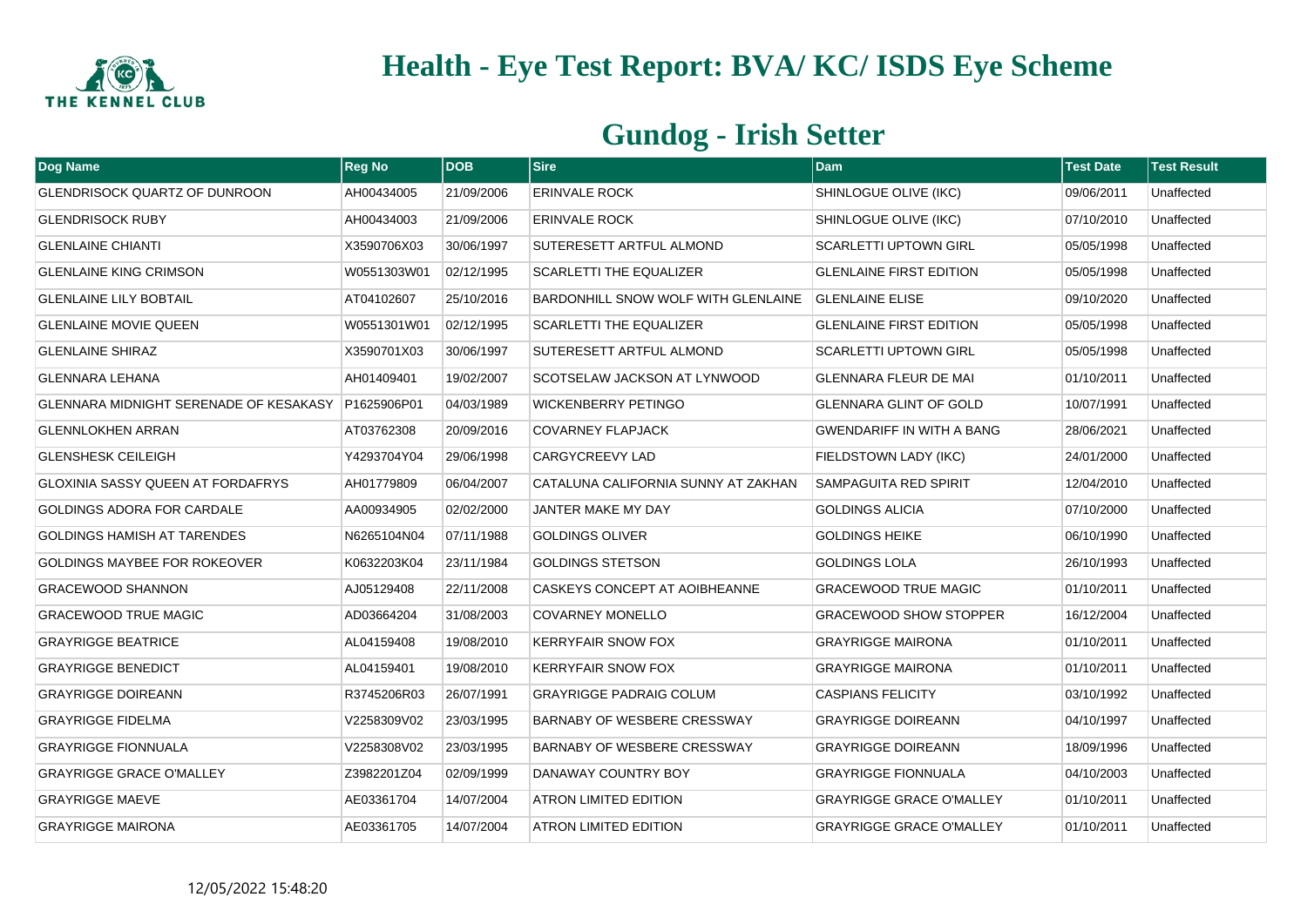# Health - Eye Test Report: BVA/ KC/ ISDS Eye Scheme

## Gundog - Irish Setter

| Dog Name | Reg No | DOB | Sire | Dam | Test Date | Test Result |
|---|---|---|---|---|---|---|
| GLENDRISOCK QUARTZ OF DUNROON | AH00434005 | 21/09/2006 | ERINVALE ROCK | SHINLOGUE OLIVE (IKC) | 09/06/2011 | Unaffected |
| GLENDRISOCK RUBY | AH00434003 | 21/09/2006 | ERINVALE ROCK | SHINLOGUE OLIVE (IKC) | 07/10/2010 | Unaffected |
| GLENLAINE CHIANTI | X3590706X03 | 30/06/1997 | SUTERESETT ARTFUL ALMOND | SCARLETTI UPTOWN GIRL | 05/05/1998 | Unaffected |
| GLENLAINE KING CRIMSON | W0551303W01 | 02/12/1995 | SCARLETTI THE EQUALIZER | GLENLAINE FIRST EDITION | 05/05/1998 | Unaffected |
| GLENLAINE LILY BOBTAIL | AT04102607 | 25/10/2016 | BARDONHILL SNOW WOLF WITH GLENLAINE | GLENLAINE ELISE | 09/10/2020 | Unaffected |
| GLENLAINE MOVIE QUEEN | W0551301W01 | 02/12/1995 | SCARLETTI THE EQUALIZER | GLENLAINE FIRST EDITION | 05/05/1998 | Unaffected |
| GLENLAINE SHIRAZ | X3590701X03 | 30/06/1997 | SUTERESETT ARTFUL ALMOND | SCARLETTI UPTOWN GIRL | 05/05/1998 | Unaffected |
| GLENNARA LEHANA | AH01409401 | 19/02/2007 | SCOTSELAW JACKSON AT LYNWOOD | GLENNARA FLEUR DE MAI | 01/10/2011 | Unaffected |
| GLENNARA MIDNIGHT SERENADE OF KESAKASY | P1625906P01 | 04/03/1989 | WICKENBERRY PETINGO | GLENNARA GLINT OF GOLD | 10/07/1991 | Unaffected |
| GLENNLOKHEN ARRAN | AT03762308 | 20/09/2016 | COVARNEY FLAPJACK | GWENDARIFF IN WITH A BANG | 28/06/2021 | Unaffected |
| GLENSHESK CEILEIGH | Y4293704Y04 | 29/06/1998 | CARGYCREEVY LAD | FIELDSTOWN LADY (IKC) | 24/01/2000 | Unaffected |
| GLOXINIA SASSY QUEEN AT FORDAFRYS | AH01779809 | 06/04/2007 | CATALUNA CALIFORNIA SUNNY AT ZAKHAN | SAMPAGUITA RED SPIRIT | 12/04/2010 | Unaffected |
| GOLDINGS ADORA FOR CARDALE | AA00934905 | 02/02/2000 | JANTER MAKE MY DAY | GOLDINGS ALICIA | 07/10/2000 | Unaffected |
| GOLDINGS HAMISH AT TARENDES | N6265104N04 | 07/11/1988 | GOLDINGS OLIVER | GOLDINGS HEIKE | 06/10/1990 | Unaffected |
| GOLDINGS MAYBEE FOR ROKEOVER | K0632203K04 | 23/11/1984 | GOLDINGS STETSON | GOLDINGS LOLA | 26/10/1993 | Unaffected |
| GRACEWOOD SHANNON | AJ05129408 | 22/11/2008 | CASKEYS CONCEPT AT AOIBHEANNE | GRACEWOOD TRUE MAGIC | 01/10/2011 | Unaffected |
| GRACEWOOD TRUE MAGIC | AD03664204 | 31/08/2003 | COVARNEY MONELLO | GRACEWOOD SHOW STOPPER | 16/12/2004 | Unaffected |
| GRAYRIGGE BEATRICE | AL04159408 | 19/08/2010 | KERRYFAIR SNOW FOX | GRAYRIGGE MAIRONA | 01/10/2011 | Unaffected |
| GRAYRIGGE BENEDICT | AL04159401 | 19/08/2010 | KERRYFAIR SNOW FOX | GRAYRIGGE MAIRONA | 01/10/2011 | Unaffected |
| GRAYRIGGE DOIREANN | R3745206R03 | 26/07/1991 | GRAYRIGGE PADRAIG COLUM | CASPIANS FELICITY | 03/10/1992 | Unaffected |
| GRAYRIGGE FIDELMA | V2258309V02 | 23/03/1995 | BARNABY OF WESBERE CRESSWAY | GRAYRIGGE DOIREANN | 04/10/1997 | Unaffected |
| GRAYRIGGE FIONNUALA | V2258308V02 | 23/03/1995 | BARNABY OF WESBERE CRESSWAY | GRAYRIGGE DOIREANN | 18/09/1996 | Unaffected |
| GRAYRIGGE GRACE O'MALLEY | Z3982201Z04 | 02/09/1999 | DANAWAY COUNTRY BOY | GRAYRIGGE FIONNUALA | 04/10/2003 | Unaffected |
| GRAYRIGGE MAEVE | AE03361704 | 14/07/2004 | ATRON LIMITED EDITION | GRAYRIGGE GRACE O'MALLEY | 01/10/2011 | Unaffected |
| GRAYRIGGE MAIRONA | AE03361705 | 14/07/2004 | ATRON LIMITED EDITION | GRAYRIGGE GRACE O'MALLEY | 01/10/2011 | Unaffected |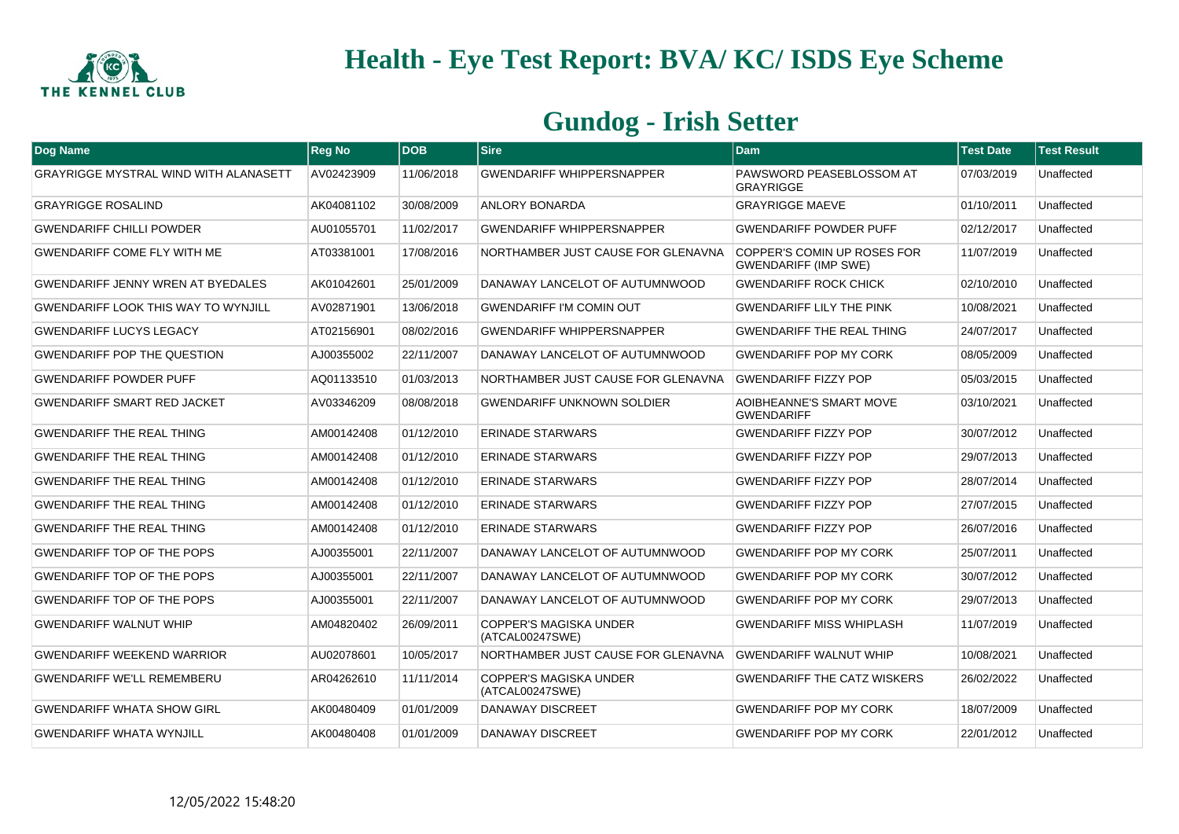# Health - Eye Test Report: BVA/ KC/ ISDS Eye Scheme

## Gundog - Irish Setter

| Dog Name | Reg No | DOB | Sire | Dam | Test Date | Test Result |
|---|---|---|---|---|---|---|
| GRAYRIGGE MYSTRAL WIND WITH ALANASETT | AV02423909 | 11/06/2018 | GWENDARIFF WHIPPERSNAPPER | PAWSWORD PEASEBLOSSOM AT GRAYRIGGE | 07/03/2019 | Unaffected |
| GRAYRIGGE ROSALIND | AK04081102 | 30/08/2009 | ANLORY BONARDA | GRAYRIGGE MAEVE | 01/10/2011 | Unaffected |
| GWENDARIFF CHILLI POWDER | AU01055701 | 11/02/2017 | GWENDARIFF WHIPPERSNAPPER | GWENDARIFF POWDER PUFF | 02/12/2017 | Unaffected |
| GWENDARIFF COME FLY WITH ME | AT03381001 | 17/08/2016 | NORTHAMBER JUST CAUSE FOR GLENAVNA | COPPER'S COMIN UP ROSES FOR GWENDARIFF (IMP SWE) | 11/07/2019 | Unaffected |
| GWENDARIFF JENNY WREN AT BYEDALES | AK01042601 | 25/01/2009 | DANAWAY LANCELOT OF AUTUMNWOOD | GWENDARIFF ROCK CHICK | 02/10/2010 | Unaffected |
| GWENDARIFF LOOK THIS WAY TO WYNJILL | AV02871901 | 13/06/2018 | GWENDARIFF I'M COMIN OUT | GWENDARIFF LILY THE PINK | 10/08/2021 | Unaffected |
| GWENDARIFF LUCYS LEGACY | AT02156901 | 08/02/2016 | GWENDARIFF WHIPPERSNAPPER | GWENDARIFF THE REAL THING | 24/07/2017 | Unaffected |
| GWENDARIFF POP THE QUESTION | AJ00355002 | 22/11/2007 | DANAWAY LANCELOT OF AUTUMNWOOD | GWENDARIFF POP MY CORK | 08/05/2009 | Unaffected |
| GWENDARIFF POWDER PUFF | AQ01133510 | 01/03/2013 | NORTHAMBER JUST CAUSE FOR GLENAVNA | GWENDARIFF FIZZY POP | 05/03/2015 | Unaffected |
| GWENDARIFF SMART RED JACKET | AV03346209 | 08/08/2018 | GWENDARIFF UNKNOWN SOLDIER | AOIBHEANNE'S SMART MOVE GWENDARIFF | 03/10/2021 | Unaffected |
| GWENDARIFF THE REAL THING | AM00142408 | 01/12/2010 | ERINADE STARWARS | GWENDARIFF FIZZY POP | 30/07/2012 | Unaffected |
| GWENDARIFF THE REAL THING | AM00142408 | 01/12/2010 | ERINADE STARWARS | GWENDARIFF FIZZY POP | 29/07/2013 | Unaffected |
| GWENDARIFF THE REAL THING | AM00142408 | 01/12/2010 | ERINADE STARWARS | GWENDARIFF FIZZY POP | 28/07/2014 | Unaffected |
| GWENDARIFF THE REAL THING | AM00142408 | 01/12/2010 | ERINADE STARWARS | GWENDARIFF FIZZY POP | 27/07/2015 | Unaffected |
| GWENDARIFF THE REAL THING | AM00142408 | 01/12/2010 | ERINADE STARWARS | GWENDARIFF FIZZY POP | 26/07/2016 | Unaffected |
| GWENDARIFF TOP OF THE POPS | AJ00355001 | 22/11/2007 | DANAWAY LANCELOT OF AUTUMNWOOD | GWENDARIFF POP MY CORK | 25/07/2011 | Unaffected |
| GWENDARIFF TOP OF THE POPS | AJ00355001 | 22/11/2007 | DANAWAY LANCELOT OF AUTUMNWOOD | GWENDARIFF POP MY CORK | 30/07/2012 | Unaffected |
| GWENDARIFF TOP OF THE POPS | AJ00355001 | 22/11/2007 | DANAWAY LANCELOT OF AUTUMNWOOD | GWENDARIFF POP MY CORK | 29/07/2013 | Unaffected |
| GWENDARIFF WALNUT WHIP | AM04820402 | 26/09/2011 | COPPER'S MAGISKA UNDER (ATCAL00247SWE) | GWENDARIFF MISS WHIPLASH | 11/07/2019 | Unaffected |
| GWENDARIFF WEEKEND WARRIOR | AU02078601 | 10/05/2017 | NORTHAMBER JUST CAUSE FOR GLENAVNA | GWENDARIFF WALNUT WHIP | 10/08/2021 | Unaffected |
| GWENDARIFF WE'LL REMEMBERU | AR04262610 | 11/11/2014 | COPPER'S MAGISKA UNDER (ATCAL00247SWE) | GWENDARIFF THE CATZ WISKERS | 26/02/2022 | Unaffected |
| GWENDARIFF WHATA SHOW GIRL | AK00480409 | 01/01/2009 | DANAWAY DISCREET | GWENDARIFF POP MY CORK | 18/07/2009 | Unaffected |
| GWENDARIFF WHATA WYNJILL | AK00480408 | 01/01/2009 | DANAWAY DISCREET | GWENDARIFF POP MY CORK | 22/01/2012 | Unaffected |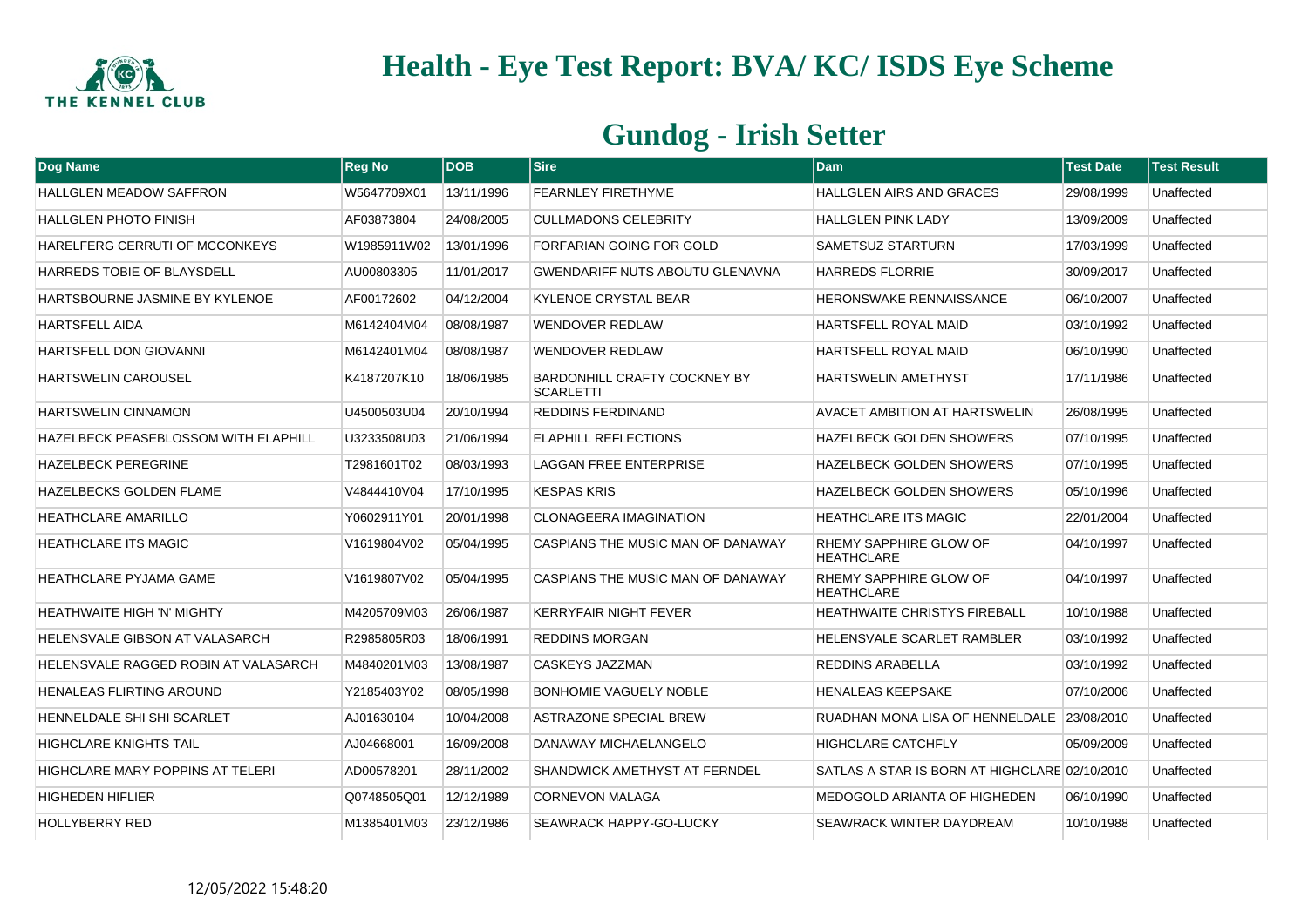# Health - Eye Test Report: BVA/ KC/ ISDS Eye Scheme

## Gundog - Irish Setter

| Dog Name | Reg No | DOB | Sire | Dam | Test Date | Test Result |
|---|---|---|---|---|---|---|
| HALLGLEN MEADOW SAFFRON | W5647709X01 | 13/11/1996 | FEARNLEY FIRETHYME | HALLGLEN AIRS AND GRACES | 29/08/1999 | Unaffected |
| HALLGLEN PHOTO FINISH | AF03873804 | 24/08/2005 | CULLMADONS CELEBRITY | HALLGLEN PINK LADY | 13/09/2009 | Unaffected |
| HARELFERG CERRUTI OF MCCONKEYS | W1985911W02 | 13/01/1996 | FORFARIAN GOING FOR GOLD | SAMETSUZ STARTURN | 17/03/1999 | Unaffected |
| HARREDS TOBIE OF BLAYSDELL | AU00803305 | 11/01/2017 | GWENDARIFF NUTS ABOUTU GLENAVNA | HARREDS FLORRIE | 30/09/2017 | Unaffected |
| HARTSBOURNE JASMINE BY KYLENOE | AF00172602 | 04/12/2004 | KYLENOE CRYSTAL BEAR | HERONSWAKE RENNAISSANCE | 06/10/2007 | Unaffected |
| HARTSFELL AIDA | M6142404M04 | 08/08/1987 | WENDOVER REDLAW | HARTSFELL ROYAL MAID | 03/10/1992 | Unaffected |
| HARTSFELL DON GIOVANNI | M6142401M04 | 08/08/1987 | WENDOVER REDLAW | HARTSFELL ROYAL MAID | 06/10/1990 | Unaffected |
| HARTSWELIN CAROUSEL | K4187207K10 | 18/06/1985 | BARDONHILL CRAFTY COCKNEY BY SCARLETTI | HARTSWELIN AMETHYST | 17/11/1986 | Unaffected |
| HARTSWELIN CINNAMON | U4500503U04 | 20/10/1994 | REDDINS FERDINAND | AVACET AMBITION AT HARTSWELIN | 26/08/1995 | Unaffected |
| HAZELBECK PEASEBLOSSOM WITH ELAPHILL | U3233508U03 | 21/06/1994 | ELAPHILL REFLECTIONS | HAZELBECK GOLDEN SHOWERS | 07/10/1995 | Unaffected |
| HAZELBECK PEREGRINE | T2981601T02 | 08/03/1993 | LAGGAN FREE ENTERPRISE | HAZELBECK GOLDEN SHOWERS | 07/10/1995 | Unaffected |
| HAZELBECKS GOLDEN FLAME | V4844410V04 | 17/10/1995 | KESPAS KRIS | HAZELBECK GOLDEN SHOWERS | 05/10/1996 | Unaffected |
| HEATHCLARE AMARILLO | Y0602911Y01 | 20/01/1998 | CLONAGEERA IMAGINATION | HEATHCLARE ITS MAGIC | 22/01/2004 | Unaffected |
| HEATHCLARE ITS MAGIC | V1619804V02 | 05/04/1995 | CASPIANS THE MUSIC MAN OF DANAWAY | RHEMY SAPPHIRE GLOW OF HEATHCLARE | 04/10/1997 | Unaffected |
| HEATHCLARE PYJAMA GAME | V1619807V02 | 05/04/1995 | CASPIANS THE MUSIC MAN OF DANAWAY | RHEMY SAPPHIRE GLOW OF HEATHCLARE | 04/10/1997 | Unaffected |
| HEATHWAITE HIGH 'N' MIGHTY | M4205709M03 | 26/06/1987 | KERRYFAIR NIGHT FEVER | HEATHWAITE CHRISTYS FIREBALL | 10/10/1988 | Unaffected |
| HELENSVALE GIBSON AT VALASARCH | R2985805R03 | 18/06/1991 | REDDINS MORGAN | HELENSVALE SCARLET RAMBLER | 03/10/1992 | Unaffected |
| HELENSVALE RAGGED ROBIN AT VALASARCH | M4840201M03 | 13/08/1987 | CASKEYS JAZZMAN | REDDINS ARABELLA | 03/10/1992 | Unaffected |
| HENALEAS FLIRTING AROUND | Y2185403Y02 | 08/05/1998 | BONHOMIE VAGUELY NOBLE | HENALEAS KEEPSAKE | 07/10/2006 | Unaffected |
| HENNELDALE SHI SHI SCARLET | AJ01630104 | 10/04/2008 | ASTRAZONE SPECIAL BREW | RUADHAN MONA LISA OF HENNELDALE | 23/08/2010 | Unaffected |
| HIGHCLARE KNIGHTS TAIL | AJ04668001 | 16/09/2008 | DANAWAY MICHAELANGELO | HIGHCLARE CATCHFLY | 05/09/2009 | Unaffected |
| HIGHCLARE MARY POPPINS AT TELERI | AD00578201 | 28/11/2002 | SHANDWICK AMETHYST AT FERNDEL | SATLAS A STAR IS BORN AT HIGHCLARE | 02/10/2010 | Unaffected |
| HIGHEDEN HIFLIER | Q0748505Q01 | 12/12/1989 | CORNEVON MALAGA | MEDOGOLD ARIANTA OF HIGHEDEN | 06/10/1990 | Unaffected |
| HOLLYBERRY RED | M1385401M03 | 23/12/1986 | SEAWRACK HAPPY-GO-LUCKY | SEAWRACK WINTER DAYDREAM | 10/10/1988 | Unaffected |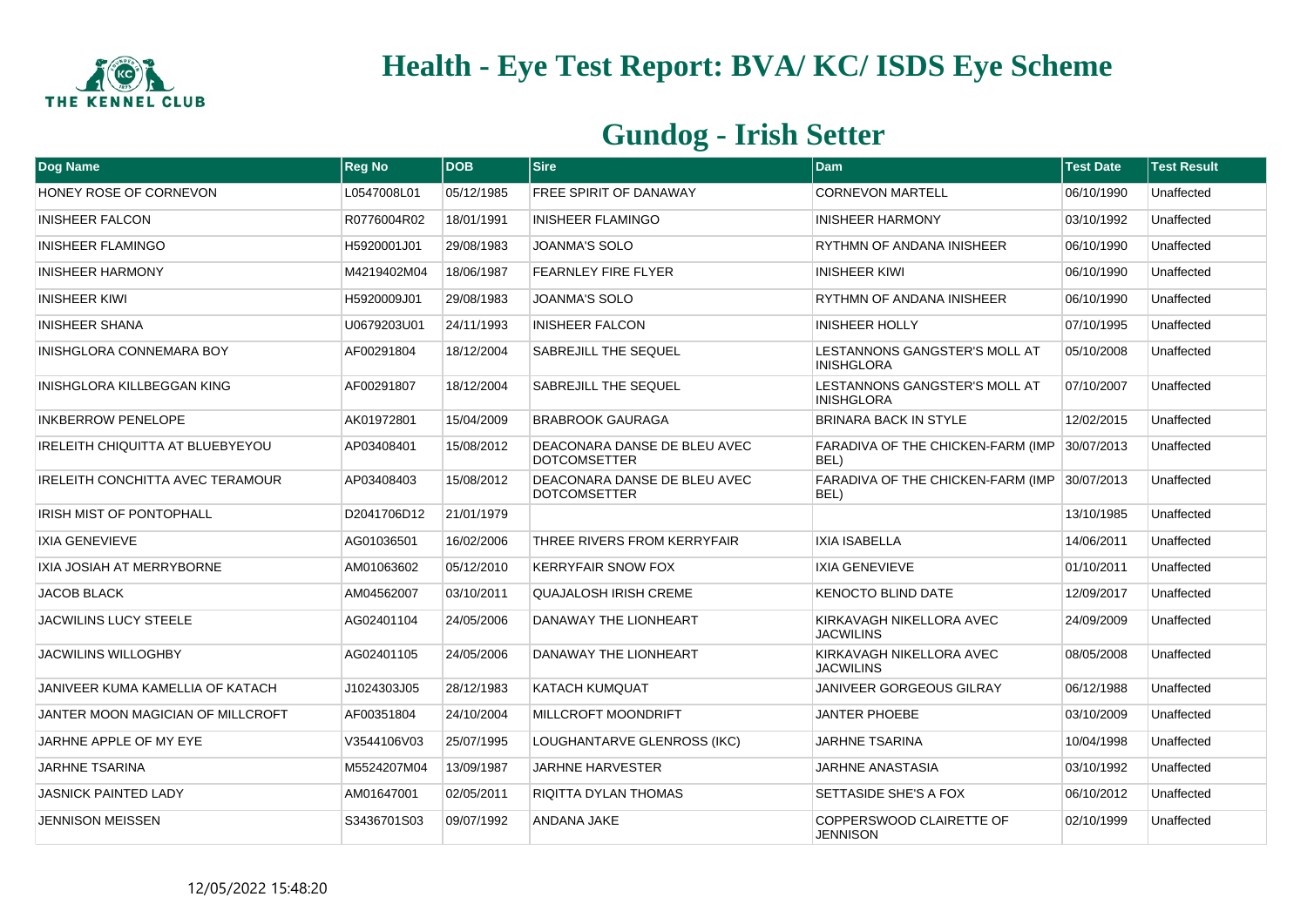# Health - Eye Test Report: BVA/ KC/ ISDS Eye Scheme

## Gundog - Irish Setter

| Dog Name | Reg No | DOB | Sire | Dam | Test Date | Test Result |
|---|---|---|---|---|---|---|
| HONEY ROSE OF CORNEVON | L0547008L01 | 05/12/1985 | FREE SPIRIT OF DANAWAY | CORNEVON MARTELL | 06/10/1990 | Unaffected |
| INISHEER FALCON | R0776004R02 | 18/01/1991 | INISHEER FLAMINGO | INISHEER HARMONY | 03/10/1992 | Unaffected |
| INISHEER FLAMINGO | H5920001J01 | 29/08/1983 | JOANMA'S SOLO | RYTHMN OF ANDANA INISHEER | 06/10/1990 | Unaffected |
| INISHEER HARMONY | M4219402M04 | 18/06/1987 | FEARNLEY FIRE FLYER | INISHEER KIWI | 06/10/1990 | Unaffected |
| INISHEER KIWI | H5920009J01 | 29/08/1983 | JOANMA'S SOLO | RYTHMN OF ANDANA INISHEER | 06/10/1990 | Unaffected |
| INISHEER SHANA | U0679203U01 | 24/11/1993 | INISHEER FALCON | INISHEER HOLLY | 07/10/1995 | Unaffected |
| INISHGLORA CONNEMARA BOY | AF00291804 | 18/12/2004 | SABREJILL THE SEQUEL | LESTANNONS GANGSTER'S MOLL AT INISHGLORA | 05/10/2008 | Unaffected |
| INISHGLORA KILLBEGGAN KING | AF00291807 | 18/12/2004 | SABREJILL THE SEQUEL | LESTANNONS GANGSTER'S MOLL AT INISHGLORA | 07/10/2007 | Unaffected |
| INKBERROW PENELOPE | AK01972801 | 15/04/2009 | BRABROOK GAURAGA | BRINARA BACK IN STYLE | 12/02/2015 | Unaffected |
| IRELEITH CHIQUITTA AT BLUEBYEYOU | AP03408401 | 15/08/2012 | DEACONARA DANSE DE BLEU AVEC DOTCOMSETTER | FARADIVA OF THE CHICKEN-FARM (IMP BEL) | 30/07/2013 | Unaffected |
| IRELEITH CONCHITTA AVEC TERAMOUR | AP03408403 | 15/08/2012 | DEACONARA DANSE DE BLEU AVEC DOTCOMSETTER | FARADIVA OF THE CHICKEN-FARM (IMP BEL) | 30/07/2013 | Unaffected |
| IRISH MIST OF PONTOPHALL | D2041706D12 | 21/01/1979 | | | 13/10/1985 | Unaffected |
| IXIA GENEVIEVE | AG01036501 | 16/02/2006 | THREE RIVERS FROM KERRYFAIR | IXIA ISABELLA | 14/06/2011 | Unaffected |
| IXIA JOSIAH AT MERRYBORNE | AM01063602 | 05/12/2010 | KERRYFAIR SNOW FOX | IXIA GENEVIEVE | 01/10/2011 | Unaffected |
| JACOB BLACK | AM04562007 | 03/10/2011 | QUAJALOSH IRISH CREME | KENOCTO BLIND DATE | 12/09/2017 | Unaffected |
| JACWILINS LUCY STEELE | AG02401104 | 24/05/2006 | DANAWAY THE LIONHEART | KIRKAVAGH NIKELLORA AVEC JACWILINS | 24/09/2009 | Unaffected |
| JACWILINS WILLOGHBY | AG02401105 | 24/05/2006 | DANAWAY THE LIONHEART | KIRKAVAGH NIKELLORA AVEC JACWILINS | 08/05/2008 | Unaffected |
| JANIVEER KUMA KAMELLIA OF KATACH | J1024303J05 | 28/12/1983 | KATACH KUMQUAT | JANIVEER GORGEOUS GILRAY | 06/12/1988 | Unaffected |
| JANTER MOON MAGICIAN OF MILLCROFT | AF00351804 | 24/10/2004 | MILLCROFT MOONDRIFT | JANTER PHOEBE | 03/10/2009 | Unaffected |
| JARHNE APPLE OF MY EYE | V3544106V03 | 25/07/1995 | LOUGHANTARVE GLENROSS (IKC) | JARHNE TSARINA | 10/04/1998 | Unaffected |
| JARHNE TSARINA | M5524207M04 | 13/09/1987 | JARHNE HARVESTER | JARHNE ANASTASIA | 03/10/1992 | Unaffected |
| JASNICK PAINTED LADY | AM01647001 | 02/05/2011 | RIQITTA DYLAN THOMAS | SETTASIDE SHE'S A FOX | 06/10/2012 | Unaffected |
| JENNISON MEISSEN | S3436701S03 | 09/07/1992 | ANDANA JAKE | COPPERSWOOD CLAIRETTE OF JENNISON | 02/10/1999 | Unaffected |

12/05/2022 15:48:20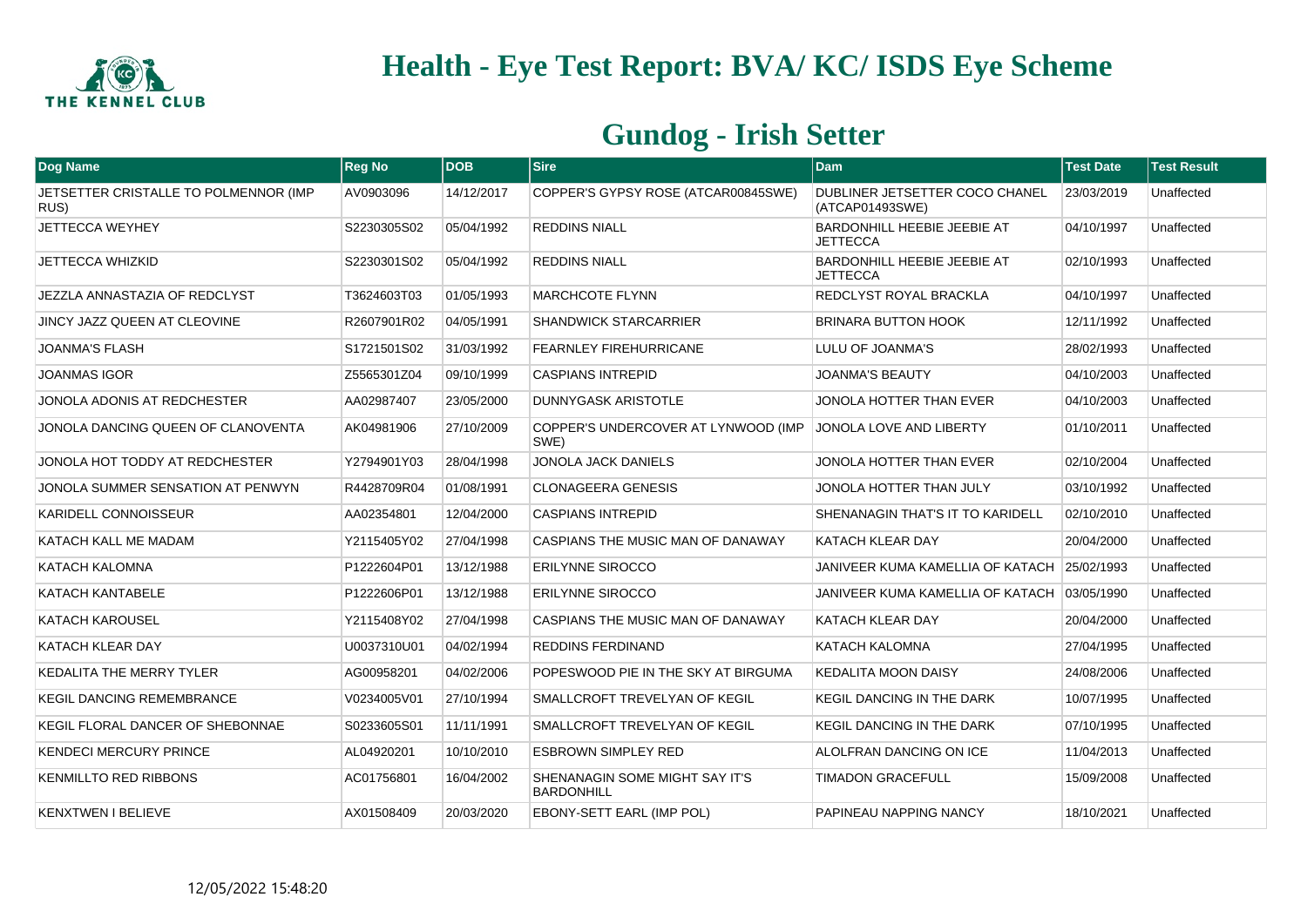# Health - Eye Test Report: BVA/ KC/ ISDS Eye Scheme

## Gundog - Irish Setter

| Dog Name | Reg No | DOB | Sire | Dam | Test Date | Test Result |
|---|---|---|---|---|---|---|
| JETSETTER CRISTALLE TO POLMENNOR (IMP RUS) | AV0903096 | 14/12/2017 | COPPER'S GYPSY ROSE (ATCAR00845SWE) | DUBLINER JETSETTER COCO CHANEL (ATCAP01493SWE) | 23/03/2019 | Unaffected |
| JETTECCA WEYHEY | S2230305S02 | 05/04/1992 | REDDINS NIALL | BARDONHILL HEEBIE JEEBIE AT JETTECCA | 04/10/1997 | Unaffected |
| JETTECCA WHIZKID | S2230301S02 | 05/04/1992 | REDDINS NIALL | BARDONHILL HEEBIE JEEBIE AT JETTECCA | 02/10/1993 | Unaffected |
| JEZZLA ANNASTAZIA OF REDCLYST | T3624603T03 | 01/05/1993 | MARCHCOTE FLYNN | REDCLYST ROYAL BRACKLA | 04/10/1997 | Unaffected |
| JINCY JAZZ QUEEN AT CLEOVINE | R2607901R02 | 04/05/1991 | SHANDWICK STARCARRIER | BRINARA BUTTON HOOK | 12/11/1992 | Unaffected |
| JOANMA'S FLASH | S1721501S02 | 31/03/1992 | FEARNLEY FIREHURRICANE | LULU OF JOANMA'S | 28/02/1993 | Unaffected |
| JOANMAS IGOR | Z5565301Z04 | 09/10/1999 | CASPIANS INTREPID | JOANMA'S BEAUTY | 04/10/2003 | Unaffected |
| JONOLA ADONIS AT REDCHESTER | AA02987407 | 23/05/2000 | DUNNYGASK ARISTOTLE | JONOLA HOTTER THAN EVER | 04/10/2003 | Unaffected |
| JONOLA DANCING QUEEN OF CLANOVENTA | AK04981906 | 27/10/2009 | COPPER'S UNDERCOVER AT LYNWOOD (IMP SWE) | JONOLA LOVE AND LIBERTY | 01/10/2011 | Unaffected |
| JONOLA HOT TODDY AT REDCHESTER | Y2794901Y03 | 28/04/1998 | JONOLA JACK DANIELS | JONOLA HOTTER THAN EVER | 02/10/2004 | Unaffected |
| JONOLA SUMMER SENSATION AT PENWYN | R4428709R04 | 01/08/1991 | CLONAGEERA GENESIS | JONOLA HOTTER THAN JULY | 03/10/1992 | Unaffected |
| KARIDELL CONNOISSEUR | AA02354801 | 12/04/2000 | CASPIANS INTREPID | SHENANAGIN THAT'S IT TO KARIDELL | 02/10/2010 | Unaffected |
| KATACH KALL ME MADAM | Y2115405Y02 | 27/04/1998 | CASPIANS THE MUSIC MAN OF DANAWAY | KATACH KLEAR DAY | 20/04/2000 | Unaffected |
| KATACH KALOMNA | P1222604P01 | 13/12/1988 | ERILYNNE SIROCCO | JANIVEER KUMA KAMELLIA OF KATACH | 25/02/1993 | Unaffected |
| KATACH KANTABELE | P1222606P01 | 13/12/1988 | ERILYNNE SIROCCO | JANIVEER KUMA KAMELLIA OF KATACH | 03/05/1990 | Unaffected |
| KATACH KAROUSEL | Y2115408Y02 | 27/04/1998 | CASPIANS THE MUSIC MAN OF DANAWAY | KATACH KLEAR DAY | 20/04/2000 | Unaffected |
| KATACH KLEAR DAY | U0037310U01 | 04/02/1994 | REDDINS FERDINAND | KATACH KALOMNA | 27/04/1995 | Unaffected |
| KEDALITA THE MERRY TYLER | AG00958201 | 04/02/2006 | POPESWOOD PIE IN THE SKY AT BIRGUMA | KEDALITA MOON DAISY | 24/08/2006 | Unaffected |
| KEGIL DANCING REMEMBRANCE | V0234005V01 | 27/10/1994 | SMALLCROFT TREVELYAN OF KEGIL | KEGIL DANCING IN THE DARK | 10/07/1995 | Unaffected |
| KEGIL FLORAL DANCER OF SHEBONNAE | S0233605S01 | 11/11/1991 | SMALLCROFT TREVELYAN OF KEGIL | KEGIL DANCING IN THE DARK | 07/10/1995 | Unaffected |
| KENDECI MERCURY PRINCE | AL04920201 | 10/10/2010 | ESBROWN SIMPLEY RED | ALOLFRAN DANCING ON ICE | 11/04/2013 | Unaffected |
| KENMILLTO RED RIBBONS | AC01756801 | 16/04/2002 | SHENANAGIN SOME MIGHT SAY IT'S BARDONHILL | TIMADON GRACEFULL | 15/09/2008 | Unaffected |
| KENXTWEN I BELIEVE | AX01508409 | 20/03/2020 | EBONY-SETT EARL (IMP POL) | PAPINEAU NAPPING NANCY | 18/10/2021 | Unaffected |

12/05/2022 15:48:20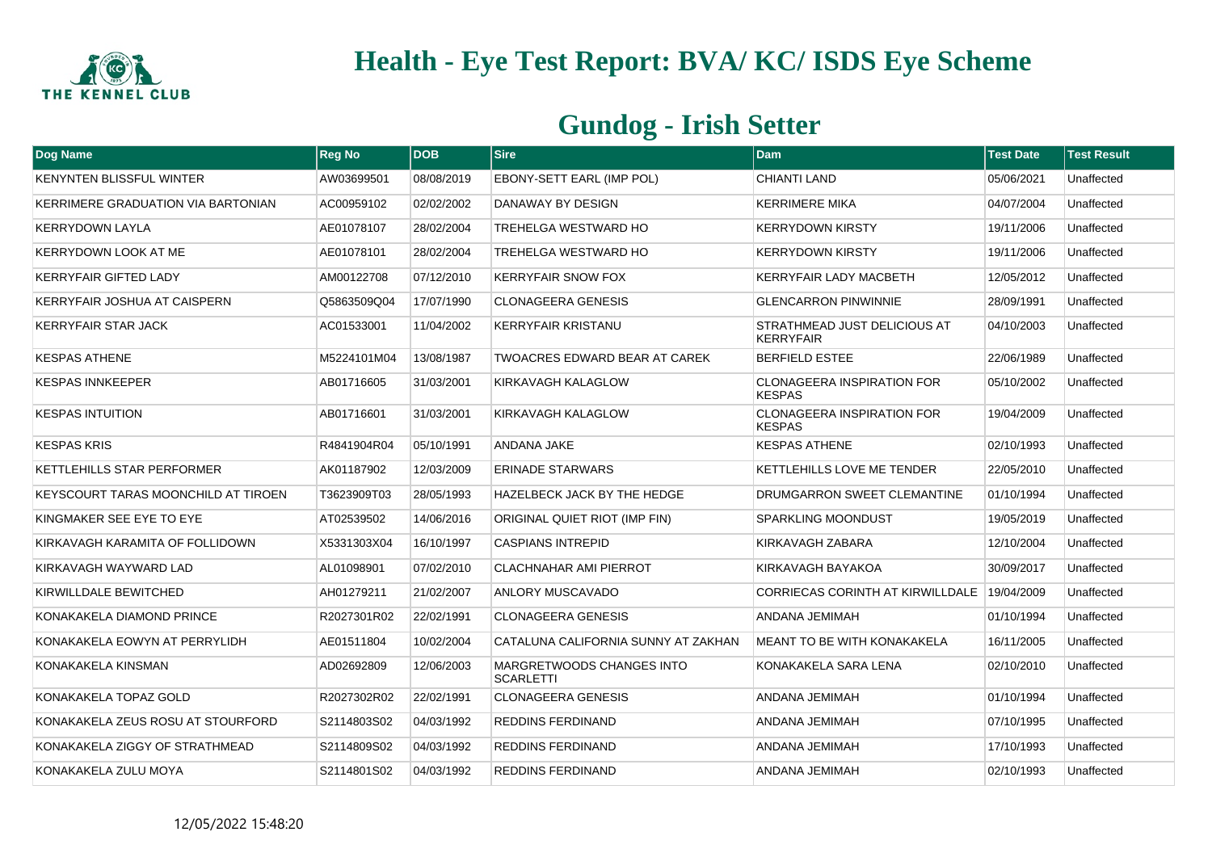# Health - Eye Test Report: BVA/ KC/ ISDS Eye Scheme

## Gundog - Irish Setter

| Dog Name | Reg No | DOB | Sire | Dam | Test Date | Test Result |
|---|---|---|---|---|---|---|
| KENYNTEN BLISSFUL WINTER | AW03699501 | 08/08/2019 | EBONY-SETT EARL (IMP POL) | CHIANTI LAND | 05/06/2021 | Unaffected |
| KERRIMERE GRADUATION VIA BARTONIAN | AC00959102 | 02/02/2002 | DANAWAY BY DESIGN | KERRIMERE MIKA | 04/07/2004 | Unaffected |
| KERRYDOWN LAYLA | AE01078107 | 28/02/2004 | TREHELGA WESTWARD HO | KERRYDOWN KIRSTY | 19/11/2006 | Unaffected |
| KERRYDOWN LOOK AT ME | AE01078101 | 28/02/2004 | TREHELGA WESTWARD HO | KERRYDOWN KIRSTY | 19/11/2006 | Unaffected |
| KERRYFAIR GIFTED LADY | AM00122708 | 07/12/2010 | KERRYFAIR SNOW FOX | KERRYFAIR LADY MACBETH | 12/05/2012 | Unaffected |
| KERRYFAIR JOSHUA AT CAISPERN | Q5863509Q04 | 17/07/1990 | CLONAGEERA GENESIS | GLENCARRON PINWINNIE | 28/09/1991 | Unaffected |
| KERRYFAIR STAR JACK | AC01533001 | 11/04/2002 | KERRYFAIR KRISTANU | STRATHMEAD JUST DELICIOUS AT KERRYFAIR | 04/10/2003 | Unaffected |
| KESPAS ATHENE | M5224101M04 | 13/08/1987 | TWOACRES EDWARD BEAR AT CAREK | BERFIELD ESTEE | 22/06/1989 | Unaffected |
| KESPAS INNKEEPER | AB01716605 | 31/03/2001 | KIRKAVAGH KALAGLOW | CLONAGEERA INSPIRATION FOR KESPAS | 05/10/2002 | Unaffected |
| KESPAS INTUITION | AB01716601 | 31/03/2001 | KIRKAVAGH KALAGLOW | CLONAGEERA INSPIRATION FOR KESPAS | 19/04/2009 | Unaffected |
| KESPAS KRIS | R4841904R04 | 05/10/1991 | ANDANA JAKE | KESPAS ATHENE | 02/10/1993 | Unaffected |
| KETTLEHILLS STAR PERFORMER | AK01187902 | 12/03/2009 | ERINADE STARWARS | KETTLEHILLS LOVE ME TENDER | 22/05/2010 | Unaffected |
| KEYSCOURT TARAS MOONCHILD AT TIROEN | T3623909T03 | 28/05/1993 | HAZELBECK JACK BY THE HEDGE | DRUMGARRON SWEET CLEMANTINE | 01/10/1994 | Unaffected |
| KINGMAKER SEE EYE TO EYE | AT02539502 | 14/06/2016 | ORIGINAL QUIET RIOT (IMP FIN) | SPARKLING MOONDUST | 19/05/2019 | Unaffected |
| KIRKAVAGH KARAMITA OF FOLLIDOWN | X5331303X04 | 16/10/1997 | CASPIANS INTREPID | KIRKAVAGH ZABARA | 12/10/2004 | Unaffected |
| KIRKAVAGH WAYWARD LAD | AL01098901 | 07/02/2010 | CLACHNAHAR AMI PIERROT | KIRKAVAGH BAYAKOA | 30/09/2017 | Unaffected |
| KIRWILLDALE BEWITCHED | AH01279211 | 21/02/2007 | ANLORY MUSCAVADO | CORRIECAS CORINTH AT KIRWILLDALE | 19/04/2009 | Unaffected |
| KONAKAKELA DIAMOND PRINCE | R2027301R02 | 22/02/1991 | CLONAGEERA GENESIS | ANDANA JEMIMAH | 01/10/1994 | Unaffected |
| KONAKAKELA EOWYN AT PERRYLIDH | AE01511804 | 10/02/2004 | CATALUNA CALIFORNIA SUNNY AT ZAKHAN | MEANT TO BE WITH KONAKAKELA | 16/11/2005 | Unaffected |
| KONAKAKELA KINSMAN | AD02692809 | 12/06/2003 | MARGRETWOODS CHANGES INTO SCARLETTI | KONAKAKELA SARA LENA | 02/10/2010 | Unaffected |
| KONAKAKELA TOPAZ GOLD | R2027302R02 | 22/02/1991 | CLONAGEERA GENESIS | ANDANA JEMIMAH | 01/10/1994 | Unaffected |
| KONAKAKELA ZEUS ROSU AT STOURFORD | S2114803S02 | 04/03/1992 | REDDINS FERDINAND | ANDANA JEMIMAH | 07/10/1995 | Unaffected |
| KONAKAKELA ZIGGY OF STRATHMEAD | S2114809S02 | 04/03/1992 | REDDINS FERDINAND | ANDANA JEMIMAH | 17/10/1993 | Unaffected |
| KONAKAKELA ZULU MOYA | S2114801S02 | 04/03/1992 | REDDINS FERDINAND | ANDANA JEMIMAH | 02/10/1993 | Unaffected |

12/05/2022 15:48:20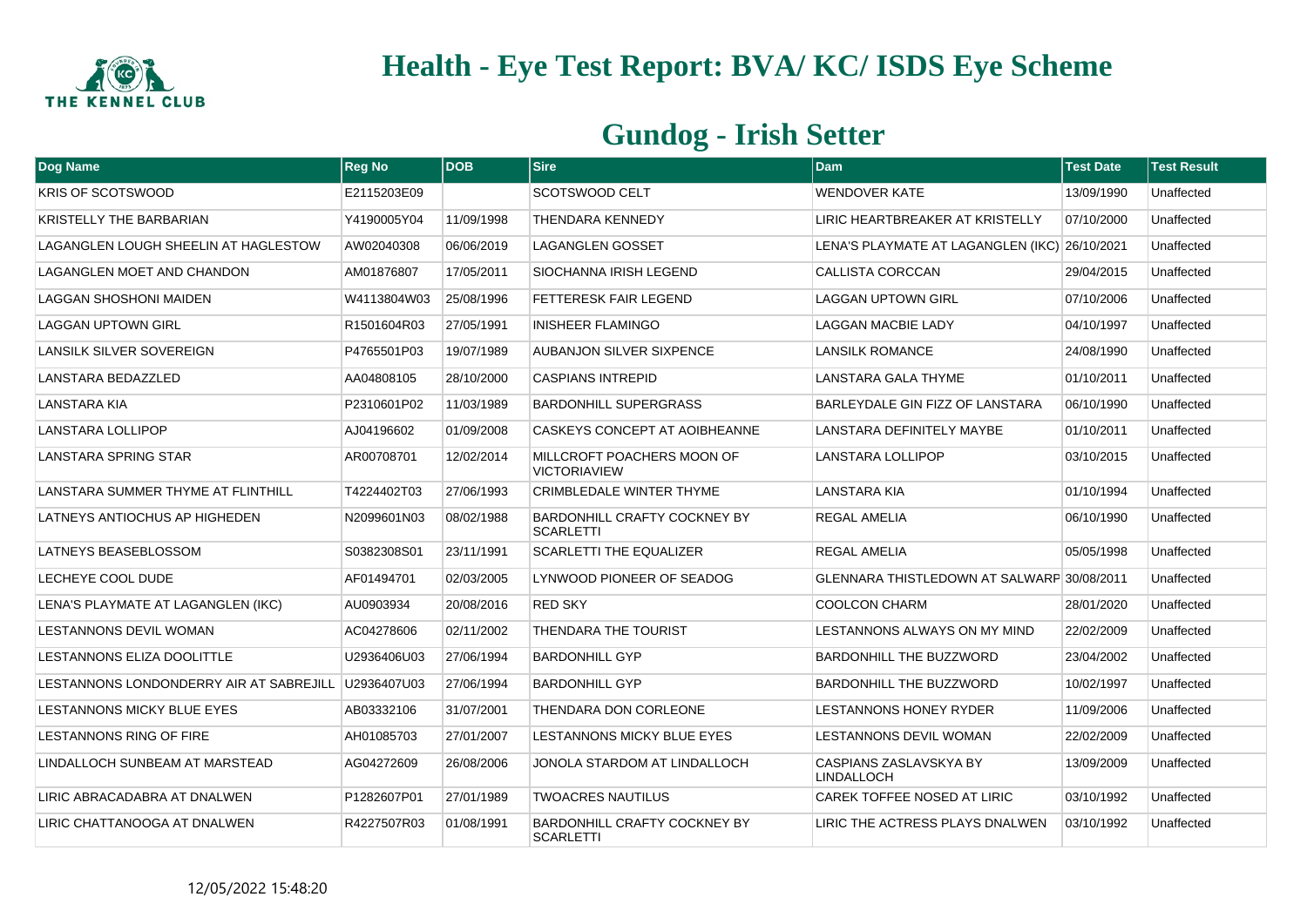# Health - Eye Test Report: BVA/ KC/ ISDS Eye Scheme

## Gundog - Irish Setter

| Dog Name | Reg No | DOB | Sire | Dam | Test Date | Test Result |
|---|---|---|---|---|---|---|
| KRIS OF SCOTSWOOD | E2115203E09 | | SCOTSWOOD CELT | WENDOVER KATE | 13/09/1990 | Unaffected |
| KRISTELLY THE BARBARIAN | Y4190005Y04 | 11/09/1998 | THENDARA KENNEDY | LIRIC HEARTBREAKER AT KRISTELLY | 07/10/2000 | Unaffected |
| LAGANGLEN LOUGH SHEELIN AT HAGLESTOW | AW02040308 | 06/06/2019 | LAGANGLEN GOSSET | LENA'S PLAYMATE AT LAGANGLEN (IKC) | 26/10/2021 | Unaffected |
| LAGANGLEN MOET AND CHANDON | AM01876807 | 17/05/2011 | SIOCHANNA IRISH LEGEND | CALLISTA CORCCAN | 29/04/2015 | Unaffected |
| LAGGAN SHOSHONI MAIDEN | W4113804W03 | 25/08/1996 | FETTERESK FAIR LEGEND | LAGGAN UPTOWN GIRL | 07/10/2006 | Unaffected |
| LAGGAN UPTOWN GIRL | R1501604R03 | 27/05/1991 | INISHEER FLAMINGO | LAGGAN MACBIE LADY | 04/10/1997 | Unaffected |
| LANSILK SILVER SOVEREIGN | P4765501P03 | 19/07/1989 | AUBANJON SILVER SIXPENCE | LANSILK ROMANCE | 24/08/1990 | Unaffected |
| LANSTARA BEDAZZLED | AA04808105 | 28/10/2000 | CASPIANS INTREPID | LANSTARA GALA THYME | 01/10/2011 | Unaffected |
| LANSTARA KIA | P2310601P02 | 11/03/1989 | BARDONHILL SUPERGRASS | BARLEYDALE GIN FIZZ OF LANSTARA | 06/10/1990 | Unaffected |
| LANSTARA LOLLIPOP | AJ04196602 | 01/09/2008 | CASKEYS CONCEPT AT AOIBHEANNE | LANSTARA DEFINITELY MAYBE | 01/10/2011 | Unaffected |
| LANSTARA SPRING STAR | AR00708701 | 12/02/2014 | MILLCROFT POACHERS MOON OF VICTORIAVIEW | LANSTARA LOLLIPOP | 03/10/2015 | Unaffected |
| LANSTARA SUMMER THYME AT FLINTHILL | T4224402T03 | 27/06/1993 | CRIMBLEDALE WINTER THYME | LANSTARA KIA | 01/10/1994 | Unaffected |
| LATNEYS ANTIOCHUS AP HIGHEDEN | N2099601N03 | 08/02/1988 | BARDONHILL CRAFTY COCKNEY BY SCARLETTI | REGAL AMELIA | 06/10/1990 | Unaffected |
| LATNEYS BEASEBLOSSOM | S0382308S01 | 23/11/1991 | SCARLETTI THE EQUALIZER | REGAL AMELIA | 05/05/1998 | Unaffected |
| LECHEYE COOL DUDE | AF01494701 | 02/03/2005 | LYNWOOD PIONEER OF SEADOG | GLENNARA THISTLEDOWN AT SALWARP | 30/08/2011 | Unaffected |
| LENA'S PLAYMATE AT LAGANGLEN (IKC) | AU0903934 | 20/08/2016 | RED SKY | COOLCON CHARM | 28/01/2020 | Unaffected |
| LESTANNONS DEVIL WOMAN | AC04278606 | 02/11/2002 | THENDARA THE TOURIST | LESTANNONS ALWAYS ON MY MIND | 22/02/2009 | Unaffected |
| LESTANNONS ELIZA DOOLITTLE | U2936406U03 | 27/06/1994 | BARDONHILL GYP | BARDONHILL THE BUZZWORD | 23/04/2002 | Unaffected |
| LESTANNONS LONDONDERRY AIR AT SABREJILL | U2936407U03 | 27/06/1994 | BARDONHILL GYP | BARDONHILL THE BUZZWORD | 10/02/1997 | Unaffected |
| LESTANNONS MICKY BLUE EYES | AB03332106 | 31/07/2001 | THENDARA DON CORLEONE | LESTANNONS HONEY RYDER | 11/09/2006 | Unaffected |
| LESTANNONS RING OF FIRE | AH01085703 | 27/01/2007 | LESTANNONS MICKY BLUE EYES | LESTANNONS DEVIL WOMAN | 22/02/2009 | Unaffected |
| LINDALLOCH SUNBEAM AT MARSTEAD | AG04272609 | 26/08/2006 | JONOLA STARDOM AT LINDALLOCH | CASPIANS ZASLAVSKYA BY LINDALLOCH | 13/09/2009 | Unaffected |
| LIRIC ABRACADABRA AT DNALWEN | P1282607P01 | 27/01/1989 | TWOACRES NAUTILUS | CAREK TOFFEE NOSED AT LIRIC | 03/10/1992 | Unaffected |
| LIRIC CHATTANOOGA AT DNALWEN | R4227507R03 | 01/08/1991 | BARDONHILL CRAFTY COCKNEY BY SCARLETTI | LIRIC THE ACTRESS PLAYS DNALWEN | 03/10/1992 | Unaffected |

12/05/2022 15:48:20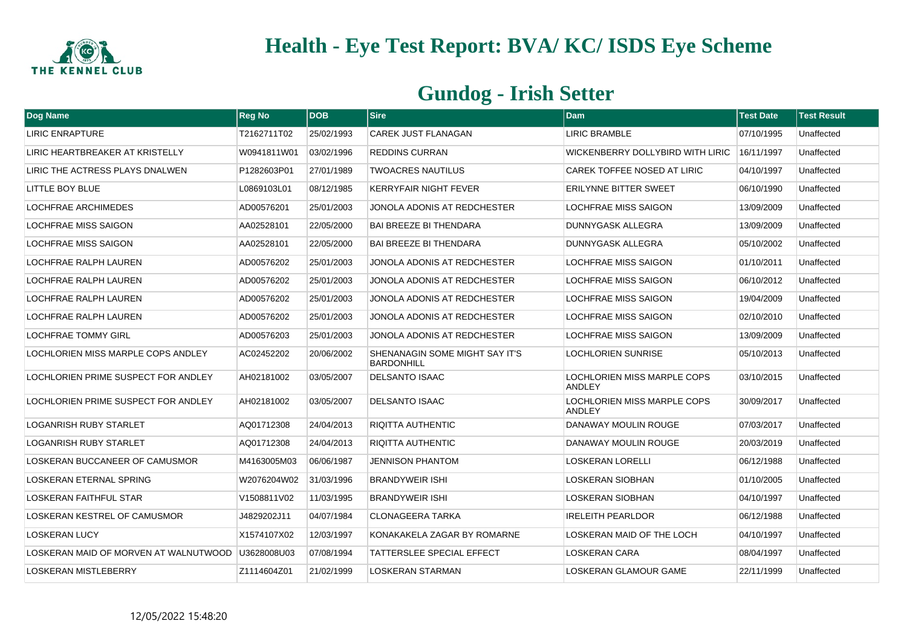# Health - Eye Test Report: BVA/ KC/ ISDS Eye Scheme

## Gundog - Irish Setter

| Dog Name | Reg No | DOB | Sire | Dam | Test Date | Test Result |
|---|---|---|---|---|---|---|
| LIRIC ENRAPTURE | T2162711T02 | 25/02/1993 | CAREK JUST FLANAGAN | LIRIC BRAMBLE | 07/10/1995 | Unaffected |
| LIRIC HEARTBREAKER AT KRISTELLY | W0941811W01 | 03/02/1996 | REDDINS CURRAN | WICKENBERRY DOLLYBIRD WITH LIRIC | 16/11/1997 | Unaffected |
| LIRIC THE ACTRESS PLAYS DNALWEN | P1282603P01 | 27/01/1989 | TWOACRES NAUTILUS | CAREK TOFFEE NOSED AT LIRIC | 04/10/1997 | Unaffected |
| LITTLE BOY BLUE | L0869103L01 | 08/12/1985 | KERRYFAIR NIGHT FEVER | ERILYNNE BITTER SWEET | 06/10/1990 | Unaffected |
| LOCHFRAE ARCHIMEDES | AD00576201 | 25/01/2003 | JONOLA ADONIS AT REDCHESTER | LOCHFRAE MISS SAIGON | 13/09/2009 | Unaffected |
| LOCHFRAE MISS SAIGON | AA02528101 | 22/05/2000 | BAI BREEZE BI THENDARA | DUNNYGASK ALLEGRA | 13/09/2009 | Unaffected |
| LOCHFRAE MISS SAIGON | AA02528101 | 22/05/2000 | BAI BREEZE BI THENDARA | DUNNYGASK ALLEGRA | 05/10/2002 | Unaffected |
| LOCHFRAE RALPH LAUREN | AD00576202 | 25/01/2003 | JONOLA ADONIS AT REDCHESTER | LOCHFRAE MISS SAIGON | 01/10/2011 | Unaffected |
| LOCHFRAE RALPH LAUREN | AD00576202 | 25/01/2003 | JONOLA ADONIS AT REDCHESTER | LOCHFRAE MISS SAIGON | 06/10/2012 | Unaffected |
| LOCHFRAE RALPH LAUREN | AD00576202 | 25/01/2003 | JONOLA ADONIS AT REDCHESTER | LOCHFRAE MISS SAIGON | 19/04/2009 | Unaffected |
| LOCHFRAE RALPH LAUREN | AD00576202 | 25/01/2003 | JONOLA ADONIS AT REDCHESTER | LOCHFRAE MISS SAIGON | 02/10/2010 | Unaffected |
| LOCHFRAE TOMMY GIRL | AD00576203 | 25/01/2003 | JONOLA ADONIS AT REDCHESTER | LOCHFRAE MISS SAIGON | 13/09/2009 | Unaffected |
| LOCHLORIEN MISS MARPLE COPS ANDLEY | AC02452202 | 20/06/2002 | SHENANAGIN SOME MIGHT SAY IT'S BARDONHILL | LOCHLORIEN SUNRISE | 05/10/2013 | Unaffected |
| LOCHLORIEN PRIME SUSPECT FOR ANDLEY | AH02181002 | 03/05/2007 | DELSANTO ISAAC | LOCHLORIEN MISS MARPLE COPS ANDLEY | 03/10/2015 | Unaffected |
| LOCHLORIEN PRIME SUSPECT FOR ANDLEY | AH02181002 | 03/05/2007 | DELSANTO ISAAC | LOCHLORIEN MISS MARPLE COPS ANDLEY | 30/09/2017 | Unaffected |
| LOGANRISH RUBY STARLET | AQ01712308 | 24/04/2013 | RIQITTA AUTHENTIC | DANAWAY MOULIN ROUGE | 07/03/2017 | Unaffected |
| LOGANRISH RUBY STARLET | AQ01712308 | 24/04/2013 | RIQITTA AUTHENTIC | DANAWAY MOULIN ROUGE | 20/03/2019 | Unaffected |
| LOSKERAN BUCCANEER OF CAMUSMOR | M4163005M03 | 06/06/1987 | JENNISON PHANTOM | LOSKERAN LORELLI | 06/12/1988 | Unaffected |
| LOSKERAN ETERNAL SPRING | W2076204W02 | 31/03/1996 | BRANDYWEIR ISHI | LOSKERAN SIOBHAN | 01/10/2005 | Unaffected |
| LOSKERAN FAITHFUL STAR | V1508811V02 | 11/03/1995 | BRANDYWEIR ISHI | LOSKERAN SIOBHAN | 04/10/1997 | Unaffected |
| LOSKERAN KESTREL OF CAMUSMOR | J4829202J11 | 04/07/1984 | CLONAGEERA TARKA | IRELEITH PEARLDOR | 06/12/1988 | Unaffected |
| LOSKERAN LUCY | X1574107X02 | 12/03/1997 | KONAKAKELA ZAGAR BY ROMARNE | LOSKERAN MAID OF THE LOCH | 04/10/1997 | Unaffected |
| LOSKERAN MAID OF MORVEN AT WALNUTWOOD | U3628008U03 | 07/08/1994 | TATTERSLEE SPECIAL EFFECT | LOSKERAN CARA | 08/04/1997 | Unaffected |
| LOSKERAN MISTLEBERRY | Z1114604Z01 | 21/02/1999 | LOSKERAN STARMAN | LOSKERAN GLAMOUR GAME | 22/11/1999 | Unaffected |

12/05/2022 15:48:20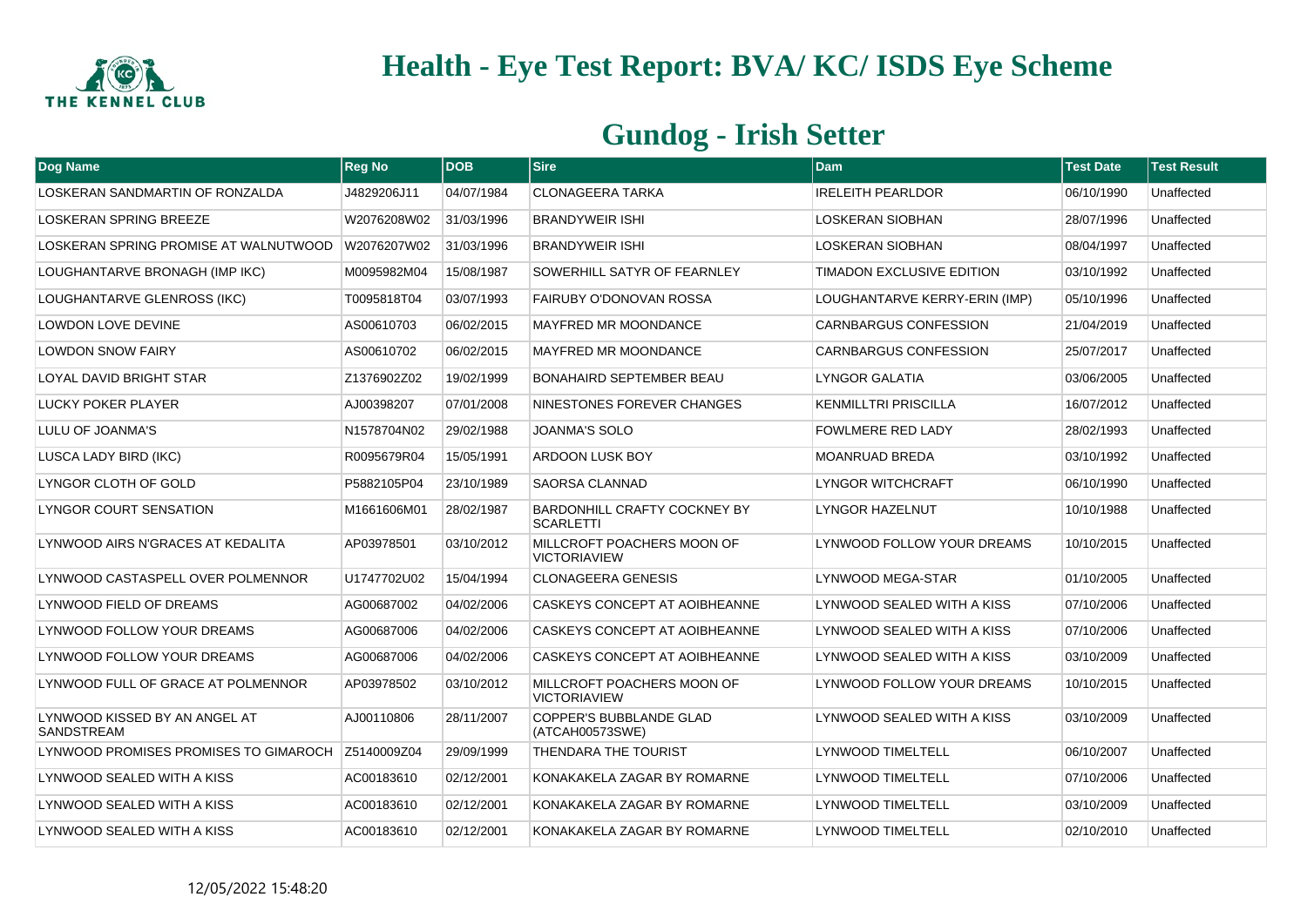# Health - Eye Test Report: BVA/ KC/ ISDS Eye Scheme

## Gundog - Irish Setter

| Dog Name | Reg No | DOB | Sire | Dam | Test Date | Test Result |
|---|---|---|---|---|---|---|
| LOSKERAN SANDMARTIN OF RONZALDA | J4829206J11 | 04/07/1984 | CLONAGEERA TARKA | IRELEITH PEARLDOR | 06/10/1990 | Unaffected |
| LOSKERAN SPRING BREEZE | W2076208W02 | 31/03/1996 | BRANDYWEIR ISHI | LOSKERAN SIOBHAN | 28/07/1996 | Unaffected |
| LOSKERAN SPRING PROMISE AT WALNUTWOOD | W2076207W02 | 31/03/1996 | BRANDYWEIR ISHI | LOSKERAN SIOBHAN | 08/04/1997 | Unaffected |
| LOUGHANTARVE BRONAGH (IMP IKC) | M0095982M04 | 15/08/1987 | SOWERHILL SATYR OF FEARNLEY | TIMADON EXCLUSIVE EDITION | 03/10/1992 | Unaffected |
| LOUGHANTARVE GLENROSS (IKC) | T0095818T04 | 03/07/1993 | FAIRUBY O'DONOVAN ROSSA | LOUGHANTARVE KERRY-ERIN (IMP) | 05/10/1996 | Unaffected |
| LOWDON LOVE DEVINE | AS00610703 | 06/02/2015 | MAYFRED MR MOONDANCE | CARNBARGUS CONFESSION | 21/04/2019 | Unaffected |
| LOWDON SNOW FAIRY | AS00610702 | 06/02/2015 | MAYFRED MR MOONDANCE | CARNBARGUS CONFESSION | 25/07/2017 | Unaffected |
| LOYAL DAVID BRIGHT STAR | Z1376902Z02 | 19/02/1999 | BONAHAIRD SEPTEMBER BEAU | LYNGOR GALATIA | 03/06/2005 | Unaffected |
| LUCKY POKER PLAYER | AJ00398207 | 07/01/2008 | NINESTONES FOREVER CHANGES | KENMILLTRI PRISCILLA | 16/07/2012 | Unaffected |
| LULU OF JOANMA'S | N1578704N02 | 29/02/1988 | JOANMA'S SOLO | FOWLMERE RED LADY | 28/02/1993 | Unaffected |
| LUSCA LADY BIRD (IKC) | R0095679R04 | 15/05/1991 | ARDOON LUSK BOY | MOANRUAD BREDA | 03/10/1992 | Unaffected |
| LYNGOR CLOTH OF GOLD | P5882105P04 | 23/10/1989 | SAORSA CLANNAD | LYNGOR WITCHCRAFT | 06/10/1990 | Unaffected |
| LYNGOR COURT SENSATION | M1661606M01 | 28/02/1987 | BARDONHILL CRAFTY COCKNEY BY SCARLETTI | LYNGOR HAZELNUT | 10/10/1988 | Unaffected |
| LYNWOOD AIRS N'GRACES AT KEDALITA | AP03978501 | 03/10/2012 | MILLCROFT POACHERS MOON OF VICTORIAVIEW | LYNWOOD FOLLOW YOUR DREAMS | 10/10/2015 | Unaffected |
| LYNWOOD CASTASPELL OVER POLMENNOR | U1747702U02 | 15/04/1994 | CLONAGEERA GENESIS | LYNWOOD MEGA-STAR | 01/10/2005 | Unaffected |
| LYNWOOD FIELD OF DREAMS | AG00687002 | 04/02/2006 | CASKEYS CONCEPT AT AOIBHEANNE | LYNWOOD SEALED WITH A KISS | 07/10/2006 | Unaffected |
| LYNWOOD FOLLOW YOUR DREAMS | AG00687006 | 04/02/2006 | CASKEYS CONCEPT AT AOIBHEANNE | LYNWOOD SEALED WITH A KISS | 07/10/2006 | Unaffected |
| LYNWOOD FOLLOW YOUR DREAMS | AG00687006 | 04/02/2006 | CASKEYS CONCEPT AT AOIBHEANNE | LYNWOOD SEALED WITH A KISS | 03/10/2009 | Unaffected |
| LYNWOOD FULL OF GRACE AT POLMENNOR | AP03978502 | 03/10/2012 | MILLCROFT POACHERS MOON OF VICTORIAVIEW | LYNWOOD FOLLOW YOUR DREAMS | 10/10/2015 | Unaffected |
| LYNWOOD KISSED BY AN ANGEL AT SANDSTREAM | AJ00110806 | 28/11/2007 | COPPER'S BUBBLANDE GLAD (ATCAH00573SWE) | LYNWOOD SEALED WITH A KISS | 03/10/2009 | Unaffected |
| LYNWOOD PROMISES PROMISES TO GIMAROCH | Z5140009Z04 | 29/09/1999 | THENDARA THE TOURIST | LYNWOOD TIMELTELL | 06/10/2007 | Unaffected |
| LYNWOOD SEALED WITH A KISS | AC00183610 | 02/12/2001 | KONAKAKELA ZAGAR BY ROMARNE | LYNWOOD TIMELTELL | 07/10/2006 | Unaffected |
| LYNWOOD SEALED WITH A KISS | AC00183610 | 02/12/2001 | KONAKAKELA ZAGAR BY ROMARNE | LYNWOOD TIMELTELL | 03/10/2009 | Unaffected |
| LYNWOOD SEALED WITH A KISS | AC00183610 | 02/12/2001 | KONAKAKELA ZAGAR BY ROMARNE | LYNWOOD TIMELTELL | 02/10/2010 | Unaffected |

12/05/2022 15:48:20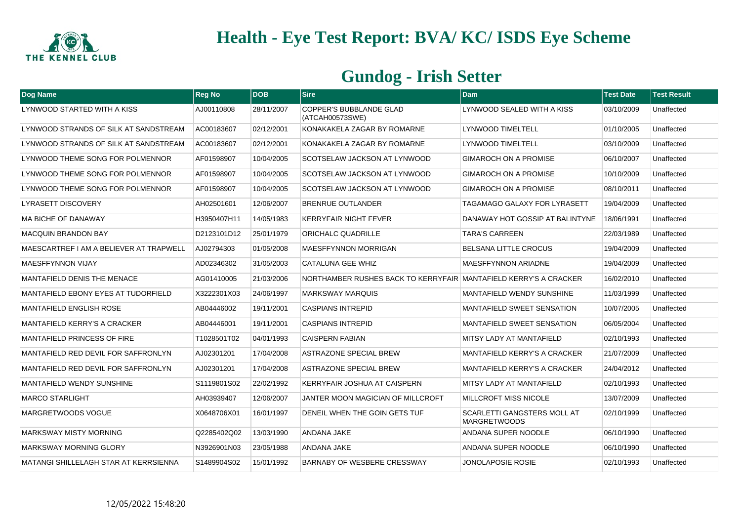# Health - Eye Test Report: BVA/ KC/ ISDS Eye Scheme

## Gundog - Irish Setter

| Dog Name | Reg No | DOB | Sire | Dam | Test Date | Test Result |
|---|---|---|---|---|---|---|
| LYNWOOD STARTED WITH A KISS | AJ00110808 | 28/11/2007 | COPPER'S BUBBLANDE GLAD (ATCAH00573SWE) | LYNWOOD SEALED WITH A KISS | 03/10/2009 | Unaffected |
| LYNWOOD STRANDS OF SILK AT SANDSTREAM | AC00183607 | 02/12/2001 | KONAKAKELA ZAGAR BY ROMARNE | LYNWOOD TIMELTELL | 01/10/2005 | Unaffected |
| LYNWOOD STRANDS OF SILK AT SANDSTREAM | AC00183607 | 02/12/2001 | KONAKAKELA ZAGAR BY ROMARNE | LYNWOOD TIMELTELL | 03/10/2009 | Unaffected |
| LYNWOOD THEME SONG FOR POLMENNOR | AF01598907 | 10/04/2005 | SCOTSELAW JACKSON AT LYNWOOD | GIMAROCH ON A PROMISE | 06/10/2007 | Unaffected |
| LYNWOOD THEME SONG FOR POLMENNOR | AF01598907 | 10/04/2005 | SCOTSELAW JACKSON AT LYNWOOD | GIMAROCH ON A PROMISE | 10/10/2009 | Unaffected |
| LYNWOOD THEME SONG FOR POLMENNOR | AF01598907 | 10/04/2005 | SCOTSELAW JACKSON AT LYNWOOD | GIMAROCH ON A PROMISE | 08/10/2011 | Unaffected |
| LYRASETT DISCOVERY | AH02501601 | 12/06/2007 | BRENRUE OUTLANDER | TAGAMAGO GALAXY FOR LYRASETT | 19/04/2009 | Unaffected |
| MA BICHE OF DANAWAY | H3950407H11 | 14/05/1983 | KERRYFAIR NIGHT FEVER | DANAWAY HOT GOSSIP AT BALINTYNE | 18/06/1991 | Unaffected |
| MACQUIN BRANDON BAY | D2123101D12 | 25/01/1979 | ORICHALC QUADRILLE | TARA'S CARREEN | 22/03/1989 | Unaffected |
| MAESCARTREF I AM A BELIEVER AT TRAPWELL | AJ02794303 | 01/05/2008 | MAESFFYNNON MORRIGAN | BELSANA LITTLE CROCUS | 19/04/2009 | Unaffected |
| MAESFFYNNON VIJAY | AD02346302 | 31/05/2003 | CATALUNA GEE WHIZ | MAESFFYNNON ARIADNE | 19/04/2009 | Unaffected |
| MANTAFIELD DENIS THE MENACE | AG01410005 | 21/03/2006 | NORTHAMBER RUSHES BACK TO KERRYFAIR | MANTAFIELD KERRY'S A CRACKER | 16/02/2010 | Unaffected |
| MANTAFIELD EBONY EYES AT TUDORFIELD | X3222301X03 | 24/06/1997 | MARKSWAY MARQUIS | MANTAFIELD WENDY SUNSHINE | 11/03/1999 | Unaffected |
| MANTAFIELD ENGLISH ROSE | AB04446002 | 19/11/2001 | CASPIANS INTREPID | MANTAFIELD SWEET SENSATION | 10/07/2005 | Unaffected |
| MANTAFIELD KERRY'S A CRACKER | AB04446001 | 19/11/2001 | CASPIANS INTREPID | MANTAFIELD SWEET SENSATION | 06/05/2004 | Unaffected |
| MANTAFIELD PRINCESS OF FIRE | T1028501T02 | 04/01/1993 | CAISPERN FABIAN | MITSY LADY AT MANTAFIELD | 02/10/1993 | Unaffected |
| MANTAFIELD RED DEVIL FOR SAFFRONLYN | AJ02301201 | 17/04/2008 | ASTRAZONE SPECIAL BREW | MANTAFIELD KERRY'S A CRACKER | 21/07/2009 | Unaffected |
| MANTAFIELD RED DEVIL FOR SAFFRONLYN | AJ02301201 | 17/04/2008 | ASTRAZONE SPECIAL BREW | MANTAFIELD KERRY'S A CRACKER | 24/04/2012 | Unaffected |
| MANTAFIELD WENDY SUNSHINE | S1119801S02 | 22/02/1992 | KERRYFAIR JOSHUA AT CAISPERN | MITSY LADY AT MANTAFIELD | 02/10/1993 | Unaffected |
| MARCO STARLIGHT | AH03939407 | 12/06/2007 | JANTER MOON MAGICIAN OF MILLCROFT | MILLCROFT MISS NICOLE | 13/07/2009 | Unaffected |
| MARGRETWOODS VOGUE | X0648706X01 | 16/01/1997 | DENEIL WHEN THE GOIN GETS TUF | SCARLETTI GANGSTERS MOLL AT MARGRETWOODS | 02/10/1999 | Unaffected |
| MARKSWAY MISTY MORNING | Q2285402Q02 | 13/03/1990 | ANDANA JAKE | ANDANA SUPER NOODLE | 06/10/1990 | Unaffected |
| MARKSWAY MORNING GLORY | N3926901N03 | 23/05/1988 | ANDANA JAKE | ANDANA SUPER NOODLE | 06/10/1990 | Unaffected |
| MATANGI SHILLELAGH STAR AT KERRSIENNA | S1489904S02 | 15/01/1992 | BARNABY OF WESBERE CRESSWAY | JONOLAPOSIE ROSIE | 02/10/1993 | Unaffected |

12/05/2022 15:48:20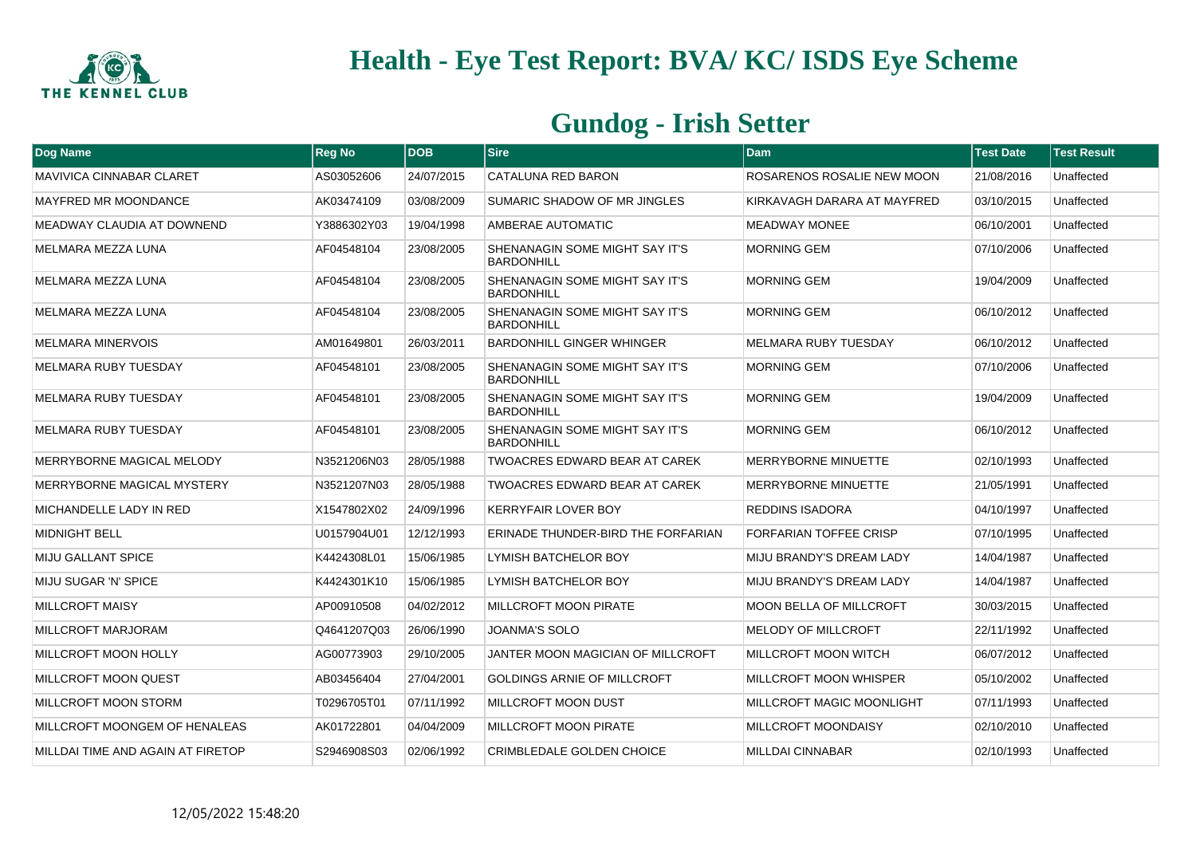# Health - Eye Test Report: BVA/ KC/ ISDS Eye Scheme

## Gundog - Irish Setter

| Dog Name | Reg No | DOB | Sire | Dam | Test Date | Test Result |
|---|---|---|---|---|---|---|
| MAVIVICA CINNABAR CLARET | AS03052606 | 24/07/2015 | CATALUNA RED BARON | ROSARENOS ROSALIE NEW MOON | 21/08/2016 | Unaffected |
| MAYFRED MR MOONDANCE | AK03474109 | 03/08/2009 | SUMARIC SHADOW OF MR JINGLES | KIRKAVAGH DARARA AT MAYFRED | 03/10/2015 | Unaffected |
| MEADWAY CLAUDIA AT DOWNEND | Y3886302Y03 | 19/04/1998 | AMBERAE AUTOMATIC | MEADWAY MONEE | 06/10/2001 | Unaffected |
| MELMARA MEZZA LUNA | AF04548104 | 23/08/2005 | SHENANAGIN SOME MIGHT SAY IT'S BARDONHILL | MORNING GEM | 07/10/2006 | Unaffected |
| MELMARA MEZZA LUNA | AF04548104 | 23/08/2005 | SHENANAGIN SOME MIGHT SAY IT'S BARDONHILL | MORNING GEM | 19/04/2009 | Unaffected |
| MELMARA MEZZA LUNA | AF04548104 | 23/08/2005 | SHENANAGIN SOME MIGHT SAY IT'S BARDONHILL | MORNING GEM | 06/10/2012 | Unaffected |
| MELMARA MINERVOIS | AM01649801 | 26/03/2011 | BARDONHILL GINGER WHINGER | MELMARA RUBY TUESDAY | 06/10/2012 | Unaffected |
| MELMARA RUBY TUESDAY | AF04548101 | 23/08/2005 | SHENANAGIN SOME MIGHT SAY IT'S BARDONHILL | MORNING GEM | 07/10/2006 | Unaffected |
| MELMARA RUBY TUESDAY | AF04548101 | 23/08/2005 | SHENANAGIN SOME MIGHT SAY IT'S BARDONHILL | MORNING GEM | 19/04/2009 | Unaffected |
| MELMARA RUBY TUESDAY | AF04548101 | 23/08/2005 | SHENANAGIN SOME MIGHT SAY IT'S BARDONHILL | MORNING GEM | 06/10/2012 | Unaffected |
| MERRYBORNE MAGICAL MELODY | N3521206N03 | 28/05/1988 | TWOACRES EDWARD BEAR AT CAREK | MERRYBORNE MINUETTE | 02/10/1993 | Unaffected |
| MERRYBORNE MAGICAL MYSTERY | N3521207N03 | 28/05/1988 | TWOACRES EDWARD BEAR AT CAREK | MERRYBORNE MINUETTE | 21/05/1991 | Unaffected |
| MICHANDELLE LADY IN RED | X1547802X02 | 24/09/1996 | KERRYFAIR LOVER BOY | REDDINS ISADORA | 04/10/1997 | Unaffected |
| MIDNIGHT BELL | U0157904U01 | 12/12/1993 | ERINADE THUNDER-BIRD THE FORFARIAN | FORFARIAN TOFFEE CRISP | 07/10/1995 | Unaffected |
| MIJU GALLANT SPICE | K4424308L01 | 15/06/1985 | LYMISH BATCHELOR BOY | MIJU BRANDY'S DREAM LADY | 14/04/1987 | Unaffected |
| MIJU SUGAR 'N' SPICE | K4424301K10 | 15/06/1985 | LYMISH BATCHELOR BOY | MIJU BRANDY'S DREAM LADY | 14/04/1987 | Unaffected |
| MILLCROFT MAISY | AP00910508 | 04/02/2012 | MILLCROFT MOON PIRATE | MOON BELLA OF MILLCROFT | 30/03/2015 | Unaffected |
| MILLCROFT MARJORAM | Q4641207Q03 | 26/06/1990 | JOANMA'S SOLO | MELODY OF MILLCROFT | 22/11/1992 | Unaffected |
| MILLCROFT MOON HOLLY | AG00773903 | 29/10/2005 | JANTER MOON MAGICIAN OF MILLCROFT | MILLCROFT MOON WITCH | 06/07/2012 | Unaffected |
| MILLCROFT MOON QUEST | AB03456404 | 27/04/2001 | GOLDINGS ARNIE OF MILLCROFT | MILLCROFT MOON WHISPER | 05/10/2002 | Unaffected |
| MILLCROFT MOON STORM | T0296705T01 | 07/11/1992 | MILLCROFT MOON DUST | MILLCROFT MAGIC MOONLIGHT | 07/11/1993 | Unaffected |
| MILLCROFT MOONGEM OF HENALEAS | AK01722801 | 04/04/2009 | MILLCROFT MOON PIRATE | MILLCROFT MOONDAISY | 02/10/2010 | Unaffected |
| MILLDAI TIME AND AGAIN AT FIRETOP | S2946908S03 | 02/06/1992 | CRIMBLEDALE GOLDEN CHOICE | MILLDAI CINNABAR | 02/10/1993 | Unaffected |

12/05/2022 15:48:20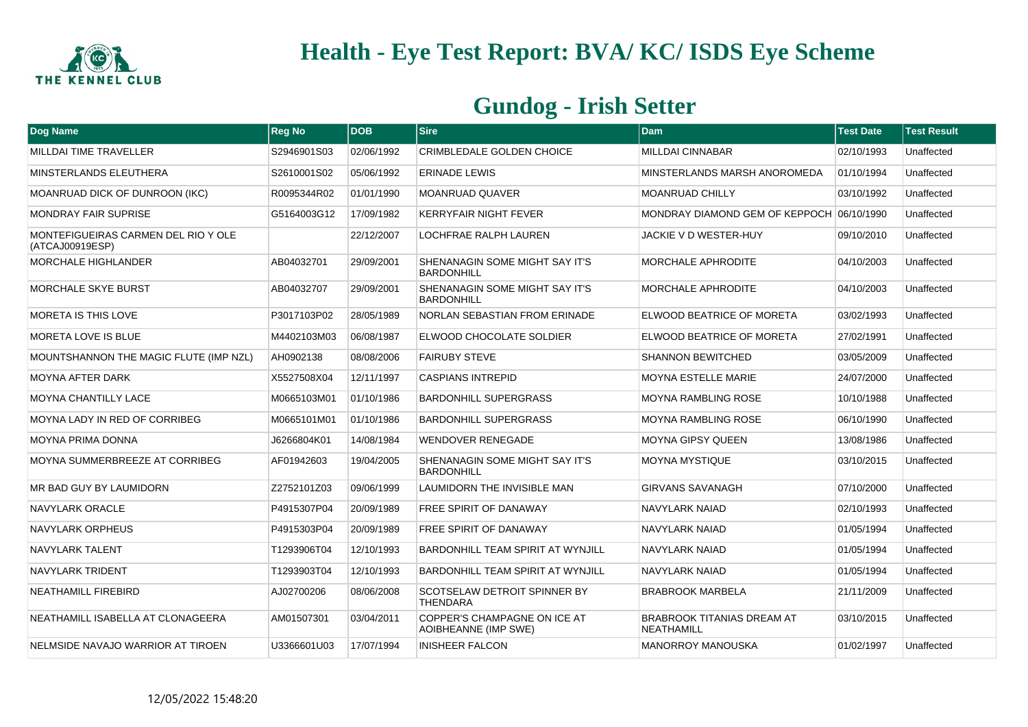# Health - Eye Test Report: BVA/ KC/ ISDS Eye Scheme

## Gundog - Irish Setter

| Dog Name | Reg No | DOB | Sire | Dam | Test Date | Test Result |
|---|---|---|---|---|---|---|
| MILLDAI TIME TRAVELLER | S2946901S03 | 02/06/1992 | CRIMBLEDALE GOLDEN CHOICE | MILLDAI CINNABAR | 02/10/1993 | Unaffected |
| MINSTERLANDS ELEUTHERA | S2610001S02 | 05/06/1992 | ERINADE LEWIS | MINSTERLANDS MARSH ANOROMEDA | 01/10/1994 | Unaffected |
| MOANRUAD DICK OF DUNROON (IKC) | R0095344R02 | 01/01/1990 | MOANRUAD QUAVER | MOANRUAD CHILLY | 03/10/1992 | Unaffected |
| MONDRAY FAIR SUPRISE | G5164003G12 | 17/09/1982 | KERRYFAIR NIGHT FEVER | MONDRAY DIAMOND GEM OF KEPPOCH | 06/10/1990 | Unaffected |
| MONTEFIGUEIRAS CARMEN DEL RIO Y OLE (ATCAJ00919ESP) | | 22/12/2007 | LOCHFRAE RALPH LAUREN | JACKIE V D WESTER-HUY | 09/10/2010 | Unaffected |
| MORCHALE HIGHLANDER | AB04032701 | 29/09/2001 | SHENANAGIN SOME MIGHT SAY IT'S BARDONHILL | MORCHALE APHRODITE | 04/10/2003 | Unaffected |
| MORCHALE SKYE BURST | AB04032707 | 29/09/2001 | SHENANAGIN SOME MIGHT SAY IT'S BARDONHILL | MORCHALE APHRODITE | 04/10/2003 | Unaffected |
| MORETA IS THIS LOVE | P3017103P02 | 28/05/1989 | NORLAN SEBASTIAN FROM ERINADE | ELWOOD BEATRICE OF MORETA | 03/02/1993 | Unaffected |
| MORETA LOVE IS BLUE | M4402103M03 | 06/08/1987 | ELWOOD CHOCOLATE SOLDIER | ELWOOD BEATRICE OF MORETA | 27/02/1991 | Unaffected |
| MOUNTSHANNON THE MAGIC FLUTE (IMP NZL) | AH0902138 | 08/08/2006 | FAIRUBY STEVE | SHANNON BEWITCHED | 03/05/2009 | Unaffected |
| MOYNA AFTER DARK | X5527508X04 | 12/11/1997 | CASPIANS INTREPID | MOYNA ESTELLE MARIE | 24/07/2000 | Unaffected |
| MOYNA CHANTILLY LACE | M0665103M01 | 01/10/1986 | BARDONHILL SUPERGRASS | MOYNA RAMBLING ROSE | 10/10/1988 | Unaffected |
| MOYNA LADY IN RED OF CORRIBEG | M0665101M01 | 01/10/1986 | BARDONHILL SUPERGRASS | MOYNA RAMBLING ROSE | 06/10/1990 | Unaffected |
| MOYNA PRIMA DONNA | J6266804K01 | 14/08/1984 | WENDOVER RENEGADE | MOYNA GIPSY QUEEN | 13/08/1986 | Unaffected |
| MOYNA SUMMERBREEZE AT CORRIBEG | AF01942603 | 19/04/2005 | SHENANAGIN SOME MIGHT SAY IT'S BARDONHILL | MOYNA MYSTIQUE | 03/10/2015 | Unaffected |
| MR BAD GUY BY LAUMIDORN | Z2752101Z03 | 09/06/1999 | LAUMIDORN THE INVISIBLE MAN | GIRVANS SAVANAGH | 07/10/2000 | Unaffected |
| NAVYLARK ORACLE | P4915307P04 | 20/09/1989 | FREE SPIRIT OF DANAWAY | NAVYLARK NAIAD | 02/10/1993 | Unaffected |
| NAVYLARK ORPHEUS | P4915303P04 | 20/09/1989 | FREE SPIRIT OF DANAWAY | NAVYLARK NAIAD | 01/05/1994 | Unaffected |
| NAVYLARK TALENT | T1293906T04 | 12/10/1993 | BARDONHILL TEAM SPIRIT AT WYNJILL | NAVYLARK NAIAD | 01/05/1994 | Unaffected |
| NAVYLARK TRIDENT | T1293903T04 | 12/10/1993 | BARDONHILL TEAM SPIRIT AT WYNJILL | NAVYLARK NAIAD | 01/05/1994 | Unaffected |
| NEATHAMILL FIREBIRD | AJ02700206 | 08/06/2008 | SCOTSELAW DETROIT SPINNER BY THENDARA | BRABROOK MARBELA | 21/11/2009 | Unaffected |
| NEATHAMILL ISABELLA AT CLONAGEERA | AM01507301 | 03/04/2011 | COPPER'S CHAMPAGNE ON ICE AT AOIBHEANNE (IMP SWE) | BRABROOK TITANIAS DREAM AT NEATHAMILL | 03/10/2015 | Unaffected |
| NELMSIDE NAVAJO WARRIOR AT TIROEN | U3366601U03 | 17/07/1994 | INISHEER FALCON | MANORROY MANOUSKA | 01/02/1997 | Unaffected |

12/05/2022 15:48:20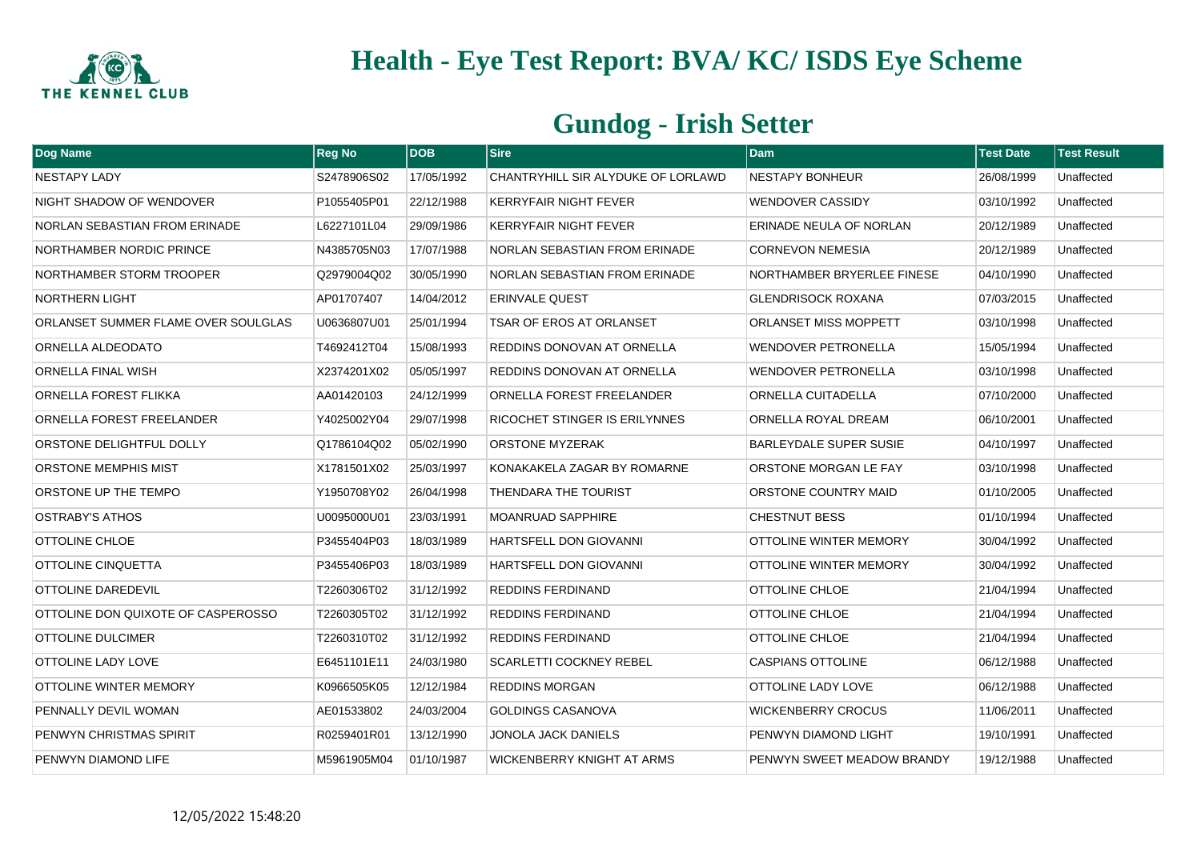# Health - Eye Test Report: BVA/ KC/ ISDS Eye Scheme

## Gundog - Irish Setter

| Dog Name | Reg No | DOB | Sire | Dam | Test Date | Test Result |
|---|---|---|---|---|---|---|
| NESTAPY LADY | S2478906S02 | 17/05/1992 | CHANTRYHILL SIR ALYDUKE OF LORLAWD | NESTAPY BONHEUR | 26/08/1999 | Unaffected |
| NIGHT SHADOW OF WENDOVER | P1055405P01 | 22/12/1988 | KERRYFAIR NIGHT FEVER | WENDOVER CASSIDY | 03/10/1992 | Unaffected |
| NORLAN SEBASTIAN FROM ERINADE | L6227101L04 | 29/09/1986 | KERRYFAIR NIGHT FEVER | ERINADE NEULA OF NORLAN | 20/12/1989 | Unaffected |
| NORTHAMBER NORDIC PRINCE | N4385705N03 | 17/07/1988 | NORLAN SEBASTIAN FROM ERINADE | CORNEVON NEMESIA | 20/12/1989 | Unaffected |
| NORTHAMBER STORM TROOPER | Q2979004Q02 | 30/05/1990 | NORLAN SEBASTIAN FROM ERINADE | NORTHAMBER BRYERLEE FINESE | 04/10/1990 | Unaffected |
| NORTHERN LIGHT | AP01707407 | 14/04/2012 | ERINVALE QUEST | GLENDRISOCK ROXANA | 07/03/2015 | Unaffected |
| ORLANSET SUMMER FLAME OVER SOULGLAS | U0636807U01 | 25/01/1994 | TSAR OF EROS AT ORLANSET | ORLANSET MISS MOPPETT | 03/10/1998 | Unaffected |
| ORNELLA ALDEODATO | T4692412T04 | 15/08/1993 | REDDINS DONOVAN AT ORNELLA | WENDOVER PETRONELLA | 15/05/1994 | Unaffected |
| ORNELLA FINAL WISH | X2374201X02 | 05/05/1997 | REDDINS DONOVAN AT ORNELLA | WENDOVER PETRONELLA | 03/10/1998 | Unaffected |
| ORNELLA FOREST FLIKKA | AA01420103 | 24/12/1999 | ORNELLA FOREST FREELANDER | ORNELLA CUITADELLA | 07/10/2000 | Unaffected |
| ORNELLA FOREST FREELANDER | Y4025002Y04 | 29/07/1998 | RICOCHET STINGER IS ERILYNNES | ORNELLA ROYAL DREAM | 06/10/2001 | Unaffected |
| ORSTONE DELIGHTFUL DOLLY | Q1786104Q02 | 05/02/1990 | ORSTONE MYZERAK | BARLEYDALE SUPER SUSIE | 04/10/1997 | Unaffected |
| ORSTONE MEMPHIS MIST | X1781501X02 | 25/03/1997 | KONAKAKELA ZAGAR BY ROMARNE | ORSTONE MORGAN LE FAY | 03/10/1998 | Unaffected |
| ORSTONE UP THE TEMPO | Y1950708Y02 | 26/04/1998 | THENDARA THE TOURIST | ORSTONE COUNTRY MAID | 01/10/2005 | Unaffected |
| OSTRABY'S ATHOS | U0095000U01 | 23/03/1991 | MOANRUAD SAPPHIRE | CHESTNUT BESS | 01/10/1994 | Unaffected |
| OTTOLINE CHLOE | P3455404P03 | 18/03/1989 | HARTSFELL DON GIOVANNI | OTTOLINE WINTER MEMORY | 30/04/1992 | Unaffected |
| OTTOLINE CINQUETTA | P3455406P03 | 18/03/1989 | HARTSFELL DON GIOVANNI | OTTOLINE WINTER MEMORY | 30/04/1992 | Unaffected |
| OTTOLINE DAREDEVIL | T2260306T02 | 31/12/1992 | REDDINS FERDINAND | OTTOLINE CHLOE | 21/04/1994 | Unaffected |
| OTTOLINE DON QUIXOTE OF CASPEROSSO | T2260305T02 | 31/12/1992 | REDDINS FERDINAND | OTTOLINE CHLOE | 21/04/1994 | Unaffected |
| OTTOLINE DULCIMER | T2260310T02 | 31/12/1992 | REDDINS FERDINAND | OTTOLINE CHLOE | 21/04/1994 | Unaffected |
| OTTOLINE LADY LOVE | E6451101E11 | 24/03/1980 | SCARLETTI COCKNEY REBEL | CASPIANS OTTOLINE | 06/12/1988 | Unaffected |
| OTTOLINE WINTER MEMORY | K0966505K05 | 12/12/1984 | REDDINS MORGAN | OTTOLINE LADY LOVE | 06/12/1988 | Unaffected |
| PENNALLY DEVIL WOMAN | AE01533802 | 24/03/2004 | GOLDINGS CASANOVA | WICKENBERRY CROCUS | 11/06/2011 | Unaffected |
| PENWYN CHRISTMAS SPIRIT | R0259401R01 | 13/12/1990 | JONOLA JACK DANIELS | PENWYN DIAMOND LIGHT | 19/10/1991 | Unaffected |
| PENWYN DIAMOND LIFE | M5961905M04 | 01/10/1987 | WICKENBERRY KNIGHT AT ARMS | PENWYN SWEET MEADOW BRANDY | 19/12/1988 | Unaffected |

12/05/2022 15:48:20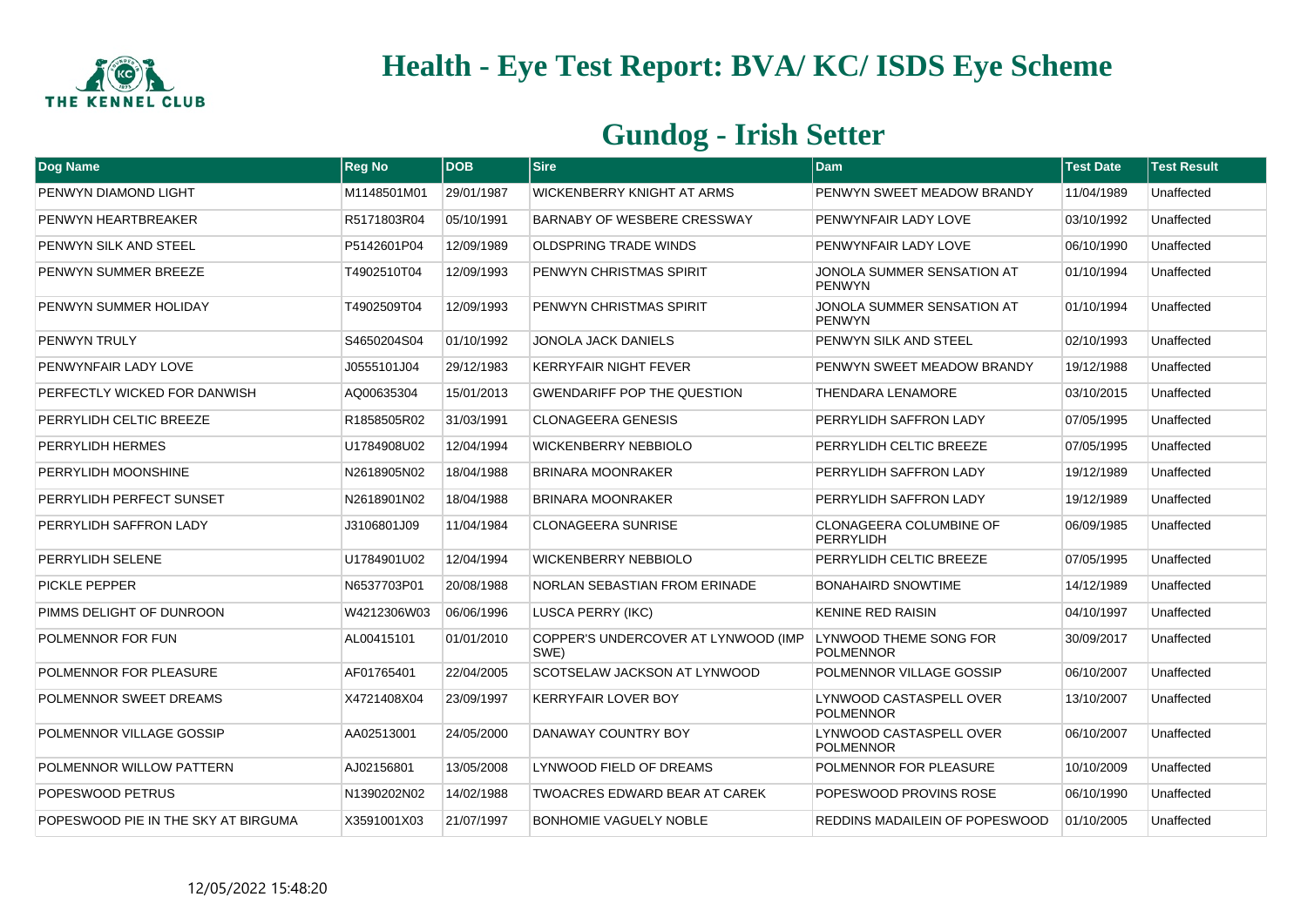# Health - Eye Test Report: BVA/ KC/ ISDS Eye Scheme

## Gundog - Irish Setter

| Dog Name | Reg No | DOB | Sire | Dam | Test Date | Test Result |
|---|---|---|---|---|---|---|
| PENWYN DIAMOND LIGHT | M1148501M01 | 29/01/1987 | WICKENBERRY KNIGHT AT ARMS | PENWYN SWEET MEADOW BRANDY | 11/04/1989 | Unaffected |
| PENWYN HEARTBREAKER | R5171803R04 | 05/10/1991 | BARNABY OF WESBERE CRESSWAY | PENWYNFAIR LADY LOVE | 03/10/1992 | Unaffected |
| PENWYN SILK AND STEEL | P5142601P04 | 12/09/1989 | OLDSPRING TRADE WINDS | PENWYNFAIR LADY LOVE | 06/10/1990 | Unaffected |
| PENWYN SUMMER BREEZE | T4902510T04 | 12/09/1993 | PENWYN CHRISTMAS SPIRIT | JONOLA SUMMER SENSATION AT PENWYN | 01/10/1994 | Unaffected |
| PENWYN SUMMER HOLIDAY | T4902509T04 | 12/09/1993 | PENWYN CHRISTMAS SPIRIT | JONOLA SUMMER SENSATION AT PENWYN | 01/10/1994 | Unaffected |
| PENWYN TRULY | S4650204S04 | 01/10/1992 | JONOLA JACK DANIELS | PENWYN SILK AND STEEL | 02/10/1993 | Unaffected |
| PENWYNFAIR LADY LOVE | J0555101J04 | 29/12/1983 | KERRYFAIR NIGHT FEVER | PENWYN SWEET MEADOW BRANDY | 19/12/1988 | Unaffected |
| PERFECTLY WICKED FOR DANWISH | AQ00635304 | 15/01/2013 | GWENDARIFF POP THE QUESTION | THENDARA LENAMORE | 03/10/2015 | Unaffected |
| PERRYLIDH CELTIC BREEZE | R1858505R02 | 31/03/1991 | CLONAGEERA GENESIS | PERRYLIDH SAFFRON LADY | 07/05/1995 | Unaffected |
| PERRYLIDH HERMES | U1784908U02 | 12/04/1994 | WICKENBERRY NEBBIOLO | PERRYLIDH CELTIC BREEZE | 07/05/1995 | Unaffected |
| PERRYLIDH MOONSHINE | N2618905N02 | 18/04/1988 | BRINARA MOONRAKER | PERRYLIDH SAFFRON LADY | 19/12/1989 | Unaffected |
| PERRYLIDH PERFECT SUNSET | N2618901N02 | 18/04/1988 | BRINARA MOONRAKER | PERRYLIDH SAFFRON LADY | 19/12/1989 | Unaffected |
| PERRYLIDH SAFFRON LADY | J3106801J09 | 11/04/1984 | CLONAGEERA SUNRISE | CLONAGEERA COLUMBINE OF PERRYLIDH | 06/09/1985 | Unaffected |
| PERRYLIDH SELENE | U1784901U02 | 12/04/1994 | WICKENBERRY NEBBIOLO | PERRYLIDH CELTIC BREEZE | 07/05/1995 | Unaffected |
| PICKLE PEPPER | N6537703P01 | 20/08/1988 | NORLAN SEBASTIAN FROM ERINADE | BONAHAIRD SNOWTIME | 14/12/1989 | Unaffected |
| PIMMS DELIGHT OF DUNROON | W4212306W03 | 06/06/1996 | LUSCA PERRY (IKC) | KENINE RED RAISIN | 04/10/1997 | Unaffected |
| POLMENNOR FOR FUN | AL00415101 | 01/01/2010 | COPPER'S UNDERCOVER AT LYNWOOD (IMP SWE) | LYNWOOD THEME SONG FOR POLMENNOR | 30/09/2017 | Unaffected |
| POLMENNOR FOR PLEASURE | AF01765401 | 22/04/2005 | SCOTSELAW JACKSON AT LYNWOOD | POLMENNOR VILLAGE GOSSIP | 06/10/2007 | Unaffected |
| POLMENNOR SWEET DREAMS | X4721408X04 | 23/09/1997 | KERRYFAIR LOVER BOY | LYNWOOD CASTASPELL OVER POLMENNOR | 13/10/2007 | Unaffected |
| POLMENNOR VILLAGE GOSSIP | AA02513001 | 24/05/2000 | DANAWAY COUNTRY BOY | LYNWOOD CASTASPELL OVER POLMENNOR | 06/10/2007 | Unaffected |
| POLMENNOR WILLOW PATTERN | AJ02156801 | 13/05/2008 | LYNWOOD FIELD OF DREAMS | POLMENNOR FOR PLEASURE | 10/10/2009 | Unaffected |
| POPESWOOD PETRUS | N1390202N02 | 14/02/1988 | TWOACRES EDWARD BEAR AT CAREK | POPESWOOD PROVINS ROSE | 06/10/1990 | Unaffected |
| POPESWOOD PIE IN THE SKY AT BIRGUMA | X3591001X03 | 21/07/1997 | BONHOMIE VAGUELY NOBLE | REDDINS MADAILEIN OF POPESWOOD | 01/10/2005 | Unaffected |

12/05/2022 15:48:20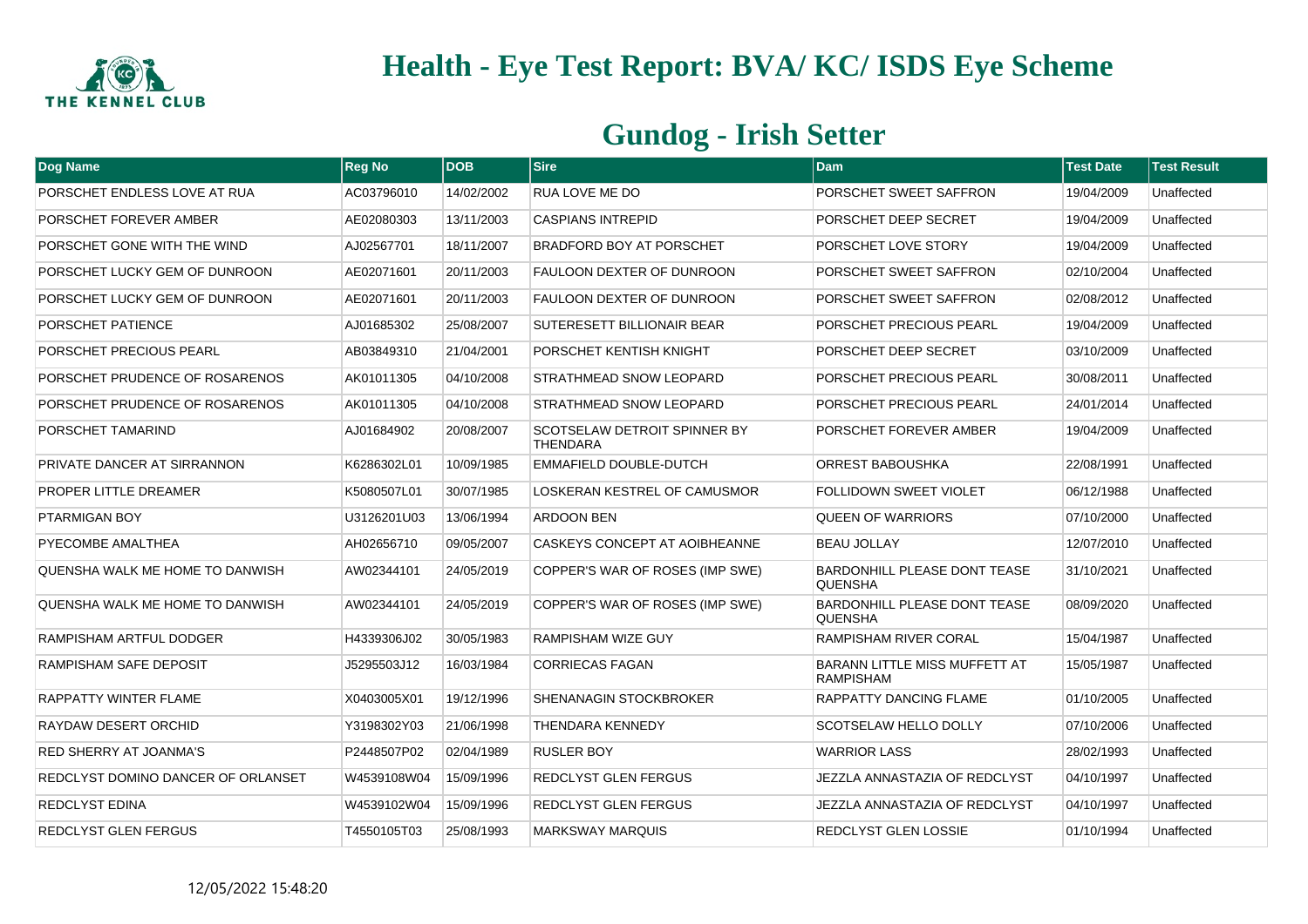# Health - Eye Test Report: BVA/ KC/ ISDS Eye Scheme

## Gundog - Irish Setter

| Dog Name | Reg No | DOB | Sire | Dam | Test Date | Test Result |
|---|---|---|---|---|---|---|
| PORSCHET ENDLESS LOVE AT RUA | AC03796010 | 14/02/2002 | RUA LOVE ME DO | PORSCHET SWEET SAFFRON | 19/04/2009 | Unaffected |
| PORSCHET FOREVER AMBER | AE02080303 | 13/11/2003 | CASPIANS INTREPID | PORSCHET DEEP SECRET | 19/04/2009 | Unaffected |
| PORSCHET GONE WITH THE WIND | AJ02567701 | 18/11/2007 | BRADFORD BOY AT PORSCHET | PORSCHET LOVE STORY | 19/04/2009 | Unaffected |
| PORSCHET LUCKY GEM OF DUNROON | AE02071601 | 20/11/2003 | FAULOON DEXTER OF DUNROON | PORSCHET SWEET SAFFRON | 02/10/2004 | Unaffected |
| PORSCHET LUCKY GEM OF DUNROON | AE02071601 | 20/11/2003 | FAULOON DEXTER OF DUNROON | PORSCHET SWEET SAFFRON | 02/08/2012 | Unaffected |
| PORSCHET PATIENCE | AJ01685302 | 25/08/2007 | SUTERESETT BILLIONAIR BEAR | PORSCHET PRECIOUS PEARL | 19/04/2009 | Unaffected |
| PORSCHET PRECIOUS PEARL | AB03849310 | 21/04/2001 | PORSCHET KENTISH KNIGHT | PORSCHET DEEP SECRET | 03/10/2009 | Unaffected |
| PORSCHET PRUDENCE OF ROSARENOS | AK01011305 | 04/10/2008 | STRATHMEAD SNOW LEOPARD | PORSCHET PRECIOUS PEARL | 30/08/2011 | Unaffected |
| PORSCHET PRUDENCE OF ROSARENOS | AK01011305 | 04/10/2008 | STRATHMEAD SNOW LEOPARD | PORSCHET PRECIOUS PEARL | 24/01/2014 | Unaffected |
| PORSCHET TAMARIND | AJ01684902 | 20/08/2007 | SCOTSELAW DETROIT SPINNER BY THENDARA | PORSCHET FOREVER AMBER | 19/04/2009 | Unaffected |
| PRIVATE DANCER AT SIRRANNON | K6286302L01 | 10/09/1985 | EMMAFIELD DOUBLE-DUTCH | ORREST BABOUSHKA | 22/08/1991 | Unaffected |
| PROPER LITTLE DREAMER | K5080507L01 | 30/07/1985 | LOSKERAN KESTREL OF CAMUSMOR | FOLLIDOWN SWEET VIOLET | 06/12/1988 | Unaffected |
| PTARMIGAN BOY | U3126201U03 | 13/06/1994 | ARDOON BEN | QUEEN OF WARRIORS | 07/10/2000 | Unaffected |
| PYECOMBE AMALTHEA | AH02656710 | 09/05/2007 | CASKEYS CONCEPT AT AOIBHEANNE | BEAU JOLLAY | 12/07/2010 | Unaffected |
| QUENSHA WALK ME HOME TO DANWISH | AW02344101 | 24/05/2019 | COPPER'S WAR OF ROSES (IMP SWE) | BARDONHILL PLEASE DONT TEASE QUENSHA | 31/10/2021 | Unaffected |
| QUENSHA WALK ME HOME TO DANWISH | AW02344101 | 24/05/2019 | COPPER'S WAR OF ROSES (IMP SWE) | BARDONHILL PLEASE DONT TEASE QUENSHA | 08/09/2020 | Unaffected |
| RAMPISHAM ARTFUL DODGER | H4339306J02 | 30/05/1983 | RAMPISHAM WIZE GUY | RAMPISHAM RIVER CORAL | 15/04/1987 | Unaffected |
| RAMPISHAM SAFE DEPOSIT | J5295503J12 | 16/03/1984 | CORRIECAS FAGAN | BARANN LITTLE MISS MUFFETT AT RAMPISHAM | 15/05/1987 | Unaffected |
| RAPPATTY WINTER FLAME | X0403005X01 | 19/12/1996 | SHENANAGIN STOCKBROKER | RAPPATTY DANCING FLAME | 01/10/2005 | Unaffected |
| RAYDAW DESERT ORCHID | Y3198302Y03 | 21/06/1998 | THENDARA KENNEDY | SCOTSELAW HELLO DOLLY | 07/10/2006 | Unaffected |
| RED SHERRY AT JOANMA'S | P2448507P02 | 02/04/1989 | RUSLER BOY | WARRIOR LASS | 28/02/1993 | Unaffected |
| REDCLYST DOMINO DANCER OF ORLANSET | W4539108W04 | 15/09/1996 | REDCLYST GLEN FERGUS | JEZZLA ANNASTAZIA OF REDCLYST | 04/10/1997 | Unaffected |
| REDCLYST EDINA | W4539102W04 | 15/09/1996 | REDCLYST GLEN FERGUS | JEZZLA ANNASTAZIA OF REDCLYST | 04/10/1997 | Unaffected |
| REDCLYST GLEN FERGUS | T4550105T03 | 25/08/1993 | MARKSWAY MARQUIS | REDCLYST GLEN LOSSIE | 01/10/1994 | Unaffected |

12/05/2022 15:48:20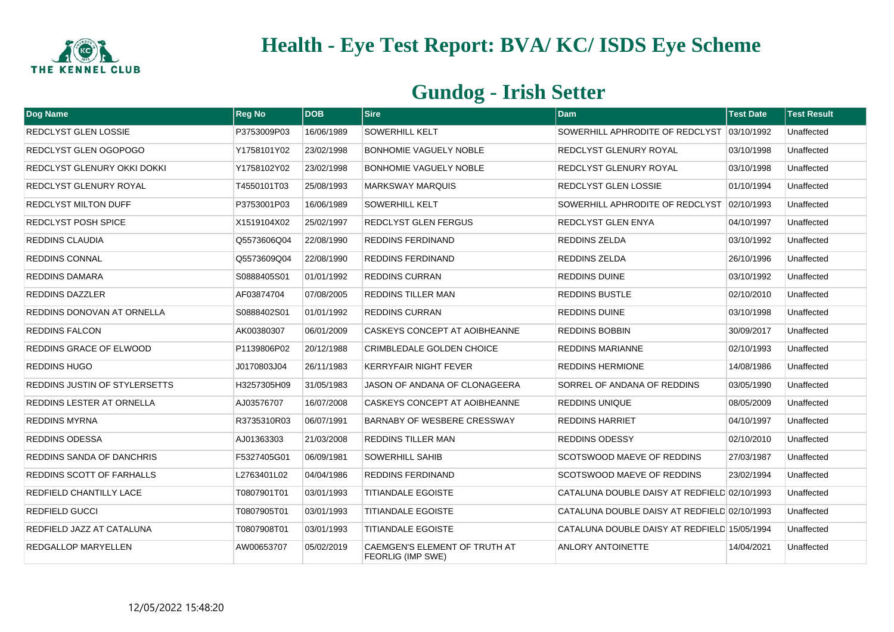# Health - Eye Test Report: BVA/ KC/ ISDS Eye Scheme

## Gundog - Irish Setter

| Dog Name | Reg No | DOB | Sire | Dam | Test Date | Test Result |
|---|---|---|---|---|---|---|
| REDCLYST GLEN LOSSIE | P3753009P03 | 16/06/1989 | SOWERHILL KELT | SOWERHILL APHRODITE OF REDCLYST | 03/10/1992 | Unaffected |
| REDCLYST GLEN OGOPOGO | Y1758101Y02 | 23/02/1998 | BONHOMIE VAGUELY NOBLE | REDCLYST GLENURY ROYAL | 03/10/1998 | Unaffected |
| REDCLYST GLENURY OKKI DOKKI | Y1758102Y02 | 23/02/1998 | BONHOMIE VAGUELY NOBLE | REDCLYST GLENURY ROYAL | 03/10/1998 | Unaffected |
| REDCLYST GLENURY ROYAL | T4550101T03 | 25/08/1993 | MARKSWAY MARQUIS | REDCLYST GLEN LOSSIE | 01/10/1994 | Unaffected |
| REDCLYST MILTON DUFF | P3753001P03 | 16/06/1989 | SOWERHILL KELT | SOWERHILL APHRODITE OF REDCLYST | 02/10/1993 | Unaffected |
| REDCLYST POSH SPICE | X1519104X02 | 25/02/1997 | REDCLYST GLEN FERGUS | REDCLYST GLEN ENYA | 04/10/1997 | Unaffected |
| REDDINS CLAUDIA | Q5573606Q04 | 22/08/1990 | REDDINS FERDINAND | REDDINS ZELDA | 03/10/1992 | Unaffected |
| REDDINS CONNAL | Q5573609Q04 | 22/08/1990 | REDDINS FERDINAND | REDDINS ZELDA | 26/10/1996 | Unaffected |
| REDDINS DAMARA | S0888405S01 | 01/01/1992 | REDDINS CURRAN | REDDINS DUINE | 03/10/1992 | Unaffected |
| REDDINS DAZZLER | AF03874704 | 07/08/2005 | REDDINS TILLER MAN | REDDINS BUSTLE | 02/10/2010 | Unaffected |
| REDDINS DONOVAN AT ORNELLA | S0888402S01 | 01/01/1992 | REDDINS CURRAN | REDDINS DUINE | 03/10/1998 | Unaffected |
| REDDINS FALCON | AK00380307 | 06/01/2009 | CASKEYS CONCEPT AT AOIBHEANNE | REDDINS BOBBIN | 30/09/2017 | Unaffected |
| REDDINS GRACE OF ELWOOD | P1139806P02 | 20/12/1988 | CRIMBLEDALE GOLDEN CHOICE | REDDINS MARIANNE | 02/10/1993 | Unaffected |
| REDDINS HUGO | J0170803J04 | 26/11/1983 | KERRYFAIR NIGHT FEVER | REDDINS HERMIONE | 14/08/1986 | Unaffected |
| REDDINS JUSTIN OF STYLERSETTS | H3257305H09 | 31/05/1983 | JASON OF ANDANA OF CLONAGEERA | SORREL OF ANDANA OF REDDINS | 03/05/1990 | Unaffected |
| REDDINS LESTER AT ORNELLA | AJ03576707 | 16/07/2008 | CASKEYS CONCEPT AT AOIBHEANNE | REDDINS UNIQUE | 08/05/2009 | Unaffected |
| REDDINS MYRNA | R3735310R03 | 06/07/1991 | BARNABY OF WESBERE CRESSWAY | REDDINS HARRIET | 04/10/1997 | Unaffected |
| REDDINS ODESSA | AJ01363303 | 21/03/2008 | REDDINS TILLER MAN | REDDINS ODESSY | 02/10/2010 | Unaffected |
| REDDINS SANDA OF DANCHRIS | F5327405G01 | 06/09/1981 | SOWERHILL SAHIB | SCOTSWOOD MAEVE OF REDDINS | 27/03/1987 | Unaffected |
| REDDINS SCOTT OF FARHALLS | L2763401L02 | 04/04/1986 | REDDINS FERDINAND | SCOTSWOOD MAEVE OF REDDINS | 23/02/1994 | Unaffected |
| REDFIELD CHANTILLY LACE | T0807901T01 | 03/01/1993 | TITIANDALE EGOISTE | CATALUNA DOUBLE DAISY AT REDFIELD | 02/10/1993 | Unaffected |
| REDFIELD GUCCI | T0807905T01 | 03/01/1993 | TITIANDALE EGOISTE | CATALUNA DOUBLE DAISY AT REDFIELD | 02/10/1993 | Unaffected |
| REDFIELD JAZZ AT CATALUNA | T0807908T01 | 03/01/1993 | TITIANDALE EGOISTE | CATALUNA DOUBLE DAISY AT REDFIELD | 15/05/1994 | Unaffected |
| REDGALLOP MARYELLEN | AW00653707 | 05/02/2019 | CAEMGEN'S ELEMENT OF TRUTH AT FEORLIG (IMP SWE) | ANLORY ANTOINETTE | 14/04/2021 | Unaffected |

12/05/2022 15:48:20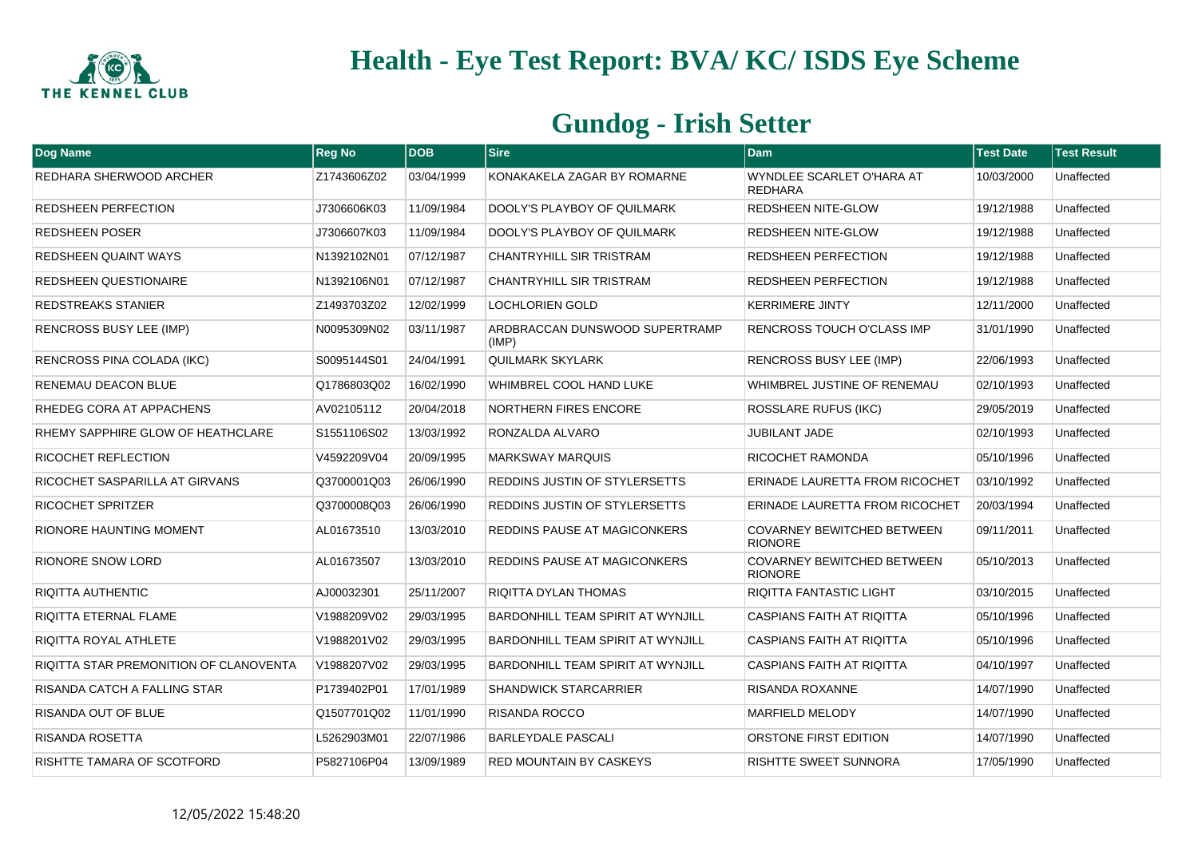# Health - Eye Test Report: BVA/ KC/ ISDS Eye Scheme

## Gundog - Irish Setter

| Dog Name | Reg No | DOB | Sire | Dam | Test Date | Test Result |
| --- | --- | --- | --- | --- | --- | --- |
| REDHARA SHERWOOD ARCHER | Z1743606Z02 | 03/04/1999 | KONAKAKELA ZAGAR BY ROMARNE | WYNDLEE SCARLET O'HARA AT REDHARA | 10/03/2000 | Unaffected |
| REDSHEEN PERFECTION | J7306606K03 | 11/09/1984 | DOOLY'S PLAYBOY OF QUILMARK | REDSHEEN NITE-GLOW | 19/12/1988 | Unaffected |
| REDSHEEN POSER | J7306607K03 | 11/09/1984 | DOOLY'S PLAYBOY OF QUILMARK | REDSHEEN NITE-GLOW | 19/12/1988 | Unaffected |
| REDSHEEN QUAINT WAYS | N1392102N01 | 07/12/1987 | CHANTRYHILL SIR TRISTRAM | REDSHEEN PERFECTION | 19/12/1988 | Unaffected |
| REDSHEEN QUESTIONAIRE | N1392106N01 | 07/12/1987 | CHANTRYHILL SIR TRISTRAM | REDSHEEN PERFECTION | 19/12/1988 | Unaffected |
| REDSTREAKS STANIER | Z1493703Z02 | 12/02/1999 | LOCHLORIEN GOLD | KERRIMERE JINTY | 12/11/2000 | Unaffected |
| RENCROSS BUSY LEE (IMP) | N0095309N02 | 03/11/1987 | ARDBRACCAN DUNSWOOD SUPERTRAMP (IMP) | RENCROSS TOUCH O'CLASS IMP | 31/01/1990 | Unaffected |
| RENCROSS PINA COLADA (IKC) | S0095144S01 | 24/04/1991 | QUILMARK SKYLARK | RENCROSS BUSY LEE (IMP) | 22/06/1993 | Unaffected |
| RENEMAU DEACON BLUE | Q1786803Q02 | 16/02/1990 | WHIMBREL COOL HAND LUKE | WHIMBREL JUSTINE OF RENEMAU | 02/10/1993 | Unaffected |
| RHEDEG CORA AT APPACHENS | AV02105112 | 20/04/2018 | NORTHERN FIRES ENCORE | ROSSLARE RUFUS (IKC) | 29/05/2019 | Unaffected |
| RHEMY SAPPHIRE GLOW OF HEATHCLARE | S1551106S02 | 13/03/1992 | RONZALDA ALVARO | JUBILANT JADE | 02/10/1993 | Unaffected |
| RICOCHET REFLECTION | V4592209V04 | 20/09/1995 | MARKSWAY MARQUIS | RICOCHET RAMONDA | 05/10/1996 | Unaffected |
| RICOCHET SASPARILLA AT GIRVANS | Q3700001Q03 | 26/06/1990 | REDDINS JUSTIN OF STYLERSETTS | ERINADE LAURETTA FROM RICOCHET | 03/10/1992 | Unaffected |
| RICOCHET SPRITZER | Q3700008Q03 | 26/06/1990 | REDDINS JUSTIN OF STYLERSETTS | ERINADE LAURETTA FROM RICOCHET | 20/03/1994 | Unaffected |
| RIONORE HAUNTING MOMENT | AL01673510 | 13/03/2010 | REDDINS PAUSE AT MAGICONKERS | COVARNEY BEWITCHED BETWEEN RIONORE | 09/11/2011 | Unaffected |
| RIONORE SNOW LORD | AL01673507 | 13/03/2010 | REDDINS PAUSE AT MAGICONKERS | COVARNEY BEWITCHED BETWEEN RIONORE | 05/10/2013 | Unaffected |
| RIQITTA AUTHENTIC | AJ00032301 | 25/11/2007 | RIQITTA DYLAN THOMAS | RIQITTA FANTASTIC LIGHT | 03/10/2015 | Unaffected |
| RIQITTA ETERNAL FLAME | V1988209V02 | 29/03/1995 | BARDONHILL TEAM SPIRIT AT WYNJILL | CASPIANS FAITH AT RIQITTA | 05/10/1996 | Unaffected |
| RIQITTA ROYAL ATHLETE | V1988201V02 | 29/03/1995 | BARDONHILL TEAM SPIRIT AT WYNJILL | CASPIANS FAITH AT RIQITTA | 05/10/1996 | Unaffected |
| RIQITTA STAR PREMONITION OF CLANOVENTA | V1988207V02 | 29/03/1995 | BARDONHILL TEAM SPIRIT AT WYNJILL | CASPIANS FAITH AT RIQITTA | 04/10/1997 | Unaffected |
| RISANDA CATCH A FALLING STAR | P1739402P01 | 17/01/1989 | SHANDWICK STARCARRIER | RISANDA ROXANNE | 14/07/1990 | Unaffected |
| RISANDA OUT OF BLUE | Q1507701Q02 | 11/01/1990 | RISANDA ROCCO | MARFIELD MELODY | 14/07/1990 | Unaffected |
| RISANDA ROSETTA | L5262903M01 | 22/07/1986 | BARLEYDALE PASCALI | ORSTONE FIRST EDITION | 14/07/1990 | Unaffected |
| RISHTTE TAMARA OF SCOTFORD | P5827106P04 | 13/09/1989 | RED MOUNTAIN BY CASKEYS | RISHTTE SWEET SUNNORA | 17/05/1990 | Unaffected |

12/05/2022 15:48:20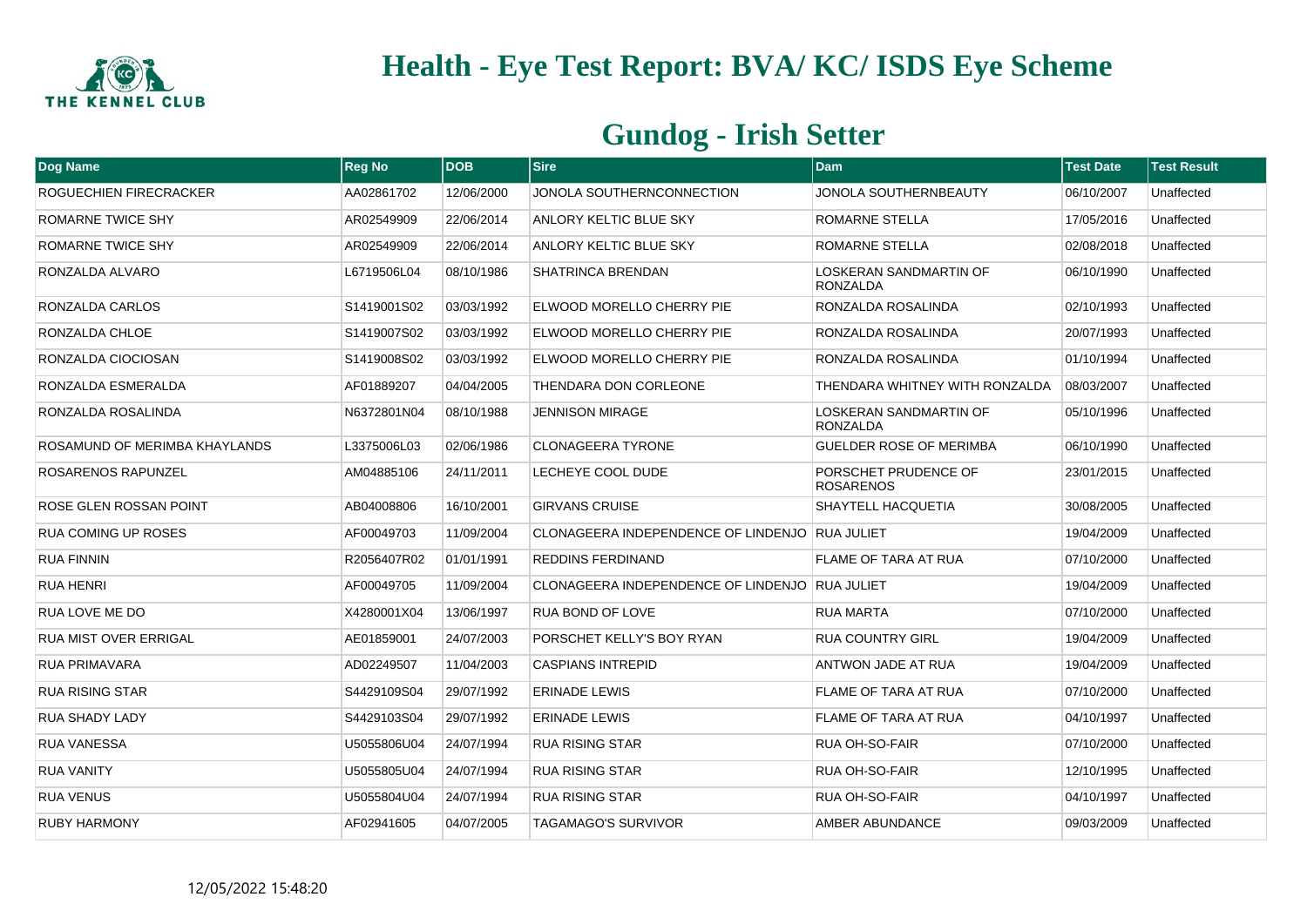# Health - Eye Test Report: BVA/ KC/ ISDS Eye Scheme

## Gundog - Irish Setter

| Dog Name | Reg No | DOB | Sire | Dam | Test Date | Test Result |
|---|---|---|---|---|---|---|
| ROGUECHIEN FIRECRACKER | AA02861702 | 12/06/2000 | JONOLA SOUTHERNCONNECTION | JONOLA SOUTHERNBEAUTY | 06/10/2007 | Unaffected |
| ROMARNE TWICE SHY | AR02549909 | 22/06/2014 | ANLORY KELTIC BLUE SKY | ROMARNE STELLA | 17/05/2016 | Unaffected |
| ROMARNE TWICE SHY | AR02549909 | 22/06/2014 | ANLORY KELTIC BLUE SKY | ROMARNE STELLA | 02/08/2018 | Unaffected |
| RONZALDA ALVARO | L6719506L04 | 08/10/1986 | SHATRINCA BRENDAN | LOSKERAN SANDMARTIN OF RONZALDA | 06/10/1990 | Unaffected |
| RONZALDA CARLOS | S1419001S02 | 03/03/1992 | ELWOOD MORELLO CHERRY PIE | RONZALDA ROSALINDA | 02/10/1993 | Unaffected |
| RONZALDA CHLOE | S1419007S02 | 03/03/1992 | ELWOOD MORELLO CHERRY PIE | RONZALDA ROSALINDA | 20/07/1993 | Unaffected |
| RONZALDA CIOCIOSAN | S1419008S02 | 03/03/1992 | ELWOOD MORELLO CHERRY PIE | RONZALDA ROSALINDA | 01/10/1994 | Unaffected |
| RONZALDA ESMERALDA | AF01889207 | 04/04/2005 | THENDARA DON CORLEONE | THENDARA WHITNEY WITH RONZALDA | 08/03/2007 | Unaffected |
| RONZALDA ROSALINDA | N6372801N04 | 08/10/1988 | JENNISON MIRAGE | LOSKERAN SANDMARTIN OF RONZALDA | 05/10/1996 | Unaffected |
| ROSAMUND OF MERIMBA KHAYLANDS | L3375006L03 | 02/06/1986 | CLONAGEERA TYRONE | GUELDER ROSE OF MERIMBA | 06/10/1990 | Unaffected |
| ROSARENOS RAPUNZEL | AM04885106 | 24/11/2011 | LECHEYE COOL DUDE | PORSCHET PRUDENCE OF ROSARENOS | 23/01/2015 | Unaffected |
| ROSE GLEN ROSSAN POINT | AB04008806 | 16/10/2001 | GIRVANS CRUISE | SHAYTELL HACQUETIA | 30/08/2005 | Unaffected |
| RUA COMING UP ROSES | AF00049703 | 11/09/2004 | CLONAGEERA INDEPENDENCE OF LINDENJO | RUA JULIET | 19/04/2009 | Unaffected |
| RUA FINNIN | R2056407R02 | 01/01/1991 | REDDINS FERDINAND | FLAME OF TARA AT RUA | 07/10/2000 | Unaffected |
| RUA HENRI | AF00049705 | 11/09/2004 | CLONAGEERA INDEPENDENCE OF LINDENJO | RUA JULIET | 19/04/2009 | Unaffected |
| RUA LOVE ME DO | X4280001X04 | 13/06/1997 | RUA BOND OF LOVE | RUA MARTA | 07/10/2000 | Unaffected |
| RUA MIST OVER ERRIGAL | AE01859001 | 24/07/2003 | PORSCHET KELLY'S BOY RYAN | RUA COUNTRY GIRL | 19/04/2009 | Unaffected |
| RUA PRIMAVARA | AD02249507 | 11/04/2003 | CASPIANS INTREPID | ANTWON JADE AT RUA | 19/04/2009 | Unaffected |
| RUA RISING STAR | S4429109S04 | 29/07/1992 | ERINADE LEWIS | FLAME OF TARA AT RUA | 07/10/2000 | Unaffected |
| RUA SHADY LADY | S4429103S04 | 29/07/1992 | ERINADE LEWIS | FLAME OF TARA AT RUA | 04/10/1997 | Unaffected |
| RUA VANESSA | U5055806U04 | 24/07/1994 | RUA RISING STAR | RUA OH-SO-FAIR | 07/10/2000 | Unaffected |
| RUA VANITY | U5055805U04 | 24/07/1994 | RUA RISING STAR | RUA OH-SO-FAIR | 12/10/1995 | Unaffected |
| RUA VENUS | U5055804U04 | 24/07/1994 | RUA RISING STAR | RUA OH-SO-FAIR | 04/10/1997 | Unaffected |
| RUBY HARMONY | AF02941605 | 04/07/2005 | TAGAMAGO'S SURVIVOR | AMBER ABUNDANCE | 09/03/2009 | Unaffected |

12/05/2022 15:48:20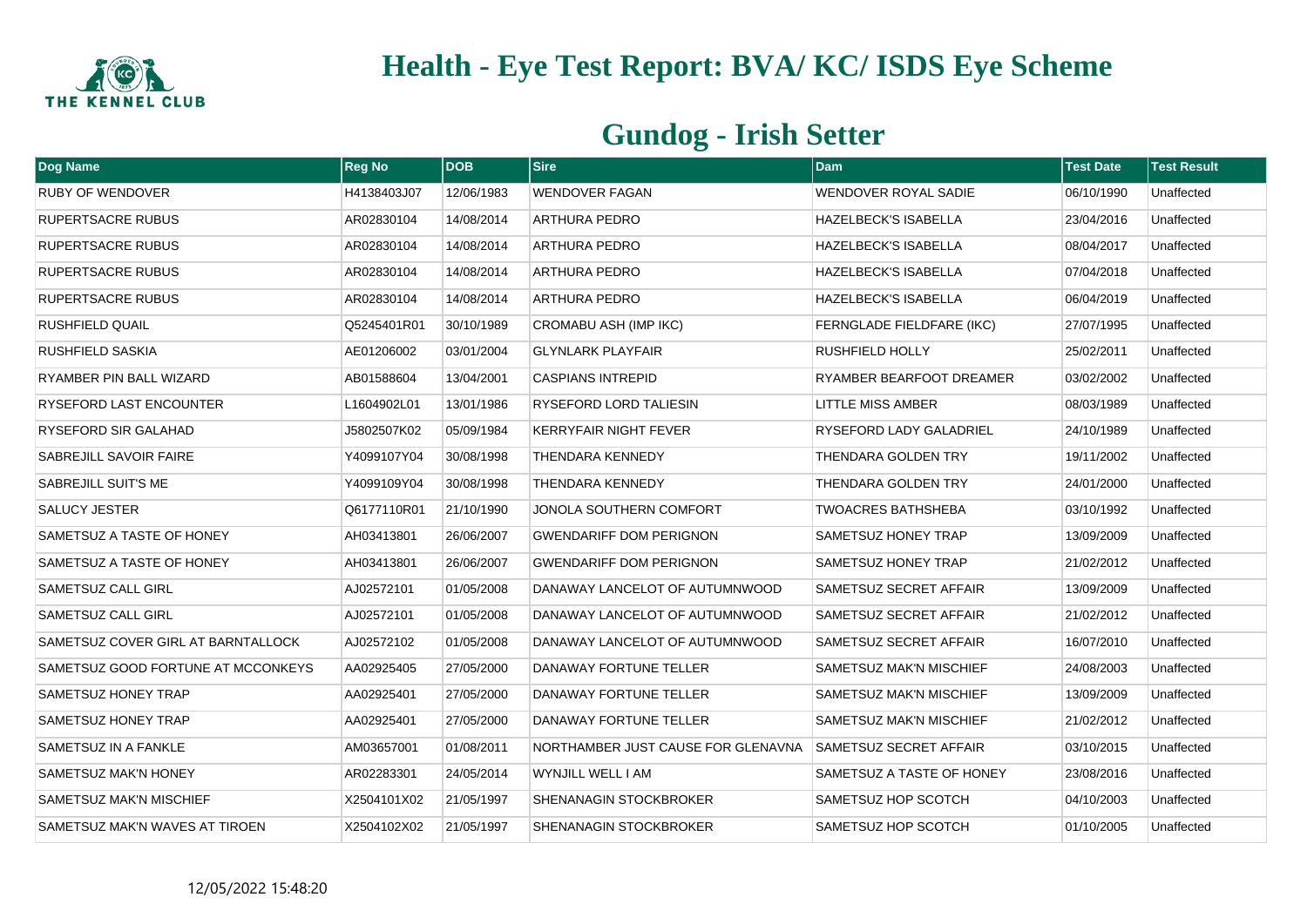# Health - Eye Test Report: BVA/ KC/ ISDS Eye Scheme

## Gundog - Irish Setter

| Dog Name | Reg No | DOB | Sire | Dam | Test Date | Test Result |
|---|---|---|---|---|---|---|
| RUBY OF WENDOVER | H4138403J07 | 12/06/1983 | WENDOVER FAGAN | WENDOVER ROYAL SADIE | 06/10/1990 | Unaffected |
| RUPERTSACRE RUBUS | AR02830104 | 14/08/2014 | ARTHURA PEDRO | HAZELBECK'S ISABELLA | 23/04/2016 | Unaffected |
| RUPERTSACRE RUBUS | AR02830104 | 14/08/2014 | ARTHURA PEDRO | HAZELBECK'S ISABELLA | 08/04/2017 | Unaffected |
| RUPERTSACRE RUBUS | AR02830104 | 14/08/2014 | ARTHURA PEDRO | HAZELBECK'S ISABELLA | 07/04/2018 | Unaffected |
| RUPERTSACRE RUBUS | AR02830104 | 14/08/2014 | ARTHURA PEDRO | HAZELBECK'S ISABELLA | 06/04/2019 | Unaffected |
| RUSHFIELD QUAIL | Q5245401R01 | 30/10/1989 | CROMABU ASH (IMP IKC) | FERNGLADE FIELDFARE (IKC) | 27/07/1995 | Unaffected |
| RUSHFIELD SASKIA | AE01206002 | 03/01/2004 | GLYNLARK PLAYFAIR | RUSHFIELD HOLLY | 25/02/2011 | Unaffected |
| RYAMBER PIN BALL WIZARD | AB01588604 | 13/04/2001 | CASPIANS INTREPID | RYAMBER BEARFOOT DREAMER | 03/02/2002 | Unaffected |
| RYSEFORD LAST ENCOUNTER | L1604902L01 | 13/01/1986 | RYSEFORD LORD TALIESIN | LITTLE MISS AMBER | 08/03/1989 | Unaffected |
| RYSEFORD SIR GALAHAD | J5802507K02 | 05/09/1984 | KERRYFAIR NIGHT FEVER | RYSEFORD LADY GALADRIEL | 24/10/1989 | Unaffected |
| SABREJILL SAVOIR FAIRE | Y4099107Y04 | 30/08/1998 | THENDARA KENNEDY | THENDARA GOLDEN TRY | 19/11/2002 | Unaffected |
| SABREJILL SUIT'S ME | Y4099109Y04 | 30/08/1998 | THENDARA KENNEDY | THENDARA GOLDEN TRY | 24/01/2000 | Unaffected |
| SALUCY JESTER | Q6177110R01 | 21/10/1990 | JONOLA SOUTHERN COMFORT | TWOACRES BATHSHEBA | 03/10/1992 | Unaffected |
| SAMETSUZ A TASTE OF HONEY | AH03413801 | 26/06/2007 | GWENDARIFF DOM PERIGNON | SAMETSUZ HONEY TRAP | 13/09/2009 | Unaffected |
| SAMETSUZ A TASTE OF HONEY | AH03413801 | 26/06/2007 | GWENDARIFF DOM PERIGNON | SAMETSUZ HONEY TRAP | 21/02/2012 | Unaffected |
| SAMETSUZ CALL GIRL | AJ02572101 | 01/05/2008 | DANAWAY LANCELOT OF AUTUMNWOOD | SAMETSUZ SECRET AFFAIR | 13/09/2009 | Unaffected |
| SAMETSUZ CALL GIRL | AJ02572101 | 01/05/2008 | DANAWAY LANCELOT OF AUTUMNWOOD | SAMETSUZ SECRET AFFAIR | 21/02/2012 | Unaffected |
| SAMETSUZ COVER GIRL AT BARNTALLOCK | AJ02572102 | 01/05/2008 | DANAWAY LANCELOT OF AUTUMNWOOD | SAMETSUZ SECRET AFFAIR | 16/07/2010 | Unaffected |
| SAMETSUZ GOOD FORTUNE AT MCCONKEYS | AA02925405 | 27/05/2000 | DANAWAY FORTUNE TELLER | SAMETSUZ MAK'N MISCHIEF | 24/08/2003 | Unaffected |
| SAMETSUZ HONEY TRAP | AA02925401 | 27/05/2000 | DANAWAY FORTUNE TELLER | SAMETSUZ MAK'N MISCHIEF | 13/09/2009 | Unaffected |
| SAMETSUZ HONEY TRAP | AA02925401 | 27/05/2000 | DANAWAY FORTUNE TELLER | SAMETSUZ MAK'N MISCHIEF | 21/02/2012 | Unaffected |
| SAMETSUZ IN A FANKLE | AM03657001 | 01/08/2011 | NORTHAMBER JUST CAUSE FOR GLENAVNA | SAMETSUZ SECRET AFFAIR | 03/10/2015 | Unaffected |
| SAMETSUZ MAK'N HONEY | AR02283301 | 24/05/2014 | WYNJILL WELL I AM | SAMETSUZ A TASTE OF HONEY | 23/08/2016 | Unaffected |
| SAMETSUZ MAK'N MISCHIEF | X2504101X02 | 21/05/1997 | SHENANAGIN STOCKBROKER | SAMETSUZ HOP SCOTCH | 04/10/2003 | Unaffected |
| SAMETSUZ MAK'N WAVES AT TIROEN | X2504102X02 | 21/05/1997 | SHENANAGIN STOCKBROKER | SAMETSUZ HOP SCOTCH | 01/10/2005 | Unaffected |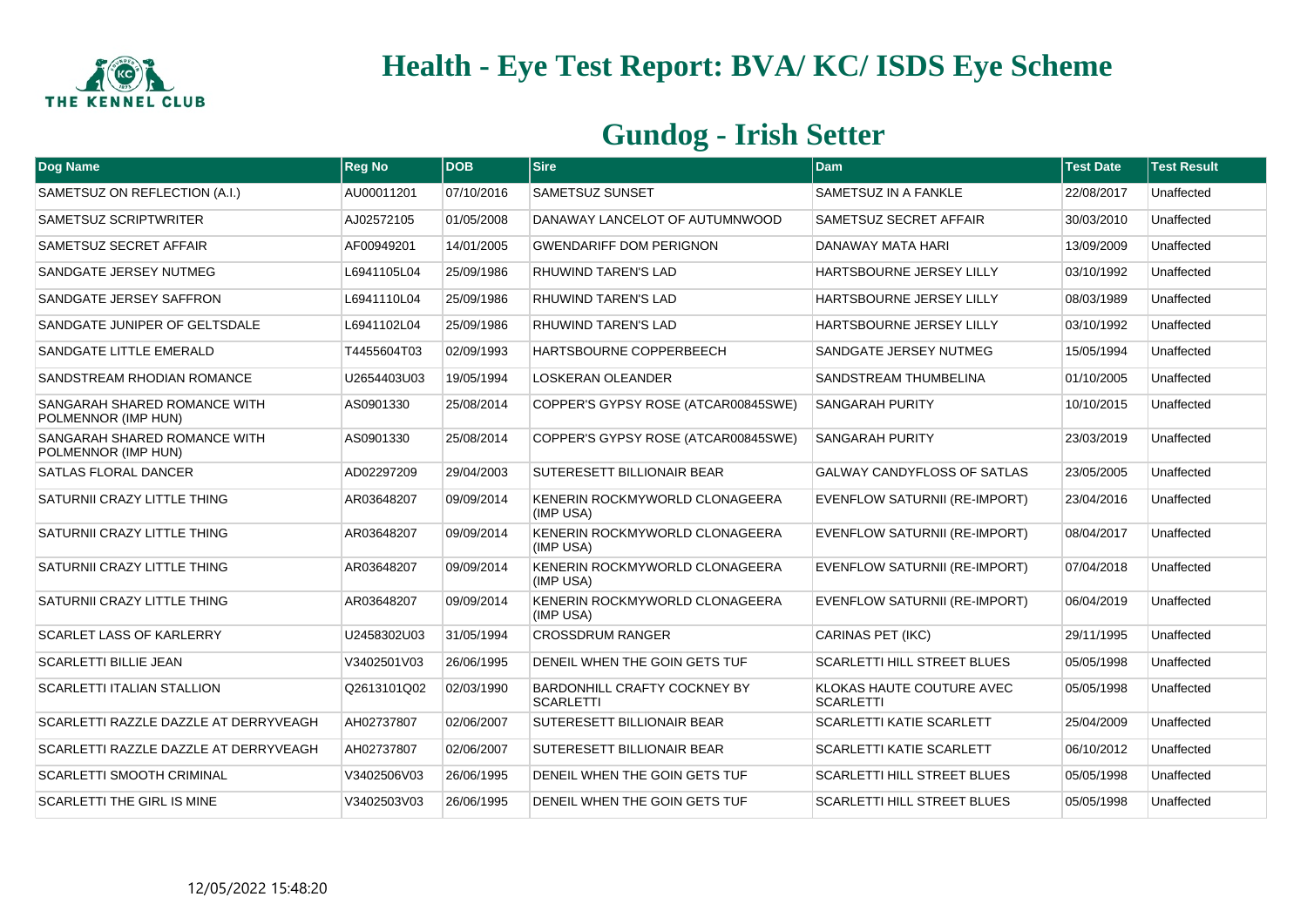# Health - Eye Test Report: BVA/ KC/ ISDS Eye Scheme

## Gundog - Irish Setter

| Dog Name | Reg No | DOB | Sire | Dam | Test Date | Test Result |
|---|---|---|---|---|---|---|
| SAMETSUZ ON REFLECTION (A.I.) | AU00011201 | 07/10/2016 | SAMETSUZ SUNSET | SAMETSUZ IN A FANKLE | 22/08/2017 | Unaffected |
| SAMETSUZ SCRIPTWRITER | AJ02572105 | 01/05/2008 | DANAWAY LANCELOT OF AUTUMNWOOD | SAMETSUZ SECRET AFFAIR | 30/03/2010 | Unaffected |
| SAMETSUZ SECRET AFFAIR | AF00949201 | 14/01/2005 | GWENDARIFF DOM PERIGNON | DANAWAY MATA HARI | 13/09/2009 | Unaffected |
| SANDGATE JERSEY NUTMEG | L6941105L04 | 25/09/1986 | RHUWIND TAREN'S LAD | HARTSBOURNE JERSEY LILLY | 03/10/1992 | Unaffected |
| SANDGATE JERSEY SAFFRON | L6941110L04 | 25/09/1986 | RHUWIND TAREN'S LAD | HARTSBOURNE JERSEY LILLY | 08/03/1989 | Unaffected |
| SANDGATE JUNIPER OF GELTSDALE | L6941102L04 | 25/09/1986 | RHUWIND TAREN'S LAD | HARTSBOURNE JERSEY LILLY | 03/10/1992 | Unaffected |
| SANDGATE LITTLE EMERALD | T4455604T03 | 02/09/1993 | HARTSBOURNE COPPERBEECH | SANDGATE JERSEY NUTMEG | 15/05/1994 | Unaffected |
| SANDSTREAM RHODIAN ROMANCE | U2654403U03 | 19/05/1994 | LOSKERAN OLEANDER | SANDSTREAM THUMBELINA | 01/10/2005 | Unaffected |
| SANGARAH SHARED ROMANCE WITH POLMENNOR (IMP HUN) | AS0901330 | 25/08/2014 | COPPER'S GYPSY ROSE (ATCAR00845SWE) | SANGARAH PURITY | 10/10/2015 | Unaffected |
| SANGARAH SHARED ROMANCE WITH POLMENNOR (IMP HUN) | AS0901330 | 25/08/2014 | COPPER'S GYPSY ROSE (ATCAR00845SWE) | SANGARAH PURITY | 23/03/2019 | Unaffected |
| SATLAS FLORAL DANCER | AD02297209 | 29/04/2003 | SUTERESETT BILLIONAIR BEAR | GALWAY CANDYFLOSS OF SATLAS | 23/05/2005 | Unaffected |
| SATURNII CRAZY LITTLE THING | AR03648207 | 09/09/2014 | KENERIN ROCKMYWORLD CLONAGEERA (IMP USA) | EVENFLOW SATURNII (RE-IMPORT) | 23/04/2016 | Unaffected |
| SATURNII CRAZY LITTLE THING | AR03648207 | 09/09/2014 | KENERIN ROCKMYWORLD CLONAGEERA (IMP USA) | EVENFLOW SATURNII (RE-IMPORT) | 08/04/2017 | Unaffected |
| SATURNII CRAZY LITTLE THING | AR03648207 | 09/09/2014 | KENERIN ROCKMYWORLD CLONAGEERA (IMP USA) | EVENFLOW SATURNII (RE-IMPORT) | 07/04/2018 | Unaffected |
| SATURNII CRAZY LITTLE THING | AR03648207 | 09/09/2014 | KENERIN ROCKMYWORLD CLONAGEERA (IMP USA) | EVENFLOW SATURNII (RE-IMPORT) | 06/04/2019 | Unaffected |
| SCARLET LASS OF KARLERRY | U2458302U03 | 31/05/1994 | CROSSDRUM RANGER | CARINAS PET (IKC) | 29/11/1995 | Unaffected |
| SCARLETTI BILLIE JEAN | V3402501V03 | 26/06/1995 | DENEIL WHEN THE GOIN GETS TUF | SCARLETTI HILL STREET BLUES | 05/05/1998 | Unaffected |
| SCARLETTI ITALIAN STALLION | Q2613101Q02 | 02/03/1990 | BARDONHILL CRAFTY COCKNEY BY SCARLETTI | KLOKAS HAUTE COUTURE AVEC SCARLETTI | 05/05/1998 | Unaffected |
| SCARLETTI RAZZLE DAZZLE AT DERRYVEAGH | AH02737807 | 02/06/2007 | SUTERESETT BILLIONAIR BEAR | SCARLETTI KATIE SCARLETT | 25/04/2009 | Unaffected |
| SCARLETTI RAZZLE DAZZLE AT DERRYVEAGH | AH02737807 | 02/06/2007 | SUTERESETT BILLIONAIR BEAR | SCARLETTI KATIE SCARLETT | 06/10/2012 | Unaffected |
| SCARLETTI SMOOTH CRIMINAL | V3402506V03 | 26/06/1995 | DENEIL WHEN THE GOIN GETS TUF | SCARLETTI HILL STREET BLUES | 05/05/1998 | Unaffected |
| SCARLETTI THE GIRL IS MINE | V3402503V03 | 26/06/1995 | DENEIL WHEN THE GOIN GETS TUF | SCARLETTI HILL STREET BLUES | 05/05/1998 | Unaffected |

12/05/2022 15:48:20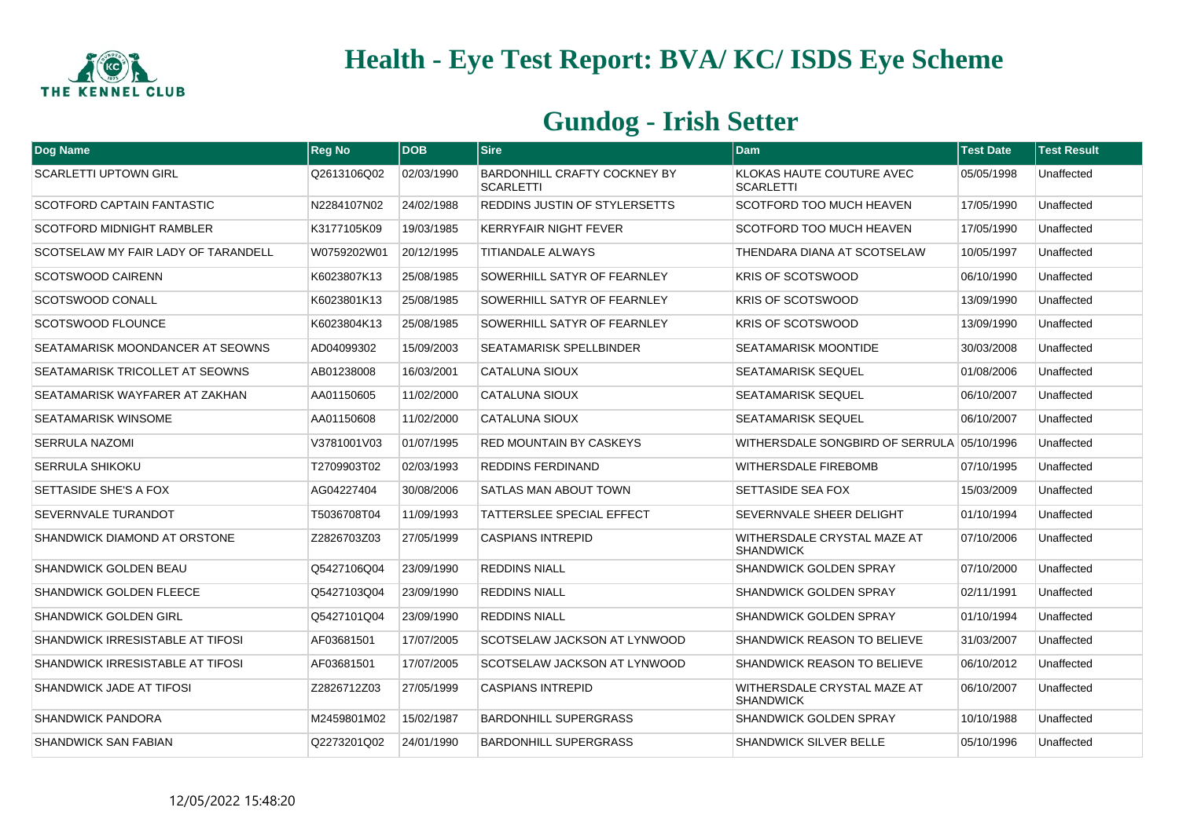# Health - Eye Test Report: BVA/ KC/ ISDS Eye Scheme

## Gundog - Irish Setter

| Dog Name | Reg No | DOB | Sire | Dam | Test Date | Test Result |
|---|---|---|---|---|---|---|
| SCARLETTI UPTOWN GIRL | Q2613106Q02 | 02/03/1990 | BARDONHILL CRAFTY COCKNEY BY SCARLETTI | KLOKAS HAUTE COUTURE AVEC SCARLETTI | 05/05/1998 | Unaffected |
| SCOTFORD CAPTAIN FANTASTIC | N2284107N02 | 24/02/1988 | REDDINS JUSTIN OF STYLERSETTS | SCOTFORD TOO MUCH HEAVEN | 17/05/1990 | Unaffected |
| SCOTFORD MIDNIGHT RAMBLER | K3177105K09 | 19/03/1985 | KERRYFAIR NIGHT FEVER | SCOTFORD TOO MUCH HEAVEN | 17/05/1990 | Unaffected |
| SCOTSELAW MY FAIR LADY OF TARANDELL | W0759202W01 | 20/12/1995 | TITIANDALE ALWAYS | THENDARA DIANA AT SCOTSELAW | 10/05/1997 | Unaffected |
| SCOTSWOOD CAIRENN | K6023807K13 | 25/08/1985 | SOWERHILL SATYR OF FEARNLEY | KRIS OF SCOTSWOOD | 06/10/1990 | Unaffected |
| SCOTSWOOD CONALL | K6023801K13 | 25/08/1985 | SOWERHILL SATYR OF FEARNLEY | KRIS OF SCOTSWOOD | 13/09/1990 | Unaffected |
| SCOTSWOOD FLOUNCE | K6023804K13 | 25/08/1985 | SOWERHILL SATYR OF FEARNLEY | KRIS OF SCOTSWOOD | 13/09/1990 | Unaffected |
| SEATAMARISK MOONDANCER AT SEOWNS | AD04099302 | 15/09/2003 | SEATAMARISK SPELLBINDER | SEATAMARISK MOONTIDE | 30/03/2008 | Unaffected |
| SEATAMARISK TRICOLLET AT SEOWNS | AB01238008 | 16/03/2001 | CATALUNA SIOUX | SEATAMARISK SEQUEL | 01/08/2006 | Unaffected |
| SEATAMARISK WAYFARER AT ZAKHAN | AA01150605 | 11/02/2000 | CATALUNA SIOUX | SEATAMARISK SEQUEL | 06/10/2007 | Unaffected |
| SEATAMARISK WINSOME | AA01150608 | 11/02/2000 | CATALUNA SIOUX | SEATAMARISK SEQUEL | 06/10/2007 | Unaffected |
| SERRULA NAZOMI | V3781001V03 | 01/07/1995 | RED MOUNTAIN BY CASKEYS | WITHERSDALE SONGBIRD OF SERRULA | 05/10/1996 | Unaffected |
| SERRULA SHIKOKU | T2709903T02 | 02/03/1993 | REDDINS FERDINAND | WITHERSDALE FIREBOMB | 07/10/1995 | Unaffected |
| SETTASIDE SHE'S A FOX | AG04227404 | 30/08/2006 | SATLAS MAN ABOUT TOWN | SETTASIDE SEA FOX | 15/03/2009 | Unaffected |
| SEVERNVALE TURANDOT | T5036708T04 | 11/09/1993 | TATTERSLEE SPECIAL EFFECT | SEVERNVALE SHEER DELIGHT | 01/10/1994 | Unaffected |
| SHANDWICK DIAMOND AT ORSTONE | Z2826703Z03 | 27/05/1999 | CASPIANS INTREPID | WITHERSDALE CRYSTAL MAZE AT SHANDWICK | 07/10/2006 | Unaffected |
| SHANDWICK GOLDEN BEAU | Q5427106Q04 | 23/09/1990 | REDDINS NIALL | SHANDWICK GOLDEN SPRAY | 07/10/2000 | Unaffected |
| SHANDWICK GOLDEN FLEECE | Q5427103Q04 | 23/09/1990 | REDDINS NIALL | SHANDWICK GOLDEN SPRAY | 02/11/1991 | Unaffected |
| SHANDWICK GOLDEN GIRL | Q5427101Q04 | 23/09/1990 | REDDINS NIALL | SHANDWICK GOLDEN SPRAY | 01/10/1994 | Unaffected |
| SHANDWICK IRRESISTABLE AT TIFOSI | AF03681501 | 17/07/2005 | SCOTSELAW JACKSON AT LYNWOOD | SHANDWICK REASON TO BELIEVE | 31/03/2007 | Unaffected |
| SHANDWICK IRRESISTABLE AT TIFOSI | AF03681501 | 17/07/2005 | SCOTSELAW JACKSON AT LYNWOOD | SHANDWICK REASON TO BELIEVE | 06/10/2012 | Unaffected |
| SHANDWICK JADE AT TIFOSI | Z2826712Z03 | 27/05/1999 | CASPIANS INTREPID | WITHERSDALE CRYSTAL MAZE AT SHANDWICK | 06/10/2007 | Unaffected |
| SHANDWICK PANDORA | M2459801M02 | 15/02/1987 | BARDONHILL SUPERGRASS | SHANDWICK GOLDEN SPRAY | 10/10/1988 | Unaffected |
| SHANDWICK SAN FABIAN | Q2273201Q02 | 24/01/1990 | BARDONHILL SUPERGRASS | SHANDWICK SILVER BELLE | 05/10/1996 | Unaffected |

12/05/2022 15:48:20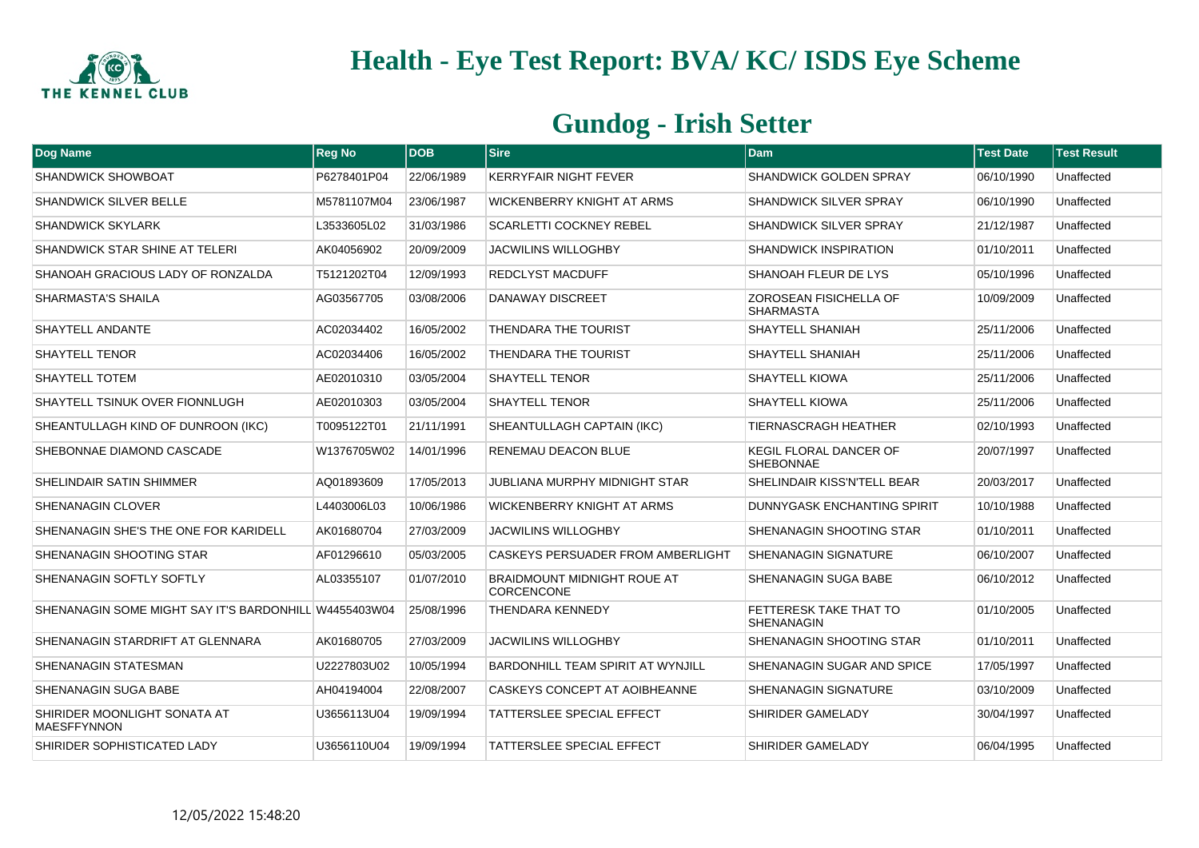# Health - Eye Test Report: BVA/ KC/ ISDS Eye Scheme

## Gundog - Irish Setter

| Dog Name | Reg No | DOB | Sire | Dam | Test Date | Test Result |
|---|---|---|---|---|---|---|
| SHANDWICK SHOWBOAT | P6278401P04 | 22/06/1989 | KERRYFAIR NIGHT FEVER | SHANDWICK GOLDEN SPRAY | 06/10/1990 | Unaffected |
| SHANDWICK SILVER BELLE | M5781107M04 | 23/06/1987 | WICKENBERRY KNIGHT AT ARMS | SHANDWICK SILVER SPRAY | 06/10/1990 | Unaffected |
| SHANDWICK SKYLARK | L3533605L02 | 31/03/1986 | SCARLETTI COCKNEY REBEL | SHANDWICK SILVER SPRAY | 21/12/1987 | Unaffected |
| SHANDWICK STAR SHINE AT TELERI | AK04056902 | 20/09/2009 | JACWILINS WILLOGHBY | SHANDWICK INSPIRATION | 01/10/2011 | Unaffected |
| SHANOAH GRACIOUS LADY OF RONZALDA | T5121202T04 | 12/09/1993 | REDCLYST MACDUFF | SHANOAH FLEUR DE LYS | 05/10/1996 | Unaffected |
| SHARMASTA'S SHAILA | AG03567705 | 03/08/2006 | DANAWAY DISCREET | ZOROSEAN FISICHELLA OF SHARMASTA | 10/09/2009 | Unaffected |
| SHAYTELL ANDANTE | AC02034402 | 16/05/2002 | THENDARA THE TOURIST | SHAYTELL SHANIAH | 25/11/2006 | Unaffected |
| SHAYTELL TENOR | AC02034406 | 16/05/2002 | THENDARA THE TOURIST | SHAYTELL SHANIAH | 25/11/2006 | Unaffected |
| SHAYTELL TOTEM | AE02010310 | 03/05/2004 | SHAYTELL TENOR | SHAYTELL KIOWA | 25/11/2006 | Unaffected |
| SHAYTELL TSINUK OVER FIONNLUGH | AE02010303 | 03/05/2004 | SHAYTELL TENOR | SHAYTELL KIOWA | 25/11/2006 | Unaffected |
| SHEANTULLAGH KIND OF DUNROON (IKC) | T0095122T01 | 21/11/1991 | SHEANTULLAGH CAPTAIN (IKC) | TIERNASCRAGH HEATHER | 02/10/1993 | Unaffected |
| SHEBONNAE DIAMOND CASCADE | W1376705W02 | 14/01/1996 | RENEMAU DEACON BLUE | KEGIL FLORAL DANCER OF SHEBONNAE | 20/07/1997 | Unaffected |
| SHELINDAIR SATIN SHIMMER | AQ01893609 | 17/05/2013 | JUBLIANA MURPHY MIDNIGHT STAR | SHELINDAIR KISS'N'TELL BEAR | 20/03/2017 | Unaffected |
| SHENANAGIN CLOVER | L4403006L03 | 10/06/1986 | WICKENBERRY KNIGHT AT ARMS | DUNNYGASK ENCHANTING SPIRIT | 10/10/1988 | Unaffected |
| SHENANAGIN SHE'S THE ONE FOR KARIDELL | AK01680704 | 27/03/2009 | JACWILINS WILLOGHBY | SHENANAGIN SHOOTING STAR | 01/10/2011 | Unaffected |
| SHENANAGIN SHOOTING STAR | AF01296610 | 05/03/2005 | CASKEYS PERSUADER FROM AMBERLIGHT | SHENANAGIN SIGNATURE | 06/10/2007 | Unaffected |
| SHENANAGIN SOFTLY SOFTLY | AL03355107 | 01/07/2010 | BRAIDMOUNT MIDNIGHT ROUE AT CORCENCONE | SHENANAGIN SUGA BABE | 06/10/2012 | Unaffected |
| SHENANAGIN SOME MIGHT SAY IT'S BARDONHILL | W4455403W04 | 25/08/1996 | THENDARA KENNEDY | FETTERESK TAKE THAT TO SHENANAGIN | 01/10/2005 | Unaffected |
| SHENANAGIN STARDRIFT AT GLENNARA | AK01680705 | 27/03/2009 | JACWILINS WILLOGHBY | SHENANAGIN SHOOTING STAR | 01/10/2011 | Unaffected |
| SHENANAGIN STATESMAN | U2227803U02 | 10/05/1994 | BARDONHILL TEAM SPIRIT AT WYNJILL | SHENANAGIN SUGAR AND SPICE | 17/05/1997 | Unaffected |
| SHENANAGIN SUGA BABE | AH04194004 | 22/08/2007 | CASKEYS CONCEPT AT AOIBHEANNE | SHENANAGIN SIGNATURE | 03/10/2009 | Unaffected |
| SHIRIDER MOONLIGHT SONATA AT MAESFFYNNON | U3656113U04 | 19/09/1994 | TATTERSLEE SPECIAL EFFECT | SHIRIDER GAMELADY | 30/04/1997 | Unaffected |
| SHIRIDER SOPHISTICATED LADY | U3656110U04 | 19/09/1994 | TATTERSLEE SPECIAL EFFECT | SHIRIDER GAMELADY | 06/04/1995 | Unaffected |

12/05/2022 15:48:20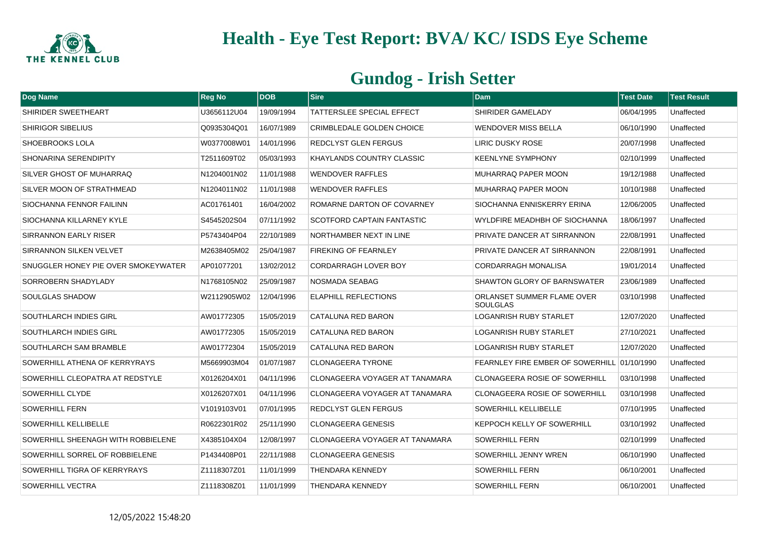# Health - Eye Test Report: BVA/ KC/ ISDS Eye Scheme

## Gundog - Irish Setter

| Dog Name | Reg No | DOB | Sire | Dam | Test Date | Test Result |
|---|---|---|---|---|---|---|
| SHIRIDER SWEETHEART | U3656112U04 | 19/09/1994 | TATTERSLEE SPECIAL EFFECT | SHIRIDER GAMELADY | 06/04/1995 | Unaffected |
| SHIRIGOR SIBELIUS | Q0935304Q01 | 16/07/1989 | CRIMBLEDALE GOLDEN CHOICE | WENDOVER MISS BELLA | 06/10/1990 | Unaffected |
| SHOEBROOKS LOLA | W0377008W01 | 14/01/1996 | REDCLYST GLEN FERGUS | LIRIC DUSKY ROSE | 20/07/1998 | Unaffected |
| SHONARINA SERENDIPITY | T2511609T02 | 05/03/1993 | KHAYLANDS COUNTRY CLASSIC | KEENLYNE SYMPHONY | 02/10/1999 | Unaffected |
| SILVER GHOST OF MUHARRAQ | N1204001N02 | 11/01/1988 | WENDOVER RAFFLES | MUHARRAQ PAPER MOON | 19/12/1988 | Unaffected |
| SILVER MOON OF STRATHMEAD | N1204011N02 | 11/01/1988 | WENDOVER RAFFLES | MUHARRAQ PAPER MOON | 10/10/1988 | Unaffected |
| SIOCHANNA FENNOR FAILINN | AC01761401 | 16/04/2002 | ROMARNE DARTON OF COVARNEY | SIOCHANNA ENNISKERRY ERINA | 12/06/2005 | Unaffected |
| SIOCHANNA KILLARNEY KYLE | S4545202S04 | 07/11/1992 | SCOTFORD CAPTAIN FANTASTIC | WYLDFIRE MEADHBH OF SIOCHANNA | 18/06/1997 | Unaffected |
| SIRRANNON EARLY RISER | P5743404P04 | 22/10/1989 | NORTHAMBER NEXT IN LINE | PRIVATE DANCER AT SIRRANNON | 22/08/1991 | Unaffected |
| SIRRANNON SILKEN VELVET | M2638405M02 | 25/04/1987 | FIREKING OF FEARNLEY | PRIVATE DANCER AT SIRRANNON | 22/08/1991 | Unaffected |
| SNUGGLER HONEY PIE OVER SMOKEYWATER | AP01077201 | 13/02/2012 | CORDARRAGH LOVER BOY | CORDARRAGH MONALISA | 19/01/2014 | Unaffected |
| SORROBERN SHADYLADY | N1768105N02 | 25/09/1987 | NOSMADA SEABAG | SHAWTON GLORY OF BARNSWATER | 23/06/1989 | Unaffected |
| SOULGLAS SHADOW | W2112905W02 | 12/04/1996 | ELAPHILL REFLECTIONS | ORLANSET SUMMER FLAME OVER SOULGLAS | 03/10/1998 | Unaffected |
| SOUTHLARCH INDIES GIRL | AW01772305 | 15/05/2019 | CATALUNA RED BARON | LOGANRISH RUBY STARLET | 12/07/2020 | Unaffected |
| SOUTHLARCH INDIES GIRL | AW01772305 | 15/05/2019 | CATALUNA RED BARON | LOGANRISH RUBY STARLET | 27/10/2021 | Unaffected |
| SOUTHLARCH SAM BRAMBLE | AW01772304 | 15/05/2019 | CATALUNA RED BARON | LOGANRISH RUBY STARLET | 12/07/2020 | Unaffected |
| SOWERHILL ATHENA OF KERRYRAYS | M5669903M04 | 01/07/1987 | CLONAGEERA TYRONE | FEARNLEY FIRE EMBER OF SOWERHILL | 01/10/1990 | Unaffected |
| SOWERHILL CLEOPATRA AT REDSTYLE | X0126204X01 | 04/11/1996 | CLONAGEERA VOYAGER AT TANAMARA | CLONAGEERA ROSIE OF SOWERHILL | 03/10/1998 | Unaffected |
| SOWERHILL CLYDE | X0126207X01 | 04/11/1996 | CLONAGEERA VOYAGER AT TANAMARA | CLONAGEERA ROSIE OF SOWERHILL | 03/10/1998 | Unaffected |
| SOWERHILL FERN | V1019103V01 | 07/01/1995 | REDCLYST GLEN FERGUS | SOWERHILL KELLIBELLE | 07/10/1995 | Unaffected |
| SOWERHILL KELLIBELLE | R0622301R02 | 25/11/1990 | CLONAGEERA GENESIS | KEPPOCH KELLY OF SOWERHILL | 03/10/1992 | Unaffected |
| SOWERHILL SHEENAGH WITH ROBBIELENE | X4385104X04 | 12/08/1997 | CLONAGEERA VOYAGER AT TANAMARA | SOWERHILL FERN | 02/10/1999 | Unaffected |
| SOWERHILL SORREL OF ROBBIELENE | P1434408P01 | 22/11/1988 | CLONAGEERA GENESIS | SOWERHILL JENNY WREN | 06/10/1990 | Unaffected |
| SOWERHILL TIGRA OF KERRYRAYS | Z1118307Z01 | 11/01/1999 | THENDARA KENNEDY | SOWERHILL FERN | 06/10/2001 | Unaffected |
| SOWERHILL VECTRA | Z1118308Z01 | 11/01/1999 | THENDARA KENNEDY | SOWERHILL FERN | 06/10/2001 | Unaffected |

12/05/2022 15:48:20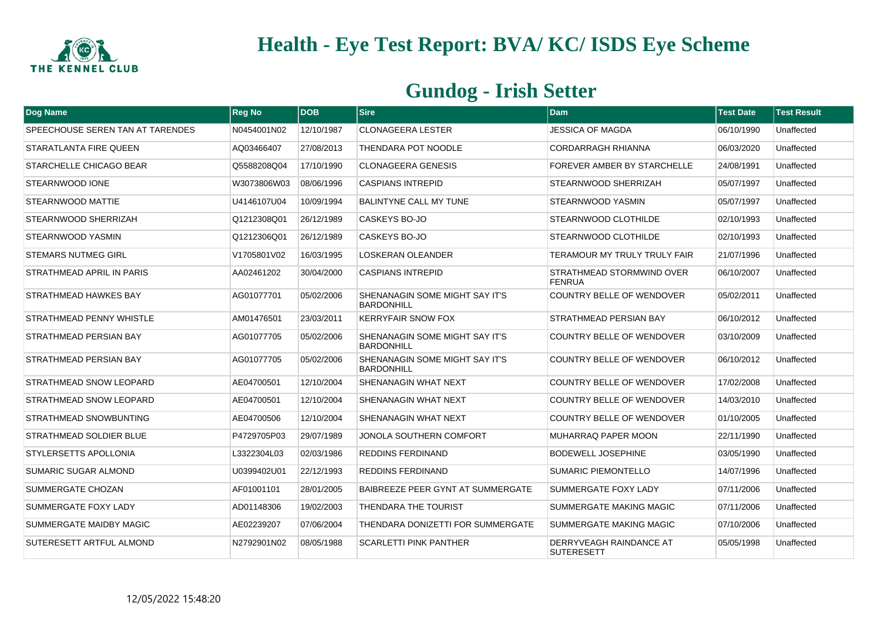# Health - Eye Test Report: BVA/ KC/ ISDS Eye Scheme

## Gundog - Irish Setter

| Dog Name | Reg No | DOB | Sire | Dam | Test Date | Test Result |
|---|---|---|---|---|---|---|
| SPEECHOUSE SEREN TAN AT TARENDES | N0454001N02 | 12/10/1987 | CLONAGEERA LESTER | JESSICA OF MAGDA | 06/10/1990 | Unaffected |
| STARATLANTA FIRE QUEEN | AQ03466407 | 27/08/2013 | THENDARA POT NOODLE | CORDARRAGH RHIANNA | 06/03/2020 | Unaffected |
| STARCHELLE CHICAGO BEAR | Q5588208Q04 | 17/10/1990 | CLONAGEERA GENESIS | FOREVER AMBER BY STARCHELLE | 24/08/1991 | Unaffected |
| STEARNWOOD IONE | W3073806W03 | 08/06/1996 | CASPIANS INTREPID | STEARNWOOD SHERRIZAH | 05/07/1997 | Unaffected |
| STEARNWOOD MATTIE | U4146107U04 | 10/09/1994 | BALINTYNE CALL MY TUNE | STEARNWOOD YASMIN | 05/07/1997 | Unaffected |
| STEARNWOOD SHERRIZAH | Q1212308Q01 | 26/12/1989 | CASKEYS BO-JO | STEARNWOOD CLOTHILDE | 02/10/1993 | Unaffected |
| STEARNWOOD YASMIN | Q1212306Q01 | 26/12/1989 | CASKEYS BO-JO | STEARNWOOD CLOTHILDE | 02/10/1993 | Unaffected |
| STEMARS NUTMEG GIRL | V1705801V02 | 16/03/1995 | LOSKERAN OLEANDER | TERAMOUR MY TRULY TRULY FAIR | 21/07/1996 | Unaffected |
| STRATHMEAD APRIL IN PARIS | AA02461202 | 30/04/2000 | CASPIANS INTREPID | STRATHMEAD STORMWIND OVER FENRUA | 06/10/2007 | Unaffected |
| STRATHMEAD HAWKES BAY | AG01077701 | 05/02/2006 | SHENANAGIN SOME MIGHT SAY IT'S BARDONHILL | COUNTRY BELLE OF WENDOVER | 05/02/2011 | Unaffected |
| STRATHMEAD PENNY WHISTLE | AM01476501 | 23/03/2011 | KERRYFAIR SNOW FOX | STRATHMEAD PERSIAN BAY | 06/10/2012 | Unaffected |
| STRATHMEAD PERSIAN BAY | AG01077705 | 05/02/2006 | SHENANAGIN SOME MIGHT SAY IT'S BARDONHILL | COUNTRY BELLE OF WENDOVER | 03/10/2009 | Unaffected |
| STRATHMEAD PERSIAN BAY | AG01077705 | 05/02/2006 | SHENANAGIN SOME MIGHT SAY IT'S BARDONHILL | COUNTRY BELLE OF WENDOVER | 06/10/2012 | Unaffected |
| STRATHMEAD SNOW LEOPARD | AE04700501 | 12/10/2004 | SHENANAGIN WHAT NEXT | COUNTRY BELLE OF WENDOVER | 17/02/2008 | Unaffected |
| STRATHMEAD SNOW LEOPARD | AE04700501 | 12/10/2004 | SHENANAGIN WHAT NEXT | COUNTRY BELLE OF WENDOVER | 14/03/2010 | Unaffected |
| STRATHMEAD SNOWBUNTING | AE04700506 | 12/10/2004 | SHENANAGIN WHAT NEXT | COUNTRY BELLE OF WENDOVER | 01/10/2005 | Unaffected |
| STRATHMEAD SOLDIER BLUE | P4729705P03 | 29/07/1989 | JONOLA SOUTHERN COMFORT | MUHARRAQ PAPER MOON | 22/11/1990 | Unaffected |
| STYLERSETTS APOLLONIA | L3322304L03 | 02/03/1986 | REDDINS FERDINAND | BODEWELL JOSEPHINE | 03/05/1990 | Unaffected |
| SUMARIC SUGAR ALMOND | U0399402U01 | 22/12/1993 | REDDINS FERDINAND | SUMARIC PIEMONTELLO | 14/07/1996 | Unaffected |
| SUMMERGATE CHOZAN | AF01001101 | 28/01/2005 | BAIBREEZE PEER GYNT AT SUMMERGATE | SUMMERGATE FOXY LADY | 07/11/2006 | Unaffected |
| SUMMERGATE FOXY LADY | AD01148306 | 19/02/2003 | THENDARA THE TOURIST | SUMMERGATE MAKING MAGIC | 07/11/2006 | Unaffected |
| SUMMERGATE MAIDBY MAGIC | AE02239207 | 07/06/2004 | THENDARA DONIZETTI FOR SUMMERGATE | SUMMERGATE MAKING MAGIC | 07/10/2006 | Unaffected |
| SUTERESETT ARTFUL ALMOND | N2792901N02 | 08/05/1988 | SCARLETTI PINK PANTHER | DERRYVEAGH RAINDANCE AT SUTERESETT | 05/05/1998 | Unaffected |

12/05/2022 15:48:20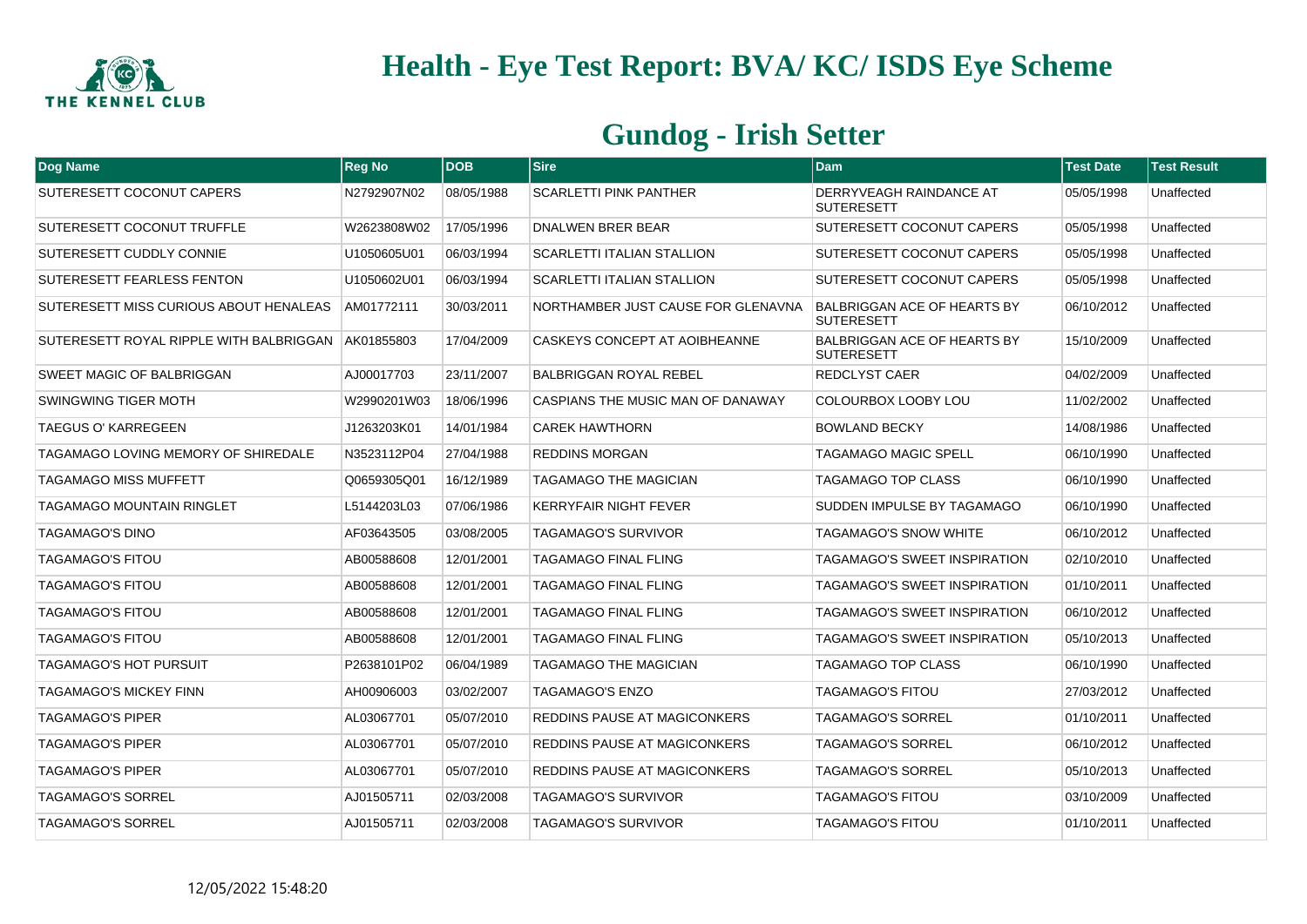# Health - Eye Test Report: BVA/ KC/ ISDS Eye Scheme

## Gundog - Irish Setter

| Dog Name | Reg No | DOB | Sire | Dam | Test Date | Test Result |
|---|---|---|---|---|---|---|
| SUTERESETT COCONUT CAPERS | N2792907N02 | 08/05/1988 | SCARLETTI PINK PANTHER | DERRYVEAGH RAINDANCE AT SUTERESETT | 05/05/1998 | Unaffected |
| SUTERESETT COCONUT TRUFFLE | W2623808W02 | 17/05/1996 | DNALWEN BRER BEAR | SUTERESETT COCONUT CAPERS | 05/05/1998 | Unaffected |
| SUTERESETT CUDDLY CONNIE | U1050605U01 | 06/03/1994 | SCARLETTI ITALIAN STALLION | SUTERESETT COCONUT CAPERS | 05/05/1998 | Unaffected |
| SUTERESETT FEARLESS FENTON | U1050602U01 | 06/03/1994 | SCARLETTI ITALIAN STALLION | SUTERESETT COCONUT CAPERS | 05/05/1998 | Unaffected |
| SUTERESETT MISS CURIOUS ABOUT HENALEAS | AM01772111 | 30/03/2011 | NORTHAMBER JUST CAUSE FOR GLENAVNA | BALBRIGGAN ACE OF HEARTS BY SUTERESETT | 06/10/2012 | Unaffected |
| SUTERESETT ROYAL RIPPLE WITH BALBRIGGAN | AK01855803 | 17/04/2009 | CASKEYS CONCEPT AT AOIBHEANNE | BALBRIGGAN ACE OF HEARTS BY SUTERESETT | 15/10/2009 | Unaffected |
| SWEET MAGIC OF BALBRIGGAN | AJ00017703 | 23/11/2007 | BALBRIGGAN ROYAL REBEL | REDCLYST CAER | 04/02/2009 | Unaffected |
| SWINGWING TIGER MOTH | W2990201W03 | 18/06/1996 | CASPIANS THE MUSIC MAN OF DANAWAY | COLOURBOX LOOBY LOU | 11/02/2002 | Unaffected |
| TAEGUS O' KARREGEEN | J1263203K01 | 14/01/1984 | CAREK HAWTHORN | BOWLAND BECKY | 14/08/1986 | Unaffected |
| TAGAMAGO LOVING MEMORY OF SHIREDALE | N3523112P04 | 27/04/1988 | REDDINS MORGAN | TAGAMAGO MAGIC SPELL | 06/10/1990 | Unaffected |
| TAGAMAGO MISS MUFFETT | Q0659305Q01 | 16/12/1989 | TAGAMAGO THE MAGICIAN | TAGAMAGO TOP CLASS | 06/10/1990 | Unaffected |
| TAGAMAGO MOUNTAIN RINGLET | L5144203L03 | 07/06/1986 | KERRYFAIR NIGHT FEVER | SUDDEN IMPULSE BY TAGAMAGO | 06/10/1990 | Unaffected |
| TAGAMAGO'S DINO | AF03643505 | 03/08/2005 | TAGAMAGO'S SURVIVOR | TAGAMAGO'S SNOW WHITE | 06/10/2012 | Unaffected |
| TAGAMAGO'S FITOU | AB00588608 | 12/01/2001 | TAGAMAGO FINAL FLING | TAGAMAGO'S SWEET INSPIRATION | 02/10/2010 | Unaffected |
| TAGAMAGO'S FITOU | AB00588608 | 12/01/2001 | TAGAMAGO FINAL FLING | TAGAMAGO'S SWEET INSPIRATION | 01/10/2011 | Unaffected |
| TAGAMAGO'S FITOU | AB00588608 | 12/01/2001 | TAGAMAGO FINAL FLING | TAGAMAGO'S SWEET INSPIRATION | 06/10/2012 | Unaffected |
| TAGAMAGO'S FITOU | AB00588608 | 12/01/2001 | TAGAMAGO FINAL FLING | TAGAMAGO'S SWEET INSPIRATION | 05/10/2013 | Unaffected |
| TAGAMAGO'S HOT PURSUIT | P2638101P02 | 06/04/1989 | TAGAMAGO THE MAGICIAN | TAGAMAGO TOP CLASS | 06/10/1990 | Unaffected |
| TAGAMAGO'S MICKEY FINN | AH00906003 | 03/02/2007 | TAGAMAGO'S ENZO | TAGAMAGO'S FITOU | 27/03/2012 | Unaffected |
| TAGAMAGO'S PIPER | AL03067701 | 05/07/2010 | REDDINS PAUSE AT MAGICONKERS | TAGAMAGO'S SORREL | 01/10/2011 | Unaffected |
| TAGAMAGO'S PIPER | AL03067701 | 05/07/2010 | REDDINS PAUSE AT MAGICONKERS | TAGAMAGO'S SORREL | 06/10/2012 | Unaffected |
| TAGAMAGO'S PIPER | AL03067701 | 05/07/2010 | REDDINS PAUSE AT MAGICONKERS | TAGAMAGO'S SORREL | 05/10/2013 | Unaffected |
| TAGAMAGO'S SORREL | AJ01505711 | 02/03/2008 | TAGAMAGO'S SURVIVOR | TAGAMAGO'S FITOU | 03/10/2009 | Unaffected |
| TAGAMAGO'S SORREL | AJ01505711 | 02/03/2008 | TAGAMAGO'S SURVIVOR | TAGAMAGO'S FITOU | 01/10/2011 | Unaffected |

12/05/2022 15:48:20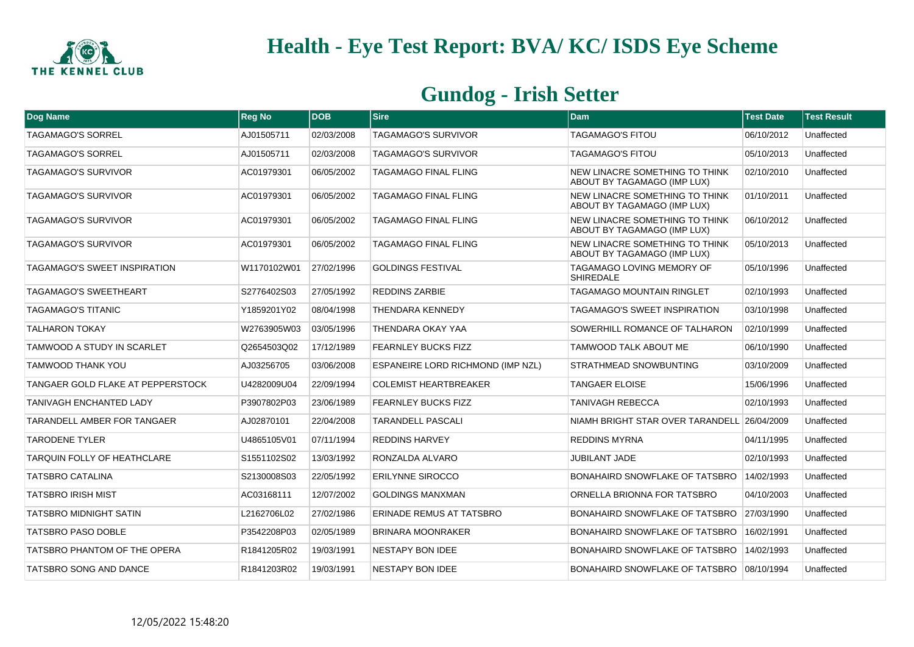# Health - Eye Test Report: BVA/ KC/ ISDS Eye Scheme

## Gundog - Irish Setter

| Dog Name | Reg No | DOB | Sire | Dam | Test Date | Test Result |
|---|---|---|---|---|---|---|
| TAGAMAGO'S SORREL | AJ01505711 | 02/03/2008 | TAGAMAGO'S SURVIVOR | TAGAMAGO'S FITOU | 06/10/2012 | Unaffected |
| TAGAMAGO'S SORREL | AJ01505711 | 02/03/2008 | TAGAMAGO'S SURVIVOR | TAGAMAGO'S FITOU | 05/10/2013 | Unaffected |
| TAGAMAGO'S SURVIVOR | AC01979301 | 06/05/2002 | TAGAMAGO FINAL FLING | NEW LINACRE SOMETHING TO THINK ABOUT BY TAGAMAGO (IMP LUX) | 02/10/2010 | Unaffected |
| TAGAMAGO'S SURVIVOR | AC01979301 | 06/05/2002 | TAGAMAGO FINAL FLING | NEW LINACRE SOMETHING TO THINK ABOUT BY TAGAMAGO (IMP LUX) | 01/10/2011 | Unaffected |
| TAGAMAGO'S SURVIVOR | AC01979301 | 06/05/2002 | TAGAMAGO FINAL FLING | NEW LINACRE SOMETHING TO THINK ABOUT BY TAGAMAGO (IMP LUX) | 06/10/2012 | Unaffected |
| TAGAMAGO'S SURVIVOR | AC01979301 | 06/05/2002 | TAGAMAGO FINAL FLING | NEW LINACRE SOMETHING TO THINK ABOUT BY TAGAMAGO (IMP LUX) | 05/10/2013 | Unaffected |
| TAGAMAGO'S SWEET INSPIRATION | W1170102W01 | 27/02/1996 | GOLDINGS FESTIVAL | TAGAMAGO LOVING MEMORY OF SHIREDALE | 05/10/1996 | Unaffected |
| TAGAMAGO'S SWEETHEART | S2776402S03 | 27/05/1992 | REDDINS ZARBIE | TAGAMAGO MOUNTAIN RINGLET | 02/10/1993 | Unaffected |
| TAGAMAGO'S TITANIC | Y1859201Y02 | 08/04/1998 | THENDARA KENNEDY | TAGAMAGO'S SWEET INSPIRATION | 03/10/1998 | Unaffected |
| TALHARON TOKAY | W2763905W03 | 03/05/1996 | THENDARA OKAY YAA | SOWERHILL ROMANCE OF TALHARON | 02/10/1999 | Unaffected |
| TAMWOOD A STUDY IN SCARLET | Q2654503Q02 | 17/12/1989 | FEARNLEY BUCKS FIZZ | TAMWOOD TALK ABOUT ME | 06/10/1990 | Unaffected |
| TAMWOOD THANK YOU | AJ03256705 | 03/06/2008 | ESPANEIRE LORD RICHMOND (IMP NZL) | STRATHMEAD SNOWBUNTING | 03/10/2009 | Unaffected |
| TANGAER GOLD FLAKE AT PEPPERSTOCK | U4282009U04 | 22/09/1994 | COLEMIST HEARTBREAKER | TANGAER ELOISE | 15/06/1996 | Unaffected |
| TANIVAGH ENCHANTED LADY | P3907802P03 | 23/06/1989 | FEARNLEY BUCKS FIZZ | TANIVAGH REBECCA | 02/10/1993 | Unaffected |
| TARANDELL AMBER FOR TANGAER | AJ02870101 | 22/04/2008 | TARANDELL PASCALI | NIAMH BRIGHT STAR OVER TARANDELL | 26/04/2009 | Unaffected |
| TARODENE TYLER | U4865105V01 | 07/11/1994 | REDDINS HARVEY | REDDINS MYRNA | 04/11/1995 | Unaffected |
| TARQUIN FOLLY OF HEATHCLARE | S1551102S02 | 13/03/1992 | RONZALDA ALVARO | JUBILANT JADE | 02/10/1993 | Unaffected |
| TATSBRO CATALINA | S2130008S03 | 22/05/1992 | ERILYNNE SIROCCO | BONAHAIRD SNOWFLAKE OF TATSBRO | 14/02/1993 | Unaffected |
| TATSBRO IRISH MIST | AC03168111 | 12/07/2002 | GOLDINGS MANXMAN | ORNELLA BRIONNA FOR TATSBRO | 04/10/2003 | Unaffected |
| TATSBRO MIDNIGHT SATIN | L2162706L02 | 27/02/1986 | ERINADE REMUS AT TATSBRO | BONAHAIRD SNOWFLAKE OF TATSBRO | 27/03/1990 | Unaffected |
| TATSBRO PASO DOBLE | P3542208P03 | 02/05/1989 | BRINARA MOONRAKER | BONAHAIRD SNOWFLAKE OF TATSBRO | 16/02/1991 | Unaffected |
| TATSBRO PHANTOM OF THE OPERA | R1841205R02 | 19/03/1991 | NESTAPY BON IDEE | BONAHAIRD SNOWFLAKE OF TATSBRO | 14/02/1993 | Unaffected |
| TATSBRO SONG AND DANCE | R1841203R02 | 19/03/1991 | NESTAPY BON IDEE | BONAHAIRD SNOWFLAKE OF TATSBRO | 08/10/1994 | Unaffected |

12/05/2022 15:48:20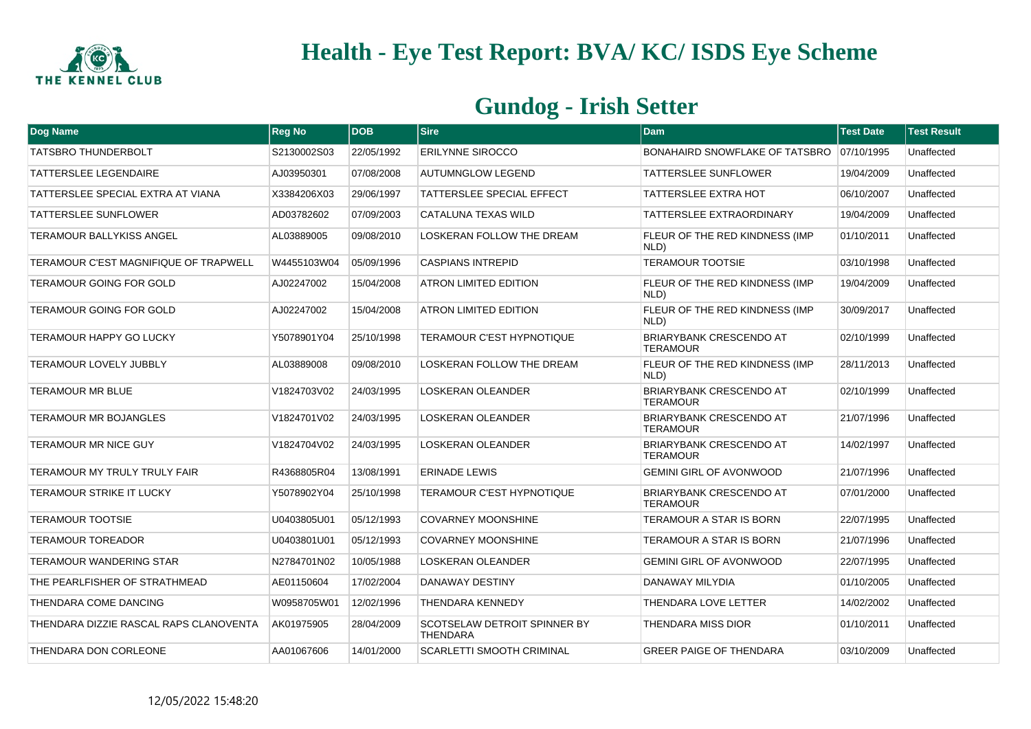# Health - Eye Test Report: BVA/ KC/ ISDS Eye Scheme

## Gundog - Irish Setter

| Dog Name | Reg No | DOB | Sire | Dam | Test Date | Test Result |
|---|---|---|---|---|---|---|
| TATSBRO THUNDERBOLT | S2130002S03 | 22/05/1992 | ERILYNNE SIROCCO | BONAHAIRD SNOWFLAKE OF TATSBRO | 07/10/1995 | Unaffected |
| TATTERSLEE LEGENDAIRE | AJ03950301 | 07/08/2008 | AUTUMNGLOW LEGEND | TATTERSLEE SUNFLOWER | 19/04/2009 | Unaffected |
| TATTERSLEE SPECIAL EXTRA AT VIANA | X3384206X03 | 29/06/1997 | TATTERSLEE SPECIAL EFFECT | TATTERSLEE EXTRA HOT | 06/10/2007 | Unaffected |
| TATTERSLEE SUNFLOWER | AD03782602 | 07/09/2003 | CATALUNA TEXAS WILD | TATTERSLEE EXTRAORDINARY | 19/04/2009 | Unaffected |
| TERAMOUR BALLYKISS ANGEL | AL03889005 | 09/08/2010 | LOSKERAN FOLLOW THE DREAM | FLEUR OF THE RED KINDNESS (IMP NLD) | 01/10/2011 | Unaffected |
| TERAMOUR C'EST MAGNIFIQUE OF TRAPWELL | W4455103W04 | 05/09/1996 | CASPIANS INTREPID | TERAMOUR TOOTSIE | 03/10/1998 | Unaffected |
| TERAMOUR GOING FOR GOLD | AJ02247002 | 15/04/2008 | ATRON LIMITED EDITION | FLEUR OF THE RED KINDNESS (IMP NLD) | 19/04/2009 | Unaffected |
| TERAMOUR GOING FOR GOLD | AJ02247002 | 15/04/2008 | ATRON LIMITED EDITION | FLEUR OF THE RED KINDNESS (IMP NLD) | 30/09/2017 | Unaffected |
| TERAMOUR HAPPY GO LUCKY | Y5078901Y04 | 25/10/1998 | TERAMOUR C'EST HYPNOTIQUE | BRIARYBANK CRESCENDO AT TERAMOUR | 02/10/1999 | Unaffected |
| TERAMOUR LOVELY JUBBLY | AL03889008 | 09/08/2010 | LOSKERAN FOLLOW THE DREAM | FLEUR OF THE RED KINDNESS (IMP NLD) | 28/11/2013 | Unaffected |
| TERAMOUR MR BLUE | V1824703V02 | 24/03/1995 | LOSKERAN OLEANDER | BRIARYBANK CRESCENDO AT TERAMOUR | 02/10/1999 | Unaffected |
| TERAMOUR MR BOJANGLES | V1824701V02 | 24/03/1995 | LOSKERAN OLEANDER | BRIARYBANK CRESCENDO AT TERAMOUR | 21/07/1996 | Unaffected |
| TERAMOUR MR NICE GUY | V1824704V02 | 24/03/1995 | LOSKERAN OLEANDER | BRIARYBANK CRESCENDO AT TERAMOUR | 14/02/1997 | Unaffected |
| TERAMOUR MY TRULY TRULY FAIR | R4368805R04 | 13/08/1991 | ERINADE LEWIS | GEMINI GIRL OF AVONWOOD | 21/07/1996 | Unaffected |
| TERAMOUR STRIKE IT LUCKY | Y5078902Y04 | 25/10/1998 | TERAMOUR C'EST HYPNOTIQUE | BRIARYBANK CRESCENDO AT TERAMOUR | 07/01/2000 | Unaffected |
| TERAMOUR TOOTSIE | U0403805U01 | 05/12/1993 | COVARNEY MOONSHINE | TERAMOUR A STAR IS BORN | 22/07/1995 | Unaffected |
| TERAMOUR TOREADOR | U0403801U01 | 05/12/1993 | COVARNEY MOONSHINE | TERAMOUR A STAR IS BORN | 21/07/1996 | Unaffected |
| TERAMOUR WANDERING STAR | N2784701N02 | 10/05/1988 | LOSKERAN OLEANDER | GEMINI GIRL OF AVONWOOD | 22/07/1995 | Unaffected |
| THE PEARLFISHER OF STRATHMEAD | AE01150604 | 17/02/2004 | DANAWAY DESTINY | DANAWAY MILYDIA | 01/10/2005 | Unaffected |
| THENDARA COME DANCING | W0958705W01 | 12/02/1996 | THENDARA KENNEDY | THENDARA LOVE LETTER | 14/02/2002 | Unaffected |
| THENDARA DIZZIE RASCAL RAPS CLANOVENTA | AK01975905 | 28/04/2009 | SCOTSELAW DETROIT SPINNER BY THENDARA | THENDARA MISS DIOR | 01/10/2011 | Unaffected |
| THENDARA DON CORLEONE | AA01067606 | 14/01/2000 | SCARLETTI SMOOTH CRIMINAL | GREER PAIGE OF THENDARA | 03/10/2009 | Unaffected |

12/05/2022 15:48:20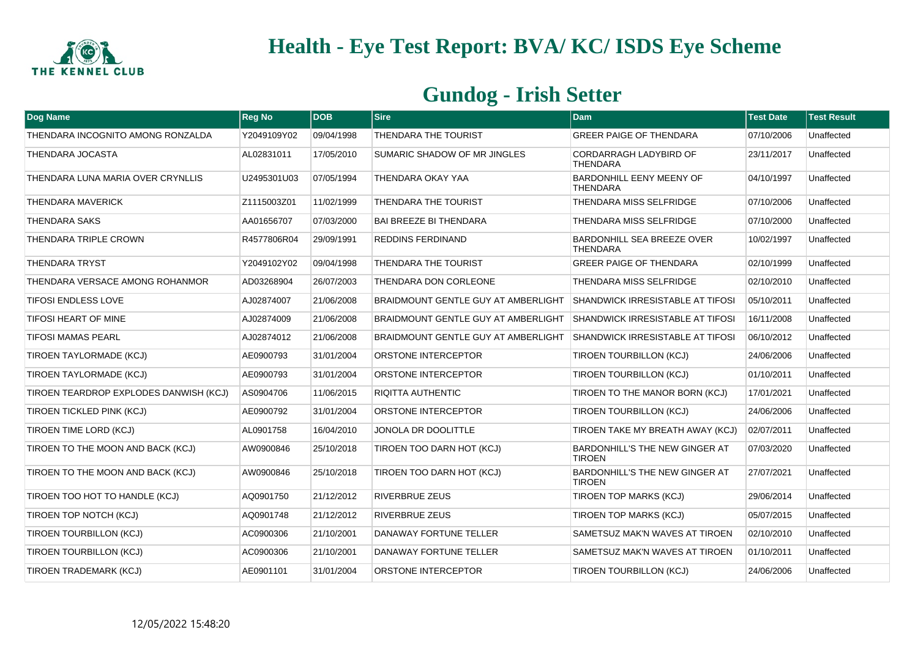# Health - Eye Test Report: BVA/ KC/ ISDS Eye Scheme

## Gundog - Irish Setter

| Dog Name | Reg No | DOB | Sire | Dam | Test Date | Test Result |
|---|---|---|---|---|---|---|
| THENDARA INCOGNITO AMONG RONZALDA | Y2049109Y02 | 09/04/1998 | THENDARA THE TOURIST | GREER PAIGE OF THENDARA | 07/10/2006 | Unaffected |
| THENDARA JOCASTA | AL02831011 | 17/05/2010 | SUMARIC SHADOW OF MR JINGLES | CORDARRAGH LADYBIRD OF THENDARA | 23/11/2017 | Unaffected |
| THENDARA LUNA MARIA OVER CRYNLLIS | U2495301U03 | 07/05/1994 | THENDARA OKAY YAA | BARDONHILL EENY MEENY OF THENDARA | 04/10/1997 | Unaffected |
| THENDARA MAVERICK | Z1115003Z01 | 11/02/1999 | THENDARA THE TOURIST | THENDARA MISS SELFRIDGE | 07/10/2006 | Unaffected |
| THENDARA SAKS | AA01656707 | 07/03/2000 | BAI BREEZE BI THENDARA | THENDARA MISS SELFRIDGE | 07/10/2000 | Unaffected |
| THENDARA TRIPLE CROWN | R4577806R04 | 29/09/1991 | REDDINS FERDINAND | BARDONHILL SEA BREEZE OVER THENDARA | 10/02/1997 | Unaffected |
| THENDARA TRYST | Y2049102Y02 | 09/04/1998 | THENDARA THE TOURIST | GREER PAIGE OF THENDARA | 02/10/1999 | Unaffected |
| THENDARA VERSACE AMONG ROHANMOR | AD03268904 | 26/07/2003 | THENDARA DON CORLEONE | THENDARA MISS SELFRIDGE | 02/10/2010 | Unaffected |
| TIFOSI ENDLESS LOVE | AJ02874007 | 21/06/2008 | BRAIDMOUNT GENTLE GUY AT AMBERLIGHT | SHANDWICK IRRESISTABLE AT TIFOSI | 05/10/2011 | Unaffected |
| TIFOSI HEART OF MINE | AJ02874009 | 21/06/2008 | BRAIDMOUNT GENTLE GUY AT AMBERLIGHT | SHANDWICK IRRESISTABLE AT TIFOSI | 16/11/2008 | Unaffected |
| TIFOSI MAMAS PEARL | AJ02874012 | 21/06/2008 | BRAIDMOUNT GENTLE GUY AT AMBERLIGHT | SHANDWICK IRRESISTABLE AT TIFOSI | 06/10/2012 | Unaffected |
| TIROEN TAYLORMADE (KCJ) | AE0900793 | 31/01/2004 | ORSTONE INTERCEPTOR | TIROEN TOURBILLON (KCJ) | 24/06/2006 | Unaffected |
| TIROEN TAYLORMADE (KCJ) | AE0900793 | 31/01/2004 | ORSTONE INTERCEPTOR | TIROEN TOURBILLON (KCJ) | 01/10/2011 | Unaffected |
| TIROEN TEARDROP EXPLODES DANWISH (KCJ) | AS0904706 | 11/06/2015 | RIQITTA AUTHENTIC | TIROEN TO THE MANOR BORN (KCJ) | 17/01/2021 | Unaffected |
| TIROEN TICKLED PINK (KCJ) | AE0900792 | 31/01/2004 | ORSTONE INTERCEPTOR | TIROEN TOURBILLON (KCJ) | 24/06/2006 | Unaffected |
| TIROEN TIME LORD (KCJ) | AL0901758 | 16/04/2010 | JONOLA DR DOOLITTLE | TIROEN TAKE MY BREATH AWAY (KCJ) | 02/07/2011 | Unaffected |
| TIROEN TO THE MOON AND BACK (KCJ) | AW0900846 | 25/10/2018 | TIROEN TOO DARN HOT (KCJ) | BARDONHILL'S THE NEW GINGER AT TIROEN | 07/03/2020 | Unaffected |
| TIROEN TO THE MOON AND BACK (KCJ) | AW0900846 | 25/10/2018 | TIROEN TOO DARN HOT (KCJ) | BARDONHILL'S THE NEW GINGER AT TIROEN | 27/07/2021 | Unaffected |
| TIROEN TOO HOT TO HANDLE (KCJ) | AQ0901750 | 21/12/2012 | RIVERBRUE ZEUS | TIROEN TOP MARKS (KCJ) | 29/06/2014 | Unaffected |
| TIROEN TOP NOTCH (KCJ) | AQ0901748 | 21/12/2012 | RIVERBRUE ZEUS | TIROEN TOP MARKS (KCJ) | 05/07/2015 | Unaffected |
| TIROEN TOURBILLON (KCJ) | AC0900306 | 21/10/2001 | DANAWAY FORTUNE TELLER | SAMETSUZ MAK'N WAVES AT TIROEN | 02/10/2010 | Unaffected |
| TIROEN TOURBILLON (KCJ) | AC0900306 | 21/10/2001 | DANAWAY FORTUNE TELLER | SAMETSUZ MAK'N WAVES AT TIROEN | 01/10/2011 | Unaffected |
| TIROEN TRADEMARK (KCJ) | AE0901101 | 31/01/2004 | ORSTONE INTERCEPTOR | TIROEN TOURBILLON (KCJ) | 24/06/2006 | Unaffected |

12/05/2022 15:48:20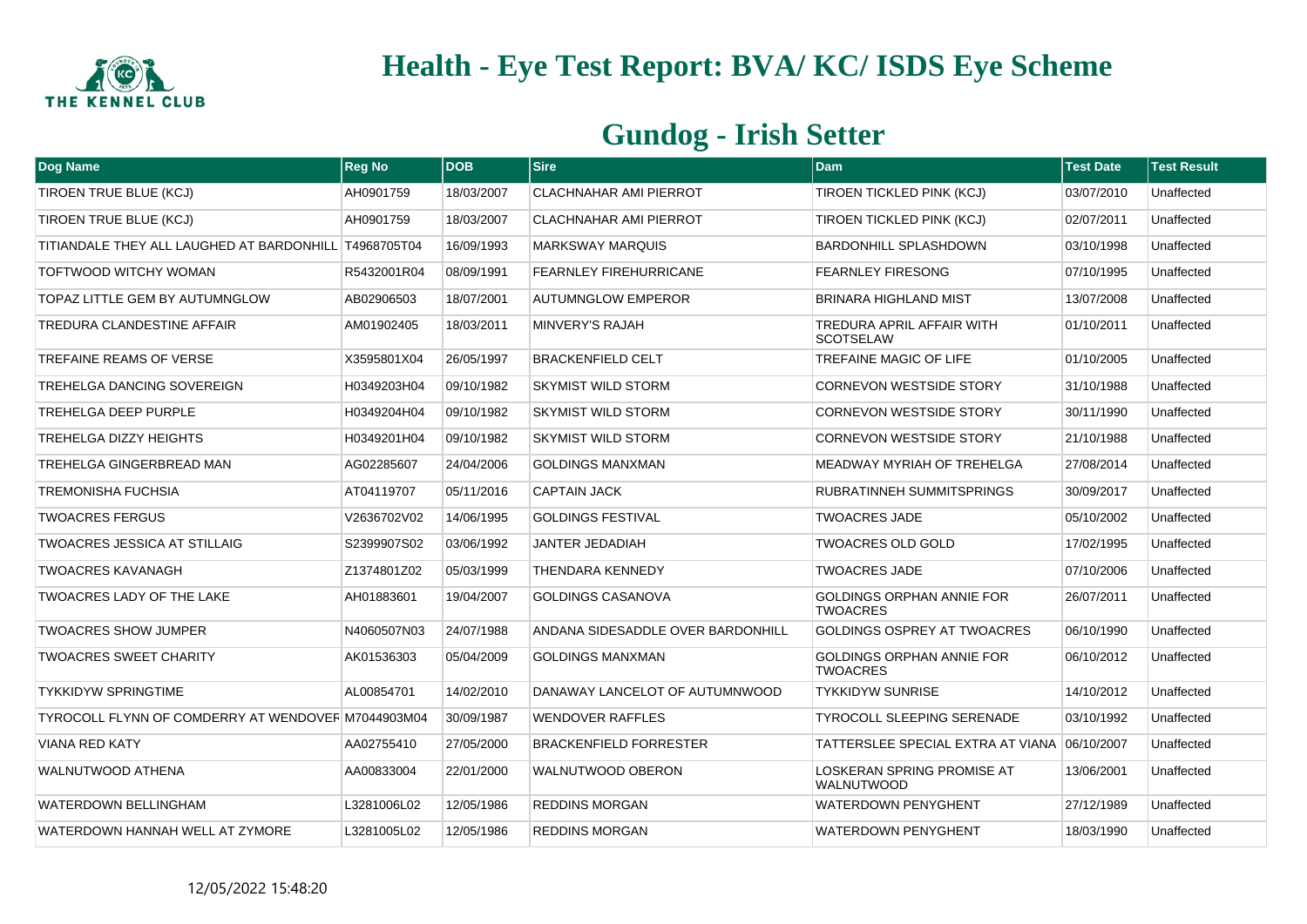# Health - Eye Test Report: BVA/ KC/ ISDS Eye Scheme

## Gundog - Irish Setter

| Dog Name | Reg No | DOB | Sire | Dam | Test Date | Test Result |
|---|---|---|---|---|---|---|
| TIROEN TRUE BLUE (KCJ) | AH0901759 | 18/03/2007 | CLACHNAHAR AMI PIERROT | TIROEN TICKLED PINK (KCJ) | 03/07/2010 | Unaffected |
| TIROEN TRUE BLUE (KCJ) | AH0901759 | 18/03/2007 | CLACHNAHAR AMI PIERROT | TIROEN TICKLED PINK (KCJ) | 02/07/2011 | Unaffected |
| TITIANDALE THEY ALL LAUGHED AT BARDONHILL | T4968705T04 | 16/09/1993 | MARKSWAY MARQUIS | BARDONHILL SPLASHDOWN | 03/10/1998 | Unaffected |
| TOFTWOOD WITCHY WOMAN | R5432001R04 | 08/09/1991 | FEARNLEY FIREHURRICANE | FEARNLEY FIRESONG | 07/10/1995 | Unaffected |
| TOPAZ LITTLE GEM BY AUTUMNGLOW | AB02906503 | 18/07/2001 | AUTUMNGLOW EMPEROR | BRINARA HIGHLAND MIST | 13/07/2008 | Unaffected |
| TREDURA CLANDESTINE AFFAIR | AM01902405 | 18/03/2011 | MINVERY'S RAJAH | TREDURA APRIL AFFAIR WITH SCOTSELAW | 01/10/2011 | Unaffected |
| TREFAINE REAMS OF VERSE | X3595801X04 | 26/05/1997 | BRACKENFIELD CELT | TREFAINE MAGIC OF LIFE | 01/10/2005 | Unaffected |
| TREHELGA DANCING SOVEREIGN | H0349203H04 | 09/10/1982 | SKYMIST WILD STORM | CORNEVON WESTSIDE STORY | 31/10/1988 | Unaffected |
| TREHELGA DEEP PURPLE | H0349204H04 | 09/10/1982 | SKYMIST WILD STORM | CORNEVON WESTSIDE STORY | 30/11/1990 | Unaffected |
| TREHELGA DIZZY HEIGHTS | H0349201H04 | 09/10/1982 | SKYMIST WILD STORM | CORNEVON WESTSIDE STORY | 21/10/1988 | Unaffected |
| TREHELGA GINGERBREAD MAN | AG02285607 | 24/04/2006 | GOLDINGS MANXMAN | MEADWAY MYRIAH OF TREHELGA | 27/08/2014 | Unaffected |
| TREMONISHA FUCHSIA | AT04119707 | 05/11/2016 | CAPTAIN JACK | RUBRATINNEH SUMMITSPRINGS | 30/09/2017 | Unaffected |
| TWOACRES FERGUS | V2636702V02 | 14/06/1995 | GOLDINGS FESTIVAL | TWOACRES JADE | 05/10/2002 | Unaffected |
| TWOACRES JESSICA AT STILLAIG | S2399907S02 | 03/06/1992 | JANTER JEDADIAH | TWOACRES OLD GOLD | 17/02/1995 | Unaffected |
| TWOACRES KAVANAGH | Z1374801Z02 | 05/03/1999 | THENDARA KENNEDY | TWOACRES JADE | 07/10/2006 | Unaffected |
| TWOACRES LADY OF THE LAKE | AH01883601 | 19/04/2007 | GOLDINGS CASANOVA | GOLDINGS ORPHAN ANNIE FOR TWOACRES | 26/07/2011 | Unaffected |
| TWOACRES SHOW JUMPER | N4060507N03 | 24/07/1988 | ANDANA SIDESADDLE OVER BARDONHILL | GOLDINGS OSPREY AT TWOACRES | 06/10/1990 | Unaffected |
| TWOACRES SWEET CHARITY | AK01536303 | 05/04/2009 | GOLDINGS MANXMAN | GOLDINGS ORPHAN ANNIE FOR TWOACRES | 06/10/2012 | Unaffected |
| TYKKIDYW SPRINGTIME | AL00854701 | 14/02/2010 | DANAWAY LANCELOT OF AUTUMNWOOD | TYKKIDYW SUNRISE | 14/10/2012 | Unaffected |
| TYROCOLL FLYNN OF COMDERRY AT WENDOVER | M7044903M04 | 30/09/1987 | WENDOVER RAFFLES | TYROCOLL SLEEPING SERENADE | 03/10/1992 | Unaffected |
| VIANA RED KATY | AA02755410 | 27/05/2000 | BRACKENFIELD FORRESTER | TATTERSLEE SPECIAL EXTRA AT VIANA | 06/10/2007 | Unaffected |
| WALNUTWOOD ATHENA | AA00833004 | 22/01/2000 | WALNUTWOOD OBERON | LOSKERAN SPRING PROMISE AT WALNUTWOOD | 13/06/2001 | Unaffected |
| WATERDOWN BELLINGHAM | L3281006L02 | 12/05/1986 | REDDINS MORGAN | WATERDOWN PENYGHENT | 27/12/1989 | Unaffected |
| WATERDOWN HANNAH WELL AT ZYMORE | L3281005L02 | 12/05/1986 | REDDINS MORGAN | WATERDOWN PENYGHENT | 18/03/1990 | Unaffected |

12/05/2022 15:48:20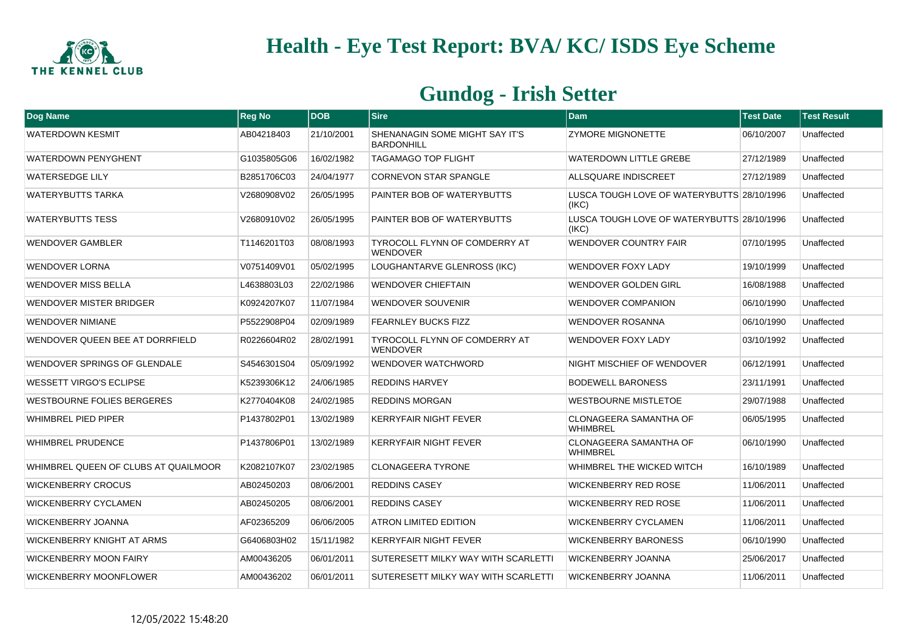# Health - Eye Test Report: BVA/ KC/ ISDS Eye Scheme

## Gundog - Irish Setter

| Dog Name | Reg No | DOB | Sire | Dam | Test Date | Test Result |
|---|---|---|---|---|---|---|
| WATERDOWN KESMIT | AB04218403 | 21/10/2001 | SHENANAGIN SOME MIGHT SAY IT'S BARDONHILL | ZYMORE MIGNONETTE | 06/10/2007 | Unaffected |
| WATERDOWN PENYGHENT | G1035805G06 | 16/02/1982 | TAGAMAGO TOP FLIGHT | WATERDOWN LITTLE GREBE | 27/12/1989 | Unaffected |
| WATERSEDGE LILY | B2851706C03 | 24/04/1977 | CORNEVON STAR SPANGLE | ALLSQUARE INDISCREET | 27/12/1989 | Unaffected |
| WATERYBUTTS TARKA | V2680908V02 | 26/05/1995 | PAINTER BOB OF WATERYBUTTS | LUSCA TOUGH LOVE OF WATERYBUTTS (IKC) | 28/10/1996 | Unaffected |
| WATERYBUTTS TESS | V2680910V02 | 26/05/1995 | PAINTER BOB OF WATERYBUTTS | LUSCA TOUGH LOVE OF WATERYBUTTS (IKC) | 28/10/1996 | Unaffected |
| WENDOVER GAMBLER | T1146201T03 | 08/08/1993 | TYROCOLL FLYNN OF COMDERRY AT WENDOVER | WENDOVER COUNTRY FAIR | 07/10/1995 | Unaffected |
| WENDOVER LORNA | V0751409V01 | 05/02/1995 | LOUGHANTARVE GLENROSS (IKC) | WENDOVER FOXY LADY | 19/10/1999 | Unaffected |
| WENDOVER MISS BELLA | L4638803L03 | 22/02/1986 | WENDOVER CHIEFTAIN | WENDOVER GOLDEN GIRL | 16/08/1988 | Unaffected |
| WENDOVER MISTER BRIDGER | K0924207K07 | 11/07/1984 | WENDOVER SOUVENIR | WENDOVER COMPANION | 06/10/1990 | Unaffected |
| WENDOVER NIMIANE | P5522908P04 | 02/09/1989 | FEARNLEY BUCKS FIZZ | WENDOVER ROSANNA | 06/10/1990 | Unaffected |
| WENDOVER QUEEN BEE AT DORRFIELD | R0226604R02 | 28/02/1991 | TYROCOLL FLYNN OF COMDERRY AT WENDOVER | WENDOVER FOXY LADY | 03/10/1992 | Unaffected |
| WENDOVER SPRINGS OF GLENDALE | S4546301S04 | 05/09/1992 | WENDOVER WATCHWORD | NIGHT MISCHIEF OF WENDOVER | 06/12/1991 | Unaffected |
| WESSETT VIRGO'S ECLIPSE | K5239306K12 | 24/06/1985 | REDDINS HARVEY | BODEWELL BARONESS | 23/11/1991 | Unaffected |
| WESTBOURNE FOLIES BERGERES | K2770404K08 | 24/02/1985 | REDDINS MORGAN | WESTBOURNE MISTLETOE | 29/07/1988 | Unaffected |
| WHIMBREL PIED PIPER | P1437802P01 | 13/02/1989 | KERRYFAIR NIGHT FEVER | CLONAGEERA SAMANTHA OF WHIMBREL | 06/05/1995 | Unaffected |
| WHIMBREL PRUDENCE | P1437806P01 | 13/02/1989 | KERRYFAIR NIGHT FEVER | CLONAGEERA SAMANTHA OF WHIMBREL | 06/10/1990 | Unaffected |
| WHIMBREL QUEEN OF CLUBS AT QUAILMOOR | K2082107K07 | 23/02/1985 | CLONAGEERA TYRONE | WHIMBREL THE WICKED WITCH | 16/10/1989 | Unaffected |
| WICKENBERRY CROCUS | AB02450203 | 08/06/2001 | REDDINS CASEY | WICKENBERRY RED ROSE | 11/06/2011 | Unaffected |
| WICKENBERRY CYCLAMEN | AB02450205 | 08/06/2001 | REDDINS CASEY | WICKENBERRY RED ROSE | 11/06/2011 | Unaffected |
| WICKENBERRY JOANNA | AF02365209 | 06/06/2005 | ATRON LIMITED EDITION | WICKENBERRY CYCLAMEN | 11/06/2011 | Unaffected |
| WICKENBERRY KNIGHT AT ARMS | G6406803H02 | 15/11/1982 | KERRYFAIR NIGHT FEVER | WICKENBERRY BARONESS | 06/10/1990 | Unaffected |
| WICKENBERRY MOON FAIRY | AM00436205 | 06/01/2011 | SUTERESETT MILKY WAY WITH SCARLETTI | WICKENBERRY JOANNA | 25/06/2017 | Unaffected |
| WICKENBERRY MOONFLOWER | AM00436202 | 06/01/2011 | SUTERESETT MILKY WAY WITH SCARLETTI | WICKENBERRY JOANNA | 11/06/2011 | Unaffected |

12/05/2022 15:48:20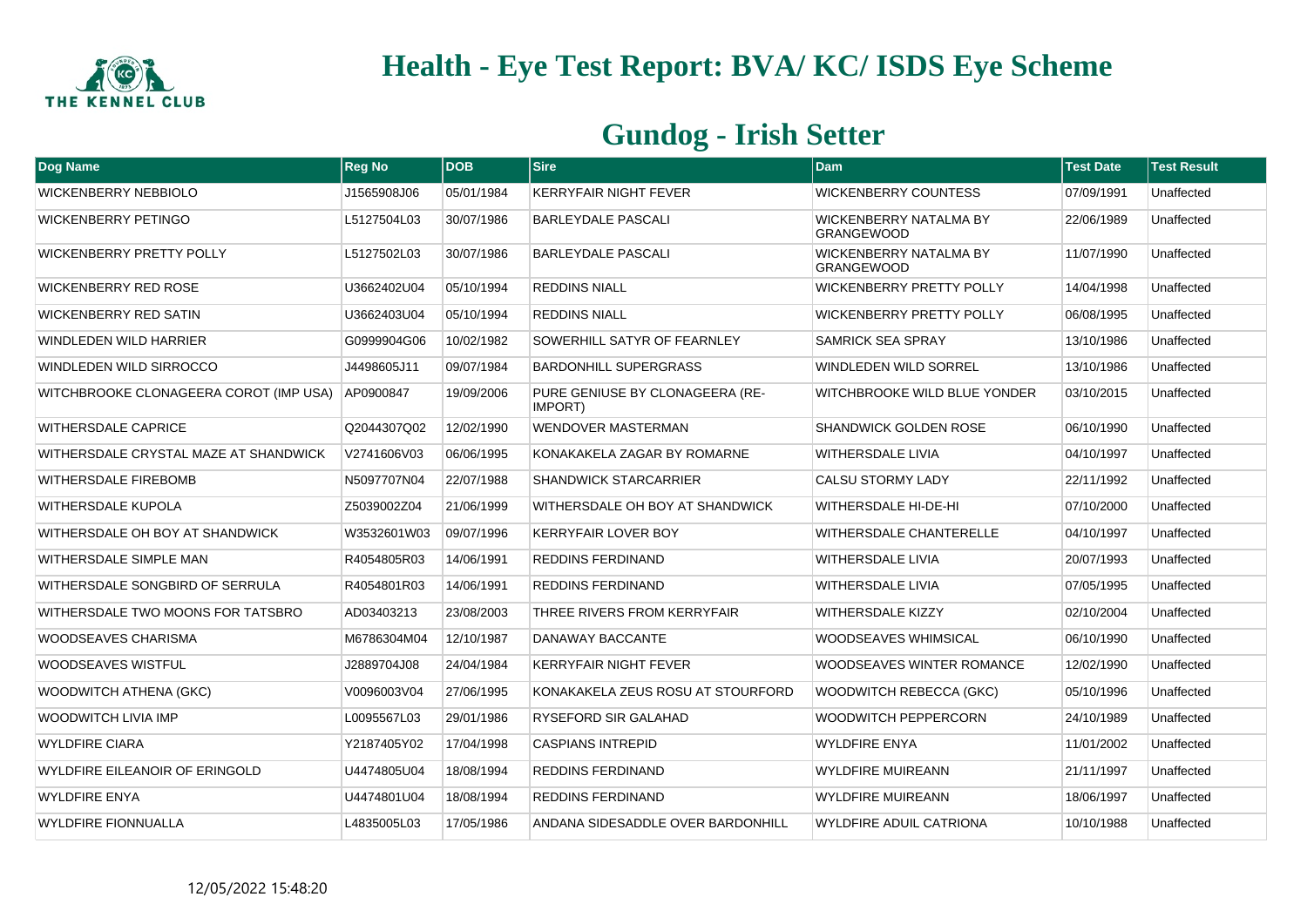# Health - Eye Test Report: BVA/ KC/ ISDS Eye Scheme

## Gundog - Irish Setter

| Dog Name | Reg No | DOB | Sire | Dam | Test Date | Test Result |
|---|---|---|---|---|---|---|
| WICKENBERRY NEBBIOLO | J1565908J06 | 05/01/1984 | KERRYFAIR NIGHT FEVER | WICKENBERRY COUNTESS | 07/09/1991 | Unaffected |
| WICKENBERRY PETINGO | L5127504L03 | 30/07/1986 | BARLEYDALE PASCALI | WICKENBERRY NATALMA BY GRANGEWOOD | 22/06/1989 | Unaffected |
| WICKENBERRY PRETTY POLLY | L5127502L03 | 30/07/1986 | BARLEYDALE PASCALI | WICKENBERRY NATALMA BY GRANGEWOOD | 11/07/1990 | Unaffected |
| WICKENBERRY RED ROSE | U3662402U04 | 05/10/1994 | REDDINS NIALL | WICKENBERRY PRETTY POLLY | 14/04/1998 | Unaffected |
| WICKENBERRY RED SATIN | U3662403U04 | 05/10/1994 | REDDINS NIALL | WICKENBERRY PRETTY POLLY | 06/08/1995 | Unaffected |
| WINDLEDEN WILD HARRIER | G0999904G06 | 10/02/1982 | SOWERHILL SATYR OF FEARNLEY | SAMRICK SEA SPRAY | 13/10/1986 | Unaffected |
| WINDLEDEN WILD SIRROCCO | J4498605J11 | 09/07/1984 | BARDONHILL SUPERGRASS | WINDLEDEN WILD SORREL | 13/10/1986 | Unaffected |
| WITCHBROOKE CLONAGEERA COROT (IMP USA) | AP0900847 | 19/09/2006 | PURE GENIUSE BY CLONAGEERA (RE-IMPORT) | WITCHBROOKE WILD BLUE YONDER | 03/10/2015 | Unaffected |
| WITHERSDALE CAPRICE | Q2044307Q02 | 12/02/1990 | WENDOVER MASTERMAN | SHANDWICK GOLDEN ROSE | 06/10/1990 | Unaffected |
| WITHERSDALE CRYSTAL MAZE AT SHANDWICK | V2741606V03 | 06/06/1995 | KONAKAKELA ZAGAR BY ROMARNE | WITHERSDALE LIVIA | 04/10/1997 | Unaffected |
| WITHERSDALE FIREBOMB | N5097707N04 | 22/07/1988 | SHANDWICK STARCARRIER | CALSU STORMY LADY | 22/11/1992 | Unaffected |
| WITHERSDALE KUPOLA | Z5039002Z04 | 21/06/1999 | WITHERSDALE OH BOY AT SHANDWICK | WITHERSDALE HI-DE-HI | 07/10/2000 | Unaffected |
| WITHERSDALE OH BOY AT SHANDWICK | W3532601W03 | 09/07/1996 | KERRYFAIR LOVER BOY | WITHERSDALE CHANTERELLE | 04/10/1997 | Unaffected |
| WITHERSDALE SIMPLE MAN | R4054805R03 | 14/06/1991 | REDDINS FERDINAND | WITHERSDALE LIVIA | 20/07/1993 | Unaffected |
| WITHERSDALE SONGBIRD OF SERRULA | R4054801R03 | 14/06/1991 | REDDINS FERDINAND | WITHERSDALE LIVIA | 07/05/1995 | Unaffected |
| WITHERSDALE TWO MOONS FOR TATSBRO | AD03403213 | 23/08/2003 | THREE RIVERS FROM KERRYFAIR | WITHERSDALE KIZZY | 02/10/2004 | Unaffected |
| WOODSEAVES CHARISMA | M6786304M04 | 12/10/1987 | DANAWAY BACCANTE | WOODSEAVES WHIMSICAL | 06/10/1990 | Unaffected |
| WOODSEAVES WISTFUL | J2889704J08 | 24/04/1984 | KERRYFAIR NIGHT FEVER | WOODSEAVES WINTER ROMANCE | 12/02/1990 | Unaffected |
| WOODWITCH ATHENA (GKC) | V0096003V04 | 27/06/1995 | KONAKAKELA ZEUS ROSU AT STOURFORD | WOODWITCH REBECCA (GKC) | 05/10/1996 | Unaffected |
| WOODWITCH LIVIA IMP | L0095567L03 | 29/01/1986 | RYSEFORD SIR GALAHAD | WOODWITCH PEPPERCORN | 24/10/1989 | Unaffected |
| WYLDFIRE CIARA | Y2187405Y02 | 17/04/1998 | CASPIANS INTREPID | WYLDFIRE ENYA | 11/01/2002 | Unaffected |
| WYLDFIRE EILEANOIR OF ERINGOLD | U4474805U04 | 18/08/1994 | REDDINS FERDINAND | WYLDFIRE MUIREANN | 21/11/1997 | Unaffected |
| WYLDFIRE ENYA | U4474801U04 | 18/08/1994 | REDDINS FERDINAND | WYLDFIRE MUIREANN | 18/06/1997 | Unaffected |
| WYLDFIRE FIONNUALLA | L4835005L03 | 17/05/1986 | ANDANA SIDESADDLE OVER BARDONHILL | WYLDFIRE ADUIL CATRIONA | 10/10/1988 | Unaffected |

12/05/2022 15:48:20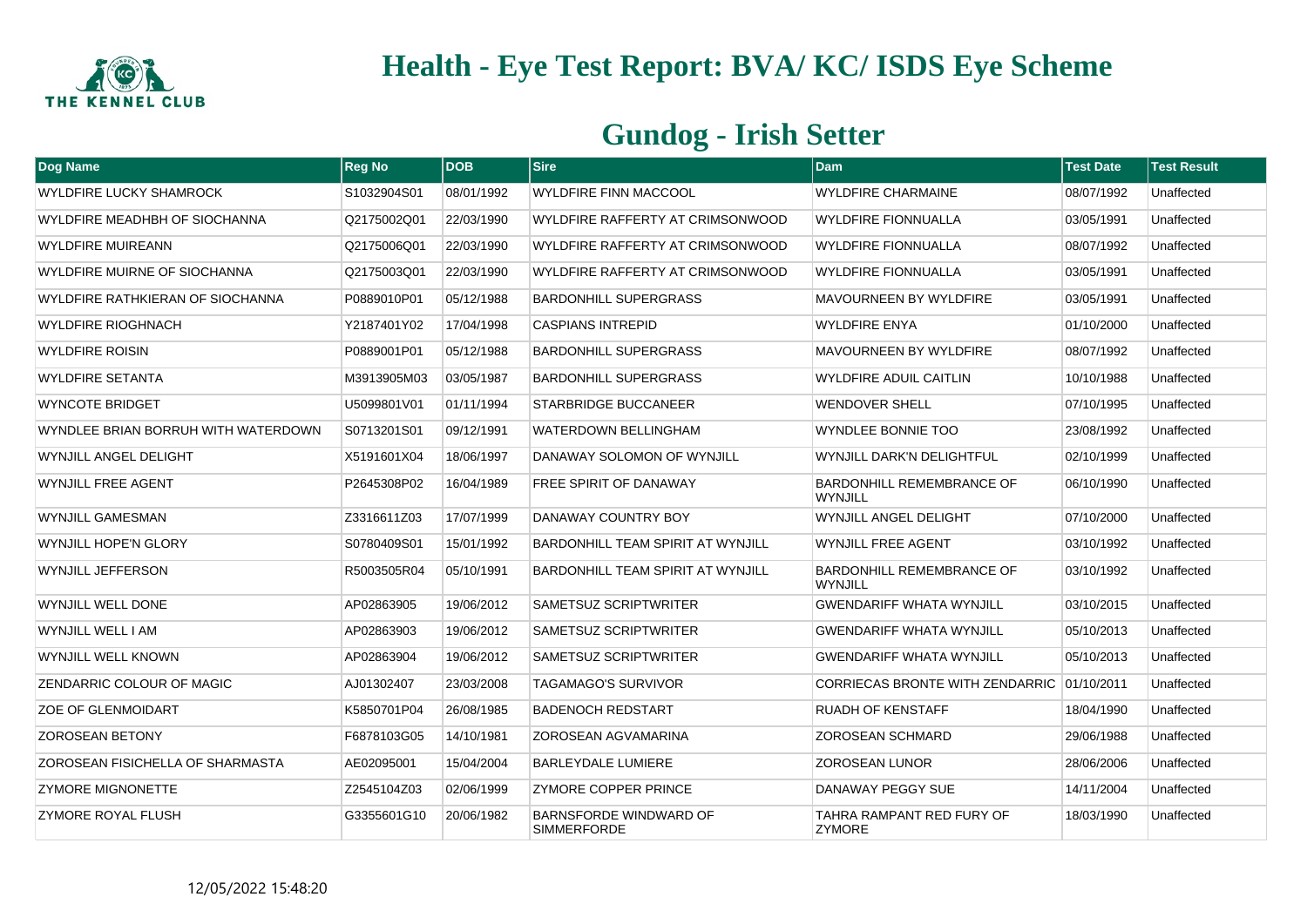# Health - Eye Test Report: BVA/ KC/ ISDS Eye Scheme

## Gundog - Irish Setter

| Dog Name | Reg No | DOB | Sire | Dam | Test Date | Test Result |
|---|---|---|---|---|---|---|
| WYLDFIRE LUCKY SHAMROCK | S1032904S01 | 08/01/1992 | WYLDFIRE FINN MACCOOL | WYLDFIRE CHARMAINE | 08/07/1992 | Unaffected |
| WYLDFIRE MEADHBH OF SIOCHANNA | Q2175002Q01 | 22/03/1990 | WYLDFIRE RAFFERTY AT CRIMSONWOOD | WYLDFIRE FIONNUALLA | 03/05/1991 | Unaffected |
| WYLDFIRE MUIREANN | Q2175006Q01 | 22/03/1990 | WYLDFIRE RAFFERTY AT CRIMSONWOOD | WYLDFIRE FIONNUALLA | 08/07/1992 | Unaffected |
| WYLDFIRE MUIRNE OF SIOCHANNA | Q2175003Q01 | 22/03/1990 | WYLDFIRE RAFFERTY AT CRIMSONWOOD | WYLDFIRE FIONNUALLA | 03/05/1991 | Unaffected |
| WYLDFIRE RATHKIERAN OF SIOCHANNA | P0889010P01 | 05/12/1988 | BARDONHILL SUPERGRASS | MAVOURNEEN BY WYLDFIRE | 03/05/1991 | Unaffected |
| WYLDFIRE RIOGHNACH | Y2187401Y02 | 17/04/1998 | CASPIANS INTREPID | WYLDFIRE ENYA | 01/10/2000 | Unaffected |
| WYLDFIRE ROISIN | P0889001P01 | 05/12/1988 | BARDONHILL SUPERGRASS | MAVOURNEEN BY WYLDFIRE | 08/07/1992 | Unaffected |
| WYLDFIRE SETANTA | M3913905M03 | 03/05/1987 | BARDONHILL SUPERGRASS | WYLDFIRE ADUIL CAITLIN | 10/10/1988 | Unaffected |
| WYNCOTE BRIDGET | U5099801V01 | 01/11/1994 | STARBRIDGE BUCCANEER | WENDOVER SHELL | 07/10/1995 | Unaffected |
| WYNDLEE BRIAN BORRUH WITH WATERDOWN | S0713201S01 | 09/12/1991 | WATERDOWN BELLINGHAM | WYNDLEE BONNIE TOO | 23/08/1992 | Unaffected |
| WYNJILL ANGEL DELIGHT | X5191601X04 | 18/06/1997 | DANAWAY SOLOMON OF WYNJILL | WYNJILL DARK'N DELIGHTFUL | 02/10/1999 | Unaffected |
| WYNJILL FREE AGENT | P2645308P02 | 16/04/1989 | FREE SPIRIT OF DANAWAY | BARDONHILL REMEMBRANCE OF WYNJILL | 06/10/1990 | Unaffected |
| WYNJILL GAMESMAN | Z3316611Z03 | 17/07/1999 | DANAWAY COUNTRY BOY | WYNJILL ANGEL DELIGHT | 07/10/2000 | Unaffected |
| WYNJILL HOPE'N GLORY | S0780409S01 | 15/01/1992 | BARDONHILL TEAM SPIRIT AT WYNJILL | WYNJILL FREE AGENT | 03/10/1992 | Unaffected |
| WYNJILL JEFFERSON | R5003505R04 | 05/10/1991 | BARDONHILL TEAM SPIRIT AT WYNJILL | BARDONHILL REMEMBRANCE OF WYNJILL | 03/10/1992 | Unaffected |
| WYNJILL WELL DONE | AP02863905 | 19/06/2012 | SAMETSUZ SCRIPTWRITER | GWENDARIFF WHATA WYNJILL | 03/10/2015 | Unaffected |
| WYNJILL WELL I AM | AP02863903 | 19/06/2012 | SAMETSUZ SCRIPTWRITER | GWENDARIFF WHATA WYNJILL | 05/10/2013 | Unaffected |
| WYNJILL WELL KNOWN | AP02863904 | 19/06/2012 | SAMETSUZ SCRIPTWRITER | GWENDARIFF WHATA WYNJILL | 05/10/2013 | Unaffected |
| ZENDARRIC COLOUR OF MAGIC | AJ01302407 | 23/03/2008 | TAGAMAGO'S SURVIVOR | CORRIECAS BRONTE WITH ZENDARRIC | 01/10/2011 | Unaffected |
| ZOE OF GLENMOIDART | K5850701P04 | 26/08/1985 | BADENOCH REDSTART | RUADH OF KENSTAFF | 18/04/1990 | Unaffected |
| ZOROSEAN BETONY | F6878103G05 | 14/10/1981 | ZOROSEAN AGVAMARINA | ZOROSEAN SCHMARD | 29/06/1988 | Unaffected |
| ZOROSEAN FISICHELLA OF SHARMASTA | AE02095001 | 15/04/2004 | BARLEYDALE LUMIERE | ZOROSEAN LUNOR | 28/06/2006 | Unaffected |
| ZYMORE MIGNONETTE | Z2545104Z03 | 02/06/1999 | ZYMORE COPPER PRINCE | DANAWAY PEGGY SUE | 14/11/2004 | Unaffected |
| ZYMORE ROYAL FLUSH | G3355601G10 | 20/06/1982 | BARNSFORDE WINDWARD OF SIMMERFORDE | TAHRA RAMPANT RED FURY OF ZYMORE | 18/03/1990 | Unaffected |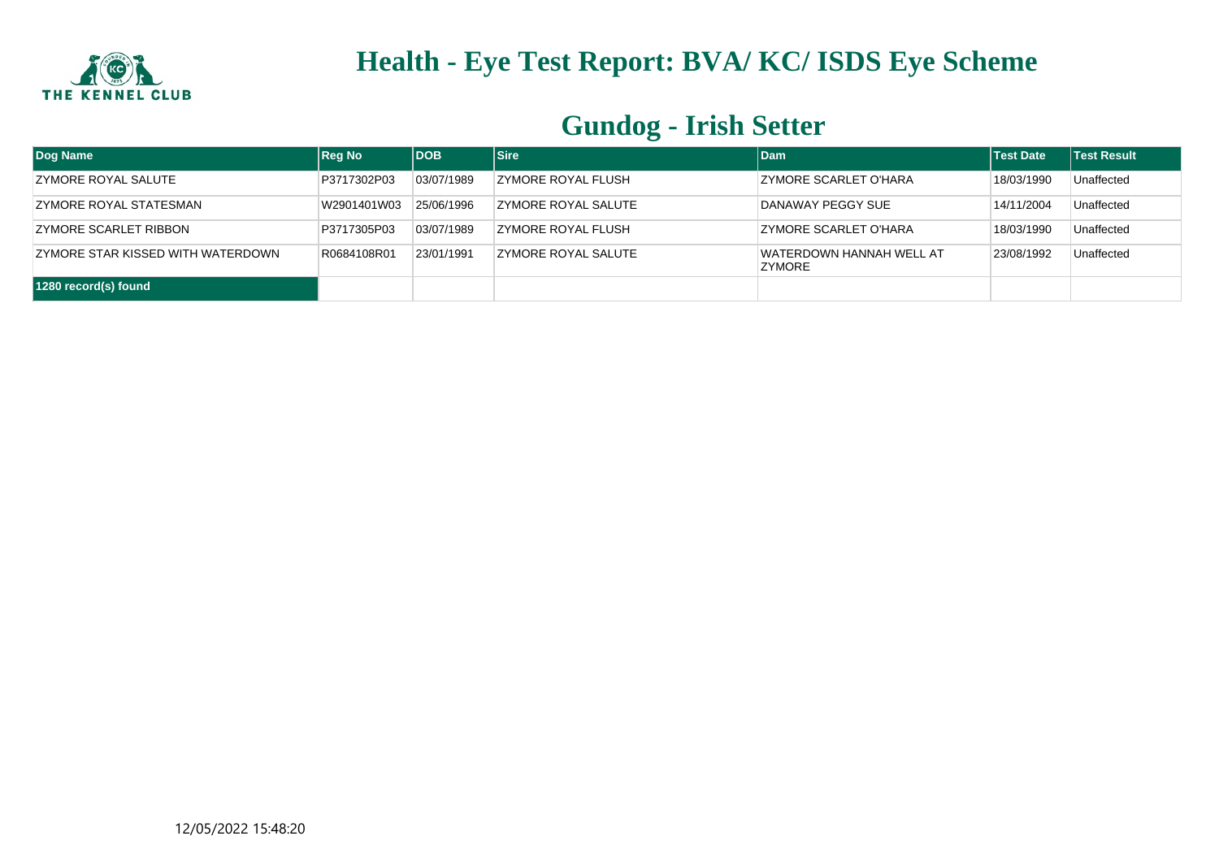# Health - Eye Test Report: BVA/ KC/ ISDS Eye Scheme

## Gundog - Irish Setter

| Dog Name | Reg No | DOB | Sire | Dam | Test Date | Test Result |
|---|---|---|---|---|---|---|
| ZYMORE ROYAL SALUTE | P3717302P03 | 03/07/1989 | ZYMORE ROYAL FLUSH | ZYMORE SCARLET O'HARA | 18/03/1990 | Unaffected |
| ZYMORE ROYAL STATESMAN | W2901401W03 | 25/06/1996 | ZYMORE ROYAL SALUTE | DANAWAY PEGGY SUE | 14/11/2004 | Unaffected |
| ZYMORE SCARLET RIBBON | P3717305P03 | 03/07/1989 | ZYMORE ROYAL FLUSH | ZYMORE SCARLET O'HARA | 18/03/1990 | Unaffected |
| ZYMORE STAR KISSED WITH WATERDOWN | R0684108R01 | 23/01/1991 | ZYMORE ROYAL SALUTE | WATERDOWN HANNAH WELL AT ZYMORE | 23/08/1992 | Unaffected |
| **1280 record(s) found** | | | | | | |

12/05/2022 15:48:20